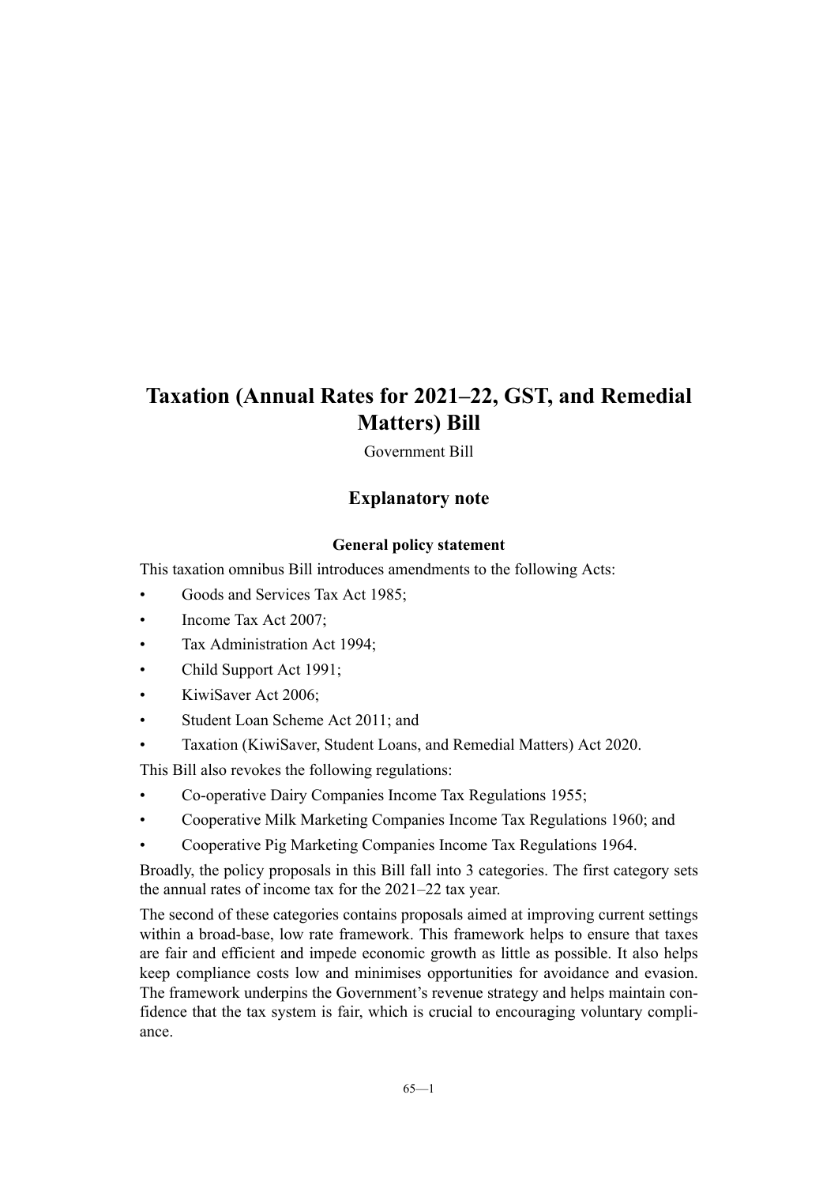# Taxation (Annual Rates for 2021–22, GST, and Remedial Matters) Bill

Government Bill

## Explanatory note

### General policy statement

This taxation omnibus Bill introduces amendments to the following Acts:

- Goods and Services Tax Act 1985;
- Income Tax Act 2007;
- Tax Administration Act 1994;
- Child Support Act 1991;
- KiwiSaver Act 2006;
- Student Loan Scheme Act 2011; and
- Taxation (KiwiSaver, Student Loans, and Remedial Matters) Act 2020.

This Bill also revokes the following regulations:

- Co-operative Dairy Companies Income Tax Regulations 1955;
- Cooperative Milk Marketing Companies Income Tax Regulations 1960; and
- Cooperative Pig Marketing Companies Income Tax Regulations 1964.

Broadly, the policy proposals in this Bill fall into 3 categories. The first category sets the annual rates of income tax for the 2021–22 tax year.

The second of these categories contains proposals aimed at improving current settings within a broad-base, low rate framework. This framework helps to ensure that taxes are fair and efficient and impede economic growth as little as possible. It also helps keep compliance costs low and minimises opportunities for avoidance and evasion. The framework underpins the Government's revenue strategy and helps maintain confidence that the tax system is fair, which is crucial to encouraging voluntary compliance.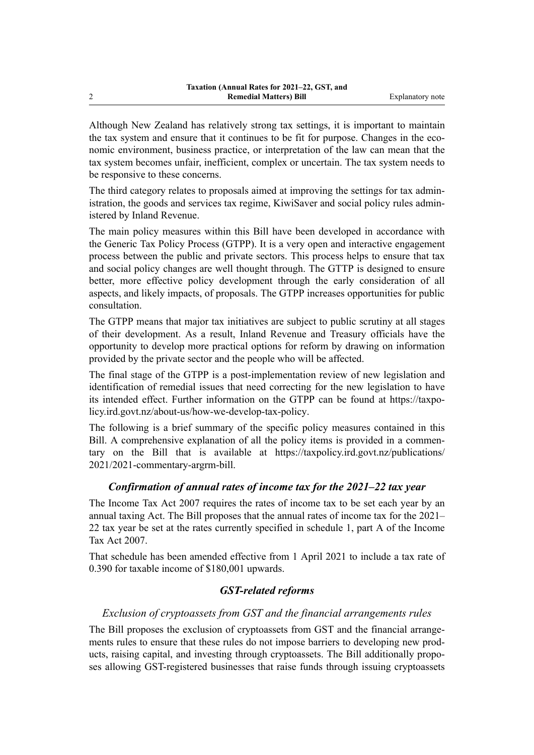Although New Zealand has relatively strong tax settings, it is important to maintain the tax system and ensure that it continues to be fit for purpose. Changes in the economic environment, business practice, or interpretation of the law can mean that the tax system becomes unfair, inefficient, complex or uncertain. The tax system needs to be responsive to these concerns.

The third category relates to proposals aimed at improving the settings for tax administration, the goods and services tax regime, KiwiSaver and social policy rules administered by Inland Revenue.

The main policy measures within this Bill have been developed in accordance with the Generic Tax Policy Process (GTPP). It is a very open and interactive engagement process between the public and private sectors. This process helps to ensure that tax and social policy changes are well thought through. The GTTP is designed to ensure better, more effective policy development through the early consideration of all aspects, and likely impacts, of proposals. The GTPP increases opportunities for public consultation.

The GTPP means that major tax initiatives are subject to public scrutiny at all stages of their development. As a result, Inland Revenue and Treasury officials have the opportunity to develop more practical options for reform by drawing on information provided by the private sector and the people who will be affected.

The final stage of the GTPP is a post-implementation review of new legislation and identification of remedial issues that need correcting for the new legislation to have its intended effect. Further information on the GTPP can be found at https://taxpolicy.ird.govt.nz/about-us/how-we-develop-tax-policy.

The following is a brief summary of the specific policy measures contained in this Bill. A comprehensive explanation of all the policy items is provided in a commentary on the Bill that is available at https://taxpolicy.ird.govt.nz/publications/2021/2021-commentary-argrm-bill.

### *Confirmation of annual rates of income tax for the 2021–22 tax year*

The Income Tax Act 2007 requires the rates of income tax to be set each year by an annual taxing Act. The Bill proposes that the annual rates of income tax for the 2021–22 tax year be set at the rates currently specified in schedule 1, part A of the Income Tax Act 2007.

That schedule has been amended effective from 1 April 2021 to include a tax rate of 0.390 for taxable income of $180,001 upwards.

### *GST-related reforms*

#### *Exclusion of cryptoassets from GST and the financial arrangements rules*

The Bill proposes the exclusion of cryptoassets from GST and the financial arrangements rules to ensure that these rules do not impose barriers to developing new products, raising capital, and investing through cryptoassets. The Bill additionally proposes allowing GST-registered businesses that raise funds through issuing cryptoassets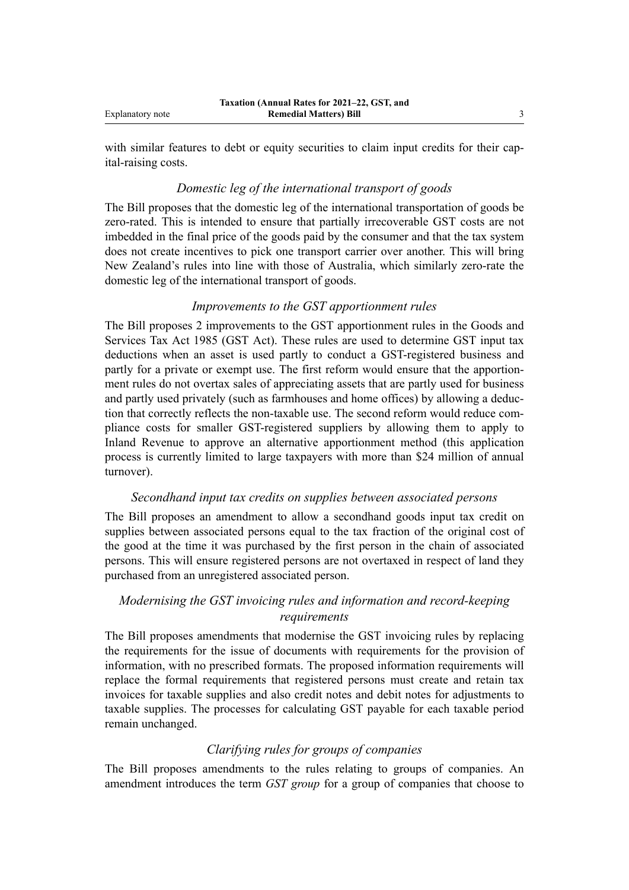with similar features to debt or equity securities to claim input credits for their capital-raising costs.

### *Domestic leg of the international transport of goods*

The Bill proposes that the domestic leg of the international transportation of goods be zero-rated. This is intended to ensure that partially irrecoverable GST costs are not imbedded in the final price of the goods paid by the consumer and that the tax system does not create incentives to pick one transport carrier over another. This will bring New Zealand's rules into line with those of Australia, which similarly zero-rate the domestic leg of the international transport of goods.

### *Improvements to the GST apportionment rules*

The Bill proposes 2 improvements to the GST apportionment rules in the Goods and Services Tax Act 1985 (GST Act). These rules are used to determine GST input tax deductions when an asset is used partly to conduct a GST-registered business and partly for a private or exempt use. The first reform would ensure that the apportionment rules do not overtax sales of appreciating assets that are partly used for business and partly used privately (such as farmhouses and home offices) by allowing a deduction that correctly reflects the non-taxable use. The second reform would reduce compliance costs for smaller GST-registered suppliers by allowing them to apply to Inland Revenue to approve an alternative apportionment method (this application process is currently limited to large taxpayers with more than $24 million of annual turnover).

### *Secondhand input tax credits on supplies between associated persons*

The Bill proposes an amendment to allow a secondhand goods input tax credit on supplies between associated persons equal to the tax fraction of the original cost of the good at the time it was purchased by the first person in the chain of associated persons. This will ensure registered persons are not overtaxed in respect of land they purchased from an unregistered associated person.

### *Modernising the GST invoicing rules and information and record-keeping requirements*

The Bill proposes amendments that modernise the GST invoicing rules by replacing the requirements for the issue of documents with requirements for the provision of information, with no prescribed formats. The proposed information requirements will replace the formal requirements that registered persons must create and retain tax invoices for taxable supplies and also credit notes and debit notes for adjustments to taxable supplies. The processes for calculating GST payable for each taxable period remain unchanged.

### *Clarifying rules for groups of companies*

The Bill proposes amendments to the rules relating to groups of companies. An amendment introduces the term *GST group* for a group of companies that choose to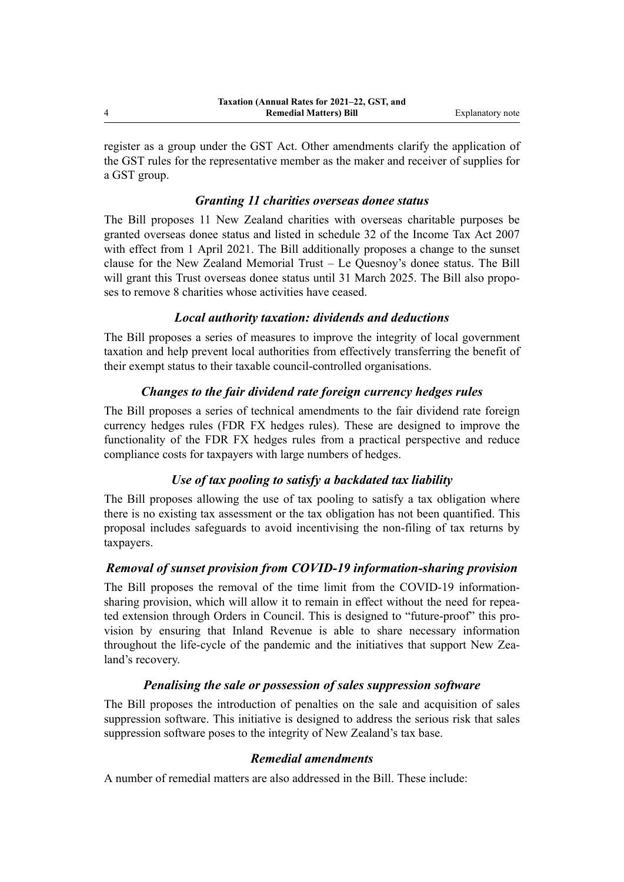register as a group under the GST Act. Other amendments clarify the application of the GST rules for the representative member as the maker and receiver of supplies for a GST group.

### *Granting 11 charities overseas donee status*

The Bill proposes 11 New Zealand charities with overseas charitable purposes be granted overseas donee status and listed in schedule 32 of the Income Tax Act 2007 with effect from 1 April 2021. The Bill additionally proposes a change to the sunset clause for the New Zealand Memorial Trust – Le Quesnoy's donee status. The Bill will grant this Trust overseas donee status until 31 March 2025. The Bill also proposes to remove 8 charities whose activities have ceased.

### *Local authority taxation: dividends and deductions*

The Bill proposes a series of measures to improve the integrity of local government taxation and help prevent local authorities from effectively transferring the benefit of their exempt status to their taxable council-controlled organisations.

### *Changes to the fair dividend rate foreign currency hedges rules*

The Bill proposes a series of technical amendments to the fair dividend rate foreign currency hedges rules (FDR FX hedges rules). These are designed to improve the functionality of the FDR FX hedges rules from a practical perspective and reduce compliance costs for taxpayers with large numbers of hedges.

### *Use of tax pooling to satisfy a backdated tax liability*

The Bill proposes allowing the use of tax pooling to satisfy a tax obligation where there is no existing tax assessment or the tax obligation has not been quantified. This proposal includes safeguards to avoid incentivising the non-filing of tax returns by taxpayers.

### *Removal of sunset provision from COVID-19 information-sharing provision*

The Bill proposes the removal of the time limit from the COVID-19 information-sharing provision, which will allow it to remain in effect without the need for repeated extension through Orders in Council. This is designed to "future-proof" this provision by ensuring that Inland Revenue is able to share necessary information throughout the life-cycle of the pandemic and the initiatives that support New Zealand's recovery.

### *Penalising the sale or possession of sales suppression software*

The Bill proposes the introduction of penalties on the sale and acquisition of sales suppression software. This initiative is designed to address the serious risk that sales suppression software poses to the integrity of New Zealand's tax base.

### *Remedial amendments*

A number of remedial matters are also addressed in the Bill. These include: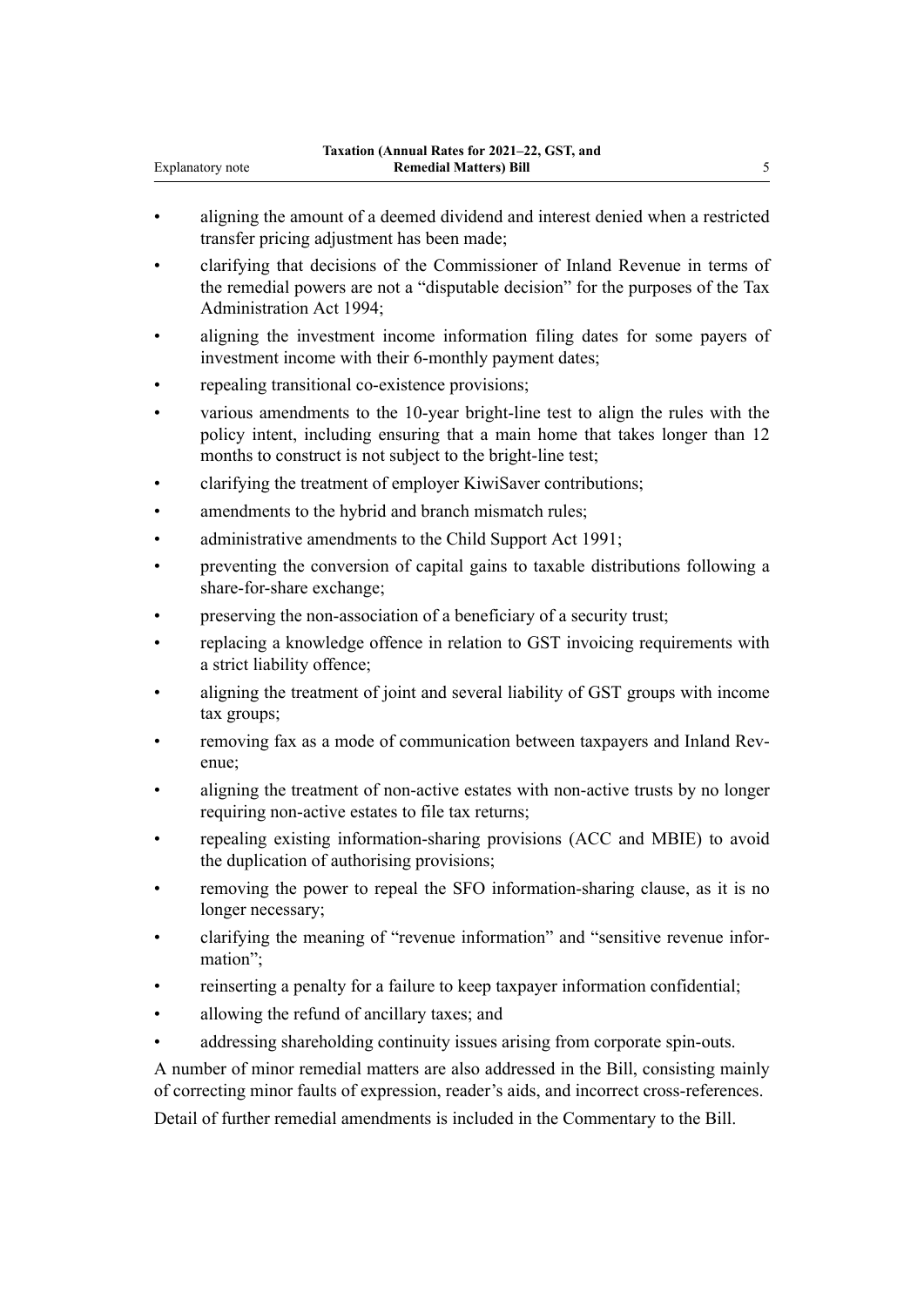- aligning the amount of a deemed dividend and interest denied when a restricted transfer pricing adjustment has been made;
- clarifying that decisions of the Commissioner of Inland Revenue in terms of the remedial powers are not a "disputable decision" for the purposes of the Tax Administration Act 1994;
- aligning the investment income information filing dates for some payers of investment income with their 6-monthly payment dates;
- repealing transitional co-existence provisions;
- various amendments to the 10-year bright-line test to align the rules with the policy intent, including ensuring that a main home that takes longer than 12 months to construct is not subject to the bright-line test;
- clarifying the treatment of employer KiwiSaver contributions;
- amendments to the hybrid and branch mismatch rules;
- administrative amendments to the Child Support Act 1991;
- preventing the conversion of capital gains to taxable distributions following a share-for-share exchange;
- preserving the non-association of a beneficiary of a security trust;
- replacing a knowledge offence in relation to GST invoicing requirements with a strict liability offence;
- aligning the treatment of joint and several liability of GST groups with income tax groups;
- removing fax as a mode of communication between taxpayers and Inland Revenue;
- aligning the treatment of non-active estates with non-active trusts by no longer requiring non-active estates to file tax returns;
- repealing existing information-sharing provisions (ACC and MBIE) to avoid the duplication of authorising provisions;
- removing the power to repeal the SFO information-sharing clause, as it is no longer necessary;
- clarifying the meaning of "revenue information" and "sensitive revenue information";
- reinserting a penalty for a failure to keep taxpayer information confidential;
- allowing the refund of ancillary taxes; and
- addressing shareholding continuity issues arising from corporate spin-outs.

A number of minor remedial matters are also addressed in the Bill, consisting mainly of correcting minor faults of expression, reader's aids, and incorrect cross-references.

Detail of further remedial amendments is included in the Commentary to the Bill.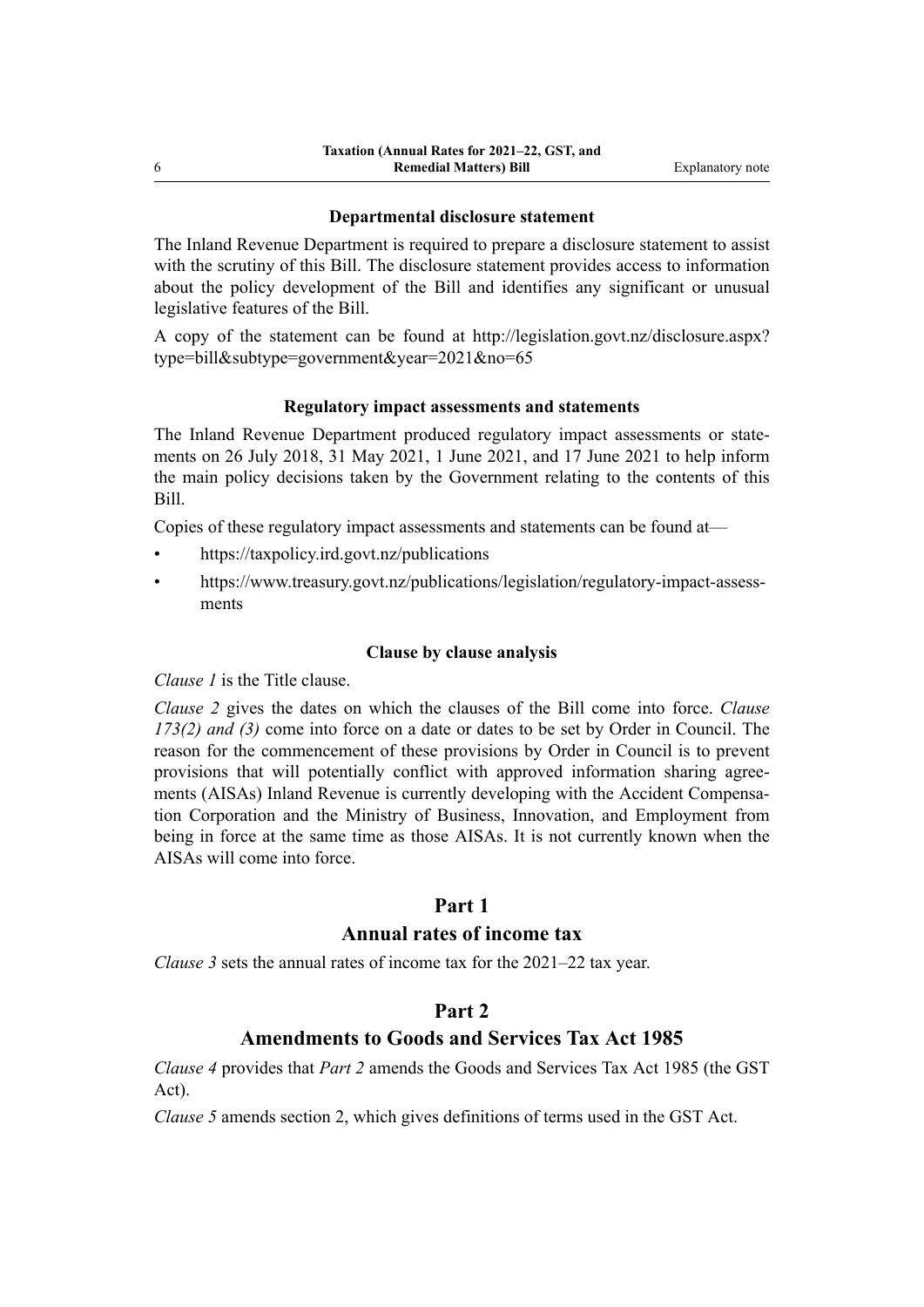### Departmental disclosure statement

The Inland Revenue Department is required to prepare a disclosure statement to assist with the scrutiny of this Bill. The disclosure statement provides access to information about the policy development of the Bill and identifies any significant or unusual legislative features of the Bill.

A copy of the statement can be found at http://legislation.govt.nz/disclosure.aspx?type=bill&subtype=government&year=2021&no=65

### Regulatory impact assessments and statements

The Inland Revenue Department produced regulatory impact assessments or statements on 26 July 2018, 31 May 2021, 1 June 2021, and 17 June 2021 to help inform the main policy decisions taken by the Government relating to the contents of this Bill.

Copies of these regulatory impact assessments and statements can be found at—

- https://taxpolicy.ird.govt.nz/publications
- https://www.treasury.govt.nz/publications/legislation/regulatory-impact-assessments

### Clause by clause analysis

*Clause 1* is the Title clause.

*Clause 2* gives the dates on which the clauses of the Bill come into force. *Clause 173(2) and (3)* come into force on a date or dates to be set by Order in Council. The reason for the commencement of these provisions by Order in Council is to prevent provisions that will potentially conflict with approved information sharing agreements (AISAs) Inland Revenue is currently developing with the Accident Compensation Corporation and the Ministry of Business, Innovation, and Employment from being in force at the same time as those AISAs. It is not currently known when the AISAs will come into force.

## Part 1
## Annual rates of income tax

*Clause 3* sets the annual rates of income tax for the 2021–22 tax year.

## Part 2
## Amendments to Goods and Services Tax Act 1985

*Clause 4* provides that *Part 2* amends the Goods and Services Tax Act 1985 (the GST Act).

*Clause 5* amends section 2, which gives definitions of terms used in the GST Act.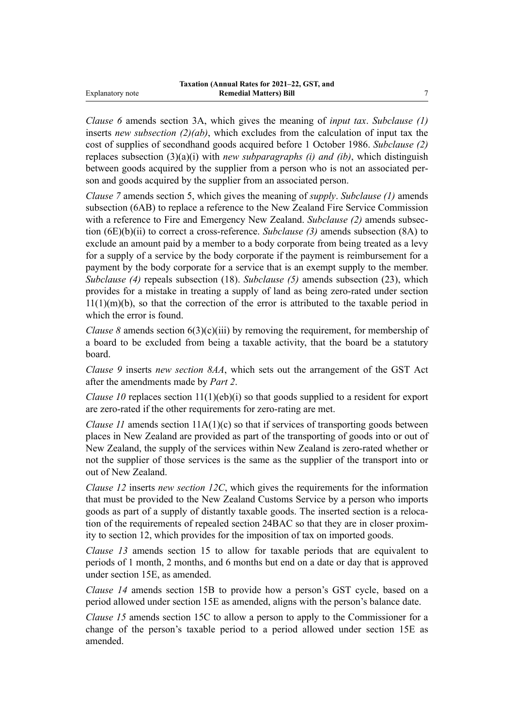*Clause 6* amends section 3A, which gives the meaning of *input tax*. *Subclause (1)* inserts *new subsection (2)(ab)*, which excludes from the calculation of input tax the cost of supplies of secondhand goods acquired before 1 October 1986. *Subclause (2)* replaces subsection (3)(a)(i) with *new subparagraphs (i) and (ib)*, which distinguish between goods acquired by the supplier from a person who is not an associated person and goods acquired by the supplier from an associated person.

*Clause 7* amends section 5, which gives the meaning of *supply*. *Subclause (1)* amends subsection (6AB) to replace a reference to the New Zealand Fire Service Commission with a reference to Fire and Emergency New Zealand. *Subclause (2)* amends subsection (6E)(b)(ii) to correct a cross-reference. *Subclause (3)* amends subsection (8A) to exclude an amount paid by a member to a body corporate from being treated as a levy for a supply of a service by the body corporate if the payment is reimbursement for a payment by the body corporate for a service that is an exempt supply to the member. *Subclause (4)* repeals subsection (18). *Subclause (5)* amends subsection (23), which provides for a mistake in treating a supply of land as being zero-rated under section 11(1)(m)(b), so that the correction of the error is attributed to the taxable period in which the error is found.

*Clause 8* amends section 6(3)(c)(iii) by removing the requirement, for membership of a board to be excluded from being a taxable activity, that the board be a statutory board.

*Clause 9* inserts *new section 8AA*, which sets out the arrangement of the GST Act after the amendments made by *Part 2*.

*Clause 10* replaces section 11(1)(eb)(i) so that goods supplied to a resident for export are zero-rated if the other requirements for zero-rating are met.

*Clause 11* amends section 11A(1)(c) so that if services of transporting goods between places in New Zealand are provided as part of the transporting of goods into or out of New Zealand, the supply of the services within New Zealand is zero-rated whether or not the supplier of those services is the same as the supplier of the transport into or out of New Zealand.

*Clause 12* inserts *new section 12C*, which gives the requirements for the information that must be provided to the New Zealand Customs Service by a person who imports goods as part of a supply of distantly taxable goods. The inserted section is a relocation of the requirements of repealed section 24BAC so that they are in closer proximity to section 12, which provides for the imposition of tax on imported goods.

*Clause 13* amends section 15 to allow for taxable periods that are equivalent to periods of 1 month, 2 months, and 6 months but end on a date or day that is approved under section 15E, as amended.

*Clause 14* amends section 15B to provide how a person's GST cycle, based on a period allowed under section 15E as amended, aligns with the person's balance date.

*Clause 15* amends section 15C to allow a person to apply to the Commissioner for a change of the person's taxable period to a period allowed under section 15E as amended.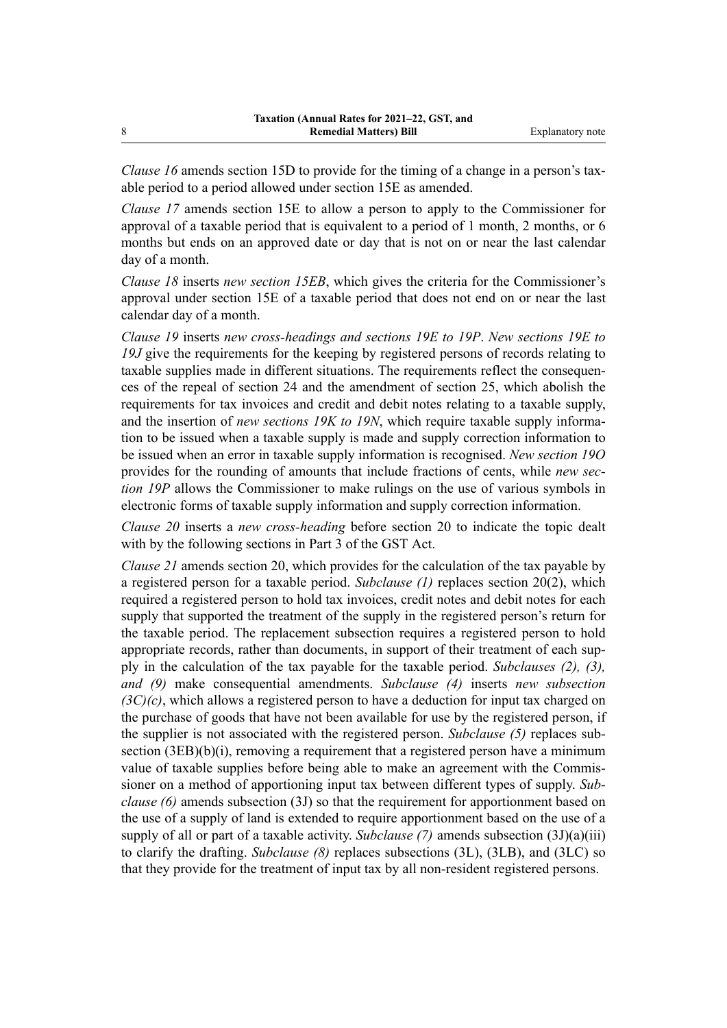*Clause 16* amends section 15D to provide for the timing of a change in a person's taxable period to a period allowed under section 15E as amended.

*Clause 17* amends section 15E to allow a person to apply to the Commissioner for approval of a taxable period that is equivalent to a period of 1 month, 2 months, or 6 months but ends on an approved date or day that is not on or near the last calendar day of a month.

*Clause 18* inserts *new section 15EB*, which gives the criteria for the Commissioner's approval under section 15E of a taxable period that does not end on or near the last calendar day of a month.

*Clause 19* inserts *new cross-headings and sections 19E to 19P*. *New sections 19E to 19J* give the requirements for the keeping by registered persons of records relating to taxable supplies made in different situations. The requirements reflect the consequences of the repeal of section 24 and the amendment of section 25, which abolish the requirements for tax invoices and credit and debit notes relating to a taxable supply, and the insertion of *new sections 19K to 19N*, which require taxable supply information to be issued when a taxable supply is made and supply correction information to be issued when an error in taxable supply information is recognised. *New section 19O* provides for the rounding of amounts that include fractions of cents, while *new section 19P* allows the Commissioner to make rulings on the use of various symbols in electronic forms of taxable supply information and supply correction information.

*Clause 20* inserts a *new cross-heading* before section 20 to indicate the topic dealt with by the following sections in Part 3 of the GST Act.

*Clause 21* amends section 20, which provides for the calculation of the tax payable by a registered person for a taxable period. *Subclause (1)* replaces section 20(2), which required a registered person to hold tax invoices, credit notes and debit notes for each supply that supported the treatment of the supply in the registered person's return for the taxable period. The replacement subsection requires a registered person to hold appropriate records, rather than documents, in support of their treatment of each supply in the calculation of the tax payable for the taxable period. *Subclauses (2), (3), and (9)* make consequential amendments. *Subclause (4)* inserts *new subsection (3C)(c)*, which allows a registered person to have a deduction for input tax charged on the purchase of goods that have not been available for use by the registered person, if the supplier is not associated with the registered person. *Subclause (5)* replaces subsection (3EB)(b)(i), removing a requirement that a registered person have a minimum value of taxable supplies before being able to make an agreement with the Commissioner on a method of apportioning input tax between different types of supply. *Subclause (6)* amends subsection (3J) so that the requirement for apportionment based on the use of a supply of land is extended to require apportionment based on the use of a supply of all or part of a taxable activity. *Subclause (7)* amends subsection (3J)(a)(iii) to clarify the drafting. *Subclause (8)* replaces subsections (3L), (3LB), and (3LC) so that they provide for the treatment of input tax by all non-resident registered persons.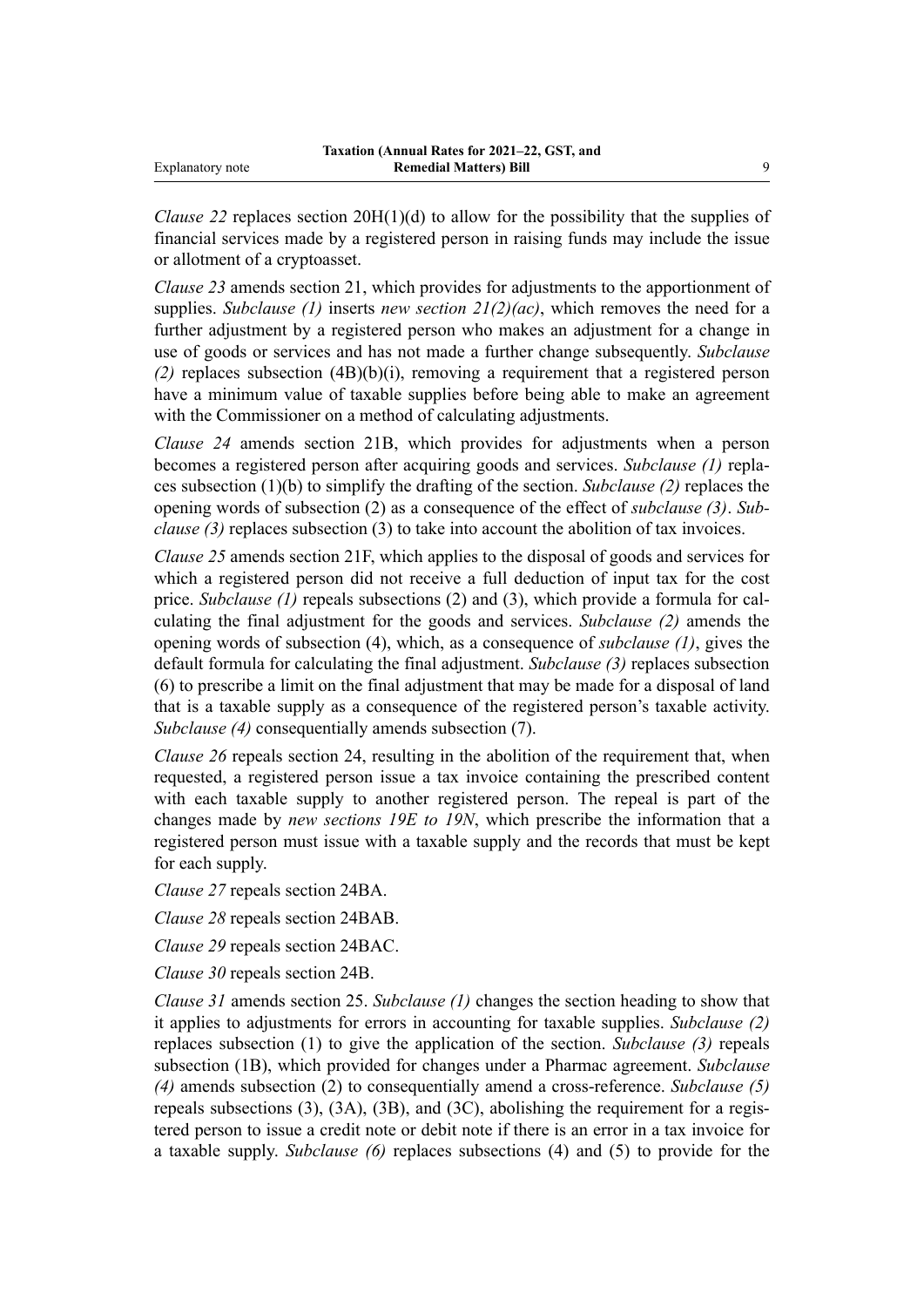*Clause 22* replaces section 20H(1)(d) to allow for the possibility that the supplies of financial services made by a registered person in raising funds may include the issue or allotment of a cryptoasset.

*Clause 23* amends section 21, which provides for adjustments to the apportionment of supplies. *Subclause (1)* inserts *new section 21(2)(ac)*, which removes the need for a further adjustment by a registered person who makes an adjustment for a change in use of goods or services and has not made a further change subsequently. *Subclause (2)* replaces subsection (4B)(b)(i), removing a requirement that a registered person have a minimum value of taxable supplies before being able to make an agreement with the Commissioner on a method of calculating adjustments.

*Clause 24* amends section 21B, which provides for adjustments when a person becomes a registered person after acquiring goods and services. *Subclause (1)* replaces subsection (1)(b) to simplify the drafting of the section. *Subclause (2)* replaces the opening words of subsection (2) as a consequence of the effect of *subclause (3)*. *Subclause (3)* replaces subsection (3) to take into account the abolition of tax invoices.

*Clause 25* amends section 21F, which applies to the disposal of goods and services for which a registered person did not receive a full deduction of input tax for the cost price. *Subclause (1)* repeals subsections (2) and (3), which provide a formula for calculating the final adjustment for the goods and services. *Subclause (2)* amends the opening words of subsection (4), which, as a consequence of *subclause (1)*, gives the default formula for calculating the final adjustment. *Subclause (3)* replaces subsection (6) to prescribe a limit on the final adjustment that may be made for a disposal of land that is a taxable supply as a consequence of the registered person's taxable activity. *Subclause (4)* consequentially amends subsection (7).

*Clause 26* repeals section 24, resulting in the abolition of the requirement that, when requested, a registered person issue a tax invoice containing the prescribed content with each taxable supply to another registered person. The repeal is part of the changes made by *new sections 19E to 19N*, which prescribe the information that a registered person must issue with a taxable supply and the records that must be kept for each supply.

*Clause 27* repeals section 24BA.

*Clause 28* repeals section 24BAB.

*Clause 29* repeals section 24BAC.

*Clause 30* repeals section 24B.

*Clause 31* amends section 25. *Subclause (1)* changes the section heading to show that it applies to adjustments for errors in accounting for taxable supplies. *Subclause (2)* replaces subsection (1) to give the application of the section. *Subclause (3)* repeals subsection (1B), which provided for changes under a Pharmac agreement. *Subclause (4)* amends subsection (2) to consequentially amend a cross-reference. *Subclause (5)* repeals subsections (3), (3A), (3B), and (3C), abolishing the requirement for a registered person to issue a credit note or debit note if there is an error in a tax invoice for a taxable supply. *Subclause (6)* replaces subsections (4) and (5) to provide for the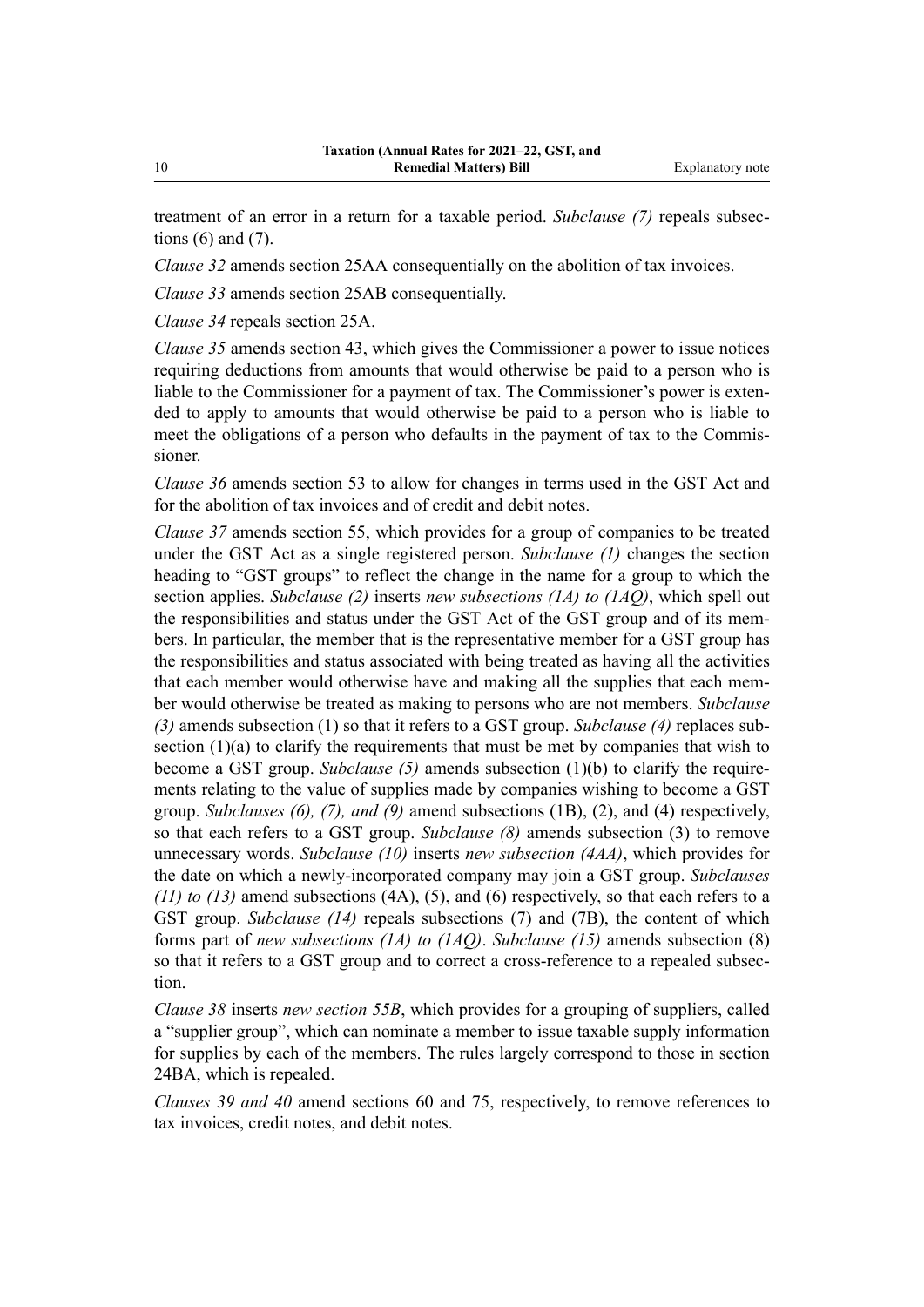treatment of an error in a return for a taxable period. *Subclause (7)* repeals subsections (6) and (7).

*Clause 32* amends section 25AA consequentially on the abolition of tax invoices.

*Clause 33* amends section 25AB consequentially.

*Clause 34* repeals section 25A.

*Clause 35* amends section 43, which gives the Commissioner a power to issue notices requiring deductions from amounts that would otherwise be paid to a person who is liable to the Commissioner for a payment of tax. The Commissioner's power is extended to apply to amounts that would otherwise be paid to a person who is liable to meet the obligations of a person who defaults in the payment of tax to the Commissioner.

*Clause 36* amends section 53 to allow for changes in terms used in the GST Act and for the abolition of tax invoices and of credit and debit notes.

*Clause 37* amends section 55, which provides for a group of companies to be treated under the GST Act as a single registered person. *Subclause (1)* changes the section heading to "GST groups" to reflect the change in the name for a group to which the section applies. *Subclause (2)* inserts *new subsections (1A) to (1AQ)*, which spell out the responsibilities and status under the GST Act of the GST group and of its members. In particular, the member that is the representative member for a GST group has the responsibilities and status associated with being treated as having all the activities that each member would otherwise have and making all the supplies that each member would otherwise be treated as making to persons who are not members. *Subclause (3)* amends subsection (1) so that it refers to a GST group. *Subclause (4)* replaces subsection (1)(a) to clarify the requirements that must be met by companies that wish to become a GST group. *Subclause (5)* amends subsection (1)(b) to clarify the requirements relating to the value of supplies made by companies wishing to become a GST group. *Subclauses (6), (7), and (9)* amend subsections (1B), (2), and (4) respectively, so that each refers to a GST group. *Subclause (8)* amends subsection (3) to remove unnecessary words. *Subclause (10)* inserts *new subsection (4AA)*, which provides for the date on which a newly-incorporated company may join a GST group. *Subclauses (11) to (13)* amend subsections (4A), (5), and (6) respectively, so that each refers to a GST group. *Subclause (14)* repeals subsections (7) and (7B), the content of which forms part of *new subsections (1A) to (1AQ)*. *Subclause (15)* amends subsection (8) so that it refers to a GST group and to correct a cross-reference to a repealed subsection.

*Clause 38* inserts *new section 55B*, which provides for a grouping of suppliers, called a "supplier group", which can nominate a member to issue taxable supply information for supplies by each of the members. The rules largely correspond to those in section 24BA, which is repealed.

*Clauses 39 and 40* amend sections 60 and 75, respectively, to remove references to tax invoices, credit notes, and debit notes.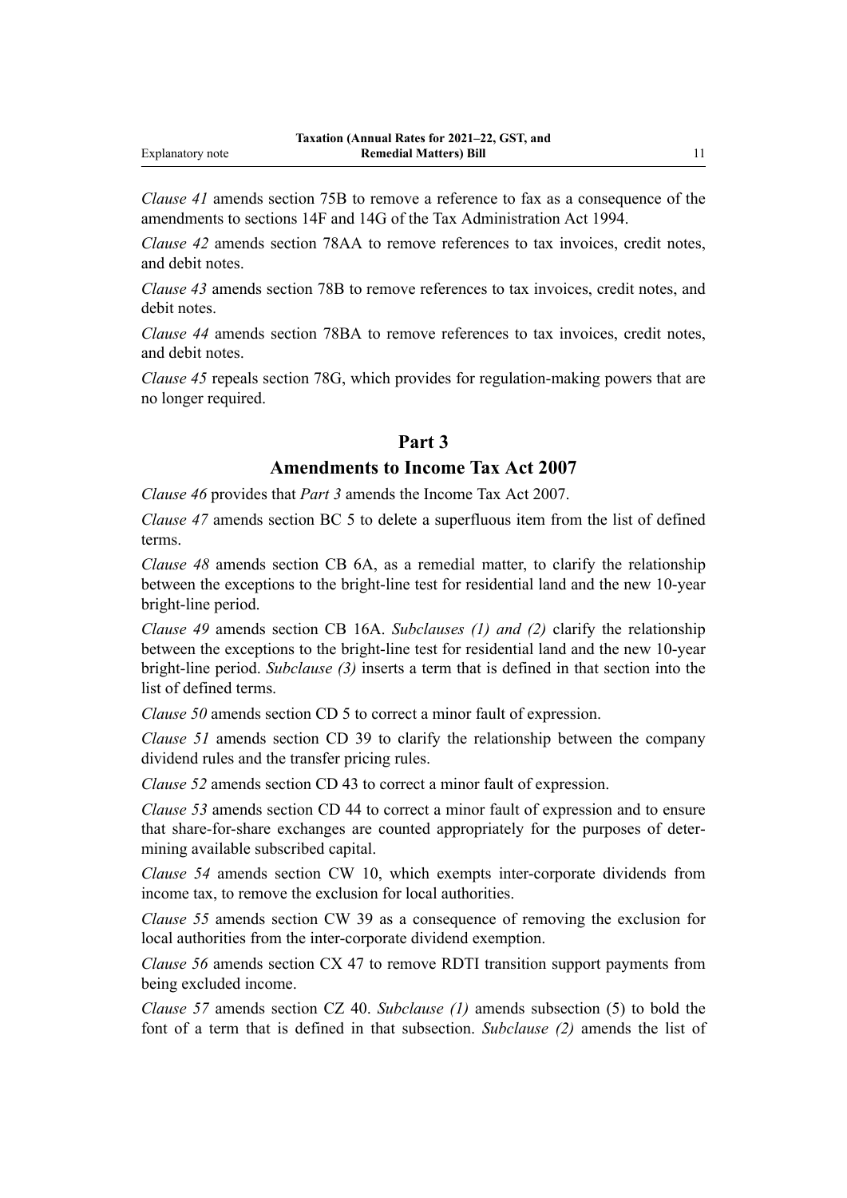*Clause 41* amends section 75B to remove a reference to fax as a consequence of the amendments to sections 14F and 14G of the Tax Administration Act 1994.

*Clause 42* amends section 78AA to remove references to tax invoices, credit notes, and debit notes.

*Clause 43* amends section 78B to remove references to tax invoices, credit notes, and debit notes.

*Clause 44* amends section 78BA to remove references to tax invoices, credit notes, and debit notes.

*Clause 45* repeals section 78G, which provides for regulation-making powers that are no longer required.

## Part 3
## Amendments to Income Tax Act 2007

*Clause 46* provides that *Part 3* amends the Income Tax Act 2007.

*Clause 47* amends section BC 5 to delete a superfluous item from the list of defined terms.

*Clause 48* amends section CB 6A, as a remedial matter, to clarify the relationship between the exceptions to the bright-line test for residential land and the new 10-year bright-line period.

*Clause 49* amends section CB 16A. *Subclauses (1) and (2)* clarify the relationship between the exceptions to the bright-line test for residential land and the new 10-year bright-line period. *Subclause (3)* inserts a term that is defined in that section into the list of defined terms.

*Clause 50* amends section CD 5 to correct a minor fault of expression.

*Clause 51* amends section CD 39 to clarify the relationship between the company dividend rules and the transfer pricing rules.

*Clause 52* amends section CD 43 to correct a minor fault of expression.

*Clause 53* amends section CD 44 to correct a minor fault of expression and to ensure that share-for-share exchanges are counted appropriately for the purposes of determining available subscribed capital.

*Clause 54* amends section CW 10, which exempts inter-corporate dividends from income tax, to remove the exclusion for local authorities.

*Clause 55* amends section CW 39 as a consequence of removing the exclusion for local authorities from the inter-corporate dividend exemption.

*Clause 56* amends section CX 47 to remove RDTI transition support payments from being excluded income.

*Clause 57* amends section CZ 40. *Subclause (1)* amends subsection (5) to bold the font of a term that is defined in that subsection. *Subclause (2)* amends the list of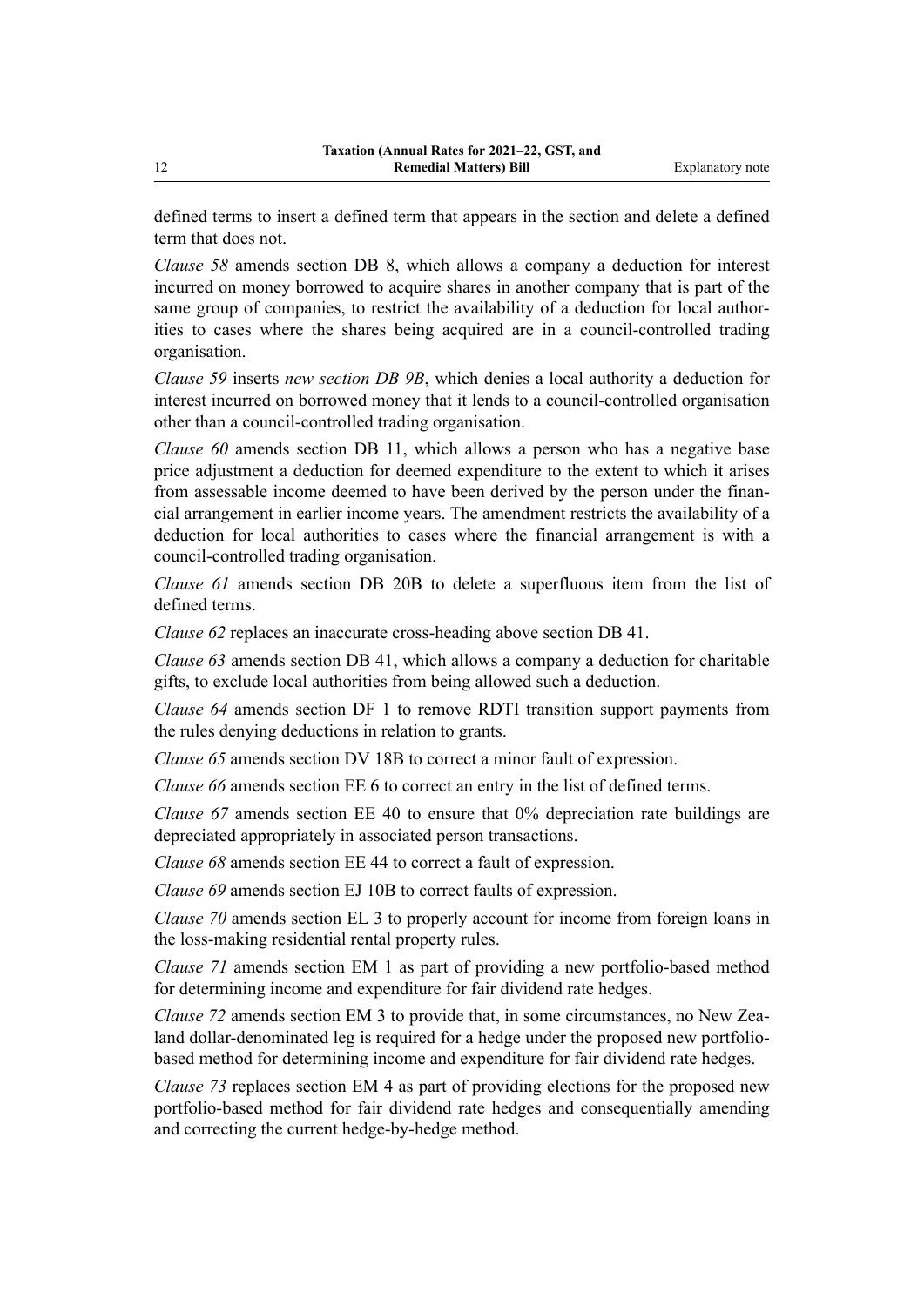defined terms to insert a defined term that appears in the section and delete a defined term that does not.

*Clause 58* amends section DB 8, which allows a company a deduction for interest incurred on money borrowed to acquire shares in another company that is part of the same group of companies, to restrict the availability of a deduction for local authorities to cases where the shares being acquired are in a council-controlled trading organisation.

*Clause 59* inserts *new section DB 9B*, which denies a local authority a deduction for interest incurred on borrowed money that it lends to a council-controlled organisation other than a council-controlled trading organisation.

*Clause 60* amends section DB 11, which allows a person who has a negative base price adjustment a deduction for deemed expenditure to the extent to which it arises from assessable income deemed to have been derived by the person under the financial arrangement in earlier income years. The amendment restricts the availability of a deduction for local authorities to cases where the financial arrangement is with a council-controlled trading organisation.

*Clause 61* amends section DB 20B to delete a superfluous item from the list of defined terms.

*Clause 62* replaces an inaccurate cross-heading above section DB 41.

*Clause 63* amends section DB 41, which allows a company a deduction for charitable gifts, to exclude local authorities from being allowed such a deduction.

*Clause 64* amends section DF 1 to remove RDTI transition support payments from the rules denying deductions in relation to grants.

*Clause 65* amends section DV 18B to correct a minor fault of expression.

*Clause 66* amends section EE 6 to correct an entry in the list of defined terms.

*Clause 67* amends section EE 40 to ensure that 0% depreciation rate buildings are depreciated appropriately in associated person transactions.

*Clause 68* amends section EE 44 to correct a fault of expression.

*Clause 69* amends section EJ 10B to correct faults of expression.

*Clause 70* amends section EL 3 to properly account for income from foreign loans in the loss-making residential rental property rules.

*Clause 71* amends section EM 1 as part of providing a new portfolio-based method for determining income and expenditure for fair dividend rate hedges.

*Clause 72* amends section EM 3 to provide that, in some circumstances, no New Zealand dollar-denominated leg is required for a hedge under the proposed new portfolio-based method for determining income and expenditure for fair dividend rate hedges.

*Clause 73* replaces section EM 4 as part of providing elections for the proposed new portfolio-based method for fair dividend rate hedges and consequentially amending and correcting the current hedge-by-hedge method.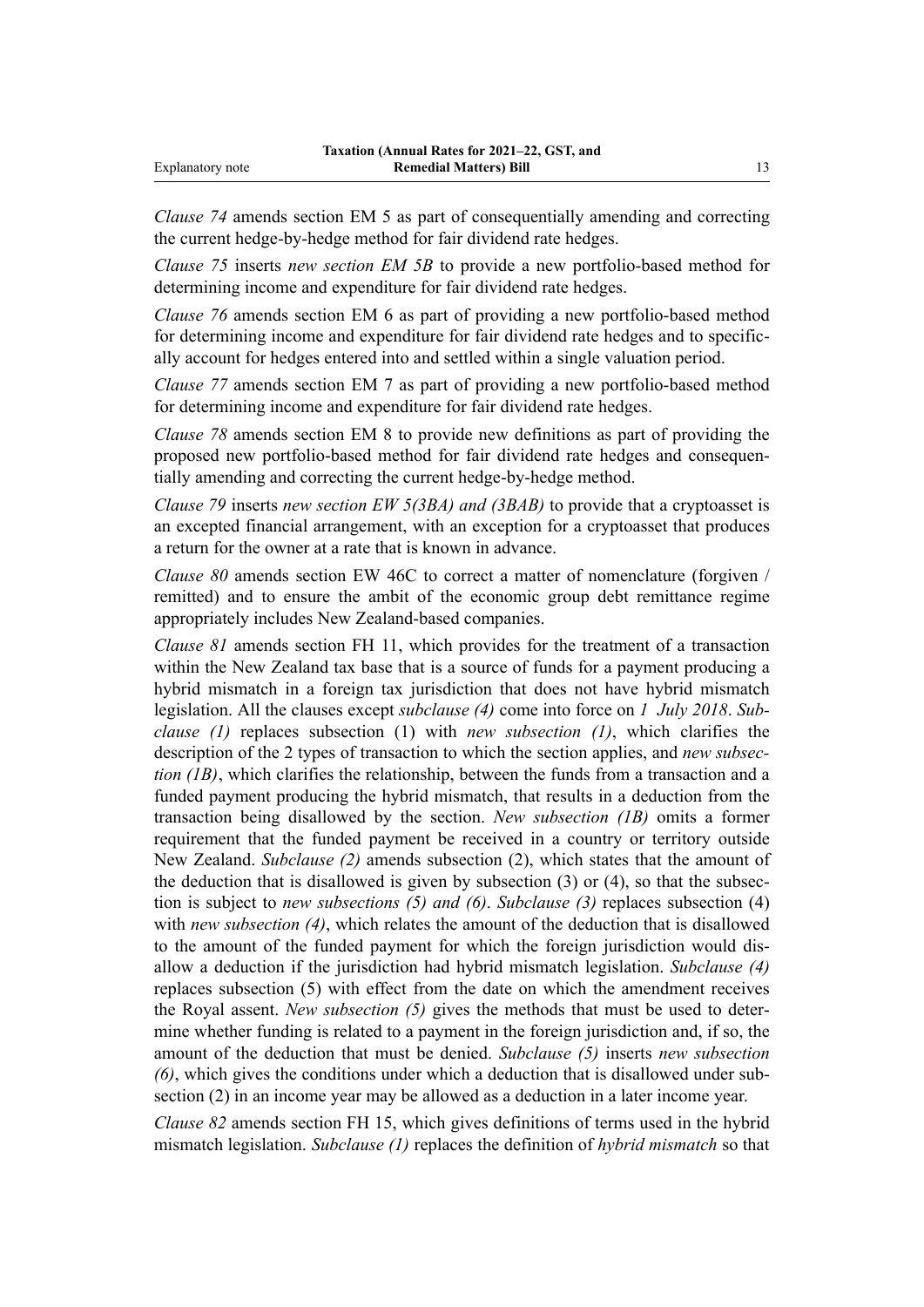*Clause 74* amends section EM 5 as part of consequentially amending and correcting the current hedge-by-hedge method for fair dividend rate hedges.

*Clause 75* inserts *new section EM 5B* to provide a new portfolio-based method for determining income and expenditure for fair dividend rate hedges.

*Clause 76* amends section EM 6 as part of providing a new portfolio-based method for determining income and expenditure for fair dividend rate hedges and to specifically account for hedges entered into and settled within a single valuation period.

*Clause 77* amends section EM 7 as part of providing a new portfolio-based method for determining income and expenditure for fair dividend rate hedges.

*Clause 78* amends section EM 8 to provide new definitions as part of providing the proposed new portfolio-based method for fair dividend rate hedges and consequentially amending and correcting the current hedge-by-hedge method.

*Clause 79* inserts *new section EW 5(3BA) and (3BAB)* to provide that a cryptoasset is an excepted financial arrangement, with an exception for a cryptoasset that produces a return for the owner at a rate that is known in advance.

*Clause 80* amends section EW 46C to correct a matter of nomenclature (forgiven / remitted) and to ensure the ambit of the economic group debt remittance regime appropriately includes New Zealand-based companies.

*Clause 81* amends section FH 11, which provides for the treatment of a transaction within the New Zealand tax base that is a source of funds for a payment producing a hybrid mismatch in a foreign tax jurisdiction that does not have hybrid mismatch legislation. All the clauses except *subclause (4)* come into force on *1 July 2018*. *Subclause (1)* replaces subsection (1) with *new subsection (1)*, which clarifies the description of the 2 types of transaction to which the section applies, and *new subsection (1B)*, which clarifies the relationship, between the funds from a transaction and a funded payment producing the hybrid mismatch, that results in a deduction from the transaction being disallowed by the section. *New subsection (1B)* omits a former requirement that the funded payment be received in a country or territory outside New Zealand. *Subclause (2)* amends subsection (2), which states that the amount of the deduction that is disallowed is given by subsection (3) or (4), so that the subsection is subject to *new subsections (5) and (6)*. *Subclause (3)* replaces subsection (4) with *new subsection (4)*, which relates the amount of the deduction that is disallowed to the amount of the funded payment for which the foreign jurisdiction would disallow a deduction if the jurisdiction had hybrid mismatch legislation. *Subclause (4)* replaces subsection (5) with effect from the date on which the amendment receives the Royal assent. *New subsection (5)* gives the methods that must be used to determine whether funding is related to a payment in the foreign jurisdiction and, if so, the amount of the deduction that must be denied. *Subclause (5)* inserts *new subsection (6)*, which gives the conditions under which a deduction that is disallowed under subsection (2) in an income year may be allowed as a deduction in a later income year.

*Clause 82* amends section FH 15, which gives definitions of terms used in the hybrid mismatch legislation. *Subclause (1)* replaces the definition of *hybrid mismatch* so that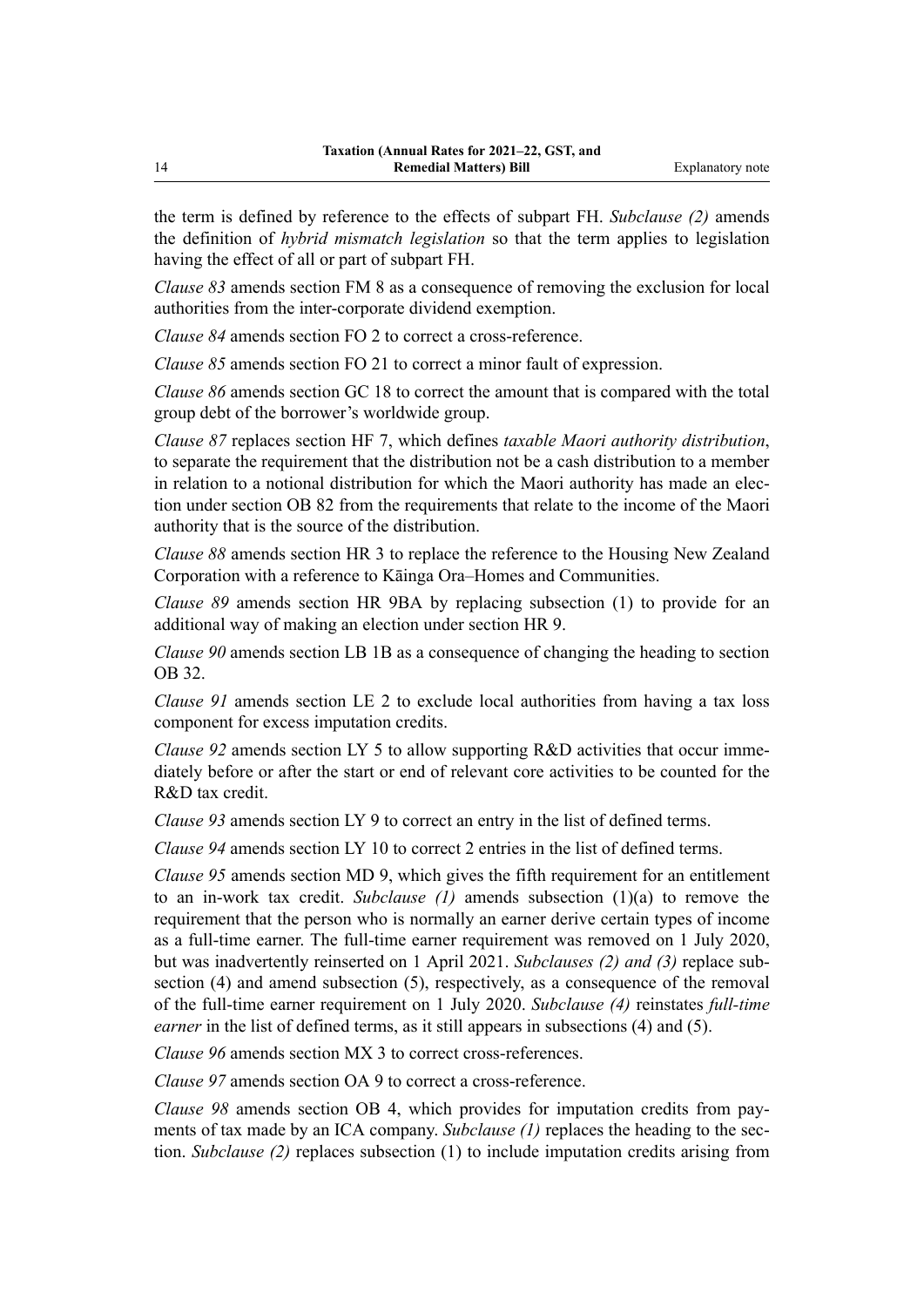the term is defined by reference to the effects of subpart FH. *Subclause (2)* amends the definition of *hybrid mismatch legislation* so that the term applies to legislation having the effect of all or part of subpart FH.

*Clause 83* amends section FM 8 as a consequence of removing the exclusion for local authorities from the inter-corporate dividend exemption.

*Clause 84* amends section FO 2 to correct a cross-reference.

*Clause 85* amends section FO 21 to correct a minor fault of expression.

*Clause 86* amends section GC 18 to correct the amount that is compared with the total group debt of the borrower's worldwide group.

*Clause 87* replaces section HF 7, which defines *taxable Maori authority distribution*, to separate the requirement that the distribution not be a cash distribution to a member in relation to a notional distribution for which the Maori authority has made an election under section OB 82 from the requirements that relate to the income of the Maori authority that is the source of the distribution.

*Clause 88* amends section HR 3 to replace the reference to the Housing New Zealand Corporation with a reference to Kāinga Ora–Homes and Communities.

*Clause 89* amends section HR 9BA by replacing subsection (1) to provide for an additional way of making an election under section HR 9.

*Clause 90* amends section LB 1B as a consequence of changing the heading to section OB 32.

*Clause 91* amends section LE 2 to exclude local authorities from having a tax loss component for excess imputation credits.

*Clause 92* amends section LY 5 to allow supporting R&D activities that occur immediately before or after the start or end of relevant core activities to be counted for the R&D tax credit.

*Clause 93* amends section LY 9 to correct an entry in the list of defined terms.

*Clause 94* amends section LY 10 to correct 2 entries in the list of defined terms.

*Clause 95* amends section MD 9, which gives the fifth requirement for an entitlement to an in-work tax credit. *Subclause (1)* amends subsection (1)(a) to remove the requirement that the person who is normally an earner derive certain types of income as a full-time earner. The full-time earner requirement was removed on 1 July 2020, but was inadvertently reinserted on 1 April 2021. *Subclauses (2) and (3)* replace subsection (4) and amend subsection (5), respectively, as a consequence of the removal of the full-time earner requirement on 1 July 2020. *Subclause (4)* reinstates *full-time earner* in the list of defined terms, as it still appears in subsections (4) and (5).

*Clause 96* amends section MX 3 to correct cross-references.

*Clause 97* amends section OA 9 to correct a cross-reference.

*Clause 98* amends section OB 4, which provides for imputation credits from payments of tax made by an ICA company. *Subclause (1)* replaces the heading to the section. *Subclause (2)* replaces subsection (1) to include imputation credits arising from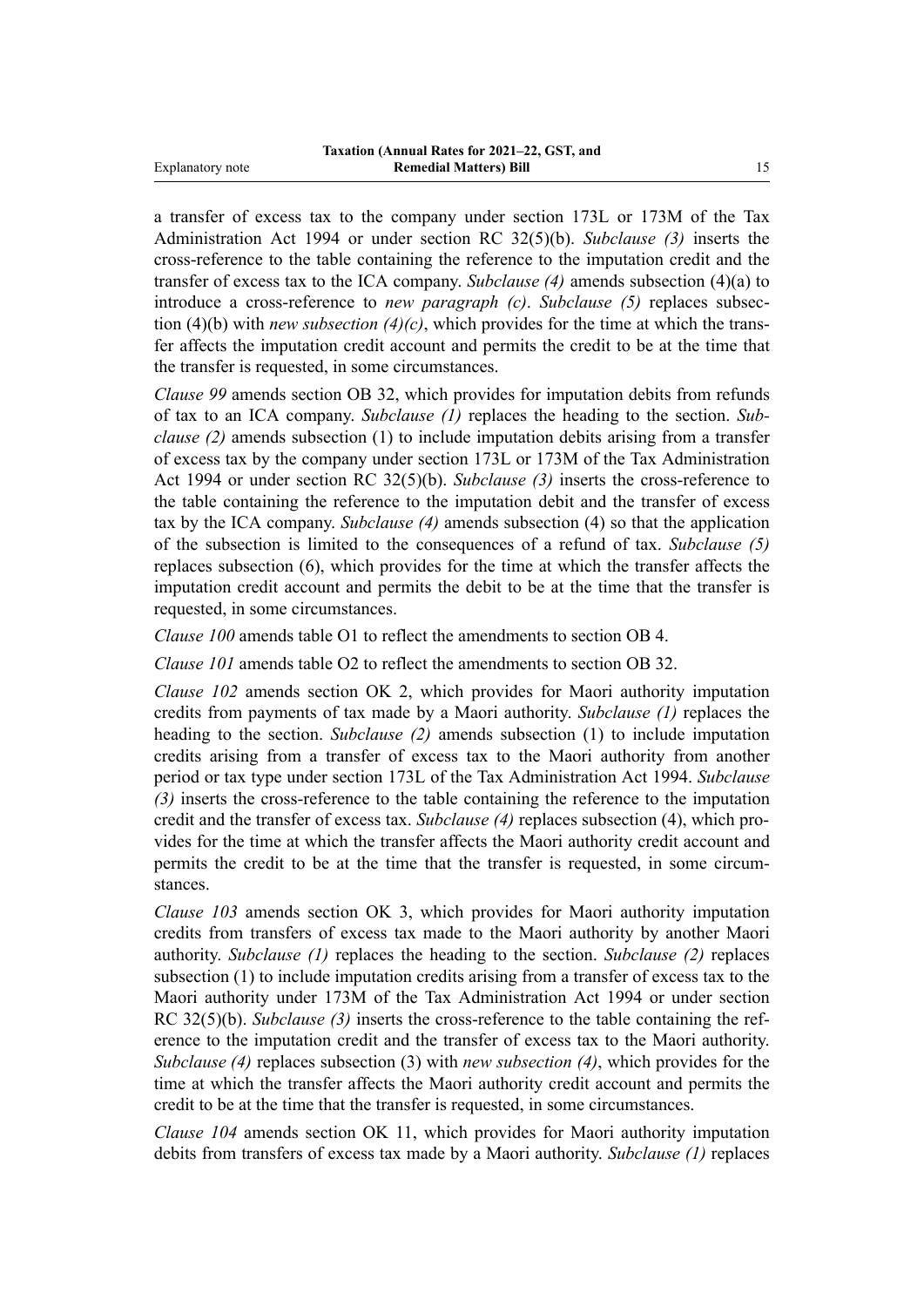a transfer of excess tax to the company under section 173L or 173M of the Tax Administration Act 1994 or under section RC 32(5)(b). *Subclause (3)* inserts the cross-reference to the table containing the reference to the imputation credit and the transfer of excess tax to the ICA company. *Subclause (4)* amends subsection (4)(a) to introduce a cross-reference to *new paragraph (c)*. *Subclause (5)* replaces subsection (4)(b) with *new subsection (4)(c)*, which provides for the time at which the transfer affects the imputation credit account and permits the credit to be at the time that the transfer is requested, in some circumstances.

*Clause 99* amends section OB 32, which provides for imputation debits from refunds of tax to an ICA company. *Subclause (1)* replaces the heading to the section. *Subclause (2)* amends subsection (1) to include imputation debits arising from a transfer of excess tax by the company under section 173L or 173M of the Tax Administration Act 1994 or under section RC 32(5)(b). *Subclause (3)* inserts the cross-reference to the table containing the reference to the imputation debit and the transfer of excess tax by the ICA company. *Subclause (4)* amends subsection (4) so that the application of the subsection is limited to the consequences of a refund of tax. *Subclause (5)* replaces subsection (6), which provides for the time at which the transfer affects the imputation credit account and permits the debit to be at the time that the transfer is requested, in some circumstances.

*Clause 100* amends table O1 to reflect the amendments to section OB 4.

*Clause 101* amends table O2 to reflect the amendments to section OB 32.

*Clause 102* amends section OK 2, which provides for Maori authority imputation credits from payments of tax made by a Maori authority. *Subclause (1)* replaces the heading to the section. *Subclause (2)* amends subsection (1) to include imputation credits arising from a transfer of excess tax to the Maori authority from another period or tax type under section 173L of the Tax Administration Act 1994. *Subclause (3)* inserts the cross-reference to the table containing the reference to the imputation credit and the transfer of excess tax. *Subclause (4)* replaces subsection (4), which provides for the time at which the transfer affects the Maori authority credit account and permits the credit to be at the time that the transfer is requested, in some circumstances.

*Clause 103* amends section OK 3, which provides for Maori authority imputation credits from transfers of excess tax made to the Maori authority by another Maori authority. *Subclause (1)* replaces the heading to the section. *Subclause (2)* replaces subsection (1) to include imputation credits arising from a transfer of excess tax to the Maori authority under 173M of the Tax Administration Act 1994 or under section RC 32(5)(b). *Subclause (3)* inserts the cross-reference to the table containing the reference to the imputation credit and the transfer of excess tax to the Maori authority. *Subclause (4)* replaces subsection (3) with *new subsection (4)*, which provides for the time at which the transfer affects the Maori authority credit account and permits the credit to be at the time that the transfer is requested, in some circumstances.

*Clause 104* amends section OK 11, which provides for Maori authority imputation debits from transfers of excess tax made by a Maori authority. *Subclause (1)* replaces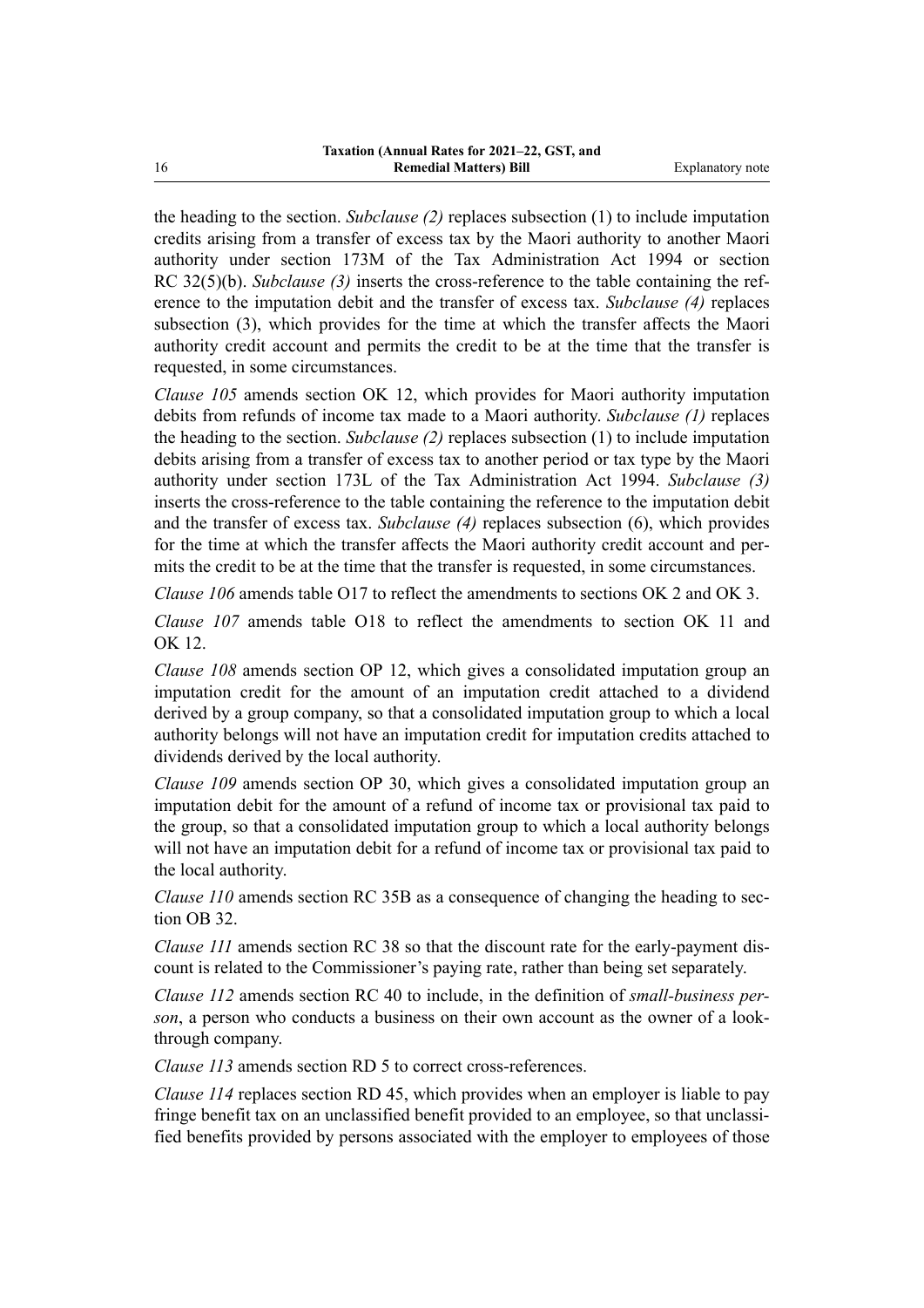the heading to the section. *Subclause (2)* replaces subsection (1) to include imputation credits arising from a transfer of excess tax by the Maori authority to another Maori authority under section 173M of the Tax Administration Act 1994 or section RC 32(5)(b). *Subclause (3)* inserts the cross-reference to the table containing the reference to the imputation debit and the transfer of excess tax. *Subclause (4)* replaces subsection (3), which provides for the time at which the transfer affects the Maori authority credit account and permits the credit to be at the time that the transfer is requested, in some circumstances.

*Clause 105* amends section OK 12, which provides for Maori authority imputation debits from refunds of income tax made to a Maori authority. *Subclause (1)* replaces the heading to the section. *Subclause (2)* replaces subsection (1) to include imputation debits arising from a transfer of excess tax to another period or tax type by the Maori authority under section 173L of the Tax Administration Act 1994. *Subclause (3)* inserts the cross-reference to the table containing the reference to the imputation debit and the transfer of excess tax. *Subclause (4)* replaces subsection (6), which provides for the time at which the transfer affects the Maori authority credit account and permits the credit to be at the time that the transfer is requested, in some circumstances.

*Clause 106* amends table O17 to reflect the amendments to sections OK 2 and OK 3.

*Clause 107* amends table O18 to reflect the amendments to section OK 11 and OK 12.

*Clause 108* amends section OP 12, which gives a consolidated imputation group an imputation credit for the amount of an imputation credit attached to a dividend derived by a group company, so that a consolidated imputation group to which a local authority belongs will not have an imputation credit for imputation credits attached to dividends derived by the local authority.

*Clause 109* amends section OP 30, which gives a consolidated imputation group an imputation debit for the amount of a refund of income tax or provisional tax paid to the group, so that a consolidated imputation group to which a local authority belongs will not have an imputation debit for a refund of income tax or provisional tax paid to the local authority.

*Clause 110* amends section RC 35B as a consequence of changing the heading to section OB 32.

*Clause 111* amends section RC 38 so that the discount rate for the early-payment discount is related to the Commissioner's paying rate, rather than being set separately.

*Clause 112* amends section RC 40 to include, in the definition of *small-business person*, a person who conducts a business on their own account as the owner of a look-through company.

*Clause 113* amends section RD 5 to correct cross-references.

*Clause 114* replaces section RD 45, which provides when an employer is liable to pay fringe benefit tax on an unclassified benefit provided to an employee, so that unclassified benefits provided by persons associated with the employer to employees of those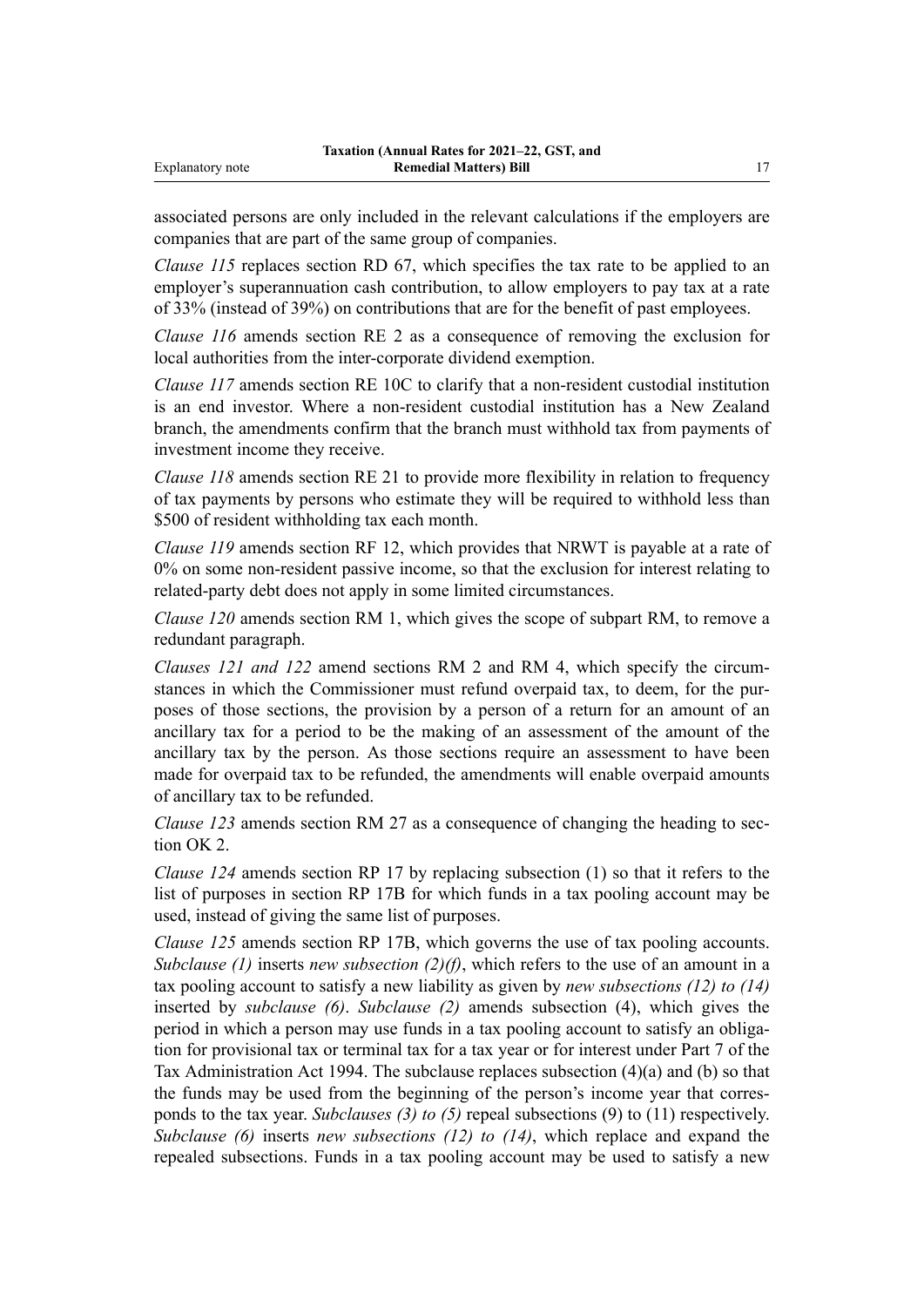associated persons are only included in the relevant calculations if the employers are companies that are part of the same group of companies.

*Clause 115* replaces section RD 67, which specifies the tax rate to be applied to an employer's superannuation cash contribution, to allow employers to pay tax at a rate of 33% (instead of 39%) on contributions that are for the benefit of past employees.

*Clause 116* amends section RE 2 as a consequence of removing the exclusion for local authorities from the inter-corporate dividend exemption.

*Clause 117* amends section RE 10C to clarify that a non-resident custodial institution is an end investor. Where a non-resident custodial institution has a New Zealand branch, the amendments confirm that the branch must withhold tax from payments of investment income they receive.

*Clause 118* amends section RE 21 to provide more flexibility in relation to frequency of tax payments by persons who estimate they will be required to withhold less than $500 of resident withholding tax each month.

*Clause 119* amends section RF 12, which provides that NRWT is payable at a rate of 0% on some non-resident passive income, so that the exclusion for interest relating to related-party debt does not apply in some limited circumstances.

*Clause 120* amends section RM 1, which gives the scope of subpart RM, to remove a redundant paragraph.

*Clauses 121 and 122* amend sections RM 2 and RM 4, which specify the circumstances in which the Commissioner must refund overpaid tax, to deem, for the purposes of those sections, the provision by a person of a return for an amount of an ancillary tax for a period to be the making of an assessment of the amount of the ancillary tax by the person. As those sections require an assessment to have been made for overpaid tax to be refunded, the amendments will enable overpaid amounts of ancillary tax to be refunded.

*Clause 123* amends section RM 27 as a consequence of changing the heading to section OK 2.

*Clause 124* amends section RP 17 by replacing subsection (1) so that it refers to the list of purposes in section RP 17B for which funds in a tax pooling account may be used, instead of giving the same list of purposes.

*Clause 125* amends section RP 17B, which governs the use of tax pooling accounts. *Subclause (1)* inserts *new subsection (2)(f)*, which refers to the use of an amount in a tax pooling account to satisfy a new liability as given by *new subsections (12) to (14)* inserted by *subclause (6)*. *Subclause (2)* amends subsection (4), which gives the period in which a person may use funds in a tax pooling account to satisfy an obligation for provisional tax or terminal tax for a tax year or for interest under Part 7 of the Tax Administration Act 1994. The subclause replaces subsection (4)(a) and (b) so that the funds may be used from the beginning of the person's income year that corresponds to the tax year. *Subclauses (3) to (5)* repeal subsections (9) to (11) respectively. *Subclause (6)* inserts *new subsections (12) to (14)*, which replace and expand the repealed subsections. Funds in a tax pooling account may be used to satisfy a new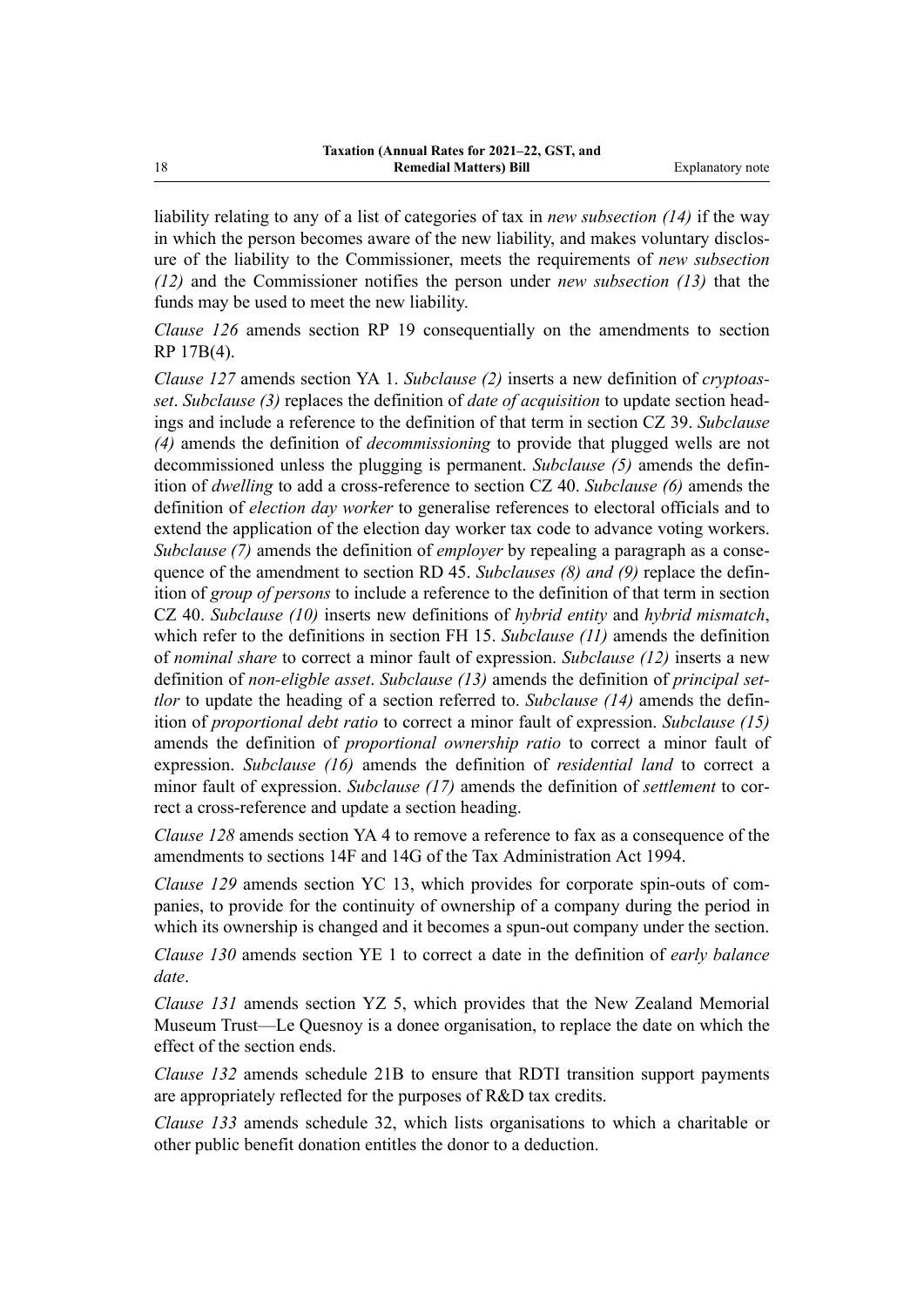liability relating to any of a list of categories of tax in *new subsection (14)* if the way in which the person becomes aware of the new liability, and makes voluntary disclosure of the liability to the Commissioner, meets the requirements of *new subsection (12)* and the Commissioner notifies the person under *new subsection (13)* that the funds may be used to meet the new liability.

*Clause 126* amends section RP 19 consequentially on the amendments to section RP 17B(4).

*Clause 127* amends section YA 1. *Subclause (2)* inserts a new definition of *cryptoasset*. *Subclause (3)* replaces the definition of *date of acquisition* to update section headings and include a reference to the definition of that term in section CZ 39. *Subclause (4)* amends the definition of *decommissioning* to provide that plugged wells are not decommissioned unless the plugging is permanent. *Subclause (5)* amends the definition of *dwelling* to add a cross-reference to section CZ 40. *Subclause (6)* amends the definition of *election day worker* to generalise references to electoral officials and to extend the application of the election day worker tax code to advance voting workers. *Subclause (7)* amends the definition of *employer* by repealing a paragraph as a consequence of the amendment to section RD 45. *Subclauses (8) and (9)* replace the definition of *group of persons* to include a reference to the definition of that term in section CZ 40. *Subclause (10)* inserts new definitions of *hybrid entity* and *hybrid mismatch*, which refer to the definitions in section FH 15. *Subclause (11)* amends the definition of *nominal share* to correct a minor fault of expression. *Subclause (12)* inserts a new definition of *non-eligble asset*. *Subclause (13)* amends the definition of *principal settlor* to update the heading of a section referred to. *Subclause (14)* amends the definition of *proportional debt ratio* to correct a minor fault of expression. *Subclause (15)* amends the definition of *proportional ownership ratio* to correct a minor fault of expression. *Subclause (16)* amends the definition of *residential land* to correct a minor fault of expression. *Subclause (17)* amends the definition of *settlement* to correct a cross-reference and update a section heading.

*Clause 128* amends section YA 4 to remove a reference to fax as a consequence of the amendments to sections 14F and 14G of the Tax Administration Act 1994.

*Clause 129* amends section YC 13, which provides for corporate spin-outs of companies, to provide for the continuity of ownership of a company during the period in which its ownership is changed and it becomes a spun-out company under the section.

*Clause 130* amends section YE 1 to correct a date in the definition of *early balance date*.

*Clause 131* amends section YZ 5, which provides that the New Zealand Memorial Museum Trust—Le Quesnoy is a donee organisation, to replace the date on which the effect of the section ends.

*Clause 132* amends schedule 21B to ensure that RDTI transition support payments are appropriately reflected for the purposes of R&D tax credits.

*Clause 133* amends schedule 32, which lists organisations to which a charitable or other public benefit donation entitles the donor to a deduction.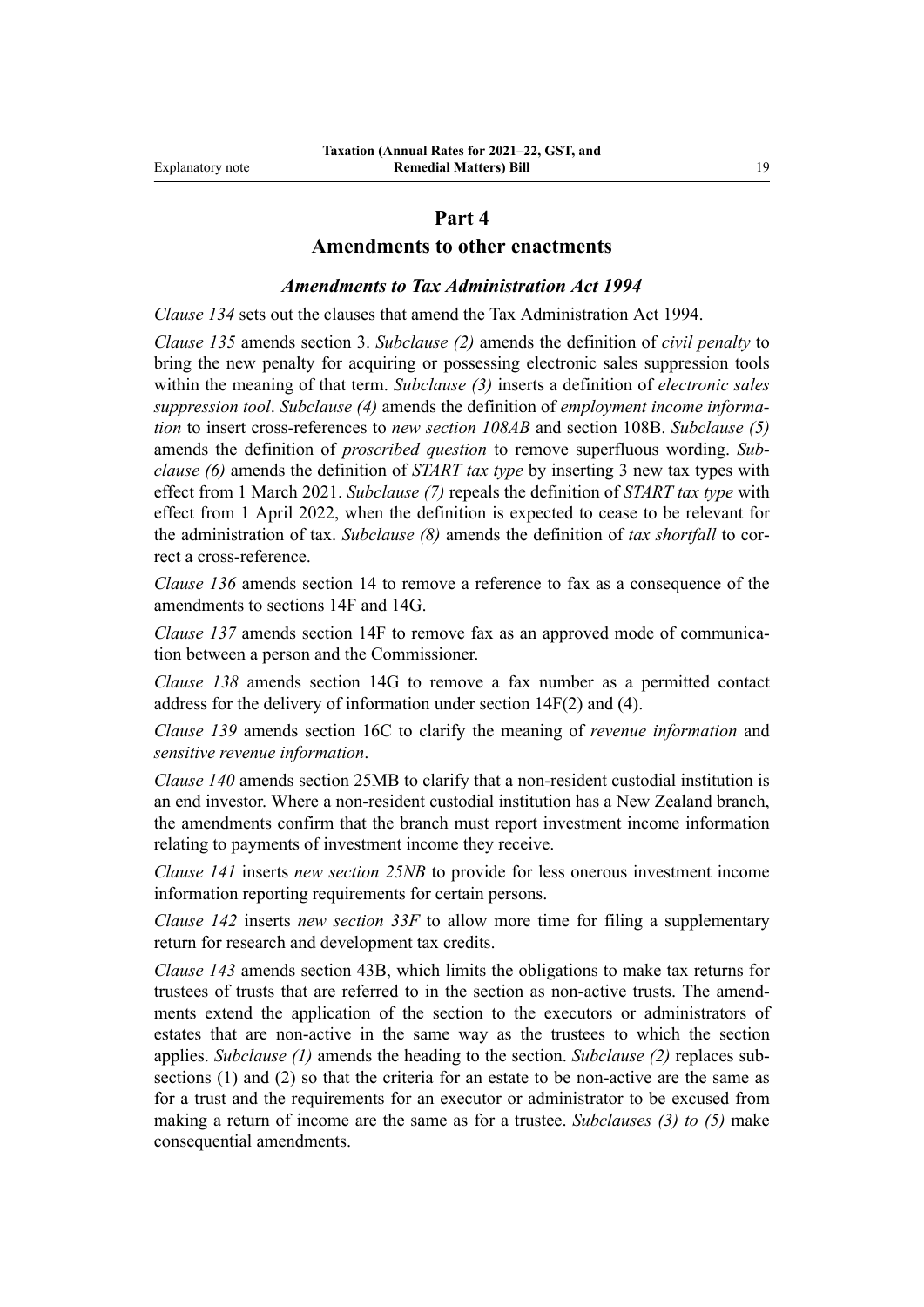## Part 4

## Amendments to other enactments

### *Amendments to Tax Administration Act 1994*

*Clause 134* sets out the clauses that amend the Tax Administration Act 1994.

*Clause 135* amends section 3. *Subclause (2)* amends the definition of *civil penalty* to bring the new penalty for acquiring or possessing electronic sales suppression tools within the meaning of that term. *Subclause (3)* inserts a definition of *electronic sales suppression tool*. *Subclause (4)* amends the definition of *employment income information* to insert cross-references to *new section 108AB* and section 108B. *Subclause (5)* amends the definition of *proscribed question* to remove superfluous wording. *Subclause (6)* amends the definition of *START tax type* by inserting 3 new tax types with effect from 1 March 2021. *Subclause (7)* repeals the definition of *START tax type* with effect from 1 April 2022, when the definition is expected to cease to be relevant for the administration of tax. *Subclause (8)* amends the definition of *tax shortfall* to correct a cross-reference.

*Clause 136* amends section 14 to remove a reference to fax as a consequence of the amendments to sections 14F and 14G.

*Clause 137* amends section 14F to remove fax as an approved mode of communication between a person and the Commissioner.

*Clause 138* amends section 14G to remove a fax number as a permitted contact address for the delivery of information under section 14F(2) and (4).

*Clause 139* amends section 16C to clarify the meaning of *revenue information* and *sensitive revenue information*.

*Clause 140* amends section 25MB to clarify that a non-resident custodial institution is an end investor. Where a non-resident custodial institution has a New Zealand branch, the amendments confirm that the branch must report investment income information relating to payments of investment income they receive.

*Clause 141* inserts *new section 25NB* to provide for less onerous investment income information reporting requirements for certain persons.

*Clause 142* inserts *new section 33F* to allow more time for filing a supplementary return for research and development tax credits.

*Clause 143* amends section 43B, which limits the obligations to make tax returns for trustees of trusts that are referred to in the section as non-active trusts. The amendments extend the application of the section to the executors or administrators of estates that are non-active in the same way as the trustees to which the section applies. *Subclause (1)* amends the heading to the section. *Subclause (2)* replaces subsections (1) and (2) so that the criteria for an estate to be non-active are the same as for a trust and the requirements for an executor or administrator to be excused from making a return of income are the same as for a trustee. *Subclauses (3) to (5)* make consequential amendments.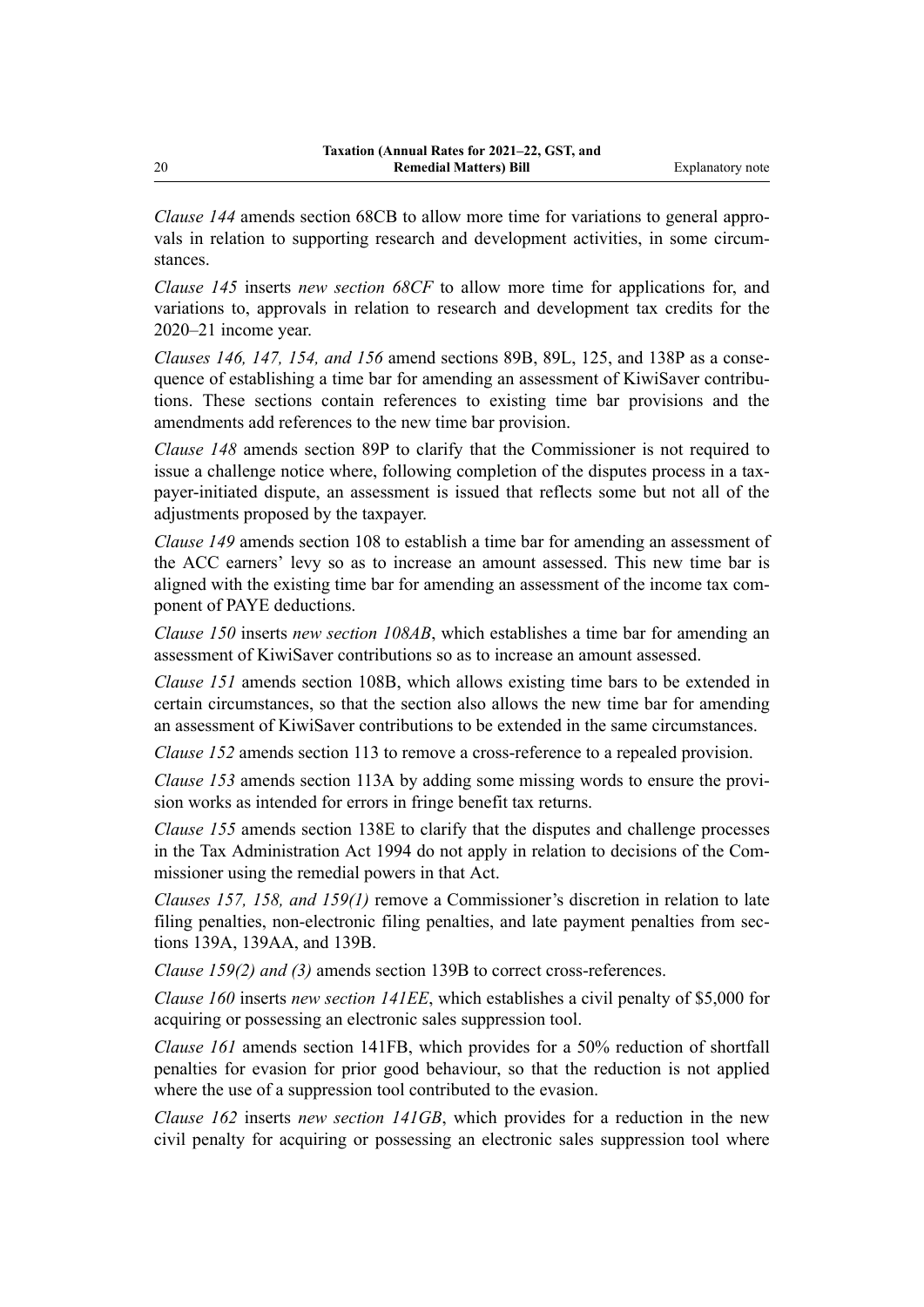*Clause 144* amends section 68CB to allow more time for variations to general approvals in relation to supporting research and development activities, in some circumstances.

*Clause 145* inserts *new section 68CF* to allow more time for applications for, and variations to, approvals in relation to research and development tax credits for the 2020–21 income year.

*Clauses 146, 147, 154, and 156* amend sections 89B, 89L, 125, and 138P as a consequence of establishing a time bar for amending an assessment of KiwiSaver contributions. These sections contain references to existing time bar provisions and the amendments add references to the new time bar provision.

*Clause 148* amends section 89P to clarify that the Commissioner is not required to issue a challenge notice where, following completion of the disputes process in a taxpayer-initiated dispute, an assessment is issued that reflects some but not all of the adjustments proposed by the taxpayer.

*Clause 149* amends section 108 to establish a time bar for amending an assessment of the ACC earners' levy so as to increase an amount assessed. This new time bar is aligned with the existing time bar for amending an assessment of the income tax component of PAYE deductions.

*Clause 150* inserts *new section 108AB*, which establishes a time bar for amending an assessment of KiwiSaver contributions so as to increase an amount assessed.

*Clause 151* amends section 108B, which allows existing time bars to be extended in certain circumstances, so that the section also allows the new time bar for amending an assessment of KiwiSaver contributions to be extended in the same circumstances.

*Clause 152* amends section 113 to remove a cross-reference to a repealed provision.

*Clause 153* amends section 113A by adding some missing words to ensure the provision works as intended for errors in fringe benefit tax returns.

*Clause 155* amends section 138E to clarify that the disputes and challenge processes in the Tax Administration Act 1994 do not apply in relation to decisions of the Commissioner using the remedial powers in that Act.

*Clauses 157, 158, and 159(1)* remove a Commissioner's discretion in relation to late filing penalties, non-electronic filing penalties, and late payment penalties from sections 139A, 139AA, and 139B.

*Clause 159(2) and (3)* amends section 139B to correct cross-references.

*Clause 160* inserts *new section 141EE*, which establishes a civil penalty of $5,000 for acquiring or possessing an electronic sales suppression tool.

*Clause 161* amends section 141FB, which provides for a 50% reduction of shortfall penalties for evasion for prior good behaviour, so that the reduction is not applied where the use of a suppression tool contributed to the evasion.

*Clause 162* inserts *new section 141GB*, which provides for a reduction in the new civil penalty for acquiring or possessing an electronic sales suppression tool where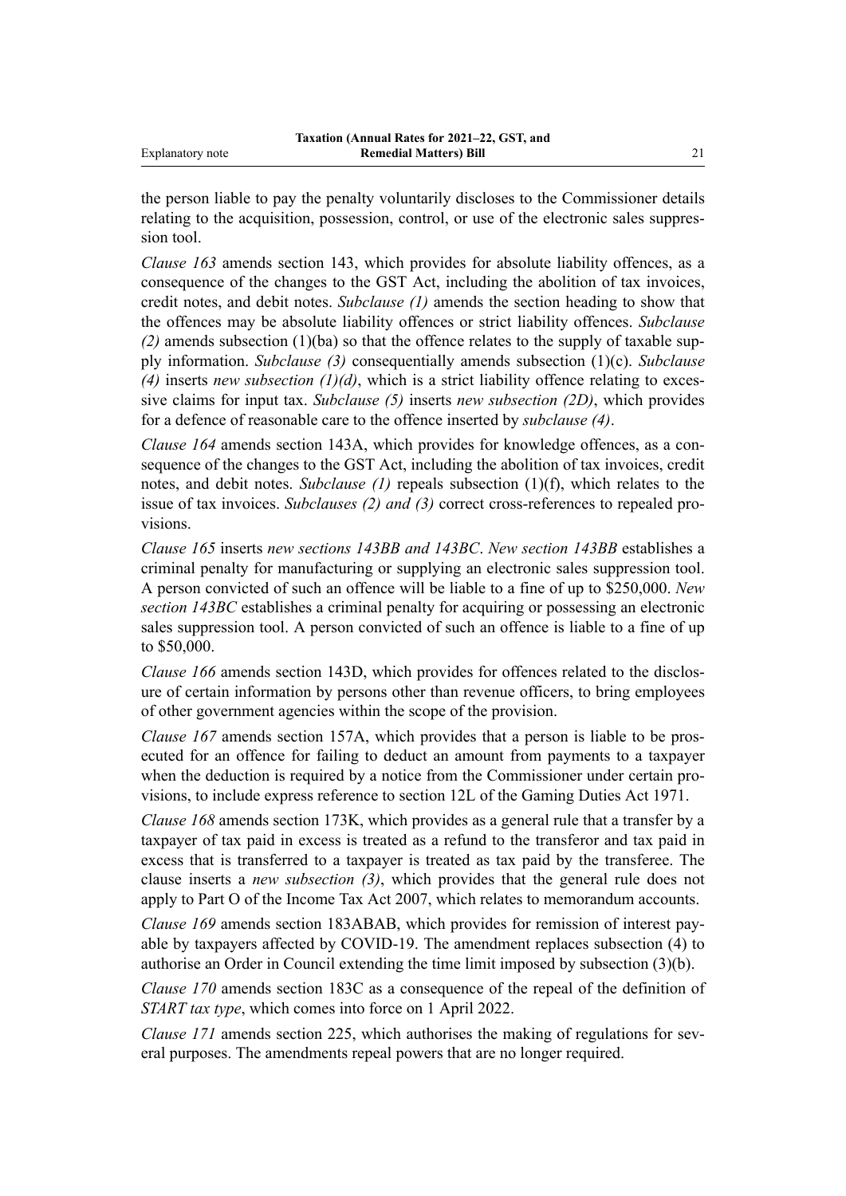the person liable to pay the penalty voluntarily discloses to the Commissioner details relating to the acquisition, possession, control, or use of the electronic sales suppression tool.

*Clause 163* amends section 143, which provides for absolute liability offences, as a consequence of the changes to the GST Act, including the abolition of tax invoices, credit notes, and debit notes. *Subclause (1)* amends the section heading to show that the offences may be absolute liability offences or strict liability offences. *Subclause (2)* amends subsection (1)(ba) so that the offence relates to the supply of taxable supply information. *Subclause (3)* consequentially amends subsection (1)(c). *Subclause (4)* inserts *new subsection (1)(d)*, which is a strict liability offence relating to excessive claims for input tax. *Subclause (5)* inserts *new subsection (2D)*, which provides for a defence of reasonable care to the offence inserted by *subclause (4)*.

*Clause 164* amends section 143A, which provides for knowledge offences, as a consequence of the changes to the GST Act, including the abolition of tax invoices, credit notes, and debit notes. *Subclause (1)* repeals subsection (1)(f), which relates to the issue of tax invoices. *Subclauses (2) and (3)* correct cross-references to repealed provisions.

*Clause 165* inserts *new sections 143BB and 143BC*. *New section 143BB* establishes a criminal penalty for manufacturing or supplying an electronic sales suppression tool. A person convicted of such an offence will be liable to a fine of up to $250,000. *New section 143BC* establishes a criminal penalty for acquiring or possessing an electronic sales suppression tool. A person convicted of such an offence is liable to a fine of up to $50,000.

*Clause 166* amends section 143D, which provides for offences related to the disclosure of certain information by persons other than revenue officers, to bring employees of other government agencies within the scope of the provision.

*Clause 167* amends section 157A, which provides that a person is liable to be prosecuted for an offence for failing to deduct an amount from payments to a taxpayer when the deduction is required by a notice from the Commissioner under certain provisions, to include express reference to section 12L of the Gaming Duties Act 1971.

*Clause 168* amends section 173K, which provides as a general rule that a transfer by a taxpayer of tax paid in excess is treated as a refund to the transferor and tax paid in excess that is transferred to a taxpayer is treated as tax paid by the transferee. The clause inserts a *new subsection (3)*, which provides that the general rule does not apply to Part O of the Income Tax Act 2007, which relates to memorandum accounts.

*Clause 169* amends section 183ABAB, which provides for remission of interest payable by taxpayers affected by COVID-19. The amendment replaces subsection (4) to authorise an Order in Council extending the time limit imposed by subsection (3)(b).

*Clause 170* amends section 183C as a consequence of the repeal of the definition of *START tax type*, which comes into force on 1 April 2022.

*Clause 171* amends section 225, which authorises the making of regulations for several purposes. The amendments repeal powers that are no longer required.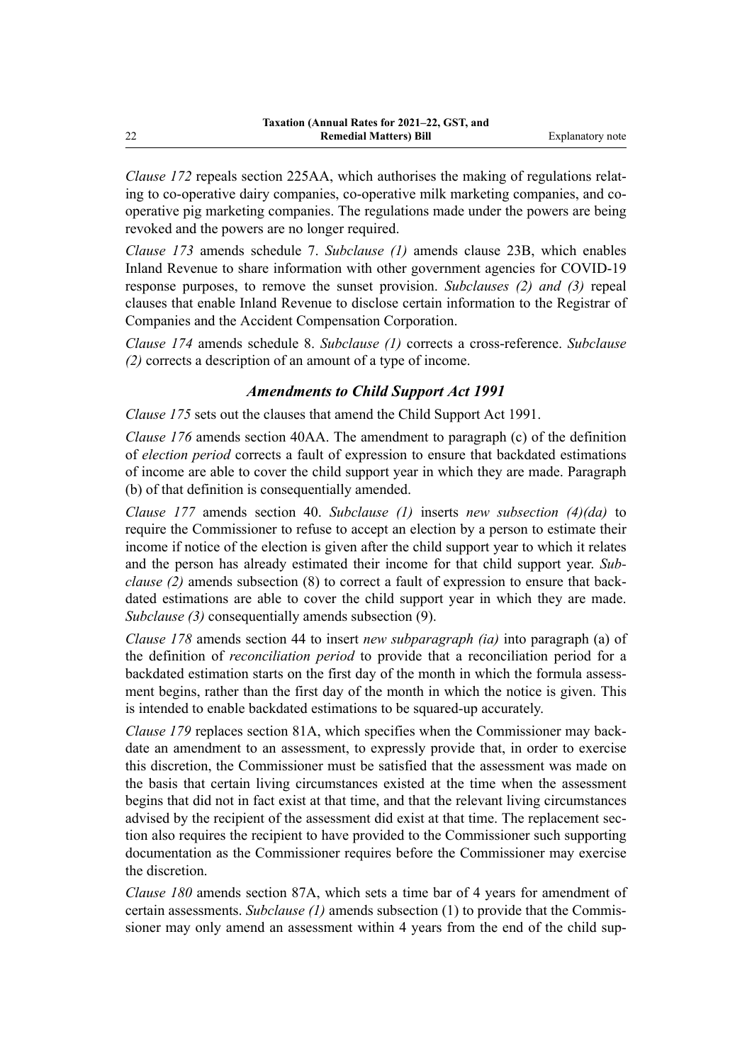*Clause 172* repeals section 225AA, which authorises the making of regulations relating to co-operative dairy companies, co-operative milk marketing companies, and co-operative pig marketing companies. The regulations made under the powers are being revoked and the powers are no longer required.

*Clause 173* amends schedule 7. *Subclause (1)* amends clause 23B, which enables Inland Revenue to share information with other government agencies for COVID-19 response purposes, to remove the sunset provision. *Subclauses (2) and (3)* repeal clauses that enable Inland Revenue to disclose certain information to the Registrar of Companies and the Accident Compensation Corporation.

*Clause 174* amends schedule 8. *Subclause (1)* corrects a cross-reference. *Subclause (2)* corrects a description of an amount of a type of income.

### *Amendments to Child Support Act 1991*

*Clause 175* sets out the clauses that amend the Child Support Act 1991.

*Clause 176* amends section 40AA. The amendment to paragraph (c) of the definition of *election period* corrects a fault of expression to ensure that backdated estimations of income are able to cover the child support year in which they are made. Paragraph (b) of that definition is consequentially amended.

*Clause 177* amends section 40. *Subclause (1)* inserts *new subsection (4)(da)* to require the Commissioner to refuse to accept an election by a person to estimate their income if notice of the election is given after the child support year to which it relates and the person has already estimated their income for that child support year. *Subclause (2)* amends subsection (8) to correct a fault of expression to ensure that backdated estimations are able to cover the child support year in which they are made. *Subclause (3)* consequentially amends subsection (9).

*Clause 178* amends section 44 to insert *new subparagraph (ia)* into paragraph (a) of the definition of *reconciliation period* to provide that a reconciliation period for a backdated estimation starts on the first day of the month in which the formula assessment begins, rather than the first day of the month in which the notice is given. This is intended to enable backdated estimations to be squared-up accurately.

*Clause 179* replaces section 81A, which specifies when the Commissioner may backdate an amendment to an assessment, to expressly provide that, in order to exercise this discretion, the Commissioner must be satisfied that the assessment was made on the basis that certain living circumstances existed at the time when the assessment begins that did not in fact exist at that time, and that the relevant living circumstances advised by the recipient of the assessment did exist at that time. The replacement section also requires the recipient to have provided to the Commissioner such supporting documentation as the Commissioner requires before the Commissioner may exercise the discretion.

*Clause 180* amends section 87A, which sets a time bar of 4 years for amendment of certain assessments. *Subclause (1)* amends subsection (1) to provide that the Commissioner may only amend an assessment within 4 years from the end of the child sup-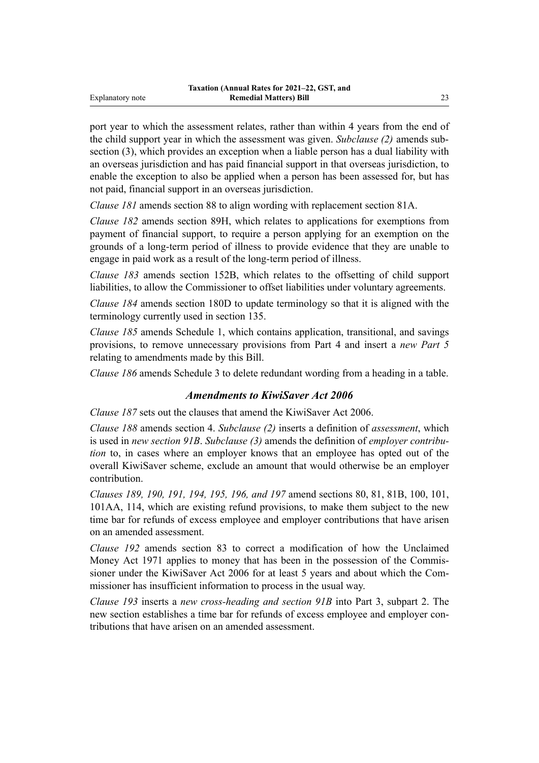port year to which the assessment relates, rather than within 4 years from the end of the child support year in which the assessment was given. *Subclause (2)* amends subsection (3), which provides an exception when a liable person has a dual liability with an overseas jurisdiction and has paid financial support in that overseas jurisdiction, to enable the exception to also be applied when a person has been assessed for, but has not paid, financial support in an overseas jurisdiction.

*Clause 181* amends section 88 to align wording with replacement section 81A.

*Clause 182* amends section 89H, which relates to applications for exemptions from payment of financial support, to require a person applying for an exemption on the grounds of a long-term period of illness to provide evidence that they are unable to engage in paid work as a result of the long-term period of illness.

*Clause 183* amends section 152B, which relates to the offsetting of child support liabilities, to allow the Commissioner to offset liabilities under voluntary agreements.

*Clause 184* amends section 180D to update terminology so that it is aligned with the terminology currently used in section 135.

*Clause 185* amends Schedule 1, which contains application, transitional, and savings provisions, to remove unnecessary provisions from Part 4 and insert a *new Part 5* relating to amendments made by this Bill.

*Clause 186* amends Schedule 3 to delete redundant wording from a heading in a table.

### *Amendments to KiwiSaver Act 2006*

*Clause 187* sets out the clauses that amend the KiwiSaver Act 2006.

*Clause 188* amends section 4. *Subclause (2)* inserts a definition of *assessment*, which is used in *new section 91B*. *Subclause (3)* amends the definition of *employer contribution* to, in cases where an employer knows that an employee has opted out of the overall KiwiSaver scheme, exclude an amount that would otherwise be an employer contribution.

*Clauses 189, 190, 191, 194, 195, 196, and 197* amend sections 80, 81, 81B, 100, 101, 101AA, 114, which are existing refund provisions, to make them subject to the new time bar for refunds of excess employee and employer contributions that have arisen on an amended assessment.

*Clause 192* amends section 83 to correct a modification of how the Unclaimed Money Act 1971 applies to money that has been in the possession of the Commissioner under the KiwiSaver Act 2006 for at least 5 years and about which the Commissioner has insufficient information to process in the usual way.

*Clause 193* inserts a *new cross-heading and section 91B* into Part 3, subpart 2. The new section establishes a time bar for refunds of excess employee and employer contributions that have arisen on an amended assessment.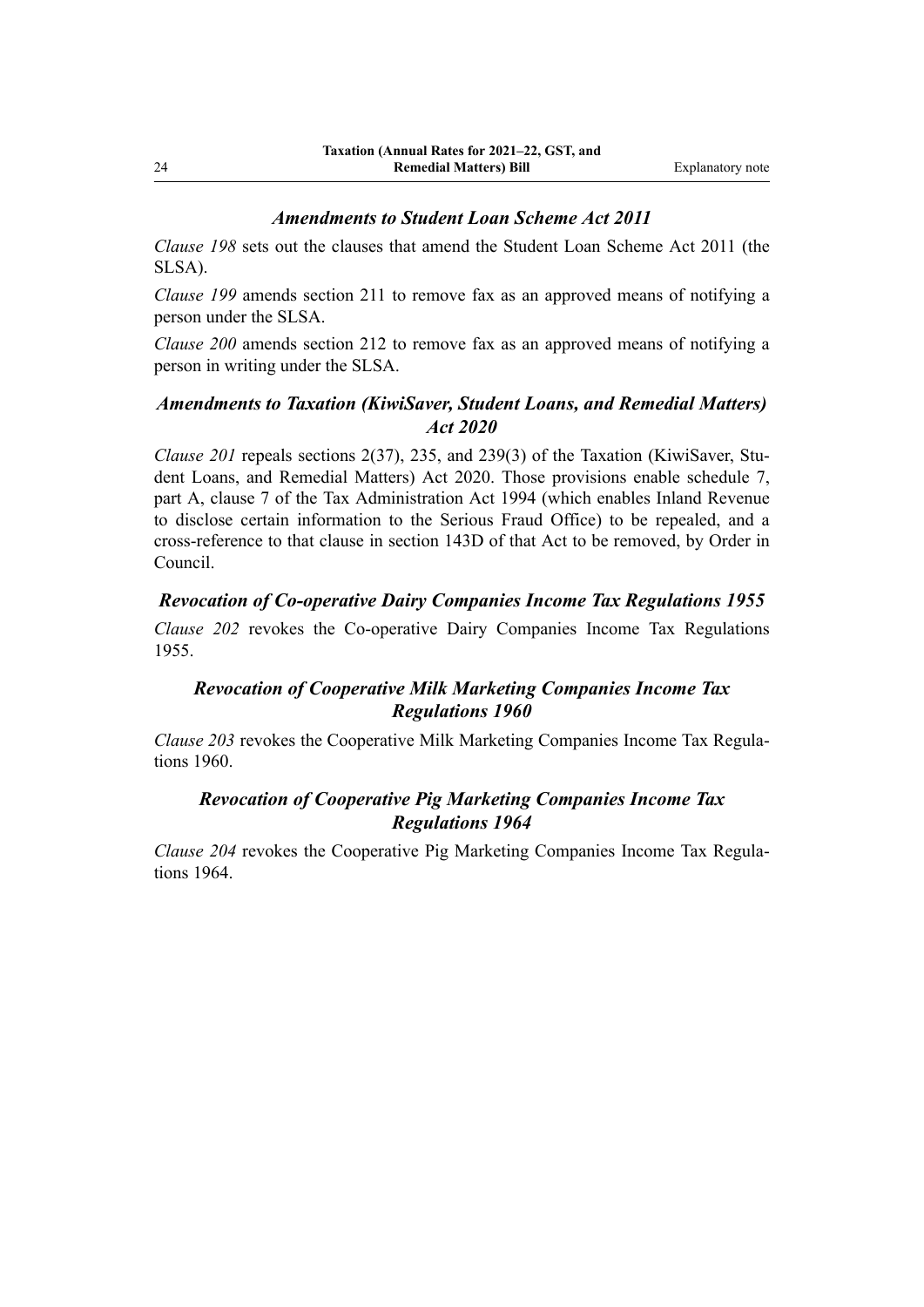### *Amendments to Student Loan Scheme Act 2011*

*Clause 198* sets out the clauses that amend the Student Loan Scheme Act 2011 (the SLSA).

*Clause 199* amends section 211 to remove fax as an approved means of notifying a person under the SLSA.

*Clause 200* amends section 212 to remove fax as an approved means of notifying a person in writing under the SLSA.

### *Amendments to Taxation (KiwiSaver, Student Loans, and Remedial Matters) Act 2020*

*Clause 201* repeals sections 2(37), 235, and 239(3) of the Taxation (KiwiSaver, Student Loans, and Remedial Matters) Act 2020. Those provisions enable schedule 7, part A, clause 7 of the Tax Administration Act 1994 (which enables Inland Revenue to disclose certain information to the Serious Fraud Office) to be repealed, and a cross-reference to that clause in section 143D of that Act to be removed, by Order in Council.

### *Revocation of Co-operative Dairy Companies Income Tax Regulations 1955*

*Clause 202* revokes the Co-operative Dairy Companies Income Tax Regulations 1955.

### *Revocation of Cooperative Milk Marketing Companies Income Tax Regulations 1960*

*Clause 203* revokes the Cooperative Milk Marketing Companies Income Tax Regulations 1960.

### *Revocation of Cooperative Pig Marketing Companies Income Tax Regulations 1964*

*Clause 204* revokes the Cooperative Pig Marketing Companies Income Tax Regulations 1964.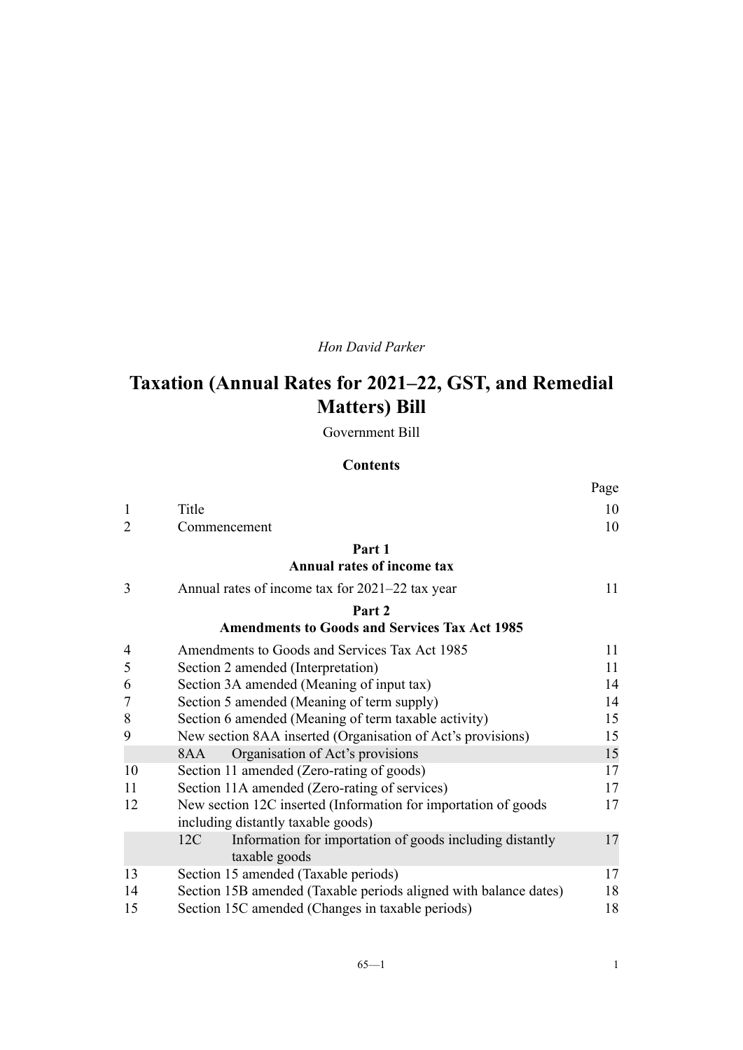*Hon David Parker*

# Taxation (Annual Rates for 2021–22, GST, and Remedial Matters) Bill

Government Bill

## Contents

| | | Page |
|---|---|---|
| 1 | Title | 10 |
| 2 | Commencement | 10 |
| | **Part 1** **Annual rates of income tax** | |
| 3 | Annual rates of income tax for 2021–22 tax year | 11 |
| | **Part 2** **Amendments to Goods and Services Tax Act 1985** | |
| 4 | Amendments to Goods and Services Tax Act 1985 | 11 |
| 5 | Section 2 amended (Interpretation) | 11 |
| 6 | Section 3A amended (Meaning of input tax) | 14 |
| 7 | Section 5 amended (Meaning of term supply) | 14 |
| 8 | Section 6 amended (Meaning of term taxable activity) | 15 |
| 9 | New section 8AA inserted (Organisation of Act's provisions) | 15 |
| | 8AA Organisation of Act's provisions | 15 |
| 10 | Section 11 amended (Zero-rating of goods) | 17 |
| 11 | Section 11A amended (Zero-rating of services) | 17 |
| 12 | New section 12C inserted (Information for importation of goods including distantly taxable goods) | 17 |
| | 12C Information for importation of goods including distantly taxable goods | 17 |
| 13 | Section 15 amended (Taxable periods) | 17 |
| 14 | Section 15B amended (Taxable periods aligned with balance dates) | 18 |
| 15 | Section 15C amended (Changes in taxable periods) | 18 |

65—1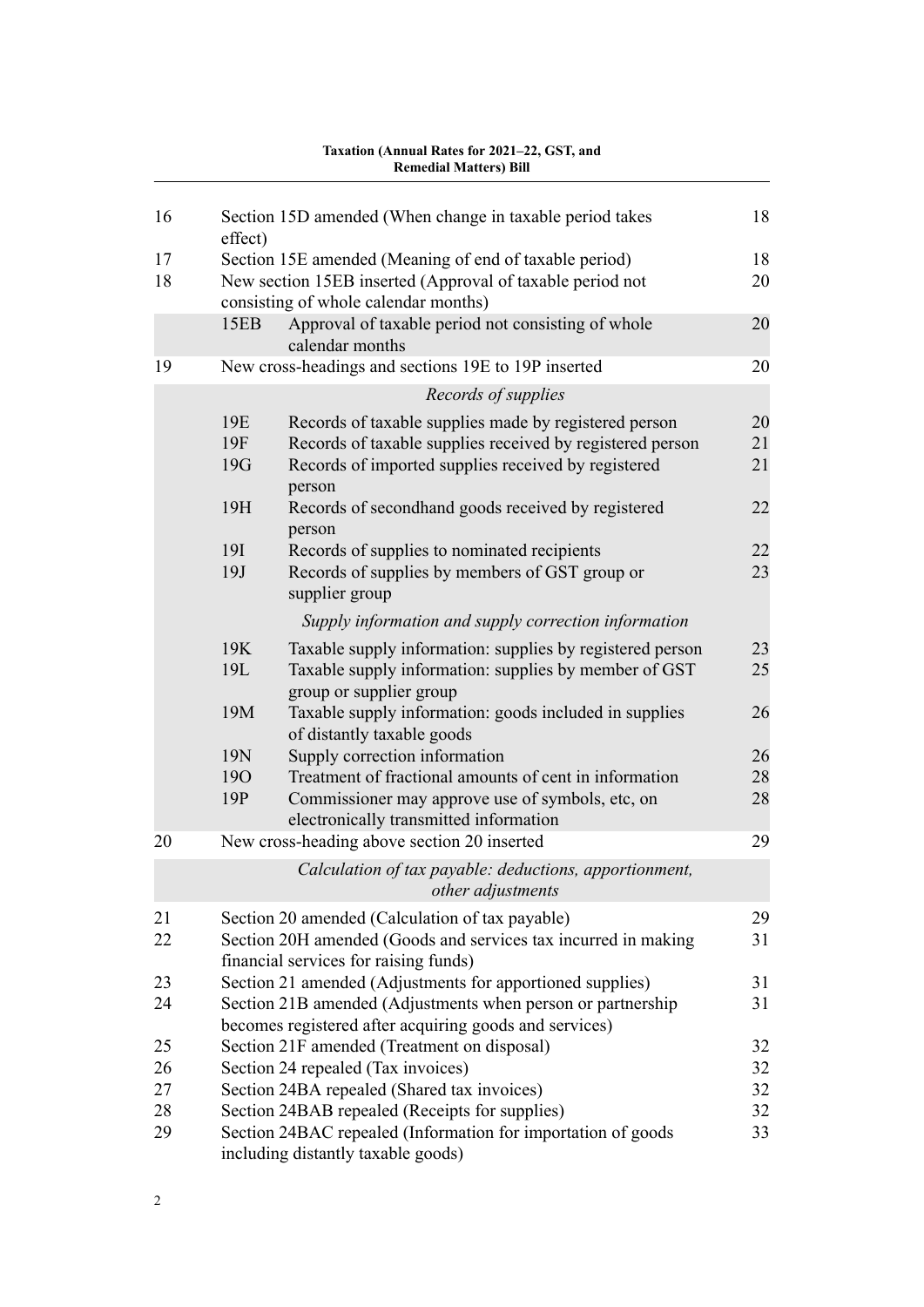| | | | |
|---|---|---|---|
| 16 | Section 15D amended (When change in taxable period takes effect) | | 18 |
| 17 | Section 15E amended (Meaning of end of taxable period) | | 18 |
| 18 | New section 15EB inserted (Approval of taxable period not consisting of whole calendar months) | | 20 |
| | 15EB | Approval of taxable period not consisting of whole calendar months | 20 |
| 19 | New cross-headings and sections 19E to 19P inserted | | 20 |
| | | *Records of supplies* | |
| | 19E | Records of taxable supplies made by registered person | 20 |
| | 19F | Records of taxable supplies received by registered person | 21 |
| | 19G | Records of imported supplies received by registered person | 21 |
| | 19H | Records of secondhand goods received by registered person | 22 |
| | 19I | Records of supplies to nominated recipients | 22 |
| | 19J | Records of supplies by members of GST group or supplier group | 23 |
| | | *Supply information and supply correction information* | |
| | 19K | Taxable supply information: supplies by registered person | 23 |
| | 19L | Taxable supply information: supplies by member of GST group or supplier group | 25 |
| | 19M | Taxable supply information: goods included in supplies of distantly taxable goods | 26 |
| | 19N | Supply correction information | 26 |
| | 19O | Treatment of fractional amounts of cent in information | 28 |
| | 19P | Commissioner may approve use of symbols, etc, on electronically transmitted information | 28 |
| 20 | New cross-heading above section 20 inserted | | 29 |
| | | *Calculation of tax payable: deductions, apportionment, other adjustments* | |
| 21 | Section 20 amended (Calculation of tax payable) | | 29 |
| 22 | Section 20H amended (Goods and services tax incurred in making financial services for raising funds) | | 31 |
| 23 | Section 21 amended (Adjustments for apportioned supplies) | | 31 |
| 24 | Section 21B amended (Adjustments when person or partnership becomes registered after acquiring goods and services) | | 31 |
| 25 | Section 21F amended (Treatment on disposal) | | 32 |
| 26 | Section 24 repealed (Tax invoices) | | 32 |
| 27 | Section 24BA repealed (Shared tax invoices) | | 32 |
| 28 | Section 24BAB repealed (Receipts for supplies) | | 32 |
| 29 | Section 24BAC repealed (Information for importation of goods including distantly taxable goods) | | 33 |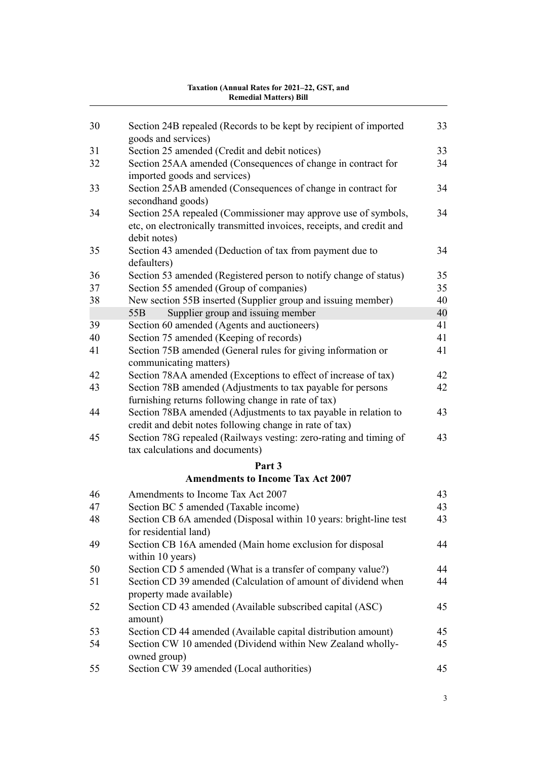| | | |
|---|---|---|
| 30 | Section 24B repealed (Records to be kept by recipient of imported goods and services) | 33 |
| 31 | Section 25 amended (Credit and debit notices) | 33 |
| 32 | Section 25AA amended (Consequences of change in contract for imported goods and services) | 34 |
| 33 | Section 25AB amended (Consequences of change in contract for secondhand goods) | 34 |
| 34 | Section 25A repealed (Commissioner may approve use of symbols, etc, on electronically transmitted invoices, receipts, and credit and debit notes) | 34 |
| 35 | Section 43 amended (Deduction of tax from payment due to defaulters) | 34 |
| 36 | Section 53 amended (Registered person to notify change of status) | 35 |
| 37 | Section 55 amended (Group of companies) | 35 |
| 38 | New section 55B inserted (Supplier group and issuing member) | 40 |
| | 55B Supplier group and issuing member | 40 |
| 39 | Section 60 amended (Agents and auctioneers) | 41 |
| 40 | Section 75 amended (Keeping of records) | 41 |
| 41 | Section 75B amended (General rules for giving information or communicating matters) | 41 |
| 42 | Section 78AA amended (Exceptions to effect of increase of tax) | 42 |
| 43 | Section 78B amended (Adjustments to tax payable for persons furnishing returns following change in rate of tax) | 42 |
| 44 | Section 78BA amended (Adjustments to tax payable in relation to credit and debit notes following change in rate of tax) | 43 |
| 45 | Section 78G repealed (Railways vesting: zero-rating and timing of tax calculations and documents) | 43 |

## Part 3
## Amendments to Income Tax Act 2007

| | | |
|---|---|---|
| 46 | Amendments to Income Tax Act 2007 | 43 |
| 47 | Section BC 5 amended (Taxable income) | 43 |
| 48 | Section CB 6A amended (Disposal within 10 years: bright-line test for residential land) | 43 |
| 49 | Section CB 16A amended (Main home exclusion for disposal within 10 years) | 44 |
| 50 | Section CD 5 amended (What is a transfer of company value?) | 44 |
| 51 | Section CD 39 amended (Calculation of amount of dividend when property made available) | 44 |
| 52 | Section CD 43 amended (Available subscribed capital (ASC) amount) | 45 |
| 53 | Section CD 44 amended (Available capital distribution amount) | 45 |
| 54 | Section CW 10 amended (Dividend within New Zealand wholly-owned group) | 45 |
| 55 | Section CW 39 amended (Local authorities) | 45 |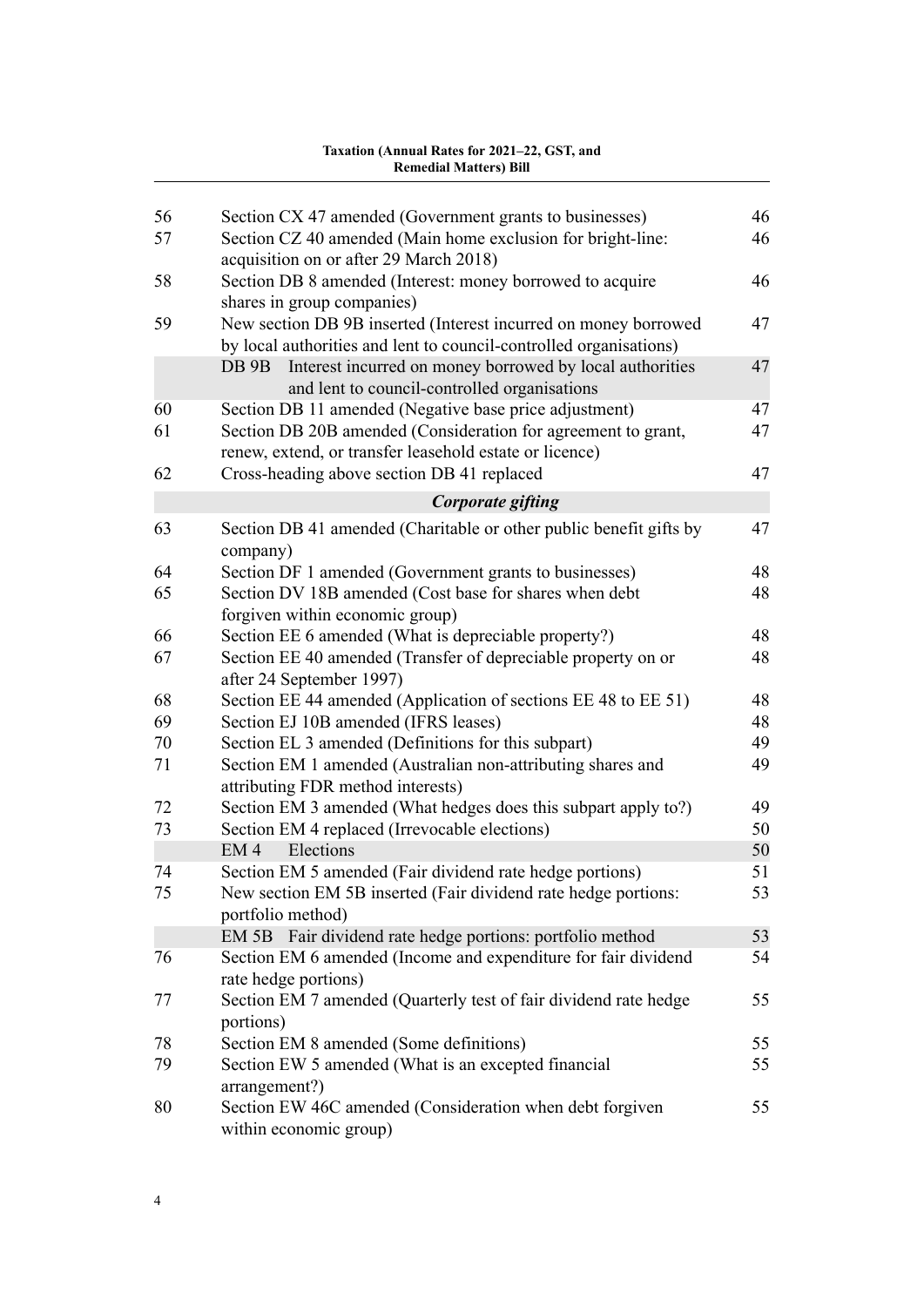| | | |
|---|---|---|
| 56 | Section CX 47 amended (Government grants to businesses) | 46 |
| 57 | Section CZ 40 amended (Main home exclusion for bright-line: acquisition on or after 29 March 2018) | 46 |
| 58 | Section DB 8 amended (Interest: money borrowed to acquire shares in group companies) | 46 |
| 59 | New section DB 9B inserted (Interest incurred on money borrowed by local authorities and lent to council-controlled organisations) | 47 |
| | DB 9B Interest incurred on money borrowed by local authorities and lent to council-controlled organisations | 47 |
| 60 | Section DB 11 amended (Negative base price adjustment) | 47 |
| 61 | Section DB 20B amended (Consideration for agreement to grant, renew, extend, or transfer leasehold estate or licence) | 47 |
| 62 | Cross-heading above section DB 41 replaced | 47 |
| | ***Corporate gifting*** | |
| 63 | Section DB 41 amended (Charitable or other public benefit gifts by company) | 47 |
| 64 | Section DF 1 amended (Government grants to businesses) | 48 |
| 65 | Section DV 18B amended (Cost base for shares when debt forgiven within economic group) | 48 |
| 66 | Section EE 6 amended (What is depreciable property?) | 48 |
| 67 | Section EE 40 amended (Transfer of depreciable property on or after 24 September 1997) | 48 |
| 68 | Section EE 44 amended (Application of sections EE 48 to EE 51) | 48 |
| 69 | Section EJ 10B amended (IFRS leases) | 48 |
| 70 | Section EL 3 amended (Definitions for this subpart) | 49 |
| 71 | Section EM 1 amended (Australian non-attributing shares and attributing FDR method interests) | 49 |
| 72 | Section EM 3 amended (What hedges does this subpart apply to?) | 49 |
| 73 | Section EM 4 replaced (Irrevocable elections) | 50 |
| | EM 4 Elections | 50 |
| 74 | Section EM 5 amended (Fair dividend rate hedge portions) | 51 |
| 75 | New section EM 5B inserted (Fair dividend rate hedge portions: portfolio method) | 53 |
| | EM 5B Fair dividend rate hedge portions: portfolio method | 53 |
| 76 | Section EM 6 amended (Income and expenditure for fair dividend rate hedge portions) | 54 |
| 77 | Section EM 7 amended (Quarterly test of fair dividend rate hedge portions) | 55 |
| 78 | Section EM 8 amended (Some definitions) | 55 |
| 79 | Section EW 5 amended (What is an excepted financial arrangement?) | 55 |
| 80 | Section EW 46C amended (Consideration when debt forgiven within economic group) | 55 |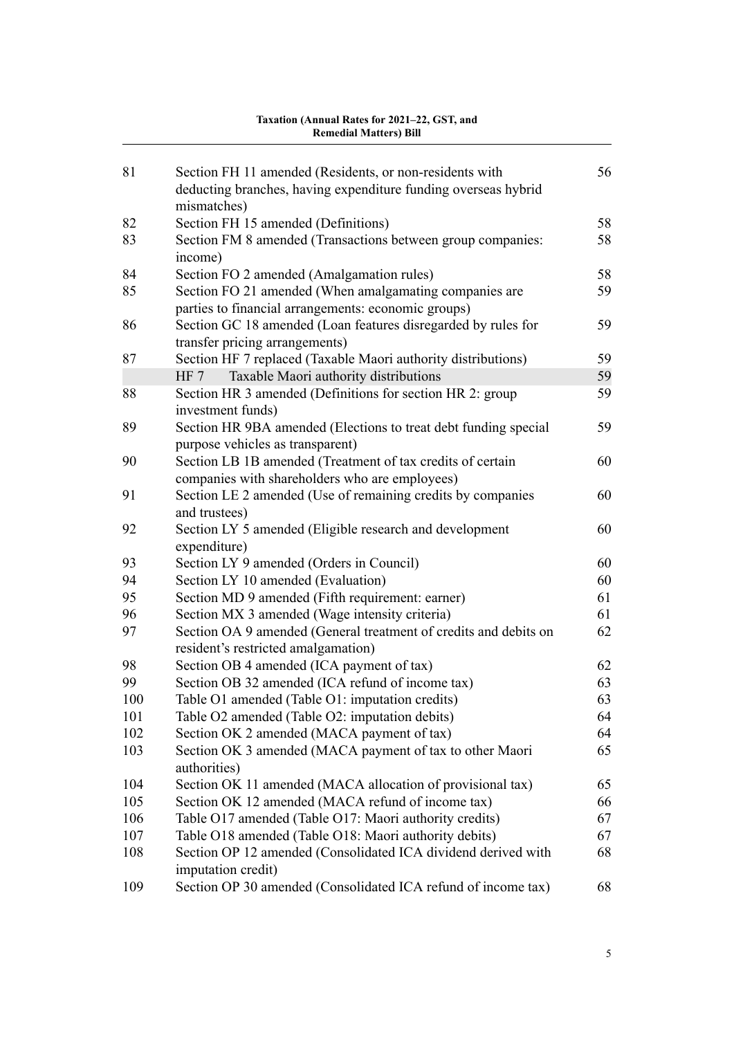| | | |
|---|---|---|
| 81 | Section FH 11 amended (Residents, or non-residents with deducting branches, having expenditure funding overseas hybrid mismatches) | 56 |
| 82 | Section FH 15 amended (Definitions) | 58 |
| 83 | Section FM 8 amended (Transactions between group companies: income) | 58 |
| 84 | Section FO 2 amended (Amalgamation rules) | 58 |
| 85 | Section FO 21 amended (When amalgamating companies are parties to financial arrangements: economic groups) | 59 |
| 86 | Section GC 18 amended (Loan features disregarded by rules for transfer pricing arrangements) | 59 |
| 87 | Section HF 7 replaced (Taxable Maori authority distributions) | 59 |
| | HF 7 Taxable Maori authority distributions | 59 |
| 88 | Section HR 3 amended (Definitions for section HR 2: group investment funds) | 59 |
| 89 | Section HR 9BA amended (Elections to treat debt funding special purpose vehicles as transparent) | 59 |
| 90 | Section LB 1B amended (Treatment of tax credits of certain companies with shareholders who are employees) | 60 |
| 91 | Section LE 2 amended (Use of remaining credits by companies and trustees) | 60 |
| 92 | Section LY 5 amended (Eligible research and development expenditure) | 60 |
| 93 | Section LY 9 amended (Orders in Council) | 60 |
| 94 | Section LY 10 amended (Evaluation) | 60 |
| 95 | Section MD 9 amended (Fifth requirement: earner) | 61 |
| 96 | Section MX 3 amended (Wage intensity criteria) | 61 |
| 97 | Section OA 9 amended (General treatment of credits and debits on resident's restricted amalgamation) | 62 |
| 98 | Section OB 4 amended (ICA payment of tax) | 62 |
| 99 | Section OB 32 amended (ICA refund of income tax) | 63 |
| 100 | Table O1 amended (Table O1: imputation credits) | 63 |
| 101 | Table O2 amended (Table O2: imputation debits) | 64 |
| 102 | Section OK 2 amended (MACA payment of tax) | 64 |
| 103 | Section OK 3 amended (MACA payment of tax to other Maori authorities) | 65 |
| 104 | Section OK 11 amended (MACA allocation of provisional tax) | 65 |
| 105 | Section OK 12 amended (MACA refund of income tax) | 66 |
| 106 | Table O17 amended (Table O17: Maori authority credits) | 67 |
| 107 | Table O18 amended (Table O18: Maori authority debits) | 67 |
| 108 | Section OP 12 amended (Consolidated ICA dividend derived with imputation credit) | 68 |
| 109 | Section OP 30 amended (Consolidated ICA refund of income tax) | 68 |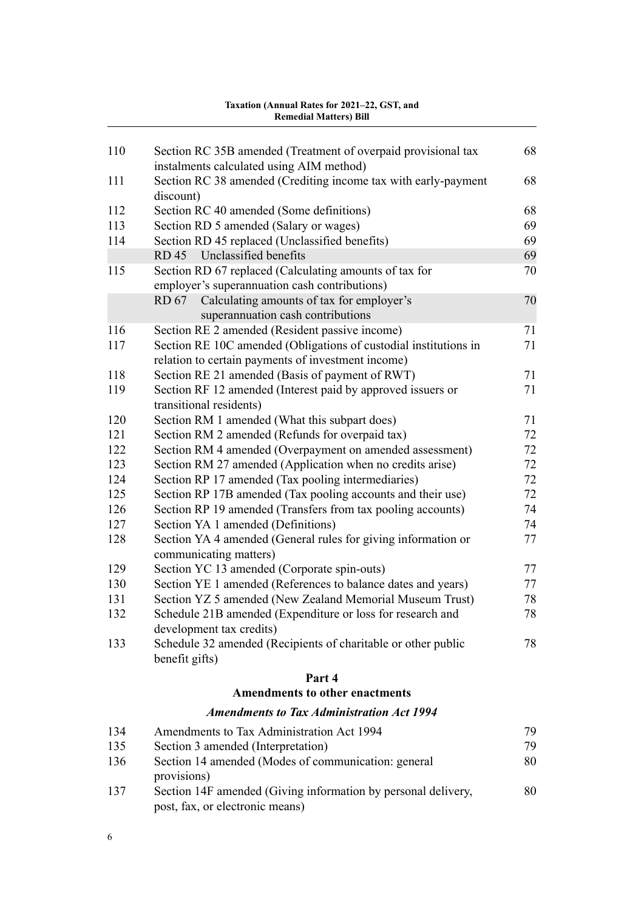| | | |
|---|---|---|
| 110 | Section RC 35B amended (Treatment of overpaid provisional tax instalments calculated using AIM method) | 68 |
| 111 | Section RC 38 amended (Crediting income tax with early-payment discount) | 68 |
| 112 | Section RC 40 amended (Some definitions) | 68 |
| 113 | Section RD 5 amended (Salary or wages) | 69 |
| 114 | Section RD 45 replaced (Unclassified benefits) | 69 |
| | RD 45 Unclassified benefits | 69 |
| 115 | Section RD 67 replaced (Calculating amounts of tax for employer's superannuation cash contributions) | 70 |
| | RD 67 Calculating amounts of tax for employer's superannuation cash contributions | 70 |
| 116 | Section RE 2 amended (Resident passive income) | 71 |
| 117 | Section RE 10C amended (Obligations of custodial institutions in relation to certain payments of investment income) | 71 |
| 118 | Section RE 21 amended (Basis of payment of RWT) | 71 |
| 119 | Section RF 12 amended (Interest paid by approved issuers or transitional residents) | 71 |
| 120 | Section RM 1 amended (What this subpart does) | 71 |
| 121 | Section RM 2 amended (Refunds for overpaid tax) | 72 |
| 122 | Section RM 4 amended (Overpayment on amended assessment) | 72 |
| 123 | Section RM 27 amended (Application when no credits arise) | 72 |
| 124 | Section RP 17 amended (Tax pooling intermediaries) | 72 |
| 125 | Section RP 17B amended (Tax pooling accounts and their use) | 72 |
| 126 | Section RP 19 amended (Transfers from tax pooling accounts) | 74 |
| 127 | Section YA 1 amended (Definitions) | 74 |
| 128 | Section YA 4 amended (General rules for giving information or communicating matters) | 77 |
| 129 | Section YC 13 amended (Corporate spin-outs) | 77 |
| 130 | Section YE 1 amended (References to balance dates and years) | 77 |
| 131 | Section YZ 5 amended (New Zealand Memorial Museum Trust) | 78 |
| 132 | Schedule 21B amended (Expenditure or loss for research and development tax credits) | 78 |
| 133 | Schedule 32 amended (Recipients of charitable or other public benefit gifts) | 78 |

## Part 4
## Amendments to other enactments

### *Amendments to Tax Administration Act 1994*

| | | |
|---|---|---|
| 134 | Amendments to Tax Administration Act 1994 | 79 |
| 135 | Section 3 amended (Interpretation) | 79 |
| 136 | Section 14 amended (Modes of communication: general provisions) | 80 |
| 137 | Section 14F amended (Giving information by personal delivery, post, fax, or electronic means) | 80 |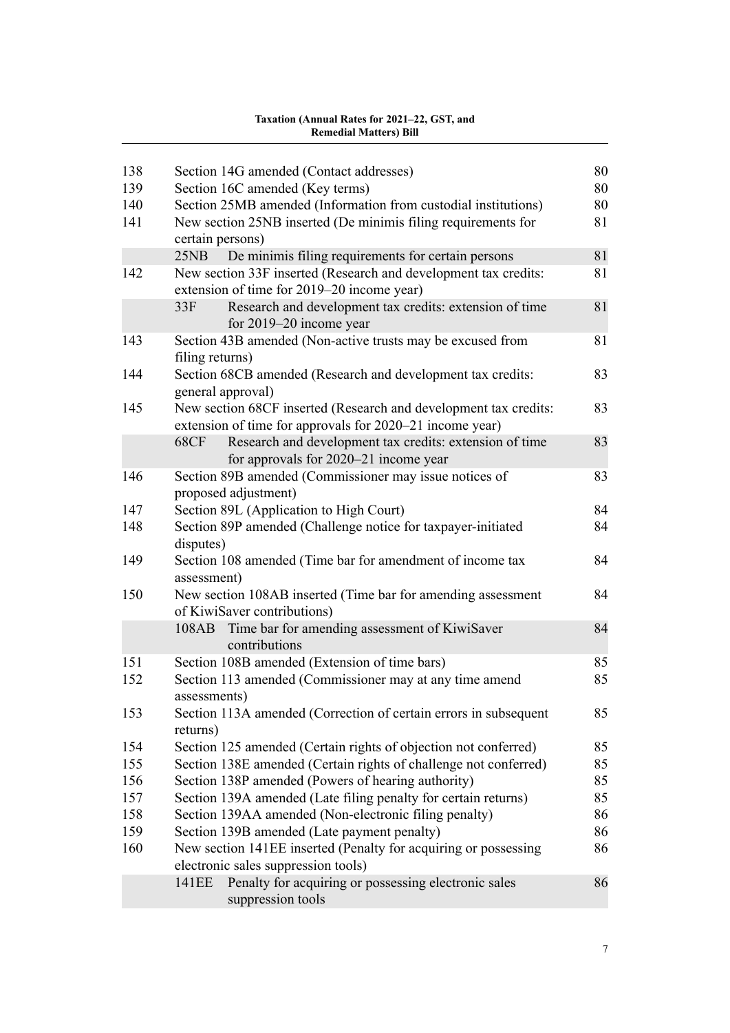| | | |
|---|---|---|
| 138 | Section 14G amended (Contact addresses) | 80 |
| 139 | Section 16C amended (Key terms) | 80 |
| 140 | Section 25MB amended (Information from custodial institutions) | 80 |
| 141 | New section 25NB inserted (De minimis filing requirements for certain persons) | 81 |
| | 25NB De minimis filing requirements for certain persons | 81 |
| 142 | New section 33F inserted (Research and development tax credits: extension of time for 2019–20 income year) | 81 |
| | 33F Research and development tax credits: extension of time for 2019–20 income year | 81 |
| 143 | Section 43B amended (Non-active trusts may be excused from filing returns) | 81 |
| 144 | Section 68CB amended (Research and development tax credits: general approval) | 83 |
| 145 | New section 68CF inserted (Research and development tax credits: extension of time for approvals for 2020–21 income year) | 83 |
| | 68CF Research and development tax credits: extension of time for approvals for 2020–21 income year | 83 |
| 146 | Section 89B amended (Commissioner may issue notices of proposed adjustment) | 83 |
| 147 | Section 89L (Application to High Court) | 84 |
| 148 | Section 89P amended (Challenge notice for taxpayer-initiated disputes) | 84 |
| 149 | Section 108 amended (Time bar for amendment of income tax assessment) | 84 |
| 150 | New section 108AB inserted (Time bar for amending assessment of KiwiSaver contributions) | 84 |
| | 108AB Time bar for amending assessment of KiwiSaver contributions | 84 |
| 151 | Section 108B amended (Extension of time bars) | 85 |
| 152 | Section 113 amended (Commissioner may at any time amend assessments) | 85 |
| 153 | Section 113A amended (Correction of certain errors in subsequent returns) | 85 |
| 154 | Section 125 amended (Certain rights of objection not conferred) | 85 |
| 155 | Section 138E amended (Certain rights of challenge not conferred) | 85 |
| 156 | Section 138P amended (Powers of hearing authority) | 85 |
| 157 | Section 139A amended (Late filing penalty for certain returns) | 85 |
| 158 | Section 139AA amended (Non-electronic filing penalty) | 86 |
| 159 | Section 139B amended (Late payment penalty) | 86 |
| 160 | New section 141EE inserted (Penalty for acquiring or possessing electronic sales suppression tools) | 86 |
| | 141EE Penalty for acquiring or possessing electronic sales suppression tools | 86 |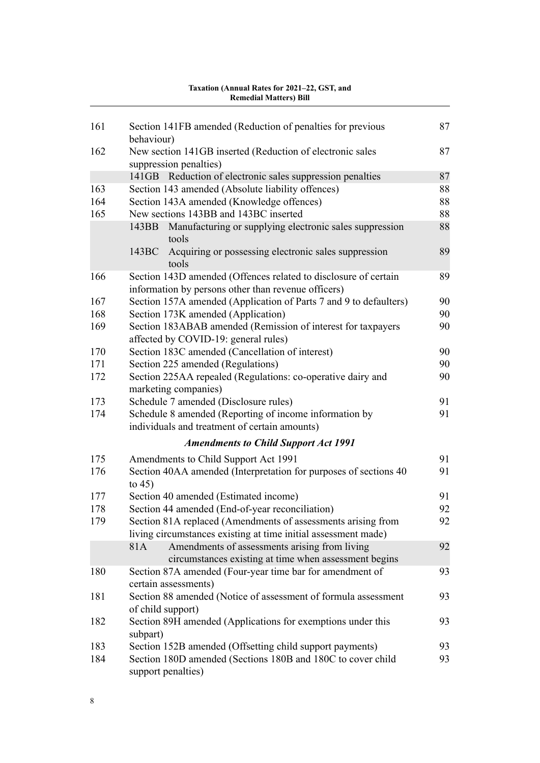| | | |
|---|---|---|
| 161 | Section 141FB amended (Reduction of penalties for previous behaviour) | 87 |
| 162 | New section 141GB inserted (Reduction of electronic sales suppression penalties) | 87 |
| | 141GB Reduction of electronic sales suppression penalties | 87 |
| 163 | Section 143 amended (Absolute liability offences) | 88 |
| 164 | Section 143A amended (Knowledge offences) | 88 |
| 165 | New sections 143BB and 143BC inserted | 88 |
| | 143BB Manufacturing or supplying electronic sales suppression tools | 88 |
| | 143BC Acquiring or possessing electronic sales suppression tools | 89 |
| 166 | Section 143D amended (Offences related to disclosure of certain information by persons other than revenue officers) | 89 |
| 167 | Section 157A amended (Application of Parts 7 and 9 to defaulters) | 90 |
| 168 | Section 173K amended (Application) | 90 |
| 169 | Section 183ABAB amended (Remission of interest for taxpayers affected by COVID-19: general rules) | 90 |
| 170 | Section 183C amended (Cancellation of interest) | 90 |
| 171 | Section 225 amended (Regulations) | 90 |
| 172 | Section 225AA repealed (Regulations: co-operative dairy and marketing companies) | 90 |
| 173 | Schedule 7 amended (Disclosure rules) | 91 |
| 174 | Schedule 8 amended (Reporting of income information by individuals and treatment of certain amounts) | 91 |

***Amendments to Child Support Act 1991***

| | | |
|---|---|---|
| 175 | Amendments to Child Support Act 1991 | 91 |
| 176 | Section 40AA amended (Interpretation for purposes of sections 40 to 45) | 91 |
| 177 | Section 40 amended (Estimated income) | 91 |
| 178 | Section 44 amended (End-of-year reconciliation) | 92 |
| 179 | Section 81A replaced (Amendments of assessments arising from living circumstances existing at time initial assessment made) | 92 |
| | 81A Amendments of assessments arising from living circumstances existing at time when assessment begins | 92 |
| 180 | Section 87A amended (Four-year time bar for amendment of certain assessments) | 93 |
| 181 | Section 88 amended (Notice of assessment of formula assessment of child support) | 93 |
| 182 | Section 89H amended (Applications for exemptions under this subpart) | 93 |
| 183 | Section 152B amended (Offsetting child support payments) | 93 |
| 184 | Section 180D amended (Sections 180B and 180C to cover child support penalties) | 93 |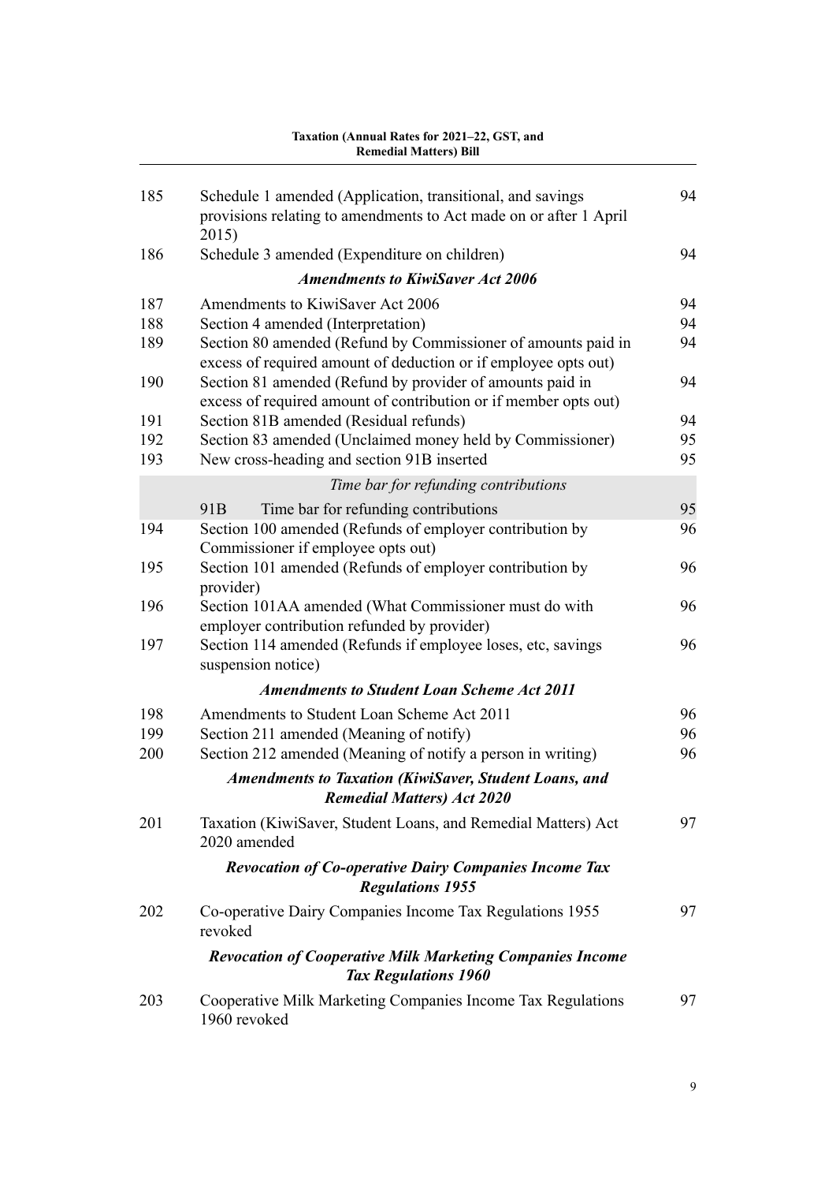| | | |
|---|---|---|
| 185 | Schedule 1 amended (Application, transitional, and savings provisions relating to amendments to Act made on or after 1 April 2015) | 94 |
| 186 | Schedule 3 amended (Expenditure on children) | 94 |
| | ***Amendments to KiwiSaver Act 2006*** | |
| 187 | Amendments to KiwiSaver Act 2006 | 94 |
| 188 | Section 4 amended (Interpretation) | 94 |
| 189 | Section 80 amended (Refund by Commissioner of amounts paid in excess of required amount of deduction or if employee opts out) | 94 |
| 190 | Section 81 amended (Refund by provider of amounts paid in excess of required amount of contribution or if member opts out) | 94 |
| 191 | Section 81B amended (Residual refunds) | 94 |
| 192 | Section 83 amended (Unclaimed money held by Commissioner) | 95 |
| 193 | New cross-heading and section 91B inserted | 95 |
| | *Time bar for refunding contributions* | |
| | 91B Time bar for refunding contributions | 95 |
| 194 | Section 100 amended (Refunds of employer contribution by Commissioner if employee opts out) | 96 |
| 195 | Section 101 amended (Refunds of employer contribution by provider) | 96 |
| 196 | Section 101AA amended (What Commissioner must do with employer contribution refunded by provider) | 96 |
| 197 | Section 114 amended (Refunds if employee loses, etc, savings suspension notice) | 96 |
| | ***Amendments to Student Loan Scheme Act 2011*** | |
| 198 | Amendments to Student Loan Scheme Act 2011 | 96 |
| 199 | Section 211 amended (Meaning of notify) | 96 |
| 200 | Section 212 amended (Meaning of notify a person in writing) | 96 |
| | ***Amendments to Taxation (KiwiSaver, Student Loans, and Remedial Matters) Act 2020*** | |
| 201 | Taxation (KiwiSaver, Student Loans, and Remedial Matters) Act 2020 amended | 97 |
| | ***Revocation of Co-operative Dairy Companies Income Tax Regulations 1955*** | |
| 202 | Co-operative Dairy Companies Income Tax Regulations 1955 revoked | 97 |
| | ***Revocation of Cooperative Milk Marketing Companies Income Tax Regulations 1960*** | |
| 203 | Cooperative Milk Marketing Companies Income Tax Regulations 1960 revoked | 97 |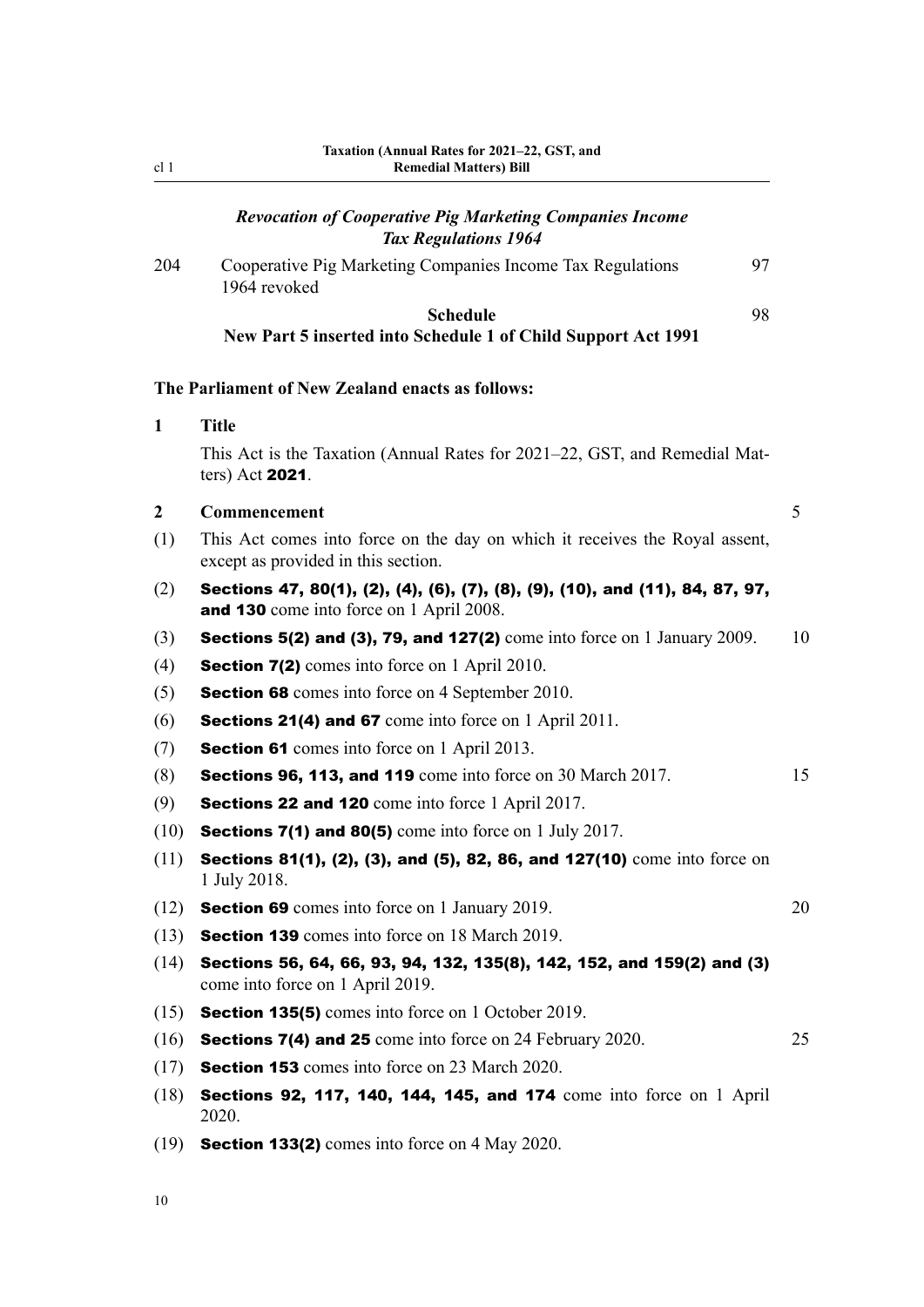*Revocation of Cooperative Pig Marketing Companies Income Tax Regulations 1964*

204 Cooperative Pig Marketing Companies Income Tax Regulations 1964 revoked 97

**Schedule** 98
**New Part 5 inserted into Schedule 1 of Child Support Act 1991**

**The Parliament of New Zealand enacts as follows:**

**1 Title**

This Act is the Taxation (Annual Rates for 2021–22, GST, and Remedial Matters) Act **2021**.

**2 Commencement**

(1) This Act comes into force on the day on which it receives the Royal assent, except as provided in this section.

(2) **Sections 47, 80(1), (2), (4), (6), (7), (8), (9), (10), and (11), 84, 87, 97, and 130** come into force on 1 April 2008.

(3) **Sections 5(2) and (3), 79, and 127(2)** come into force on 1 January 2009.

(4) **Section 7(2)** comes into force on 1 April 2010.

(5) **Section 68** comes into force on 4 September 2010.

(6) **Sections 21(4) and 67** come into force on 1 April 2011.

(7) **Section 61** comes into force on 1 April 2013.

(8) **Sections 96, 113, and 119** come into force on 30 March 2017.

(9) **Sections 22 and 120** come into force 1 April 2017.

(10) **Sections 7(1) and 80(5)** come into force on 1 July 2017.

(11) **Sections 81(1), (2), (3), and (5), 82, 86, and 127(10)** come into force on 1 July 2018.

(12) **Section 69** comes into force on 1 January 2019.

(13) **Section 139** comes into force on 18 March 2019.

(14) **Sections 56, 64, 66, 93, 94, 132, 135(8), 142, 152, and 159(2) and (3)** come into force on 1 April 2019.

(15) **Section 135(5)** comes into force on 1 October 2019.

(16) **Sections 7(4) and 25** come into force on 24 February 2020.

(17) **Section 153** comes into force on 23 March 2020.

(18) **Sections 92, 117, 140, 144, 145, and 174** come into force on 1 April 2020.

(19) **Section 133(2)** comes into force on 4 May 2020.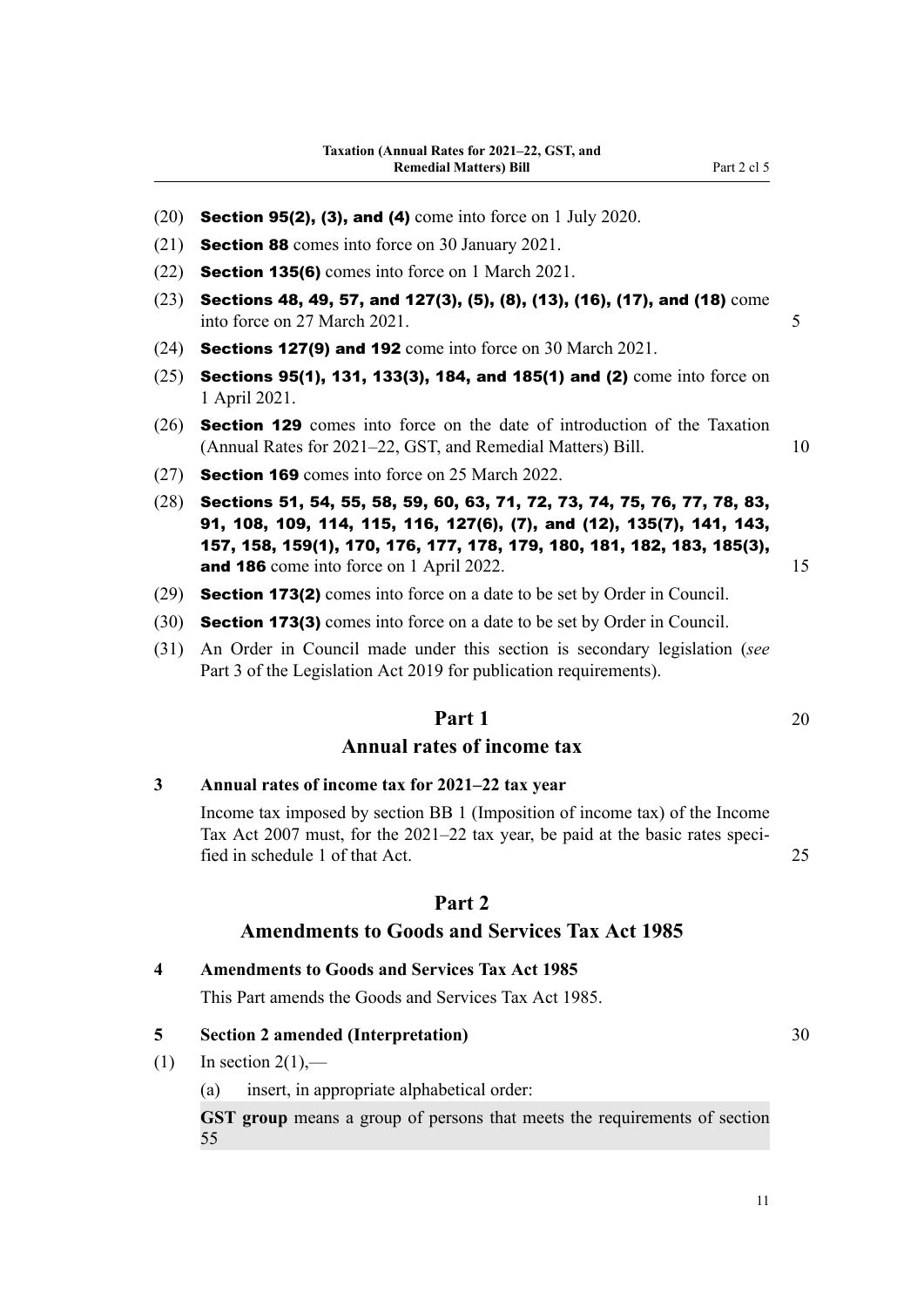(20) **Section 95(2), (3), and (4)** come into force on 1 July 2020.

(21) **Section 88** comes into force on 30 January 2021.

(22) **Section 135(6)** comes into force on 1 March 2021.

(23) **Sections 48, 49, 57, and 127(3), (5), (8), (13), (16), (17), and (18)** come into force on 27 March 2021.

(24) **Sections 127(9) and 192** come into force on 30 March 2021.

(25) **Sections 95(1), 131, 133(3), 184, and 185(1) and (2)** come into force on 1 April 2021.

(26) **Section 129** comes into force on the date of introduction of the Taxation (Annual Rates for 2021–22, GST, and Remedial Matters) Bill.

(27) **Section 169** comes into force on 25 March 2022.

(28) **Sections 51, 54, 55, 58, 59, 60, 63, 71, 72, 73, 74, 75, 76, 77, 78, 83, 91, 108, 109, 114, 115, 116, 127(6), (7), and (12), 135(7), 141, 143, 157, 158, 159(1), 170, 176, 177, 178, 179, 180, 181, 182, 183, 185(3), and 186** come into force on 1 April 2022.

(29) **Section 173(2)** comes into force on a date to be set by Order in Council.

(30) **Section 173(3)** comes into force on a date to be set by Order in Council.

(31) An Order in Council made under this section is secondary legislation (*see* Part 3 of the Legislation Act 2019 for publication requirements).

## Part 1
## Annual rates of income tax

### 3 Annual rates of income tax for 2021–22 tax year

Income tax imposed by section BB 1 (Imposition of income tax) of the Income Tax Act 2007 must, for the 2021–22 tax year, be paid at the basic rates specified in schedule 1 of that Act.

## Part 2
## Amendments to Goods and Services Tax Act 1985

### 4 Amendments to Goods and Services Tax Act 1985

This Part amends the Goods and Services Tax Act 1985.

### 5 Section 2 amended (Interpretation)

(1) In section 2(1),—

(a) insert, in appropriate alphabetical order:

**GST group** means a group of persons that meets the requirements of section 55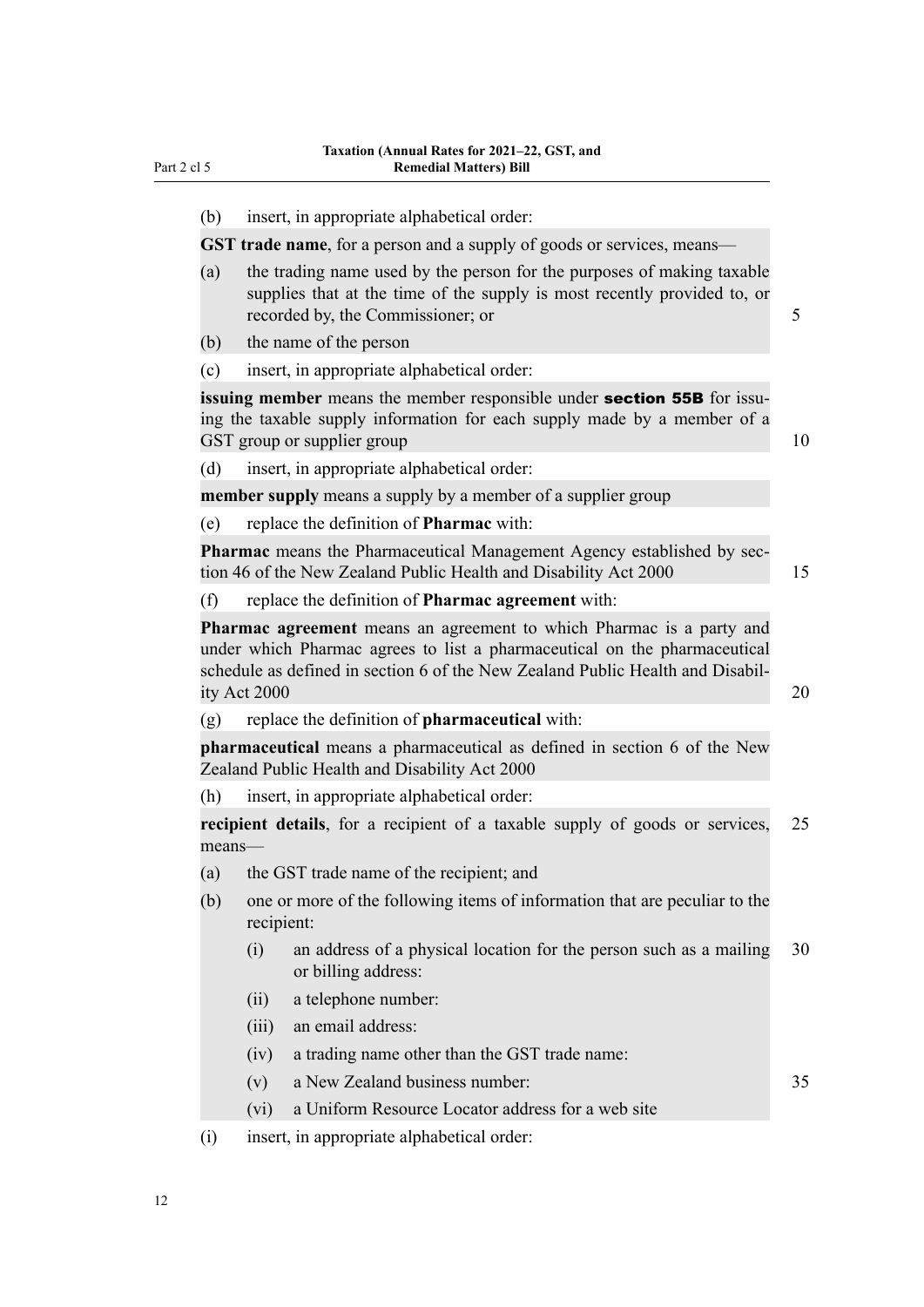(b) insert, in appropriate alphabetical order:

**GST trade name**, for a person and a supply of goods or services, means—

(a) the trading name used by the person for the purposes of making taxable supplies that at the time of the supply is most recently provided to, or recorded by, the Commissioner; or

(b) the name of the person

(c) insert, in appropriate alphabetical order:

**issuing member** means the member responsible under **section 55B** for issuing the taxable supply information for each supply made by a member of a GST group or supplier group

(d) insert, in appropriate alphabetical order:

**member supply** means a supply by a member of a supplier group

(e) replace the definition of **Pharmac** with:

**Pharmac** means the Pharmaceutical Management Agency established by section 46 of the New Zealand Public Health and Disability Act 2000

(f) replace the definition of **Pharmac agreement** with:

**Pharmac agreement** means an agreement to which Pharmac is a party and under which Pharmac agrees to list a pharmaceutical on the pharmaceutical schedule as defined in section 6 of the New Zealand Public Health and Disability Act 2000

(g) replace the definition of **pharmaceutical** with:

**pharmaceutical** means a pharmaceutical as defined in section 6 of the New Zealand Public Health and Disability Act 2000

(h) insert, in appropriate alphabetical order:

**recipient details**, for a recipient of a taxable supply of goods or services, means—

(a) the GST trade name of the recipient; and

(b) one or more of the following items of information that are peculiar to the recipient:

- (i) an address of a physical location for the person such as a mailing or billing address:
- (ii) a telephone number:
- (iii) an email address:
- (iv) a trading name other than the GST trade name:
- (v) a New Zealand business number:
- (vi) a Uniform Resource Locator address for a web site

(i) insert, in appropriate alphabetical order: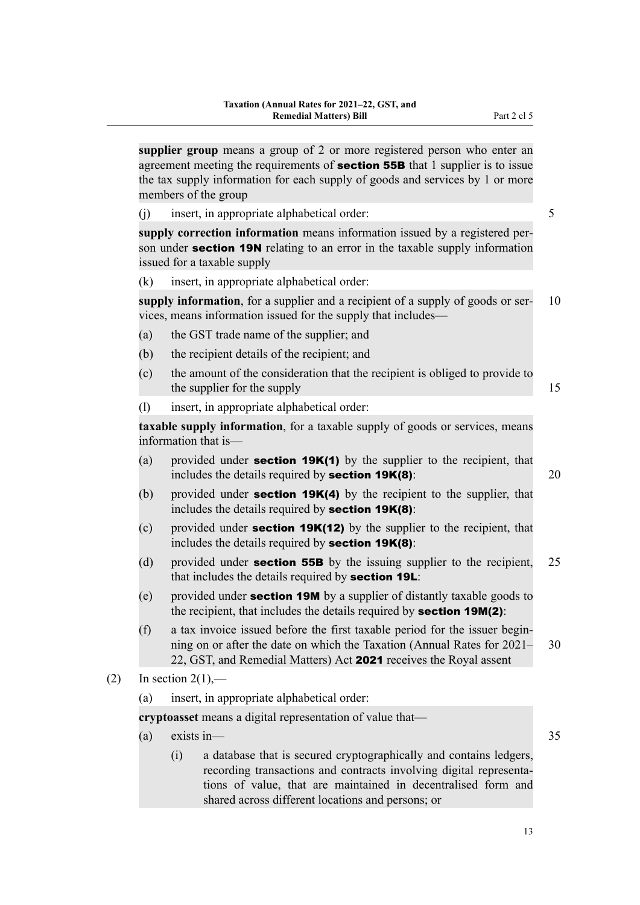**supplier group** means a group of 2 or more registered person who enter an agreement meeting the requirements of **section 55B** that 1 supplier is to issue the tax supply information for each supply of goods and services by 1 or more members of the group

(j) insert, in appropriate alphabetical order:

**supply correction information** means information issued by a registered person under **section 19N** relating to an error in the taxable supply information issued for a taxable supply

(k) insert, in appropriate alphabetical order:

**supply information**, for a supplier and a recipient of a supply of goods or services, means information issued for the supply that includes—

(a) the GST trade name of the supplier; and

(b) the recipient details of the recipient; and

(c) the amount of the consideration that the recipient is obliged to provide to the supplier for the supply

(l) insert, in appropriate alphabetical order:

**taxable supply information**, for a taxable supply of goods or services, means information that is—

(a) provided under **section 19K(1)** by the supplier to the recipient, that includes the details required by **section 19K(8)**:

(b) provided under **section 19K(4)** by the recipient to the supplier, that includes the details required by **section 19K(8)**:

(c) provided under **section 19K(12)** by the supplier to the recipient, that includes the details required by **section 19K(8)**:

(d) provided under **section 55B** by the issuing supplier to the recipient, that includes the details required by **section 19L**:

(e) provided under **section 19M** by a supplier of distantly taxable goods to the recipient, that includes the details required by **section 19M(2)**:

(f) a tax invoice issued before the first taxable period for the issuer beginning on or after the date on which the Taxation (Annual Rates for 2021–22, GST, and Remedial Matters) Act **2021** receives the Royal assent

(2) In section 2(1),—

(a) insert, in appropriate alphabetical order:

**cryptoasset** means a digital representation of value that—

(a) exists in—

(i) a database that is secured cryptographically and contains ledgers, recording transactions and contracts involving digital representations of value, that are maintained in decentralised form and shared across different locations and persons; or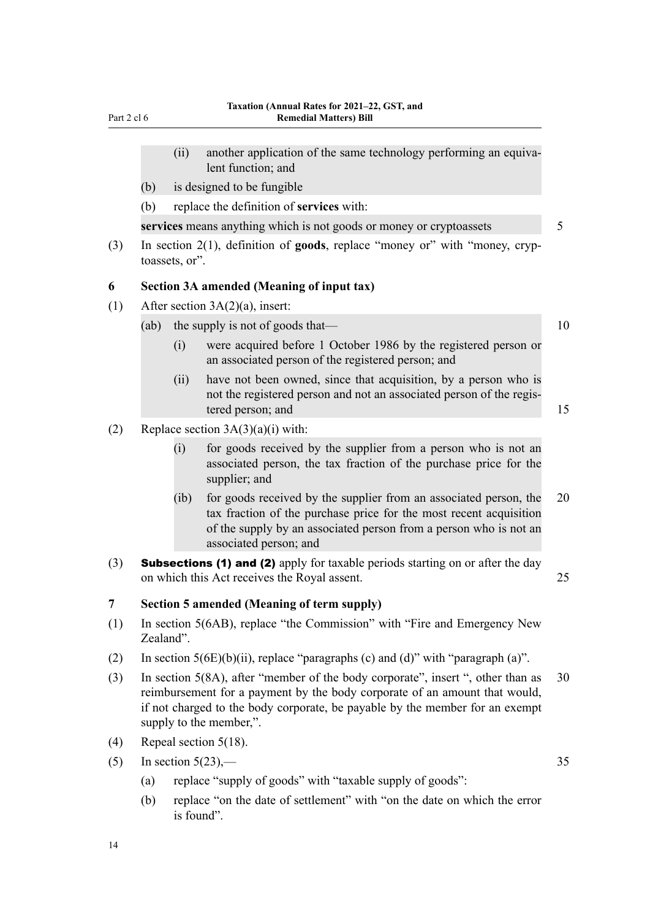(ii) another application of the same technology performing an equivalent function; and

(b) is designed to be fungible

(b) replace the definition of **services** with:

**services** means anything which is not goods or money or cryptoassets

(3) In section 2(1), definition of **goods**, replace "money or" with "money, cryptoassets, or".

### 6 Section 3A amended (Meaning of input tax)

(1) After section 3A(2)(a), insert:

(ab) the supply is not of goods that—

(i) were acquired before 1 October 1986 by the registered person or an associated person of the registered person; and

(ii) have not been owned, since that acquisition, by a person who is not the registered person and not an associated person of the registered person; and

(2) Replace section 3A(3)(a)(i) with:

(i) for goods received by the supplier from a person who is not an associated person, the tax fraction of the purchase price for the supplier; and

(ib) for goods received by the supplier from an associated person, the tax fraction of the purchase price for the most recent acquisition of the supply by an associated person from a person who is not an associated person; and

(3) **Subsections (1) and (2)** apply for taxable periods starting on or after the day on which this Act receives the Royal assent.

### 7 Section 5 amended (Meaning of term supply)

(1) In section 5(6AB), replace "the Commission" with "Fire and Emergency New Zealand".

(2) In section 5(6E)(b)(ii), replace "paragraphs (c) and (d)" with "paragraph (a)".

(3) In section 5(8A), after "member of the body corporate", insert ", other than as reimbursement for a payment by the body corporate of an amount that would, if not charged to the body corporate, be payable by the member for an exempt supply to the member,".

(4) Repeal section 5(18).

(5) In section 5(23),—

(a) replace "supply of goods" with "taxable supply of goods":

(b) replace "on the date of settlement" with "on the date on which the error is found".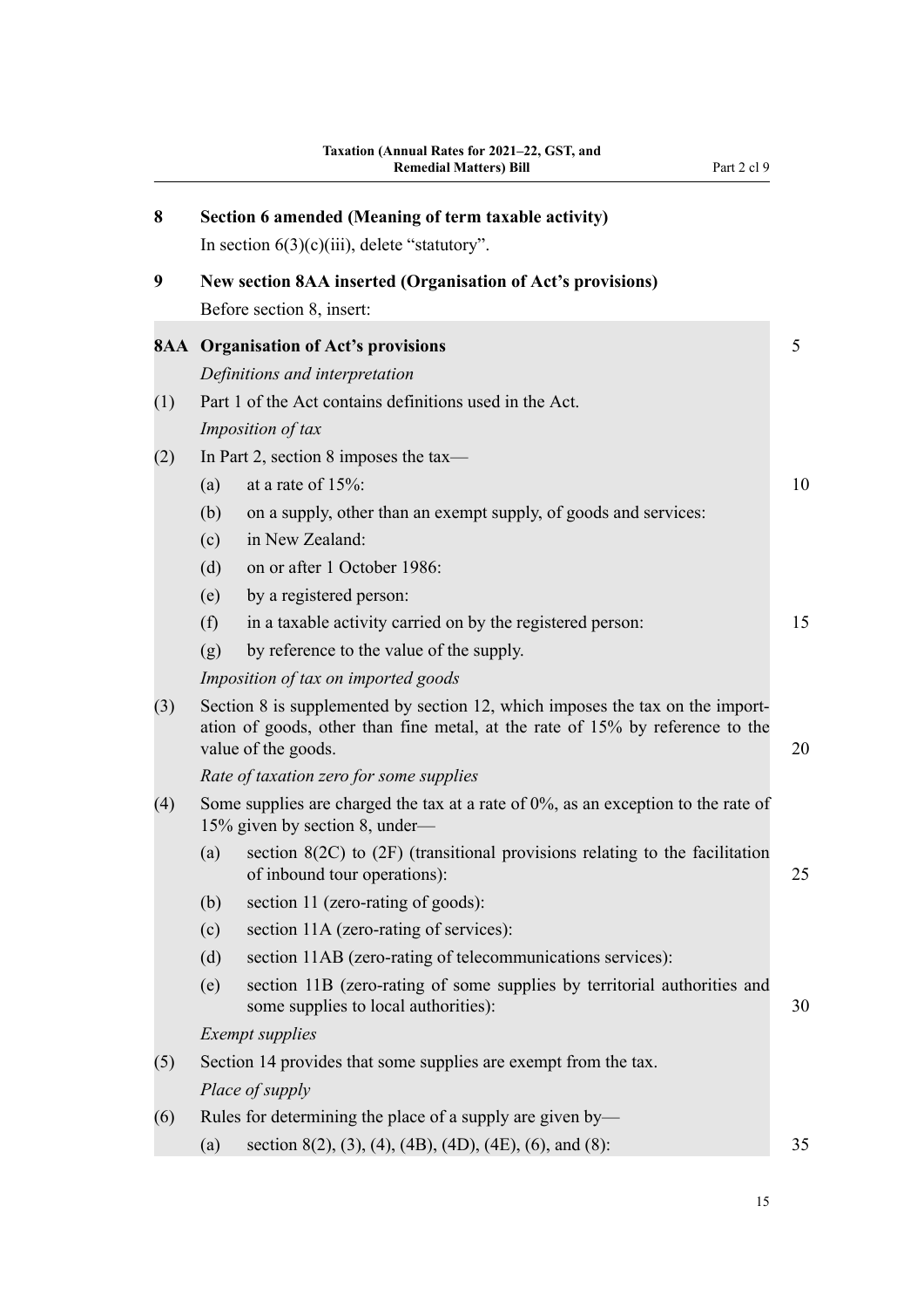**8 Section 6 amended (Meaning of term taxable activity)**

In section 6(3)(c)(iii), delete "statutory".

**9 New section 8AA inserted (Organisation of Act's provisions)**

Before section 8, insert:

**8AA Organisation of Act's provisions**

*Definitions and interpretation*

(1) Part 1 of the Act contains definitions used in the Act.

*Imposition of tax*

(2) In Part 2, section 8 imposes the tax—

(a) at a rate of 15%:

(b) on a supply, other than an exempt supply, of goods and services:

(c) in New Zealand:

(d) on or after 1 October 1986:

(e) by a registered person:

(f) in a taxable activity carried on by the registered person:

(g) by reference to the value of the supply.

*Imposition of tax on imported goods*

(3) Section 8 is supplemented by section 12, which imposes the tax on the importation of goods, other than fine metal, at the rate of 15% by reference to the value of the goods.

*Rate of taxation zero for some supplies*

(4) Some supplies are charged the tax at a rate of 0%, as an exception to the rate of 15% given by section 8, under—

(a) section 8(2C) to (2F) (transitional provisions relating to the facilitation of inbound tour operations):

(b) section 11 (zero-rating of goods):

(c) section 11A (zero-rating of services):

(d) section 11AB (zero-rating of telecommunications services):

(e) section 11B (zero-rating of some supplies by territorial authorities and some supplies to local authorities):

*Exempt supplies*

(5) Section 14 provides that some supplies are exempt from the tax.

*Place of supply*

(6) Rules for determining the place of a supply are given by—

(a) section 8(2), (3), (4), (4B), (4D), (4E), (6), and (8):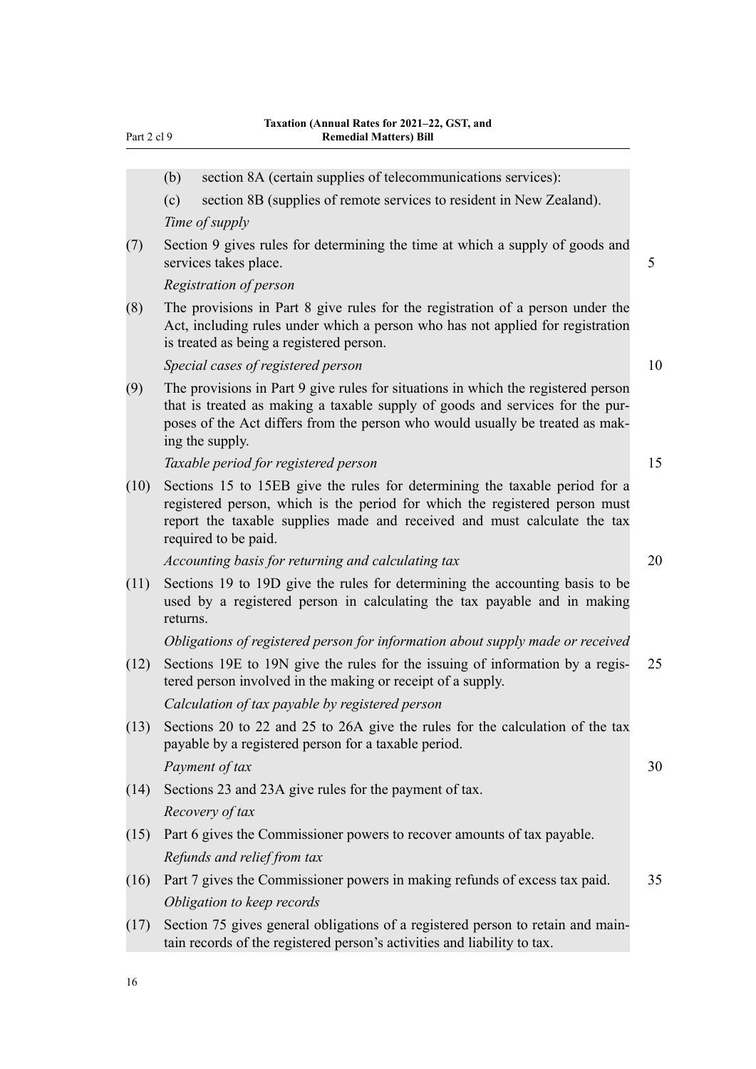(b) section 8A (certain supplies of telecommunications services):

(c) section 8B (supplies of remote services to resident in New Zealand).

*Time of supply*

(7) Section 9 gives rules for determining the time at which a supply of goods and services takes place.

*Registration of person*

(8) The provisions in Part 8 give rules for the registration of a person under the Act, including rules under which a person who has not applied for registration is treated as being a registered person.

*Special cases of registered person*

(9) The provisions in Part 9 give rules for situations in which the registered person that is treated as making a taxable supply of goods and services for the purposes of the Act differs from the person who would usually be treated as making the supply.

*Taxable period for registered person*

(10) Sections 15 to 15EB give the rules for determining the taxable period for a registered person, which is the period for which the registered person must report the taxable supplies made and received and must calculate the tax required to be paid.

*Accounting basis for returning and calculating tax*

(11) Sections 19 to 19D give the rules for determining the accounting basis to be used by a registered person in calculating the tax payable and in making returns.

*Obligations of registered person for information about supply made or received*

(12) Sections 19E to 19N give the rules for the issuing of information by a registered person involved in the making or receipt of a supply.

*Calculation of tax payable by registered person*

(13) Sections 20 to 22 and 25 to 26A give the rules for the calculation of the tax payable by a registered person for a taxable period.

*Payment of tax*

(14) Sections 23 and 23A give rules for the payment of tax.

*Recovery of tax*

(15) Part 6 gives the Commissioner powers to recover amounts of tax payable.

*Refunds and relief from tax*

(16) Part 7 gives the Commissioner powers in making refunds of excess tax paid.

*Obligation to keep records*

(17) Section 75 gives general obligations of a registered person to retain and maintain records of the registered person's activities and liability to tax.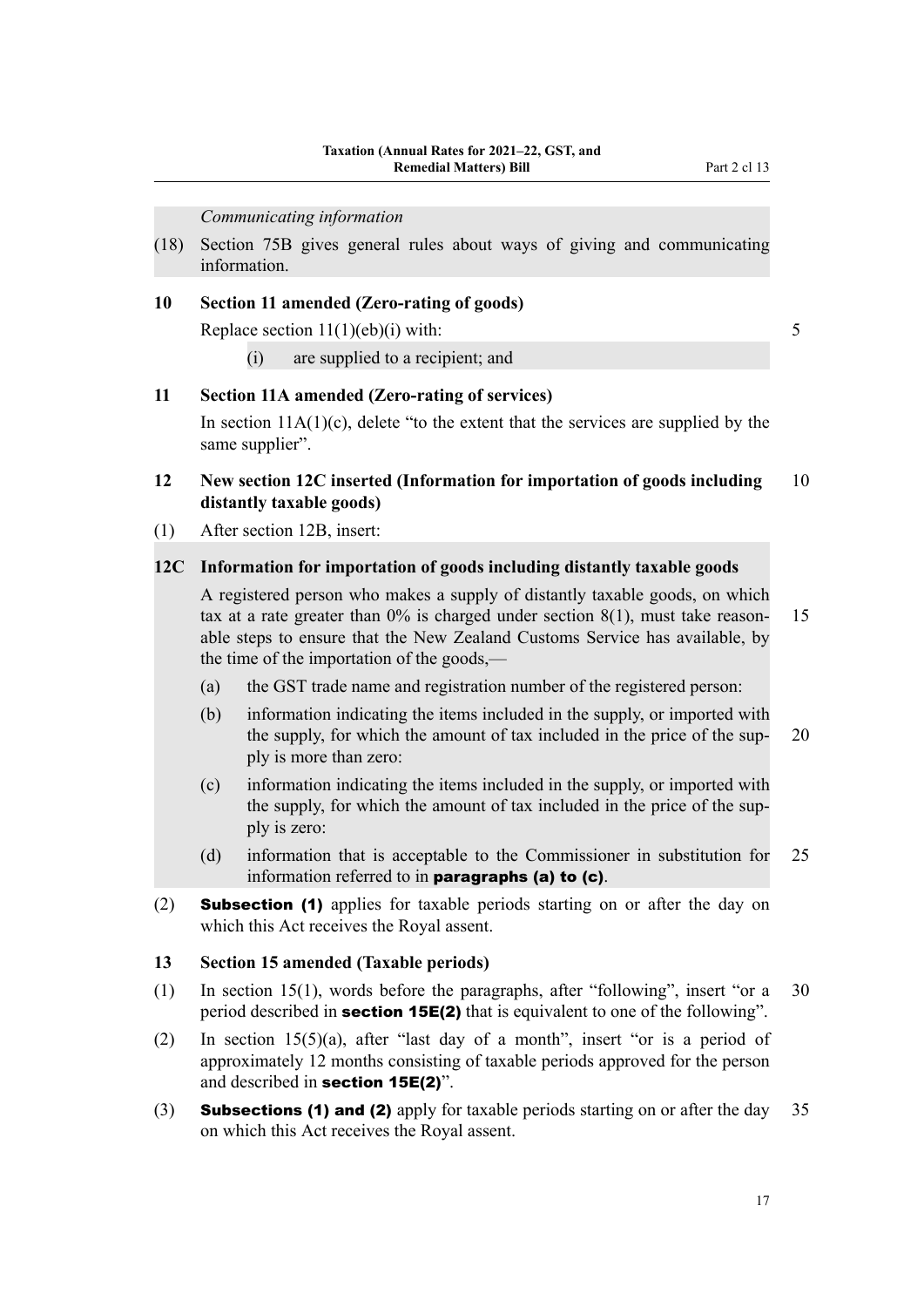*Communicating information*

(18) Section 75B gives general rules about ways of giving and communicating information.

**10 Section 11 amended (Zero-rating of goods)**

Replace section 11(1)(eb)(i) with:

(i) are supplied to a recipient; and

**11 Section 11A amended (Zero-rating of services)**

In section 11A(1)(c), delete “to the extent that the services are supplied by the same supplier”.

**12 New section 12C inserted (Information for importation of goods including distantly taxable goods)**

(1) After section 12B, insert:

**12C Information for importation of goods including distantly taxable goods**

A registered person who makes a supply of distantly taxable goods, on which tax at a rate greater than 0% is charged under section 8(1), must take reasonable steps to ensure that the New Zealand Customs Service has available, by the time of the importation of the goods,—

(a) the GST trade name and registration number of the registered person:

(b) information indicating the items included in the supply, or imported with the supply, for which the amount of tax included in the price of the supply is more than zero:

(c) information indicating the items included in the supply, or imported with the supply, for which the amount of tax included in the price of the supply is zero:

(d) information that is acceptable to the Commissioner in substitution for information referred to in **paragraphs (a) to (c)**.

(2) **Subsection (1)** applies for taxable periods starting on or after the day on which this Act receives the Royal assent.

**13 Section 15 amended (Taxable periods)**

(1) In section 15(1), words before the paragraphs, after “following”, insert “or a period described in **section 15E(2)** that is equivalent to one of the following”.

(2) In section 15(5)(a), after “last day of a month”, insert “or is a period of approximately 12 months consisting of taxable periods approved for the person and described in **section 15E(2)**”.

(3) **Subsections (1) and (2)** apply for taxable periods starting on or after the day on which this Act receives the Royal assent.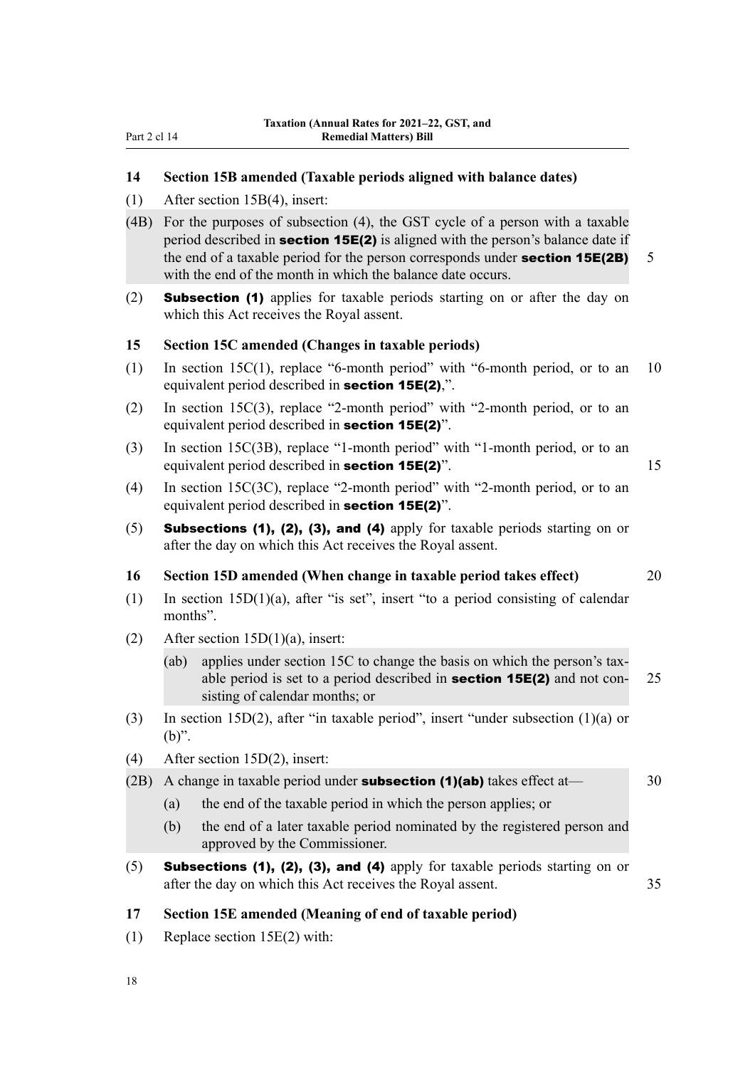## 14 Section 15B amended (Taxable periods aligned with balance dates)

(1) After section 15B(4), insert:

(4B) For the purposes of subsection (4), the GST cycle of a person with a taxable period described in **section 15E(2)** is aligned with the person's balance date if the end of a taxable period for the person corresponds under **section 15E(2B)** with the end of the month in which the balance date occurs.

(2) **Subsection (1)** applies for taxable periods starting on or after the day on which this Act receives the Royal assent.

## 15 Section 15C amended (Changes in taxable periods)

(1) In section 15C(1), replace "6-month period" with "6-month period, or to an equivalent period described in **section 15E(2)**,".

(2) In section 15C(3), replace "2-month period" with "2-month period, or to an equivalent period described in **section 15E(2)**".

(3) In section 15C(3B), replace "1-month period" with "1-month period, or to an equivalent period described in **section 15E(2)**".

(4) In section 15C(3C), replace "2-month period" with "2-month period, or to an equivalent period described in **section 15E(2)**".

(5) **Subsections (1), (2), (3), and (4)** apply for taxable periods starting on or after the day on which this Act receives the Royal assent.

## 16 Section 15D amended (When change in taxable period takes effect)

(1) In section 15D(1)(a), after "is set", insert "to a period consisting of calendar months".

(2) After section 15D(1)(a), insert:

- (ab) applies under section 15C to change the basis on which the person's taxable period is set to a period described in **section 15E(2)** and not consisting of calendar months; or

(3) In section 15D(2), after "in taxable period", insert "under subsection (1)(a) or (b)".

(4) After section 15D(2), insert:

(2B) A change in taxable period under **subsection (1)(ab)** takes effect at—

- (a) the end of the taxable period in which the person applies; or
- (b) the end of a later taxable period nominated by the registered person and approved by the Commissioner.

(5) **Subsections (1), (2), (3), and (4)** apply for taxable periods starting on or after the day on which this Act receives the Royal assent.

## 17 Section 15E amended (Meaning of end of taxable period)

(1) Replace section 15E(2) with: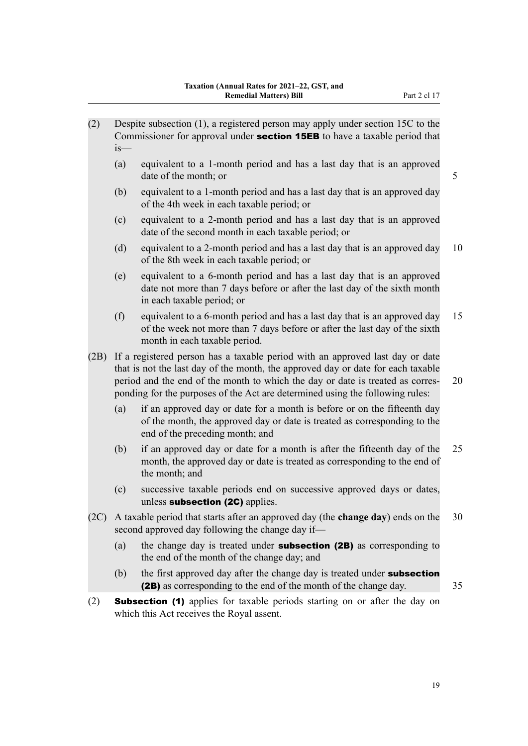(2) Despite subsection (1), a registered person may apply under section 15C to the Commissioner for approval under **section 15EB** to have a taxable period that is—

(a) equivalent to a 1-month period and has a last day that is an approved date of the month; or

(b) equivalent to a 1-month period and has a last day that is an approved day of the 4th week in each taxable period; or

(c) equivalent to a 2-month period and has a last day that is an approved date of the second month in each taxable period; or

(d) equivalent to a 2-month period and has a last day that is an approved day of the 8th week in each taxable period; or

(e) equivalent to a 6-month period and has a last day that is an approved date not more than 7 days before or after the last day of the sixth month in each taxable period; or

(f) equivalent to a 6-month period and has a last day that is an approved day of the week not more than 7 days before or after the last day of the sixth month in each taxable period.

(2B) If a registered person has a taxable period with an approved last day or date that is not the last day of the month, the approved day or date for each taxable period and the end of the month to which the day or date is treated as corresponding for the purposes of the Act are determined using the following rules:

(a) if an approved day or date for a month is before or on the fifteenth day of the month, the approved day or date is treated as corresponding to the end of the preceding month; and

(b) if an approved day or date for a month is after the fifteenth day of the month, the approved day or date is treated as corresponding to the end of the month; and

(c) successive taxable periods end on successive approved days or dates, unless **subsection (2C)** applies.

(2C) A taxable period that starts after an approved day (the **change day**) ends on the second approved day following the change day if—

(a) the change day is treated under **subsection (2B)** as corresponding to the end of the month of the change day; and

(b) the first approved day after the change day is treated under **subsection (2B)** as corresponding to the end of the month of the change day.

(2) **Subsection (1)** applies for taxable periods starting on or after the day on which this Act receives the Royal assent.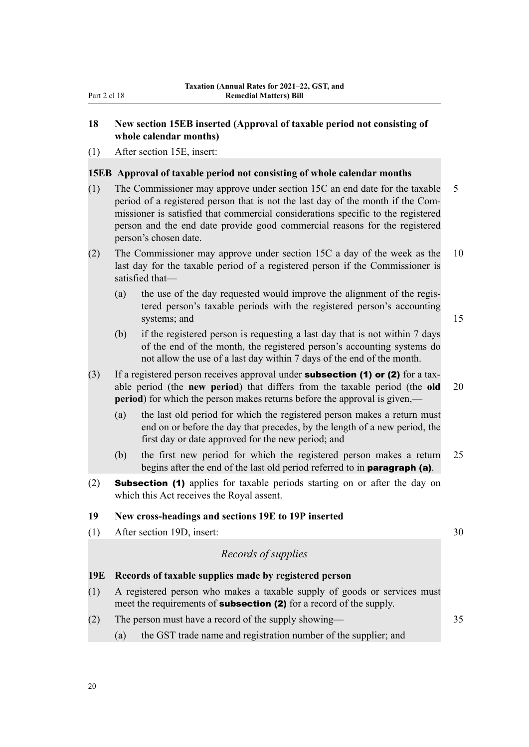**18 New section 15EB inserted (Approval of taxable period not consisting of whole calendar months)**

(1) After section 15E, insert:

**15EB Approval of taxable period not consisting of whole calendar months**

(1) The Commissioner may approve under section 15C an end date for the taxable period of a registered person that is not the last day of the month if the Commissioner is satisfied that commercial considerations specific to the registered person and the end date provide good commercial reasons for the registered person's chosen date.

(2) The Commissioner may approve under section 15C a day of the week as the last day for the taxable period of a registered person if the Commissioner is satisfied that—

(a) the use of the day requested would improve the alignment of the registered person's taxable periods with the registered person's accounting systems; and

(b) if the registered person is requesting a last day that is not within 7 days of the end of the month, the registered person's accounting systems do not allow the use of a last day within 7 days of the end of the month.

(3) If a registered person receives approval under **subsection (1) or (2)** for a taxable period (the **new period**) that differs from the taxable period (the **old period**) for which the person makes returns before the approval is given,—

(a) the last old period for which the registered person makes a return must end on or before the day that precedes, by the length of a new period, the first day or date approved for the new period; and

(b) the first new period for which the registered person makes a return begins after the end of the last old period referred to in **paragraph (a)**.

(2) **Subsection (1)** applies for taxable periods starting on or after the day on which this Act receives the Royal assent.

**19 New cross-headings and sections 19E to 19P inserted**

(1) After section 19D, insert:

*Records of supplies*

**19E Records of taxable supplies made by registered person**

(1) A registered person who makes a taxable supply of goods or services must meet the requirements of **subsection (2)** for a record of the supply.

(2) The person must have a record of the supply showing—

(a) the GST trade name and registration number of the supplier; and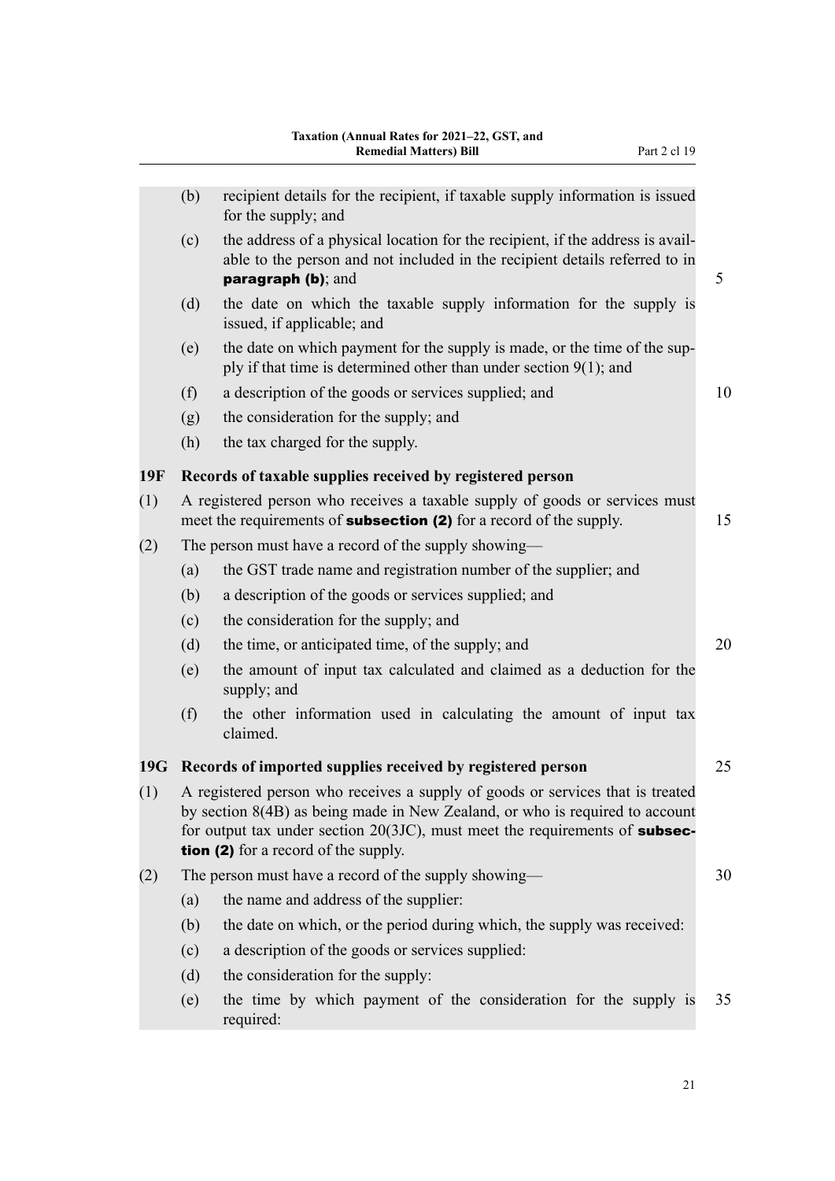(b) recipient details for the recipient, if taxable supply information is issued for the supply; and

(c) the address of a physical location for the recipient, if the address is available to the person and not included in the recipient details referred to in **paragraph (b)**; and

(d) the date on which the taxable supply information for the supply is issued, if applicable; and

(e) the date on which payment for the supply is made, or the time of the supply if that time is determined other than under section 9(1); and

(f) a description of the goods or services supplied; and

(g) the consideration for the supply; and

(h) the tax charged for the supply.

### 19F Records of taxable supplies received by registered person

(1) A registered person who receives a taxable supply of goods or services must meet the requirements of **subsection (2)** for a record of the supply.

(2) The person must have a record of the supply showing—

(a) the GST trade name and registration number of the supplier; and

(b) a description of the goods or services supplied; and

(c) the consideration for the supply; and

(d) the time, or anticipated time, of the supply; and

(e) the amount of input tax calculated and claimed as a deduction for the supply; and

(f) the other information used in calculating the amount of input tax claimed.

### 19G Records of imported supplies received by registered person

(1) A registered person who receives a supply of goods or services that is treated by section 8(4B) as being made in New Zealand, or who is required to account for output tax under section 20(3JC), must meet the requirements of **subsection (2)** for a record of the supply.

(2) The person must have a record of the supply showing—

(a) the name and address of the supplier:

(b) the date on which, or the period during which, the supply was received:

(c) a description of the goods or services supplied:

(d) the consideration for the supply:

(e) the time by which payment of the consideration for the supply is required: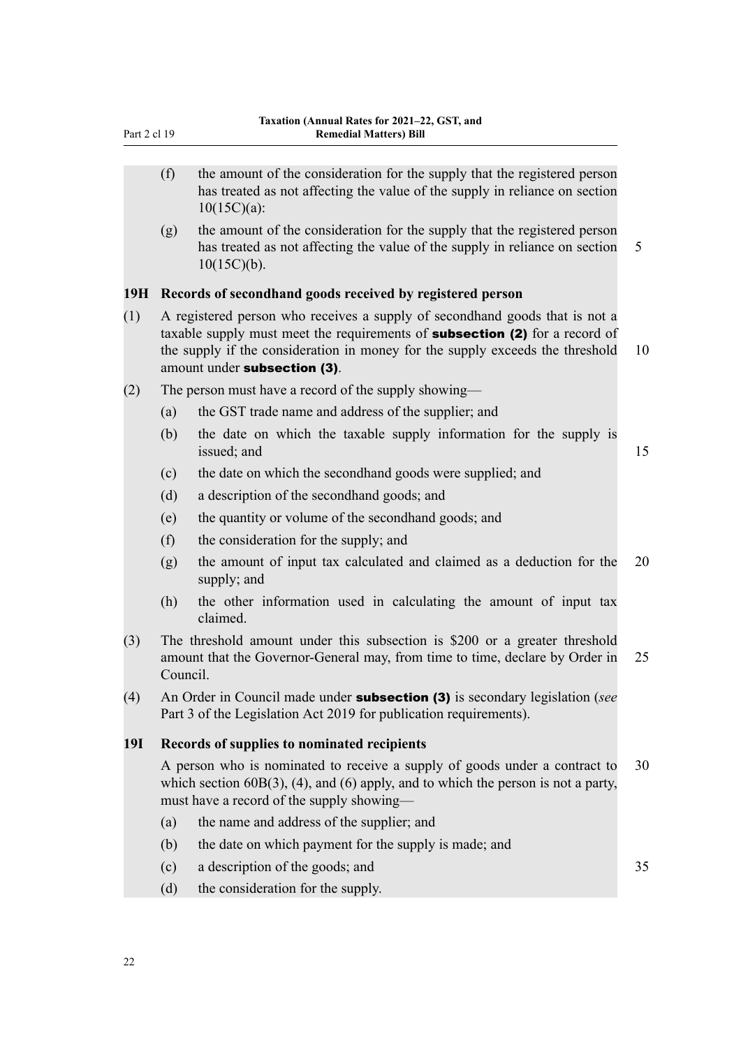(f) the amount of the consideration for the supply that the registered person has treated as not affecting the value of the supply in reliance on section 10(15C)(a):

(g) the amount of the consideration for the supply that the registered person has treated as not affecting the value of the supply in reliance on section 10(15C)(b).

### 19H Records of secondhand goods received by registered person

(1) A registered person who receives a supply of secondhand goods that is not a taxable supply must meet the requirements of **subsection (2)** for a record of the supply if the consideration in money for the supply exceeds the threshold amount under **subsection (3)**.

(2) The person must have a record of the supply showing—

(a) the GST trade name and address of the supplier; and

(b) the date on which the taxable supply information for the supply is issued; and

(c) the date on which the secondhand goods were supplied; and

(d) a description of the secondhand goods; and

(e) the quantity or volume of the secondhand goods; and

(f) the consideration for the supply; and

(g) the amount of input tax calculated and claimed as a deduction for the supply; and

(h) the other information used in calculating the amount of input tax claimed.

(3) The threshold amount under this subsection is $200 or a greater threshold amount that the Governor-General may, from time to time, declare by Order in Council.

(4) An Order in Council made under **subsection (3)** is secondary legislation (*see* Part 3 of the Legislation Act 2019 for publication requirements).

### 19I Records of supplies to nominated recipients

A person who is nominated to receive a supply of goods under a contract to which section 60B(3), (4), and (6) apply, and to which the person is not a party, must have a record of the supply showing—

(a) the name and address of the supplier; and

(b) the date on which payment for the supply is made; and

(c) a description of the goods; and

(d) the consideration for the supply.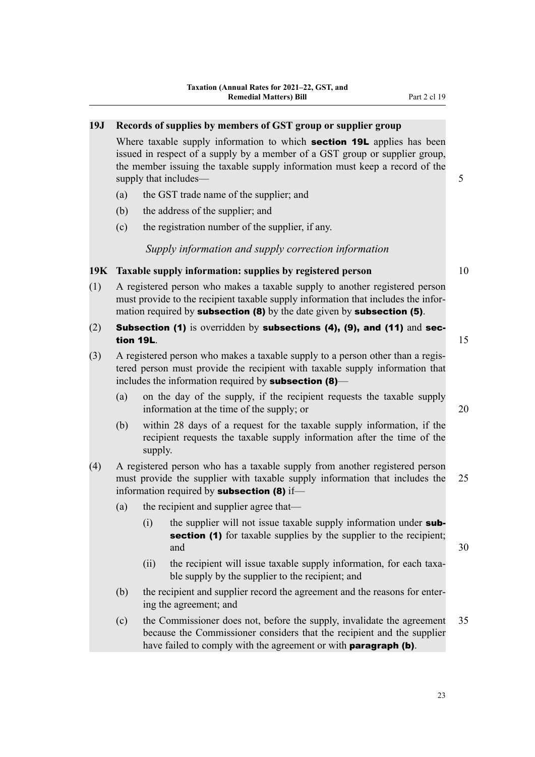### 19J Records of supplies by members of GST group or supplier group

Where taxable supply information to which **section 19L** applies has been issued in respect of a supply by a member of a GST group or supplier group, the member issuing the taxable supply information must keep a record of the supply that includes—

(a) the GST trade name of the supplier; and

(b) the address of the supplier; and

(c) the registration number of the supplier, if any.

*Supply information and supply correction information*

### 19K Taxable supply information: supplies by registered person

(1) A registered person who makes a taxable supply to another registered person must provide to the recipient taxable supply information that includes the information required by **subsection (8)** by the date given by **subsection (5)**.

(2) **Subsection (1)** is overridden by **subsections (4), (9), and (11)** and **section 19L**.

(3) A registered person who makes a taxable supply to a person other than a registered person must provide the recipient with taxable supply information that includes the information required by **subsection (8)**—

(a) on the day of the supply, if the recipient requests the taxable supply information at the time of the supply; or

(b) within 28 days of a request for the taxable supply information, if the recipient requests the taxable supply information after the time of the supply.

(4) A registered person who has a taxable supply from another registered person must provide the supplier with taxable supply information that includes the information required by **subsection (8)** if—

(a) the recipient and supplier agree that—

(i) the supplier will not issue taxable supply information under **subsection (1)** for taxable supplies by the supplier to the recipient; and

(ii) the recipient will issue taxable supply information, for each taxable supply by the supplier to the recipient; and

(b) the recipient and supplier record the agreement and the reasons for entering the agreement; and

(c) the Commissioner does not, before the supply, invalidate the agreement because the Commissioner considers that the recipient and the supplier have failed to comply with the agreement or with **paragraph (b)**.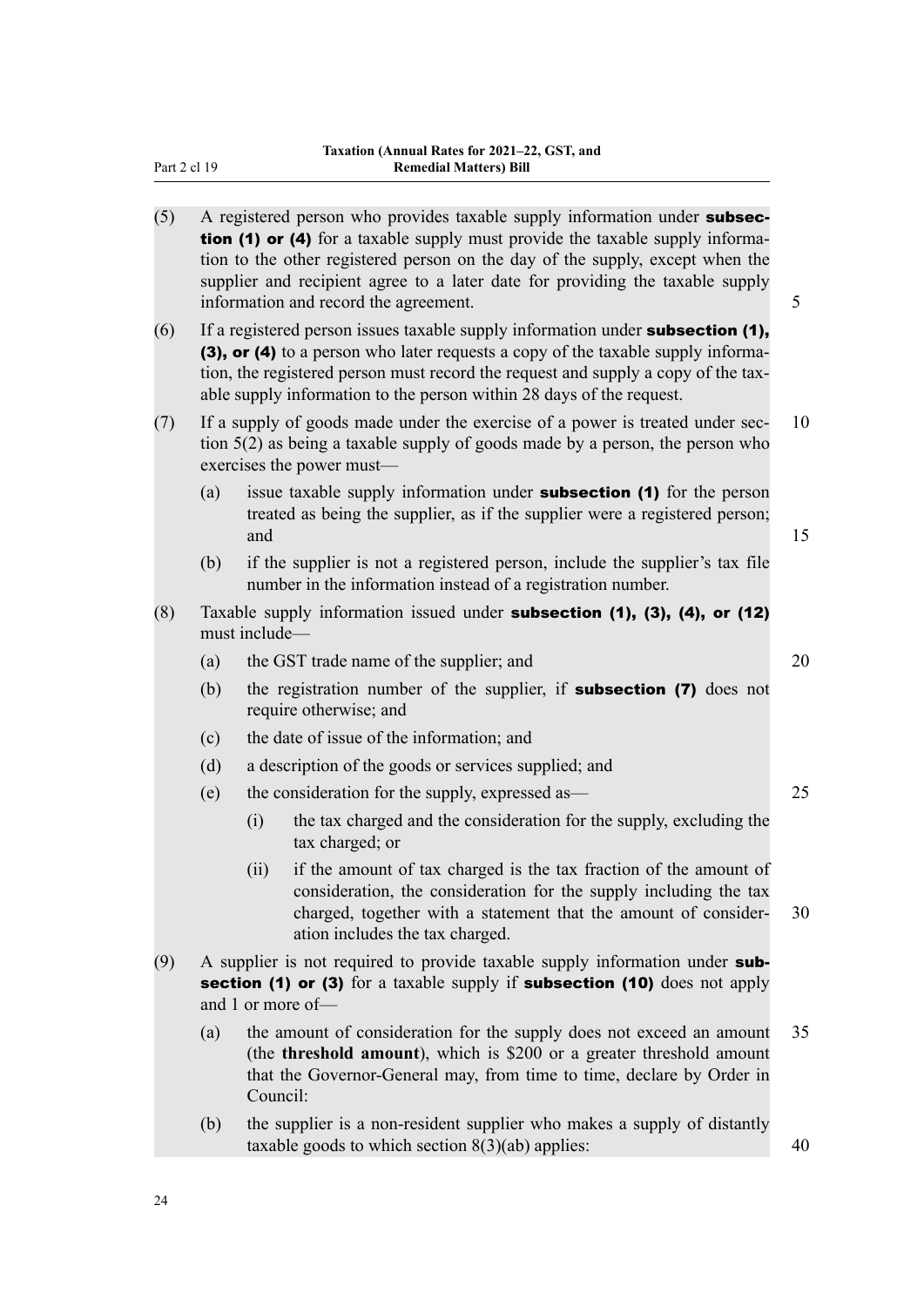(5) A registered person who provides taxable supply information under **subsection (1) or (4)** for a taxable supply must provide the taxable supply information to the other registered person on the day of the supply, except when the supplier and recipient agree to a later date for providing the taxable supply information and record the agreement.

(6) If a registered person issues taxable supply information under **subsection (1), (3), or (4)** to a person who later requests a copy of the taxable supply information, the registered person must record the request and supply a copy of the taxable supply information to the person within 28 days of the request.

(7) If a supply of goods made under the exercise of a power is treated under section 5(2) as being a taxable supply of goods made by a person, the person who exercises the power must—

- (a) issue taxable supply information under **subsection (1)** for the person treated as being the supplier, as if the supplier were a registered person; and
- (b) if the supplier is not a registered person, include the supplier's tax file number in the information instead of a registration number.

(8) Taxable supply information issued under **subsection (1), (3), (4), or (12)** must include—

- (a) the GST trade name of the supplier; and
- (b) the registration number of the supplier, if **subsection (7)** does not require otherwise; and
- (c) the date of issue of the information; and
- (d) a description of the goods or services supplied; and
- (e) the consideration for the supply, expressed as—
  - (i) the tax charged and the consideration for the supply, excluding the tax charged; or
  - (ii) if the amount of tax charged is the tax fraction of the amount of consideration, the consideration for the supply including the tax charged, together with a statement that the amount of consideration includes the tax charged.

(9) A supplier is not required to provide taxable supply information under **subsection (1) or (3)** for a taxable supply if **subsection (10)** does not apply and 1 or more of—

- (a) the amount of consideration for the supply does not exceed an amount (the **threshold amount**), which is $200 or a greater threshold amount that the Governor-General may, from time to time, declare by Order in Council:
- (b) the supplier is a non-resident supplier who makes a supply of distantly taxable goods to which section 8(3)(ab) applies: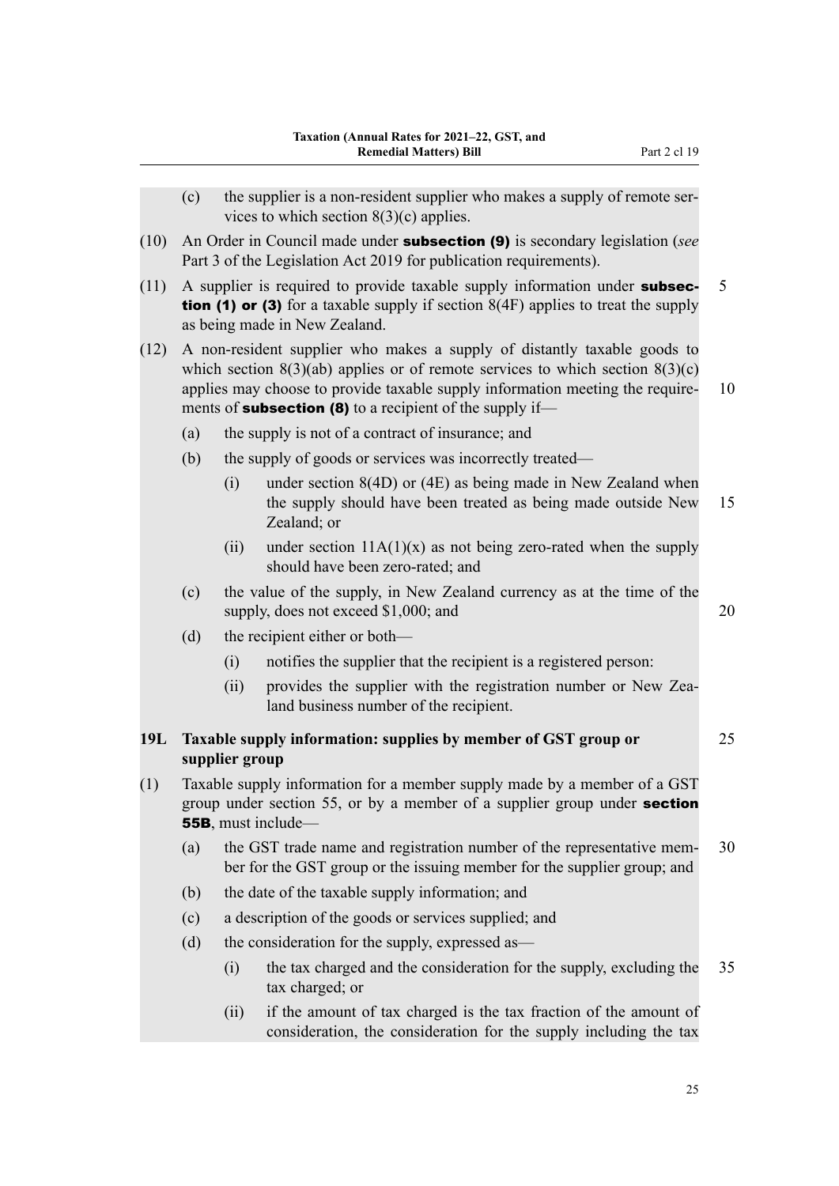(c) the supplier is a non-resident supplier who makes a supply of remote services to which section 8(3)(c) applies.

(10) An Order in Council made under **subsection (9)** is secondary legislation (*see* Part 3 of the Legislation Act 2019 for publication requirements).

(11) A supplier is required to provide taxable supply information under **subsection (1) or (3)** for a taxable supply if section 8(4F) applies to treat the supply as being made in New Zealand.

(12) A non-resident supplier who makes a supply of distantly taxable goods to which section 8(3)(ab) applies or of remote services to which section 8(3)(c) applies may choose to provide taxable supply information meeting the requirements of **subsection (8)** to a recipient of the supply if—

(a) the supply is not of a contract of insurance; and

(b) the supply of goods or services was incorrectly treated—

(i) under section 8(4D) or (4E) as being made in New Zealand when the supply should have been treated as being made outside New Zealand; or

(ii) under section 11A(1)(x) as not being zero-rated when the supply should have been zero-rated; and

(c) the value of the supply, in New Zealand currency as at the time of the supply, does not exceed $1,000; and

(d) the recipient either or both—

(i) notifies the supplier that the recipient is a registered person:

(ii) provides the supplier with the registration number or New Zealand business number of the recipient.

### 19L Taxable supply information: supplies by member of GST group or supplier group

(1) Taxable supply information for a member supply made by a member of a GST group under section 55, or by a member of a supplier group under **section 55B**, must include—

(a) the GST trade name and registration number of the representative member for the GST group or the issuing member for the supplier group; and

(b) the date of the taxable supply information; and

(c) a description of the goods or services supplied; and

(d) the consideration for the supply, expressed as—

(i) the tax charged and the consideration for the supply, excluding the tax charged; or

(ii) if the amount of tax charged is the tax fraction of the amount of consideration, the consideration for the supply including the tax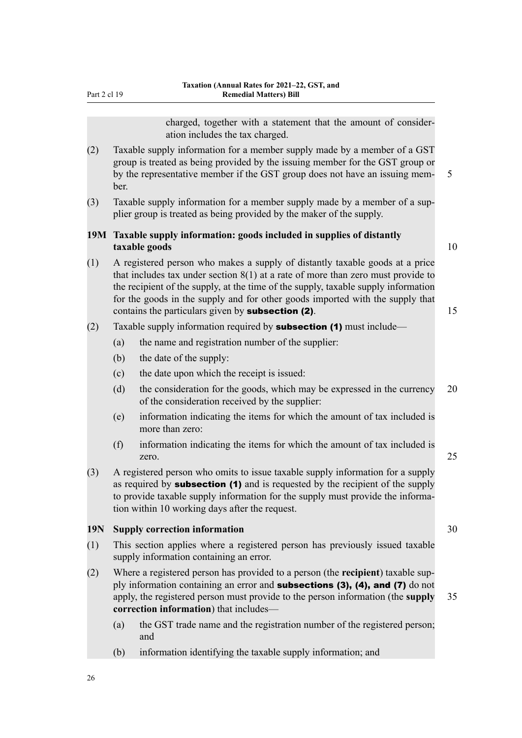charged, together with a statement that the amount of consideration includes the tax charged.

(2) Taxable supply information for a member supply made by a member of a GST group is treated as being provided by the issuing member for the GST group or by the representative member if the GST group does not have an issuing member.

(3) Taxable supply information for a member supply made by a member of a supplier group is treated as being provided by the maker of the supply.

### 19M Taxable supply information: goods included in supplies of distantly taxable goods

(1) A registered person who makes a supply of distantly taxable goods at a price that includes tax under section 8(1) at a rate of more than zero must provide to the recipient of the supply, at the time of the supply, taxable supply information for the goods in the supply and for other goods imported with the supply that contains the particulars given by **subsection (2)**.

(2) Taxable supply information required by **subsection (1)** must include—

- (a) the name and registration number of the supplier:
- (b) the date of the supply:
- (c) the date upon which the receipt is issued:
- (d) the consideration for the goods, which may be expressed in the currency of the consideration received by the supplier:
- (e) information indicating the items for which the amount of tax included is more than zero:
- (f) information indicating the items for which the amount of tax included is zero.

(3) A registered person who omits to issue taxable supply information for a supply as required by **subsection (1)** and is requested by the recipient of the supply to provide taxable supply information for the supply must provide the information within 10 working days after the request.

### 19N Supply correction information

(1) This section applies where a registered person has previously issued taxable supply information containing an error.

(2) Where a registered person has provided to a person (the **recipient**) taxable supply information containing an error and **subsections (3), (4), and (7)** do not apply, the registered person must provide to the person information (the **supply correction information**) that includes—

- (a) the GST trade name and the registration number of the registered person; and
- (b) information identifying the taxable supply information; and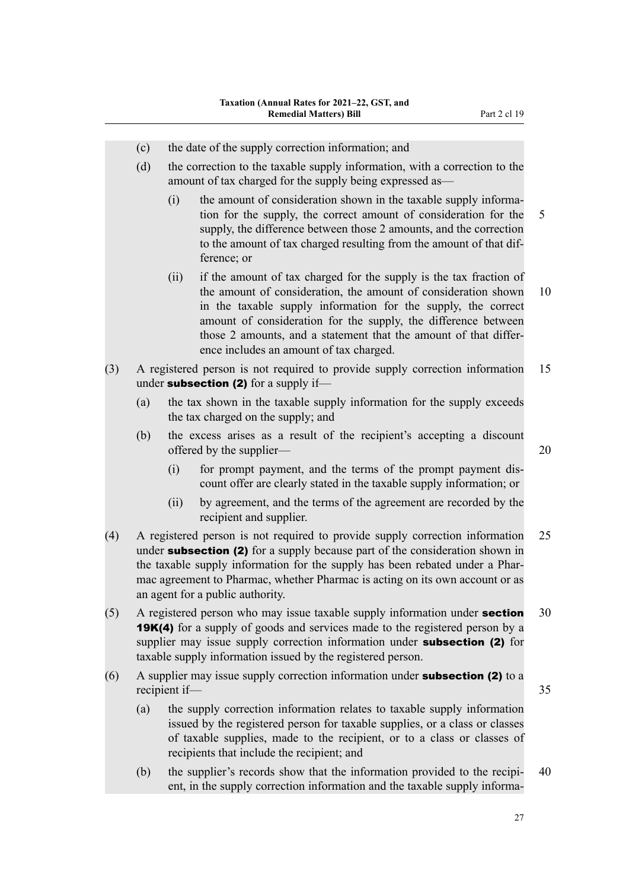(c) the date of the supply correction information; and

(d) the correction to the taxable supply information, with a correction to the amount of tax charged for the supply being expressed as—

(i) the amount of consideration shown in the taxable supply information for the supply, the correct amount of consideration for the supply, the difference between those 2 amounts, and the correction to the amount of tax charged resulting from the amount of that difference; or

(ii) if the amount of tax charged for the supply is the tax fraction of the amount of consideration, the amount of consideration shown in the taxable supply information for the supply, the correct amount of consideration for the supply, the difference between those 2 amounts, and a statement that the amount of that difference includes an amount of tax charged.

(3) A registered person is not required to provide supply correction information under **subsection (2)** for a supply if—

(a) the tax shown in the taxable supply information for the supply exceeds the tax charged on the supply; and

(b) the excess arises as a result of the recipient's accepting a discount offered by the supplier—

(i) for prompt payment, and the terms of the prompt payment discount offer are clearly stated in the taxable supply information; or

(ii) by agreement, and the terms of the agreement are recorded by the recipient and supplier.

(4) A registered person is not required to provide supply correction information under **subsection (2)** for a supply because part of the consideration shown in the taxable supply information for the supply has been rebated under a Pharmac agreement to Pharmac, whether Pharmac is acting on its own account or as an agent for a public authority.

(5) A registered person who may issue taxable supply information under **section 19K(4)** for a supply of goods and services made to the registered person by a supplier may issue supply correction information under **subsection (2)** for taxable supply information issued by the registered person.

(6) A supplier may issue supply correction information under **subsection (2)** to a recipient if—

(a) the supply correction information relates to taxable supply information issued by the registered person for taxable supplies, or a class or classes of taxable supplies, made to the recipient, or to a class or classes of recipients that include the recipient; and

(b) the supplier's records show that the information provided to the recipient, in the supply correction information and the taxable supply informa-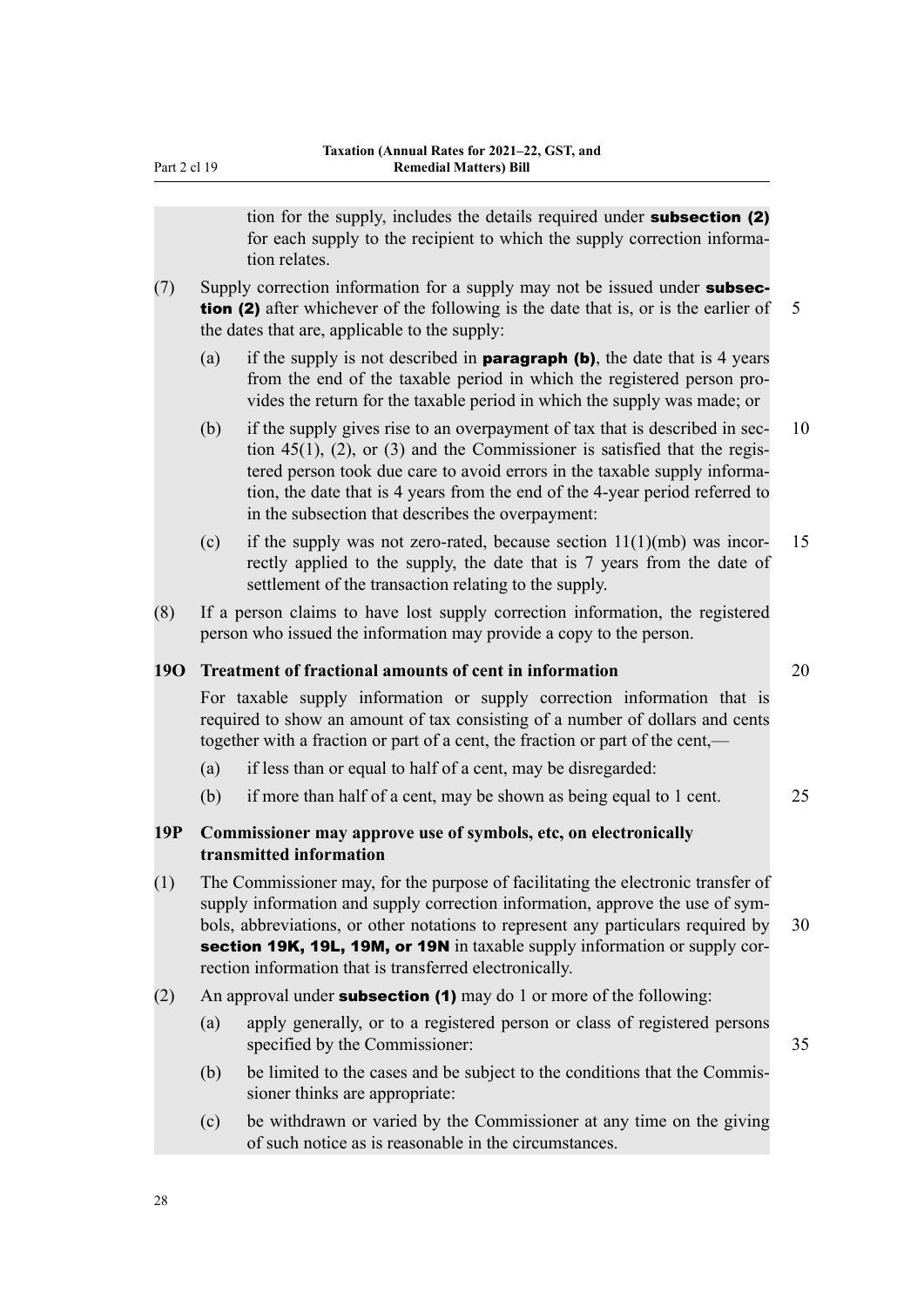tion for the supply, includes the details required under **subsection (2)** for each supply to the recipient to which the supply correction information relates.

(7) Supply correction information for a supply may not be issued under **subsection (2)** after whichever of the following is the date that is, or is the earlier of the dates that are, applicable to the supply:

(a) if the supply is not described in **paragraph (b)**, the date that is 4 years from the end of the taxable period in which the registered person provides the return for the taxable period in which the supply was made; or

(b) if the supply gives rise to an overpayment of tax that is described in section 45(1), (2), or (3) and the Commissioner is satisfied that the registered person took due care to avoid errors in the taxable supply information, the date that is 4 years from the end of the 4-year period referred to in the subsection that describes the overpayment:

(c) if the supply was not zero-rated, because section 11(1)(mb) was incorrectly applied to the supply, the date that is 7 years from the date of settlement of the transaction relating to the supply.

(8) If a person claims to have lost supply correction information, the registered person who issued the information may provide a copy to the person.

### 19O Treatment of fractional amounts of cent in information

For taxable supply information or supply correction information that is required to show an amount of tax consisting of a number of dollars and cents together with a fraction or part of a cent, the fraction or part of the cent,—

(a) if less than or equal to half of a cent, may be disregarded:

(b) if more than half of a cent, may be shown as being equal to 1 cent.

### 19P Commissioner may approve use of symbols, etc, on electronically transmitted information

(1) The Commissioner may, for the purpose of facilitating the electronic transfer of supply information and supply correction information, approve the use of symbols, abbreviations, or other notations to represent any particulars required by **section 19K, 19L, 19M, or 19N** in taxable supply information or supply correction information that is transferred electronically.

(2) An approval under **subsection (1)** may do 1 or more of the following:

(a) apply generally, or to a registered person or class of registered persons specified by the Commissioner:

(b) be limited to the cases and be subject to the conditions that the Commissioner thinks are appropriate:

(c) be withdrawn or varied by the Commissioner at any time on the giving of such notice as is reasonable in the circumstances.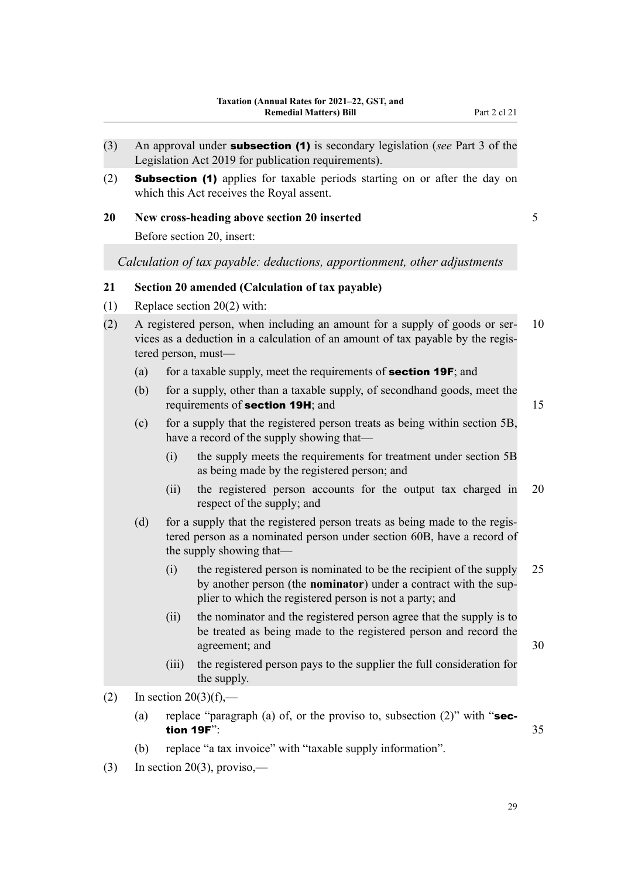(3) An approval under **subsection (1)** is secondary legislation (*see* Part 3 of the Legislation Act 2019 for publication requirements).

(2) **Subsection (1)** applies for taxable periods starting on or after the day on which this Act receives the Royal assent.

### 20 New cross-heading above section 20 inserted

Before section 20, insert:

*Calculation of tax payable: deductions, apportionment, other adjustments*

### 21 Section 20 amended (Calculation of tax payable)

(1) Replace section 20(2) with:

(2) A registered person, when including an amount for a supply of goods or services as a deduction in a calculation of an amount of tax payable by the registered person, must—

- (a) for a taxable supply, meet the requirements of **section 19F**; and
- (b) for a supply, other than a taxable supply, of secondhand goods, meet the requirements of **section 19H**; and
- (c) for a supply that the registered person treats as being within section 5B, have a record of the supply showing that—
  - (i) the supply meets the requirements for treatment under section 5B as being made by the registered person; and
  - (ii) the registered person accounts for the output tax charged in respect of the supply; and
- (d) for a supply that the registered person treats as being made to the registered person as a nominated person under section 60B, have a record of the supply showing that—
  - (i) the registered person is nominated to be the recipient of the supply by another person (the **nominator**) under a contract with the supplier to which the registered person is not a party; and
  - (ii) the nominator and the registered person agree that the supply is to be treated as being made to the registered person and record the agreement; and
  - (iii) the registered person pays to the supplier the full consideration for the supply.

(2) In section 20(3)(f),—

- (a) replace "paragraph (a) of, or the proviso to, subsection (2)" with "**section 19F**":
- (b) replace "a tax invoice" with "taxable supply information".

(3) In section 20(3), proviso,—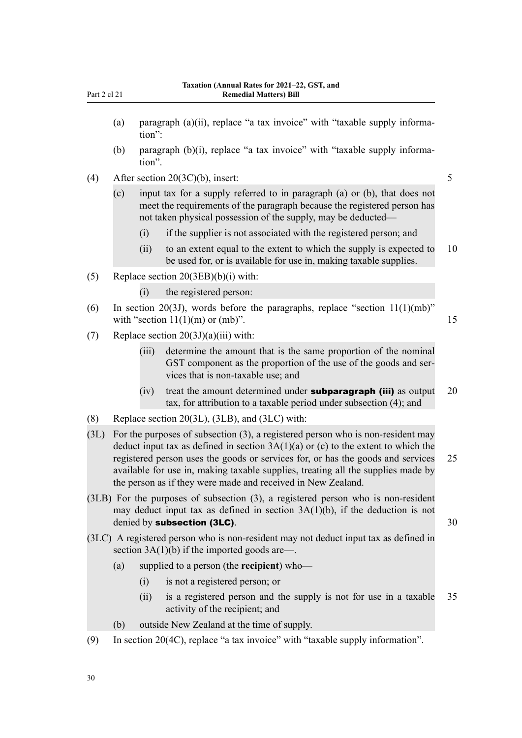(a) paragraph (a)(ii), replace "a tax invoice" with "taxable supply information":

(b) paragraph (b)(i), replace "a tax invoice" with "taxable supply information".

(4) After section 20(3C)(b), insert:

> (c) input tax for a supply referred to in paragraph (a) or (b), that does not meet the requirements of the paragraph because the registered person has not taken physical possession of the supply, may be deducted—
>
> (i) if the supplier is not associated with the registered person; and
>
> (ii) to an extent equal to the extent to which the supply is expected to be used for, or is available for use in, making taxable supplies.

(5) Replace section 20(3EB)(b)(i) with:

> (i) the registered person:

(6) In section 20(3J), words before the paragraphs, replace "section 11(1)(mb)" with "section 11(1)(m) or (mb)".

(7) Replace section 20(3J)(a)(iii) with:

> (iii) determine the amount that is the same proportion of the nominal GST component as the proportion of the use of the goods and services that is non-taxable use; and
>
> (iv) treat the amount determined under **subparagraph (iii)** as output tax, for attribution to a taxable period under subsection (4); and

(8) Replace section 20(3L), (3LB), and (3LC) with:

> (3L) For the purposes of subsection (3), a registered person who is non-resident may deduct input tax as defined in section 3A(1)(a) or (c) to the extent to which the registered person uses the goods or services for, or has the goods and services available for use in, making taxable supplies, treating all the supplies made by the person as if they were made and received in New Zealand.
>
> (3LB) For the purposes of subsection (3), a registered person who is non-resident may deduct input tax as defined in section 3A(1)(b), if the deduction is not denied by **subsection (3LC)**.
>
> (3LC) A registered person who is non-resident may not deduct input tax as defined in section 3A(1)(b) if the imported goods are—.
>
> (a) supplied to a person (the **recipient**) who—
>
> (i) is not a registered person; or
>
> (ii) is a registered person and the supply is not for use in a taxable activity of the recipient; and
>
> (b) outside New Zealand at the time of supply.

(9) In section 20(4C), replace "a tax invoice" with "taxable supply information".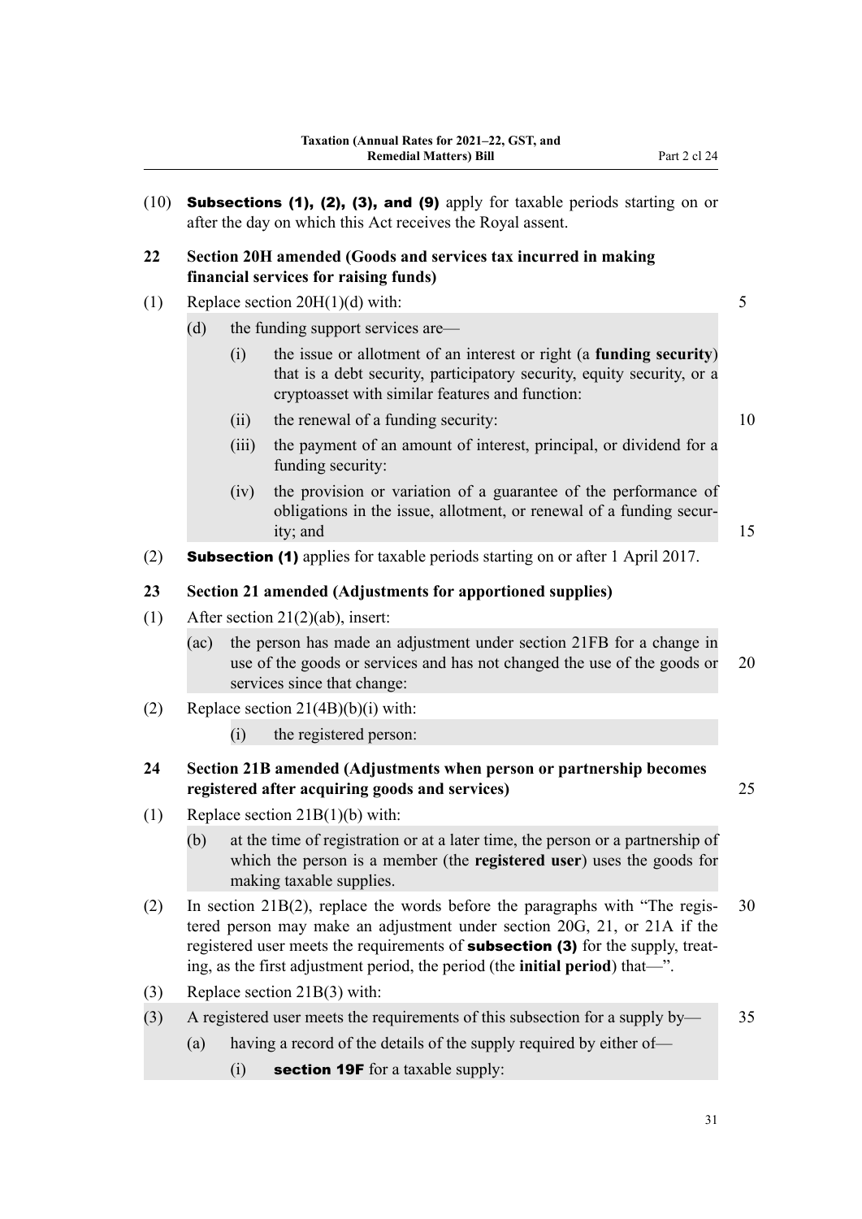(10) **Subsections (1), (2), (3), and (9)** apply for taxable periods starting on or after the day on which this Act receives the Royal assent.

### 22 Section 20H amended (Goods and services tax incurred in making financial services for raising funds)

(1) Replace section 20H(1)(d) with:

> (d) the funding support services are—
>
> > (i) the issue or allotment of an interest or right (a **funding security**) that is a debt security, participatory security, equity security, or a cryptoasset with similar features and function:
> >
> > (ii) the renewal of a funding security:
> >
> > (iii) the payment of an amount of interest, principal, or dividend for a funding security:
> >
> > (iv) the provision or variation of a guarantee of the performance of obligations in the issue, allotment, or renewal of a funding security; and

(2) **Subsection (1)** applies for taxable periods starting on or after 1 April 2017.

### 23 Section 21 amended (Adjustments for apportioned supplies)

(1) After section 21(2)(ab), insert:

> (ac) the person has made an adjustment under section 21FB for a change in use of the goods or services and has not changed the use of the goods or services since that change:

(2) Replace section 21(4B)(b)(i) with:

> > (i) the registered person:

### 24 Section 21B amended (Adjustments when person or partnership becomes registered after acquiring goods and services)

(1) Replace section 21B(1)(b) with:

> (b) at the time of registration or at a later time, the person or a partnership of which the person is a member (the **registered user**) uses the goods for making taxable supplies.

(2) In section 21B(2), replace the words before the paragraphs with "The registered person may make an adjustment under section 20G, 21, or 21A if the registered user meets the requirements of **subsection (3)** for the supply, treating, as the first adjustment period, the period (the **initial period**) that—".

(3) Replace section 21B(3) with:

> (3) A registered user meets the requirements of this subsection for a supply by—
>
> > (a) having a record of the details of the supply required by either of—
> >
> > > (i) **section 19F** for a taxable supply: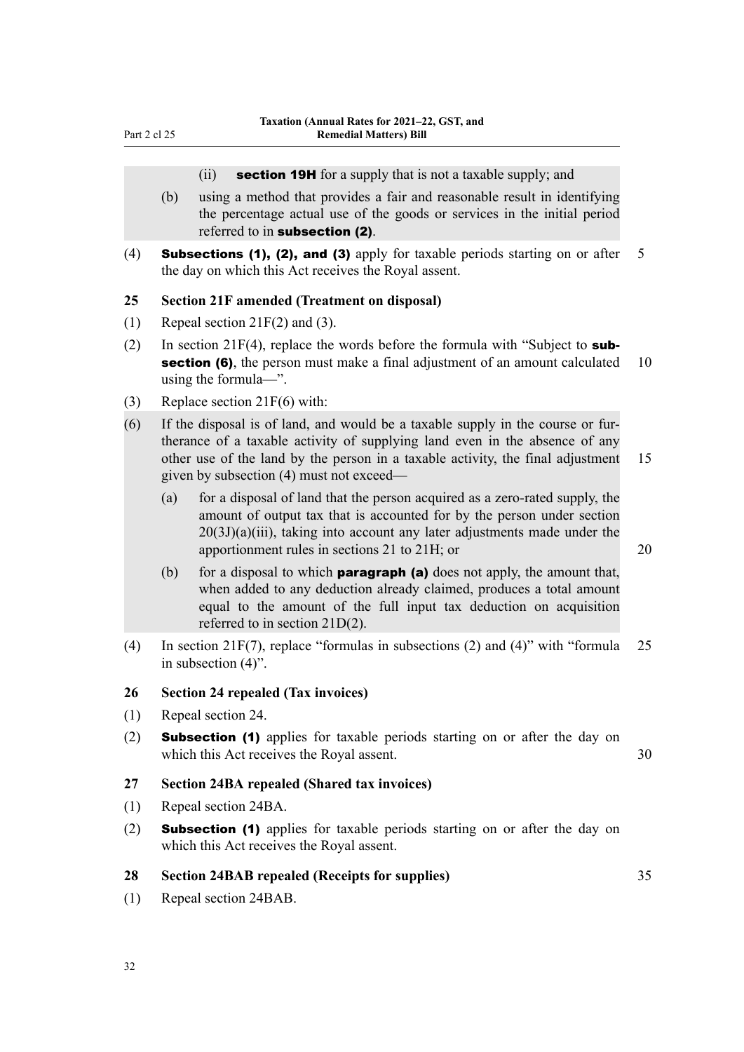(ii) **section 19H** for a supply that is not a taxable supply; and

(b) using a method that provides a fair and reasonable result in identifying the percentage actual use of the goods or services in the initial period referred to in **subsection (2)**.

(4) **Subsections (1), (2), and (3)** apply for taxable periods starting on or after the day on which this Act receives the Royal assent.

## 25 Section 21F amended (Treatment on disposal)

(1) Repeal section 21F(2) and (3).

(2) In section 21F(4), replace the words before the formula with "Subject to **subsection (6)**, the person must make a final adjustment of an amount calculated using the formula—".

(3) Replace section 21F(6) with:

(6) If the disposal is of land, and would be a taxable supply in the course or furtherance of a taxable activity of supplying land even in the absence of any other use of the land by the person in a taxable activity, the final adjustment given by subsection (4) must not exceed—

(a) for a disposal of land that the person acquired as a zero-rated supply, the amount of output tax that is accounted for by the person under section 20(3J)(a)(iii), taking into account any later adjustments made under the apportionment rules in sections 21 to 21H; or

(b) for a disposal to which **paragraph (a)** does not apply, the amount that, when added to any deduction already claimed, produces a total amount equal to the amount of the full input tax deduction on acquisition referred to in section 21D(2).

(4) In section 21F(7), replace "formulas in subsections (2) and (4)" with "formula in subsection (4)".

## 26 Section 24 repealed (Tax invoices)

(1) Repeal section 24.

(2) **Subsection (1)** applies for taxable periods starting on or after the day on which this Act receives the Royal assent.

## 27 Section 24BA repealed (Shared tax invoices)

(1) Repeal section 24BA.

(2) **Subsection (1)** applies for taxable periods starting on or after the day on which this Act receives the Royal assent.

## 28 Section 24BAB repealed (Receipts for supplies)

(1) Repeal section 24BAB.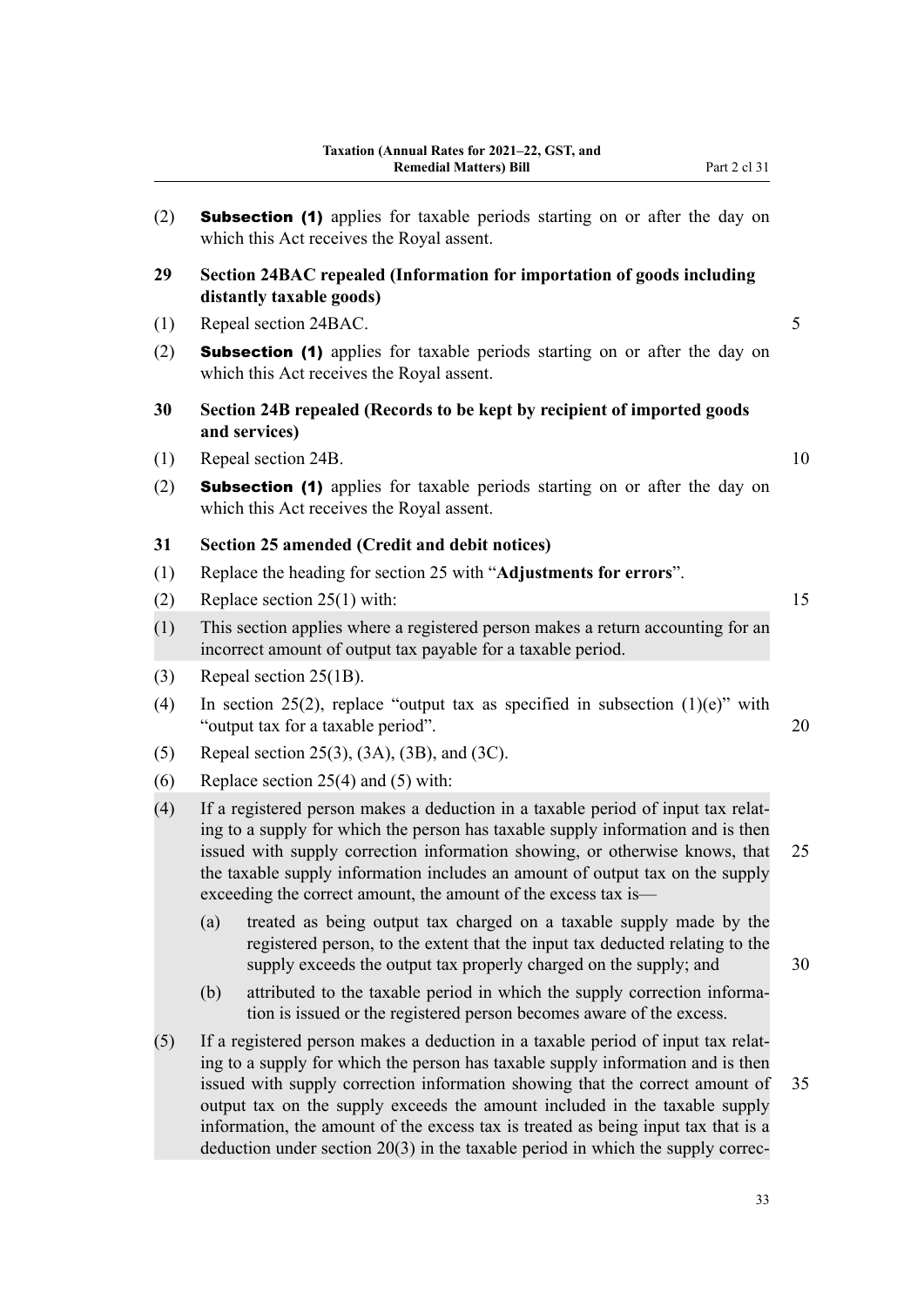(2) **Subsection (1)** applies for taxable periods starting on or after the day on which this Act receives the Royal assent.

### 29 Section 24BAC repealed (Information for importation of goods including distantly taxable goods)

(1) Repeal section 24BAC.

(2) **Subsection (1)** applies for taxable periods starting on or after the day on which this Act receives the Royal assent.

### 30 Section 24B repealed (Records to be kept by recipient of imported goods and services)

(1) Repeal section 24B.

(2) **Subsection (1)** applies for taxable periods starting on or after the day on which this Act receives the Royal assent.

### 31 Section 25 amended (Credit and debit notices)

(1) Replace the heading for section 25 with "**Adjustments for errors**".

(2) Replace section 25(1) with:

> (1) This section applies where a registered person makes a return accounting for an incorrect amount of output tax payable for a taxable period.

(3) Repeal section 25(1B).

(4) In section 25(2), replace "output tax as specified in subsection (1)(e)" with "output tax for a taxable period".

(5) Repeal section 25(3), (3A), (3B), and (3C).

(6) Replace section 25(4) and (5) with:

> (4) If a registered person makes a deduction in a taxable period of input tax relating to a supply for which the person has taxable supply information and is then issued with supply correction information showing, or otherwise knows, that the taxable supply information includes an amount of output tax on the supply exceeding the correct amount, the amount of the excess tax is—
>
> (a) treated as being output tax charged on a taxable supply made by the registered person, to the extent that the input tax deducted relating to the supply exceeds the output tax properly charged on the supply; and
>
> (b) attributed to the taxable period in which the supply correction information is issued or the registered person becomes aware of the excess.
>
> (5) If a registered person makes a deduction in a taxable period of input tax relating to a supply for which the person has taxable supply information and is then issued with supply correction information showing that the correct amount of output tax on the supply exceeds the amount included in the taxable supply information, the amount of the excess tax is treated as being input tax that is a deduction under section 20(3) in the taxable period in which the supply correc-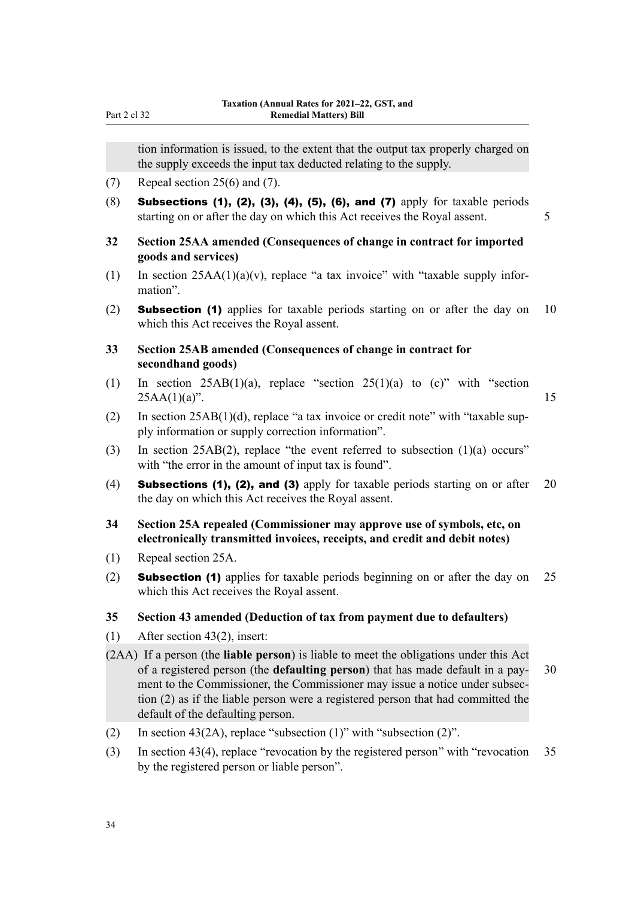tion information is issued, to the extent that the output tax properly charged on the supply exceeds the input tax deducted relating to the supply.

(7) Repeal section 25(6) and (7).

(8) **Subsections (1), (2), (3), (4), (5), (6), and (7)** apply for taxable periods starting on or after the day on which this Act receives the Royal assent.

**32 Section 25AA amended (Consequences of change in contract for imported goods and services)**

(1) In section 25AA(1)(a)(v), replace "a tax invoice" with "taxable supply information".

(2) **Subsection (1)** applies for taxable periods starting on or after the day on which this Act receives the Royal assent.

**33 Section 25AB amended (Consequences of change in contract for secondhand goods)**

(1) In section 25AB(1)(a), replace "section 25(1)(a) to (c)" with "section 25AA(1)(a)".

(2) In section 25AB(1)(d), replace "a tax invoice or credit note" with "taxable supply information or supply correction information".

(3) In section 25AB(2), replace "the event referred to subsection (1)(a) occurs" with "the error in the amount of input tax is found".

(4) **Subsections (1), (2), and (3)** apply for taxable periods starting on or after the day on which this Act receives the Royal assent.

**34 Section 25A repealed (Commissioner may approve use of symbols, etc, on electronically transmitted invoices, receipts, and credit and debit notes)**

(1) Repeal section 25A.

(2) **Subsection (1)** applies for taxable periods beginning on or after the day on which this Act receives the Royal assent.

**35 Section 43 amended (Deduction of tax from payment due to defaulters)**

(1) After section 43(2), insert:

(2AA) If a person (the **liable person**) is liable to meet the obligations under this Act of a registered person (the **defaulting person**) that has made default in a payment to the Commissioner, the Commissioner may issue a notice under subsection (2) as if the liable person were a registered person that had committed the default of the defaulting person.

(2) In section 43(2A), replace "subsection (1)" with "subsection (2)".

(3) In section 43(4), replace "revocation by the registered person" with "revocation by the registered person or liable person".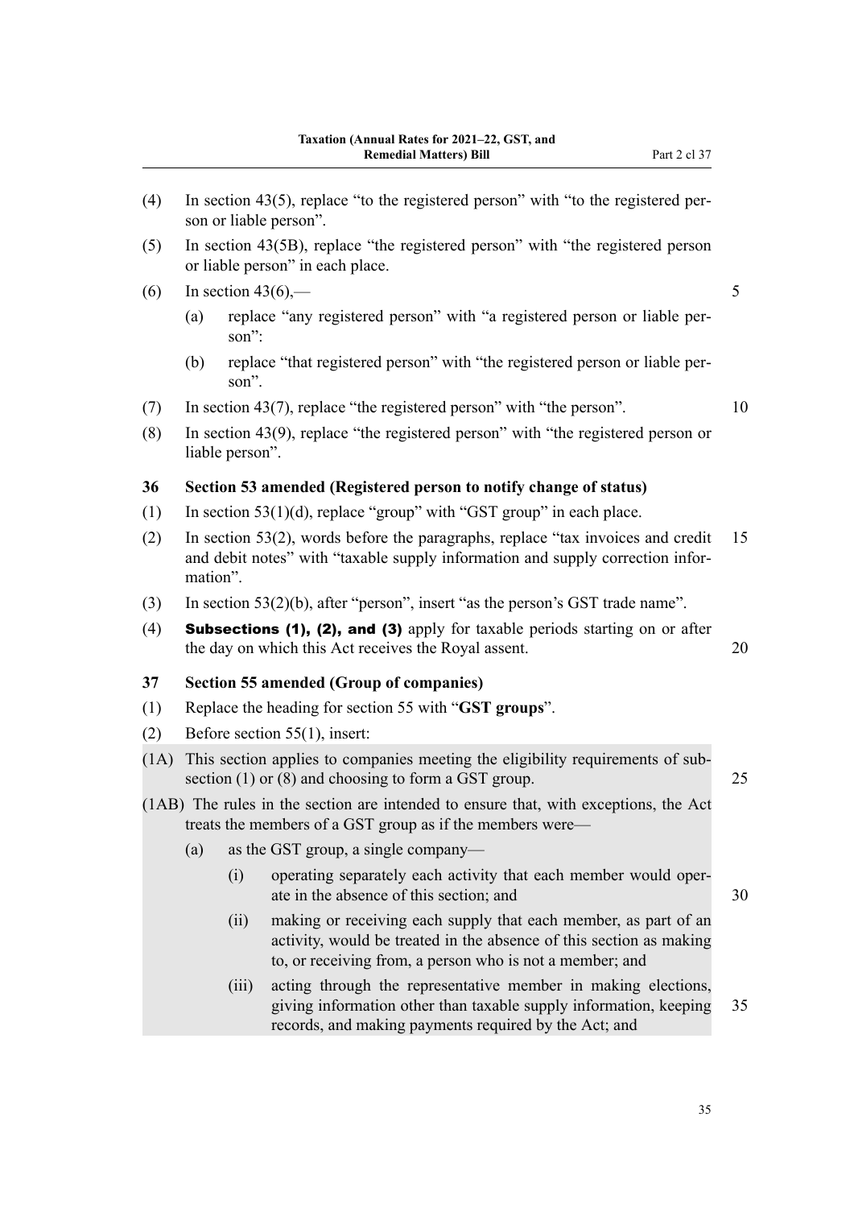(4) In section 43(5), replace "to the registered person" with "to the registered person or liable person".

(5) In section 43(5B), replace "the registered person" with "the registered person or liable person" in each place.

(6) In section 43(6),—

(a) replace "any registered person" with "a registered person or liable person":

(b) replace "that registered person" with "the registered person or liable person".

(7) In section 43(7), replace "the registered person" with "the person".

(8) In section 43(9), replace "the registered person" with "the registered person or liable person".

### 36 Section 53 amended (Registered person to notify change of status)

(1) In section 53(1)(d), replace "group" with "GST group" in each place.

(2) In section 53(2), words before the paragraphs, replace "tax invoices and credit and debit notes" with "taxable supply information and supply correction information".

(3) In section 53(2)(b), after "person", insert "as the person's GST trade name".

(4) **Subsections (1), (2), and (3)** apply for taxable periods starting on or after the day on which this Act receives the Royal assent.

### 37 Section 55 amended (Group of companies)

(1) Replace the heading for section 55 with "**GST groups**".

(2) Before section 55(1), insert:

(1A) This section applies to companies meeting the eligibility requirements of subsection (1) or (8) and choosing to form a GST group.

(1AB) The rules in the section are intended to ensure that, with exceptions, the Act treats the members of a GST group as if the members were—

(a) as the GST group, a single company—

(i) operating separately each activity that each member would operate in the absence of this section; and

(ii) making or receiving each supply that each member, as part of an activity, would be treated in the absence of this section as making to, or receiving from, a person who is not a member; and

(iii) acting through the representative member in making elections, giving information other than taxable supply information, keeping records, and making payments required by the Act; and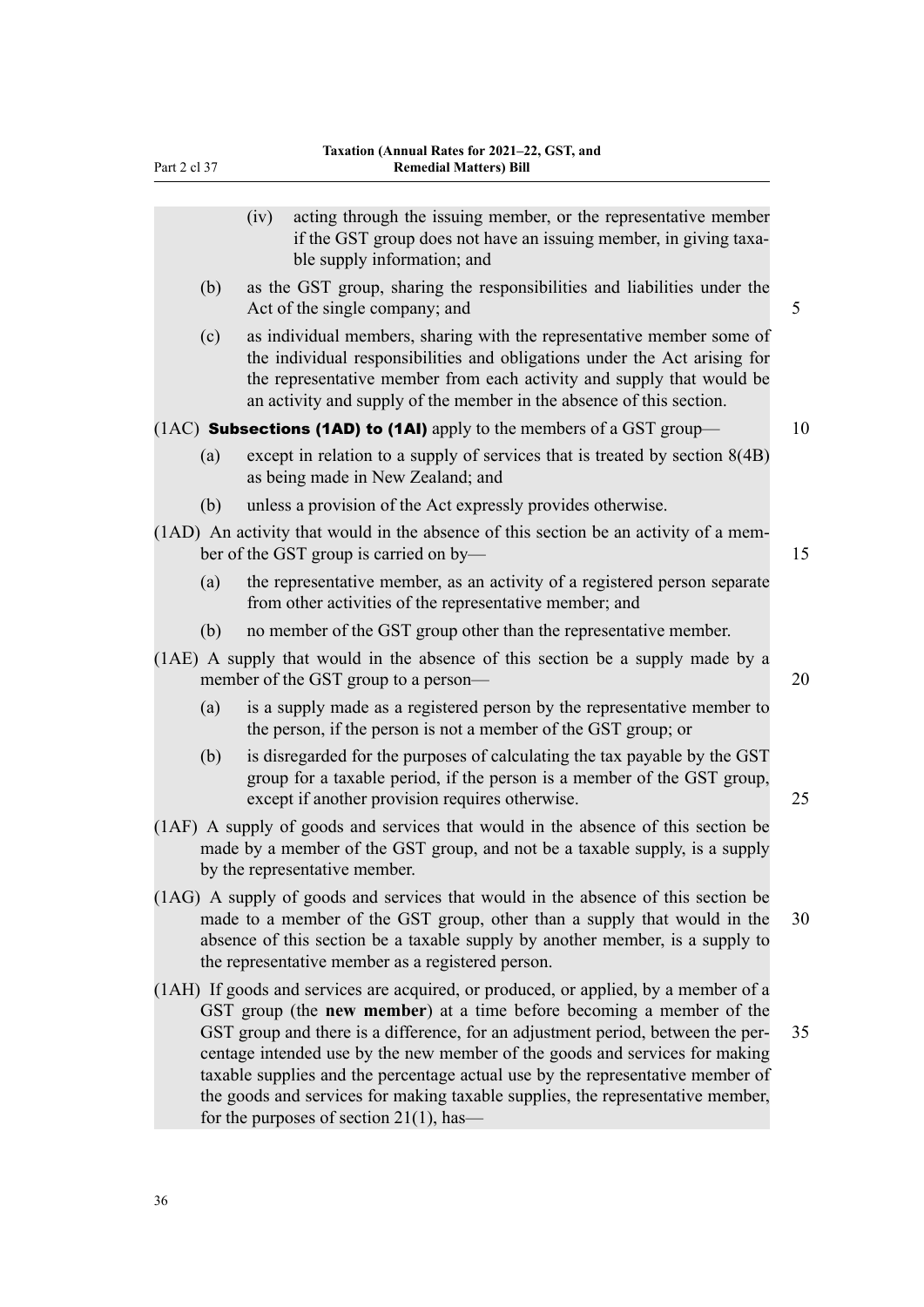(iv) acting through the issuing member, or the representative member if the GST group does not have an issuing member, in giving taxable supply information; and

(b) as the GST group, sharing the responsibilities and liabilities under the Act of the single company; and

(c) as individual members, sharing with the representative member some of the individual responsibilities and obligations under the Act arising for the representative member from each activity and supply that would be an activity and supply of the member in the absence of this section.

(1AC) **Subsections (1AD) to (1AI)** apply to the members of a GST group—

(a) except in relation to a supply of services that is treated by section 8(4B) as being made in New Zealand; and

(b) unless a provision of the Act expressly provides otherwise.

(1AD) An activity that would in the absence of this section be an activity of a member of the GST group is carried on by—

(a) the representative member, as an activity of a registered person separate from other activities of the representative member; and

(b) no member of the GST group other than the representative member.

(1AE) A supply that would in the absence of this section be a supply made by a member of the GST group to a person—

(a) is a supply made as a registered person by the representative member to the person, if the person is not a member of the GST group; or

(b) is disregarded for the purposes of calculating the tax payable by the GST group for a taxable period, if the person is a member of the GST group, except if another provision requires otherwise.

(1AF) A supply of goods and services that would in the absence of this section be made by a member of the GST group, and not be a taxable supply, is a supply by the representative member.

(1AG) A supply of goods and services that would in the absence of this section be made to a member of the GST group, other than a supply that would in the absence of this section be a taxable supply by another member, is a supply to the representative member as a registered person.

(1AH) If goods and services are acquired, or produced, or applied, by a member of a GST group (the **new member**) at a time before becoming a member of the GST group and there is a difference, for an adjustment period, between the percentage intended use by the new member of the goods and services for making taxable supplies and the percentage actual use by the representative member of the goods and services for making taxable supplies, the representative member, for the purposes of section 21(1), has—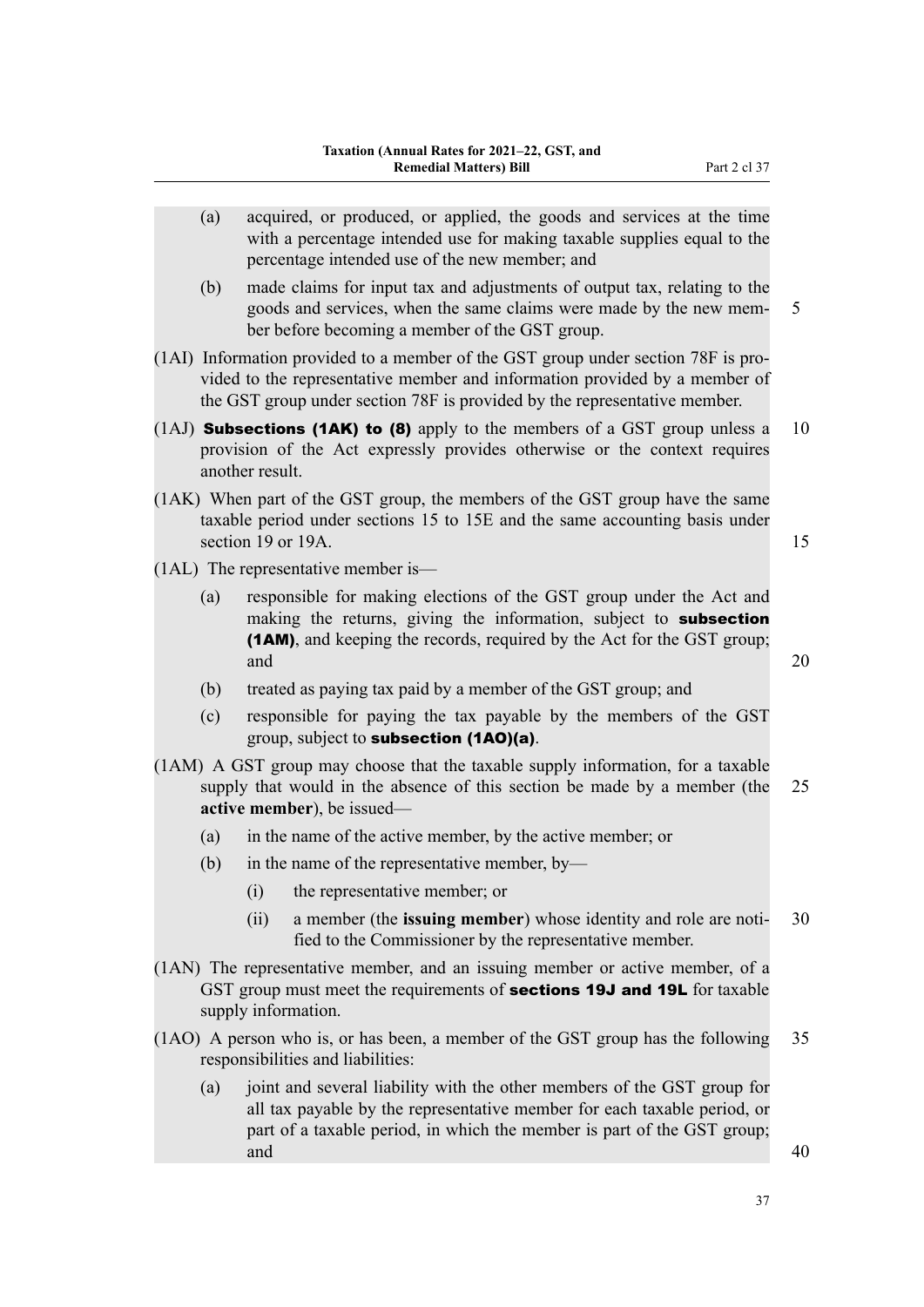(a) acquired, or produced, or applied, the goods and services at the time with a percentage intended use for making taxable supplies equal to the percentage intended use of the new member; and

(b) made claims for input tax and adjustments of output tax, relating to the goods and services, when the same claims were made by the new member before becoming a member of the GST group.

(1AI) Information provided to a member of the GST group under section 78F is provided to the representative member and information provided by a member of the GST group under section 78F is provided by the representative member.

(1AJ) **Subsections (1AK) to (8)** apply to the members of a GST group unless a provision of the Act expressly provides otherwise or the context requires another result.

(1AK) When part of the GST group, the members of the GST group have the same taxable period under sections 15 to 15E and the same accounting basis under section 19 or 19A.

(1AL) The representative member is—

(a) responsible for making elections of the GST group under the Act and making the returns, giving the information, subject to **subsection (1AM)**, and keeping the records, required by the Act for the GST group; and

(b) treated as paying tax paid by a member of the GST group; and

(c) responsible for paying the tax payable by the members of the GST group, subject to **subsection (1AO)(a)**.

(1AM) A GST group may choose that the taxable supply information, for a taxable supply that would in the absence of this section be made by a member (the **active member**), be issued—

(a) in the name of the active member, by the active member; or

(b) in the name of the representative member, by—

(i) the representative member; or

(ii) a member (the **issuing member**) whose identity and role are notified to the Commissioner by the representative member.

(1AN) The representative member, and an issuing member or active member, of a GST group must meet the requirements of **sections 19J and 19L** for taxable supply information.

(1AO) A person who is, or has been, a member of the GST group has the following responsibilities and liabilities:

(a) joint and several liability with the other members of the GST group for all tax payable by the representative member for each taxable period, or part of a taxable period, in which the member is part of the GST group; and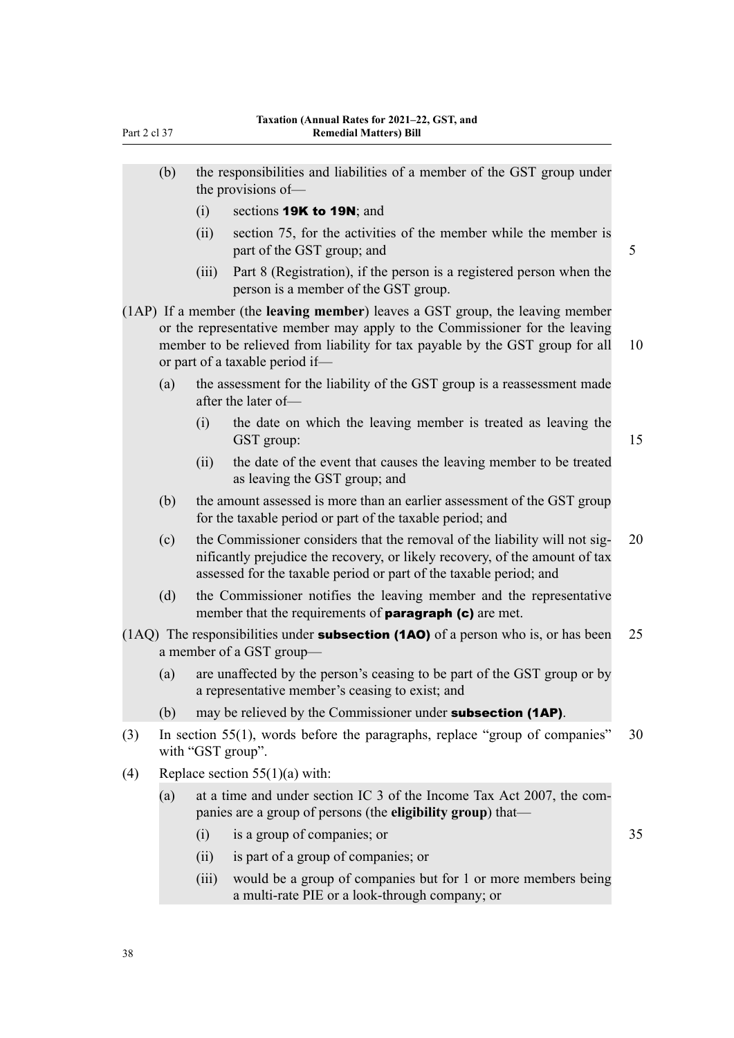(b) the responsibilities and liabilities of a member of the GST group under the provisions of—

(i) sections **19K to 19N**; and

(ii) section 75, for the activities of the member while the member is part of the GST group; and

(iii) Part 8 (Registration), if the person is a registered person when the person is a member of the GST group.

(1AP) If a member (the **leaving member**) leaves a GST group, the leaving member or the representative member may apply to the Commissioner for the leaving member to be relieved from liability for tax payable by the GST group for all or part of a taxable period if—

(a) the assessment for the liability of the GST group is a reassessment made after the later of—

(i) the date on which the leaving member is treated as leaving the GST group:

(ii) the date of the event that causes the leaving member to be treated as leaving the GST group; and

(b) the amount assessed is more than an earlier assessment of the GST group for the taxable period or part of the taxable period; and

(c) the Commissioner considers that the removal of the liability will not significantly prejudice the recovery, or likely recovery, of the amount of tax assessed for the taxable period or part of the taxable period; and

(d) the Commissioner notifies the leaving member and the representative member that the requirements of **paragraph (c)** are met.

(1AQ) The responsibilities under **subsection (1AO)** of a person who is, or has been a member of a GST group—

(a) are unaffected by the person's ceasing to be part of the GST group or by a representative member's ceasing to exist; and

(b) may be relieved by the Commissioner under **subsection (1AP)**.

(3) In section 55(1), words before the paragraphs, replace "group of companies" with "GST group".

(4) Replace section 55(1)(a) with:

(a) at a time and under section IC 3 of the Income Tax Act 2007, the companies are a group of persons (the **eligibility group**) that—

(i) is a group of companies; or

(ii) is part of a group of companies; or

(iii) would be a group of companies but for 1 or more members being a multi-rate PIE or a look-through company; or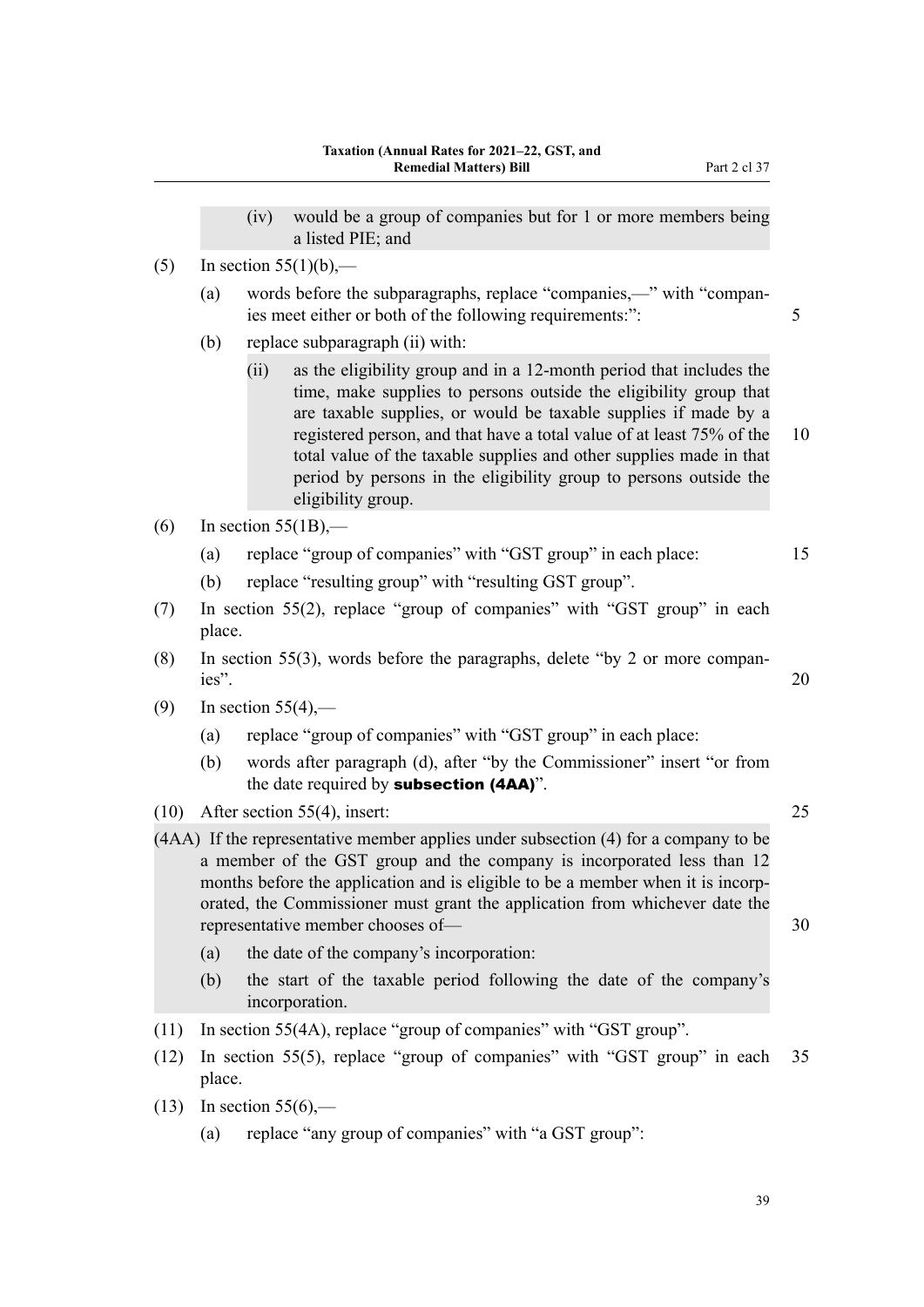(iv) would be a group of companies but for 1 or more members being a listed PIE; and

(5) In section 55(1)(b),—

(a) words before the subparagraphs, replace "companies,—" with "companies meet either or both of the following requirements:":

(b) replace subparagraph (ii) with:

(ii) as the eligibility group and in a 12-month period that includes the time, make supplies to persons outside the eligibility group that are taxable supplies, or would be taxable supplies if made by a registered person, and that have a total value of at least 75% of the total value of the taxable supplies and other supplies made in that period by persons in the eligibility group to persons outside the eligibility group.

(6) In section 55(1B),—

(a) replace "group of companies" with "GST group" in each place:

(b) replace "resulting group" with "resulting GST group".

(7) In section 55(2), replace "group of companies" with "GST group" in each place.

(8) In section 55(3), words before the paragraphs, delete "by 2 or more companies".

(9) In section 55(4),—

(a) replace "group of companies" with "GST group" in each place:

(b) words after paragraph (d), after "by the Commissioner" insert "or from the date required by **subsection (4AA)**".

(10) After section 55(4), insert:

(4AA) If the representative member applies under subsection (4) for a company to be a member of the GST group and the company is incorporated less than 12 months before the application and is eligible to be a member when it is incorporated, the Commissioner must grant the application from whichever date the representative member chooses of—

(a) the date of the company's incorporation:

(b) the start of the taxable period following the date of the company's incorporation.

(11) In section 55(4A), replace "group of companies" with "GST group".

(12) In section 55(5), replace "group of companies" with "GST group" in each place.

(13) In section 55(6),—

(a) replace "any group of companies" with "a GST group":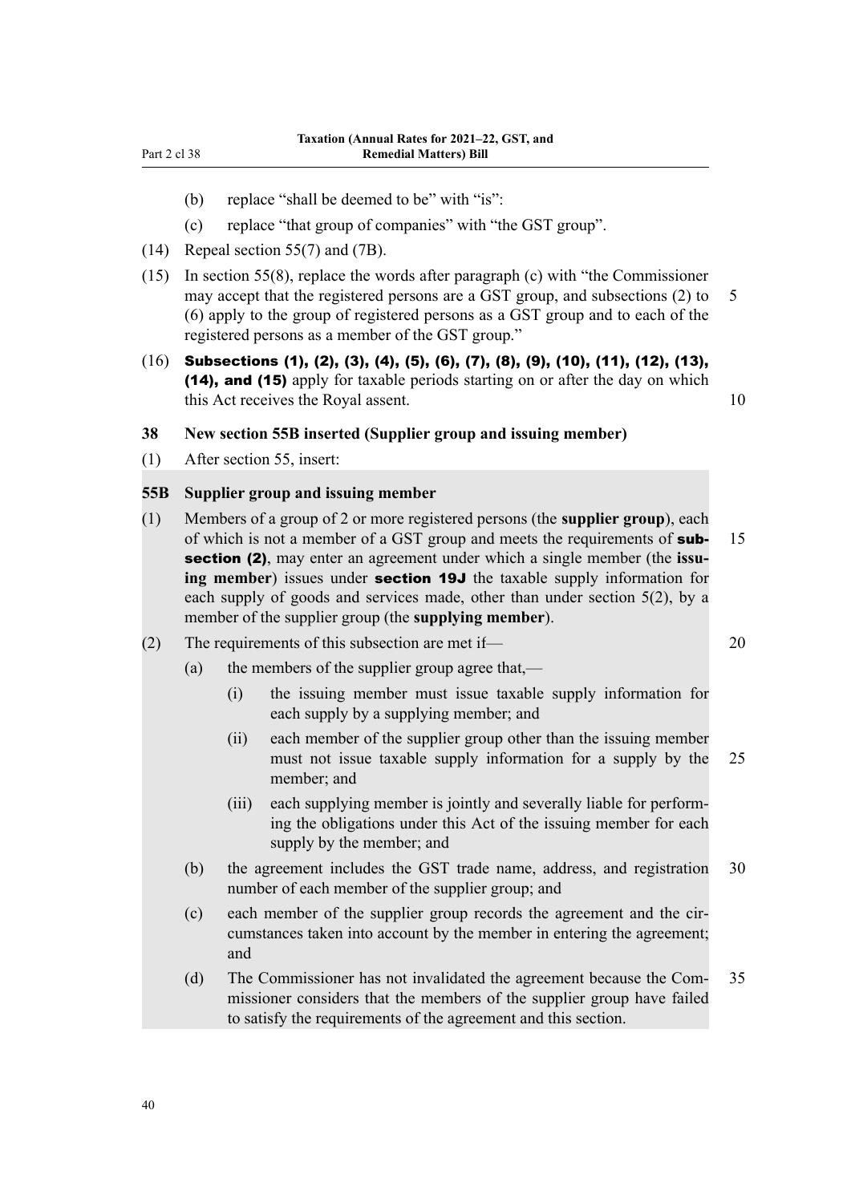(b) replace "shall be deemed to be" with "is":

(c) replace "that group of companies" with "the GST group".

(14) Repeal section 55(7) and (7B).

(15) In section 55(8), replace the words after paragraph (c) with "the Commissioner may accept that the registered persons are a GST group, and subsections (2) to (6) apply to the group of registered persons as a GST group and to each of the registered persons as a member of the GST group."

(16) **Subsections (1), (2), (3), (4), (5), (6), (7), (8), (9), (10), (11), (12), (13), (14), and (15)** apply for taxable periods starting on or after the day on which this Act receives the Royal assent.

### 38 New section 55B inserted (Supplier group and issuing member)

(1) After section 55, insert:

**55B Supplier group and issuing member**

(1) Members of a group of 2 or more registered persons (the **supplier group**), each of which is not a member of a GST group and meets the requirements of **subsection (2)**, may enter an agreement under which a single member (the **issuing member**) issues under **section 19J** the taxable supply information for each supply of goods and services made, other than under section 5(2), by a member of the supplier group (the **supplying member**).

(2) The requirements of this subsection are met if—

(a) the members of the supplier group agree that,—

(i) the issuing member must issue taxable supply information for each supply by a supplying member; and

(ii) each member of the supplier group other than the issuing member must not issue taxable supply information for a supply by the member; and

(iii) each supplying member is jointly and severally liable for performing the obligations under this Act of the issuing member for each supply by the member; and

(b) the agreement includes the GST trade name, address, and registration number of each member of the supplier group; and

(c) each member of the supplier group records the agreement and the circumstances taken into account by the member in entering the agreement; and

(d) The Commissioner has not invalidated the agreement because the Commissioner considers that the members of the supplier group have failed to satisfy the requirements of the agreement and this section.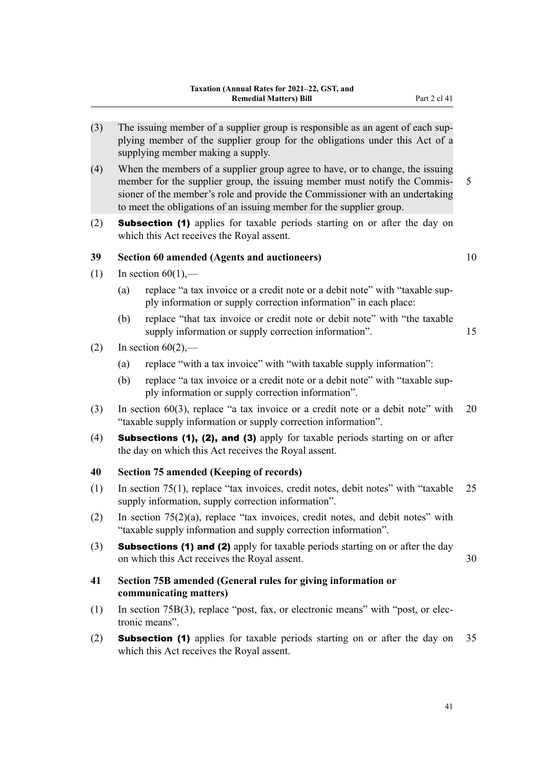(3) The issuing member of a supplier group is responsible as an agent of each supplying member of the supplier group for the obligations under this Act of a supplying member making a supply.

(4) When the members of a supplier group agree to have, or to change, the issuing member for the supplier group, the issuing member must notify the Commissioner of the member's role and provide the Commissioner with an undertaking to meet the obligations of an issuing member for the supplier group.

(2) **Subsection (1)** applies for taxable periods starting on or after the day on which this Act receives the Royal assent.

### 39 Section 60 amended (Agents and auctioneers)

(1) In section 60(1),—

(a) replace "a tax invoice or a credit note or a debit note" with "taxable supply information or supply correction information" in each place:

(b) replace "that tax invoice or credit note or debit note" with "the taxable supply information or supply correction information".

(2) In section 60(2),—

(a) replace "with a tax invoice" with "with taxable supply information":

(b) replace "a tax invoice or a credit note or a debit note" with "taxable supply information or supply correction information".

(3) In section 60(3), replace "a tax invoice or a credit note or a debit note" with "taxable supply information or supply correction information".

(4) **Subsections (1), (2), and (3)** apply for taxable periods starting on or after the day on which this Act receives the Royal assent.

### 40 Section 75 amended (Keeping of records)

(1) In section 75(1), replace "tax invoices, credit notes, debit notes" with "taxable supply information, supply correction information".

(2) In section 75(2)(a), replace "tax invoices, credit notes, and debit notes" with "taxable supply information and supply correction information".

(3) **Subsections (1) and (2)** apply for taxable periods starting on or after the day on which this Act receives the Royal assent.

### 41 Section 75B amended (General rules for giving information or communicating matters)

(1) In section 75B(3), replace "post, fax, or electronic means" with "post, or electronic means".

(2) **Subsection (1)** applies for taxable periods starting on or after the day on which this Act receives the Royal assent.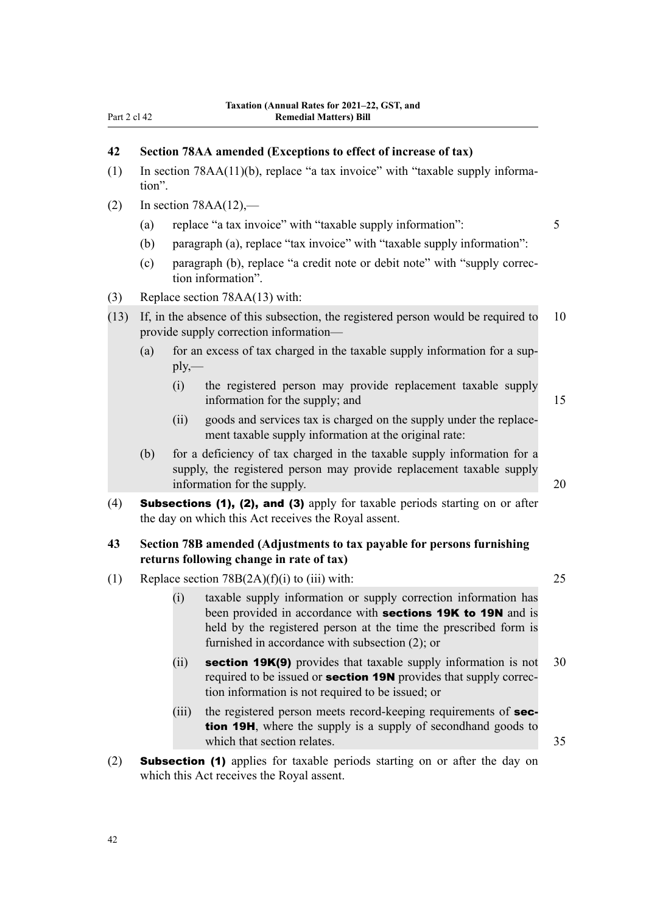## 42 Section 78AA amended (Exceptions to effect of increase of tax)

(1) In section 78AA(11)(b), replace "a tax invoice" with "taxable supply information".

(2) In section 78AA(12),—

- (a) replace "a tax invoice" with "taxable supply information":
- (b) paragraph (a), replace "tax invoice" with "taxable supply information":
- (c) paragraph (b), replace "a credit note or debit note" with "supply correction information".

(3) Replace section 78AA(13) with:

(13) If, in the absence of this subsection, the registered person would be required to provide supply correction information—

- (a) for an excess of tax charged in the taxable supply information for a supply,—
  - (i) the registered person may provide replacement taxable supply information for the supply; and
  - (ii) goods and services tax is charged on the supply under the replacement taxable supply information at the original rate:
- (b) for a deficiency of tax charged in the taxable supply information for a supply, the registered person may provide replacement taxable supply information for the supply.

(4) **Subsections (1), (2), and (3)** apply for taxable periods starting on or after the day on which this Act receives the Royal assent.

## 43 Section 78B amended (Adjustments to tax payable for persons furnishing returns following change in rate of tax)

(1) Replace section 78B(2A)(f)(i) to (iii) with:

- (i) taxable supply information or supply correction information has been provided in accordance with **sections 19K to 19N** and is held by the registered person at the time the prescribed form is furnished in accordance with subsection (2); or
- (ii) **section 19K(9)** provides that taxable supply information is not required to be issued or **section 19N** provides that supply correction information is not required to be issued; or
- (iii) the registered person meets record-keeping requirements of **section 19H**, where the supply is a supply of secondhand goods to which that section relates.

(2) **Subsection (1)** applies for taxable periods starting on or after the day on which this Act receives the Royal assent.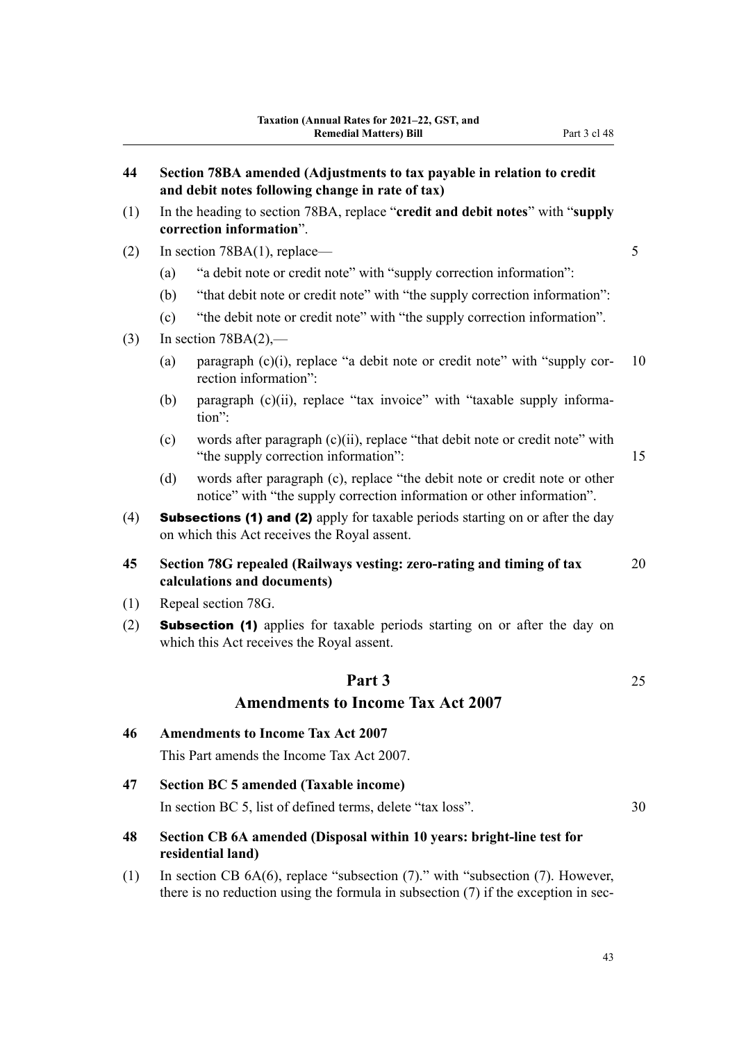**44 Section 78BA amended (Adjustments to tax payable in relation to credit and debit notes following change in rate of tax)**

(1) In the heading to section 78BA, replace "**credit and debit notes**" with "**supply correction information**".

(2) In section 78BA(1), replace—

(a) "a debit note or credit note" with "supply correction information":

(b) "that debit note or credit note" with "the supply correction information":

(c) "the debit note or credit note" with "the supply correction information".

(3) In section 78BA(2),—

(a) paragraph (c)(i), replace "a debit note or credit note" with "supply correction information":

(b) paragraph (c)(ii), replace "tax invoice" with "taxable supply information":

(c) words after paragraph (c)(ii), replace "that debit note or credit note" with "the supply correction information":

(d) words after paragraph (c), replace "the debit note or credit note or other notice" with "the supply correction information or other information".

(4) **Subsections (1) and (2)** apply for taxable periods starting on or after the day on which this Act receives the Royal assent.

**45 Section 78G repealed (Railways vesting: zero-rating and timing of tax calculations and documents)**

(1) Repeal section 78G.

(2) **Subsection (1)** applies for taxable periods starting on or after the day on which this Act receives the Royal assent.

## Part 3
## Amendments to Income Tax Act 2007

**46 Amendments to Income Tax Act 2007**

This Part amends the Income Tax Act 2007.

**47 Section BC 5 amended (Taxable income)**

In section BC 5, list of defined terms, delete "tax loss".

**48 Section CB 6A amended (Disposal within 10 years: bright-line test for residential land)**

(1) In section CB 6A(6), replace "subsection (7)." with "subsection (7). However, there is no reduction using the formula in subsection (7) if the exception in sec-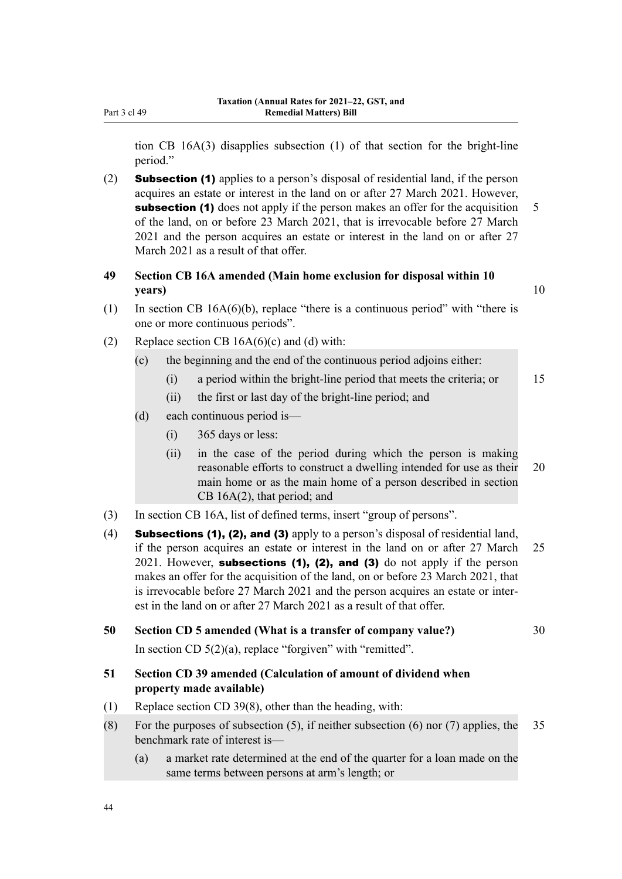tion CB 16A(3) disapplies subsection (1) of that section for the bright-line period."

(2) **Subsection (1)** applies to a person's disposal of residential land, if the person acquires an estate or interest in the land on or after 27 March 2021. However, **subsection (1)** does not apply if the person makes an offer for the acquisition of the land, on or before 23 March 2021, that is irrevocable before 27 March 2021 and the person acquires an estate or interest in the land on or after 27 March 2021 as a result of that offer.

### 49 Section CB 16A amended (Main home exclusion for disposal within 10 years)

(1) In section CB 16A(6)(b), replace "there is a continuous period" with "there is one or more continuous periods".

(2) Replace section CB 16A(6)(c) and (d) with:

> (c) the beginning and the end of the continuous period adjoins either:
>
> > (i) a period within the bright-line period that meets the criteria; or
> >
> > (ii) the first or last day of the bright-line period; and
>
> (d) each continuous period is—
>
> > (i) 365 days or less:
> >
> > (ii) in the case of the period during which the person is making reasonable efforts to construct a dwelling intended for use as their main home or as the main home of a person described in section CB 16A(2), that period; and

(3) In section CB 16A, list of defined terms, insert "group of persons".

(4) **Subsections (1), (2), and (3)** apply to a person's disposal of residential land, if the person acquires an estate or interest in the land on or after 27 March 2021. However, **subsections (1), (2), and (3)** do not apply if the person makes an offer for the acquisition of the land, on or before 23 March 2021, that is irrevocable before 27 March 2021 and the person acquires an estate or interest in the land on or after 27 March 2021 as a result of that offer.

### 50 Section CD 5 amended (What is a transfer of company value?)

In section CD 5(2)(a), replace "forgiven" with "remitted".

### 51 Section CD 39 amended (Calculation of amount of dividend when property made available)

(1) Replace section CD 39(8), other than the heading, with:

> (8) For the purposes of subsection (5), if neither subsection (6) nor (7) applies, the benchmark rate of interest is—
>
> > (a) a market rate determined at the end of the quarter for a loan made on the same terms between persons at arm's length; or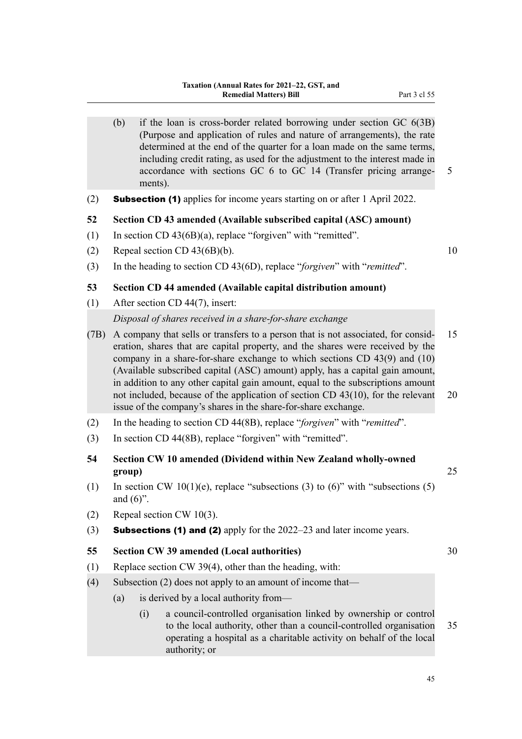(b) if the loan is cross-border related borrowing under section GC 6(3B) (Purpose and application of rules and nature of arrangements), the rate determined at the end of the quarter for a loan made on the same terms, including credit rating, as used for the adjustment to the interest made in accordance with sections GC 6 to GC 14 (Transfer pricing arrangements).

(2) **Subsection (1)** applies for income years starting on or after 1 April 2022.

### 52 Section CD 43 amended (Available subscribed capital (ASC) amount)

(1) In section CD 43(6B)(a), replace "forgiven" with "remitted".

(2) Repeal section CD 43(6B)(b).

(3) In the heading to section CD 43(6D), replace "*forgiven*" with "*remitted*".

### 53 Section CD 44 amended (Available capital distribution amount)

(1) After section CD 44(7), insert:

*Disposal of shares received in a share-for-share exchange*

(7B) A company that sells or transfers to a person that is not associated, for consideration, shares that are capital property, and the shares were received by the company in a share-for-share exchange to which sections CD 43(9) and (10) (Available subscribed capital (ASC) amount) apply, has a capital gain amount, in addition to any other capital gain amount, equal to the subscriptions amount not included, because of the application of section CD 43(10), for the relevant issue of the company's shares in the share-for-share exchange.

(2) In the heading to section CD 44(8B), replace "*forgiven*" with "*remitted*".

(3) In section CD 44(8B), replace "forgiven" with "remitted".

### 54 Section CW 10 amended (Dividend within New Zealand wholly-owned group)

(1) In section CW 10(1)(e), replace "subsections (3) to (6)" with "subsections (5) and (6)".

(2) Repeal section CW 10(3).

(3) **Subsections (1) and (2)** apply for the 2022–23 and later income years.

### 55 Section CW 39 amended (Local authorities)

(1) Replace section CW 39(4), other than the heading, with:

(4) Subsection (2) does not apply to an amount of income that—

(a) is derived by a local authority from—

(i) a council-controlled organisation linked by ownership or control to the local authority, other than a council-controlled organisation operating a hospital as a charitable activity on behalf of the local authority; or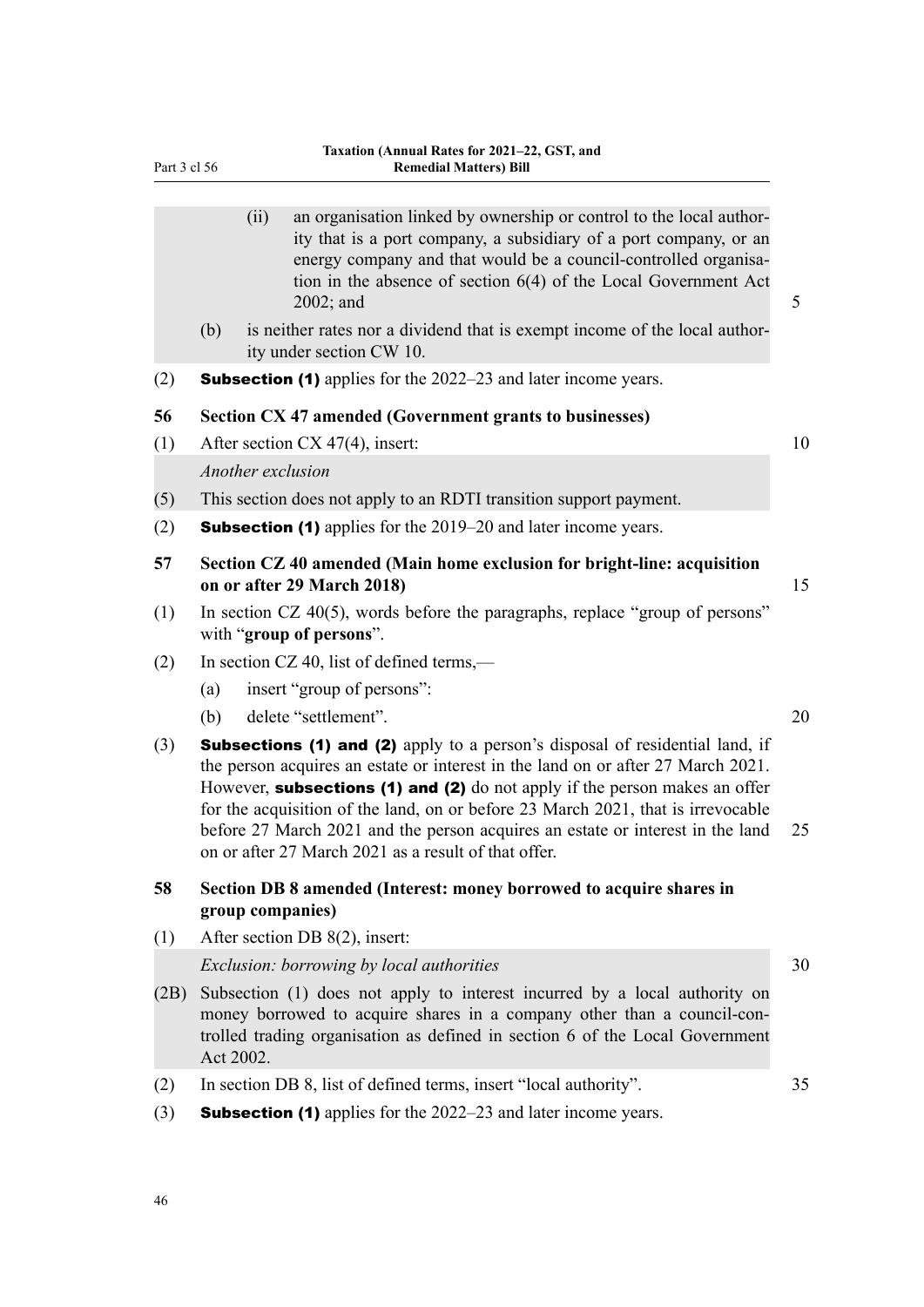(ii) an organisation linked by ownership or control to the local authority that is a port company, a subsidiary of a port company, or an energy company and that would be a council-controlled organisation in the absence of section 6(4) of the Local Government Act 2002; and

(b) is neither rates nor a dividend that is exempt income of the local authority under section CW 10.

(2) **Subsection (1)** applies for the 2022–23 and later income years.

**56 Section CX 47 amended (Government grants to businesses)**

(1) After section CX 47(4), insert:

*Another exclusion*

(5) This section does not apply to an RDTI transition support payment.

(2) **Subsection (1)** applies for the 2019–20 and later income years.

**57 Section CZ 40 amended (Main home exclusion for bright-line: acquisition on or after 29 March 2018)**

(1) In section CZ 40(5), words before the paragraphs, replace "group of persons" with "**group of persons**".

(2) In section CZ 40, list of defined terms,—

(a) insert "group of persons":

(b) delete "settlement".

(3) **Subsections (1) and (2)** apply to a person's disposal of residential land, if the person acquires an estate or interest in the land on or after 27 March 2021. However, **subsections (1) and (2)** do not apply if the person makes an offer for the acquisition of the land, on or before 23 March 2021, that is irrevocable before 27 March 2021 and the person acquires an estate or interest in the land on or after 27 March 2021 as a result of that offer.

**58 Section DB 8 amended (Interest: money borrowed to acquire shares in group companies)**

(1) After section DB 8(2), insert:

*Exclusion: borrowing by local authorities*

(2B) Subsection (1) does not apply to interest incurred by a local authority on money borrowed to acquire shares in a company other than a council-controlled trading organisation as defined in section 6 of the Local Government Act 2002.

(2) In section DB 8, list of defined terms, insert "local authority".

(3) **Subsection (1)** applies for the 2022–23 and later income years.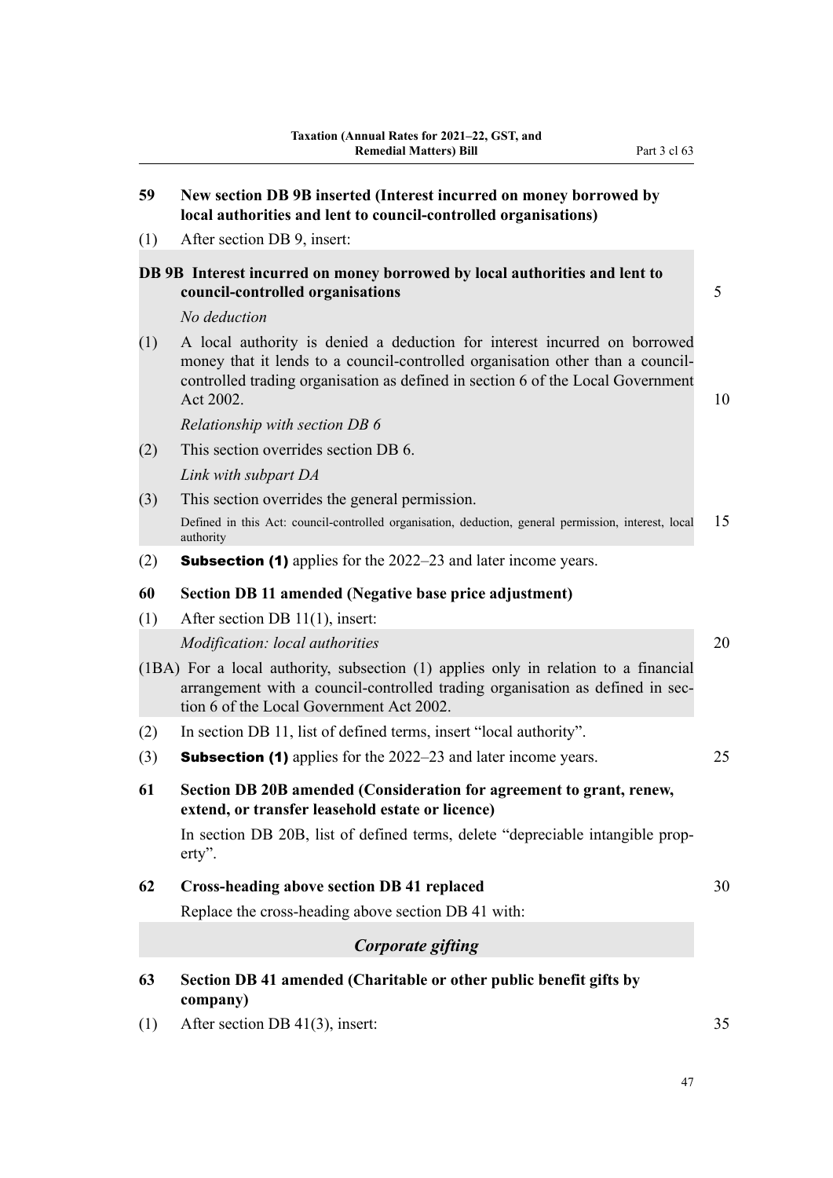**59 New section DB 9B inserted (Interest incurred on money borrowed by local authorities and lent to council-controlled organisations)**

(1) After section DB 9, insert:

> **DB 9B Interest incurred on money borrowed by local authorities and lent to council-controlled organisations**
>
> *No deduction*
>
> (1) A local authority is denied a deduction for interest incurred on borrowed money that it lends to a council-controlled organisation other than a council-controlled trading organisation as defined in section 6 of the Local Government Act 2002.
>
> *Relationship with section DB 6*
>
> (2) This section overrides section DB 6.
>
> *Link with subpart DA*
>
> (3) This section overrides the general permission.
>
> Defined in this Act: council-controlled organisation, deduction, general permission, interest, local authority

(2) **Subsection (1)** applies for the 2022–23 and later income years.

**60 Section DB 11 amended (Negative base price adjustment)**

(1) After section DB 11(1), insert:

> *Modification: local authorities*
>
> (1BA) For a local authority, subsection (1) applies only in relation to a financial arrangement with a council-controlled trading organisation as defined in section 6 of the Local Government Act 2002.

(2) In section DB 11, list of defined terms, insert "local authority".

(3) **Subsection (1)** applies for the 2022–23 and later income years.

**61 Section DB 20B amended (Consideration for agreement to grant, renew, extend, or transfer leasehold estate or licence)**

In section DB 20B, list of defined terms, delete "depreciable intangible property".

**62 Cross-heading above section DB 41 replaced**

Replace the cross-heading above section DB 41 with:

> ***Corporate gifting***

**63 Section DB 41 amended (Charitable or other public benefit gifts by company)**

(1) After section DB 41(3), insert: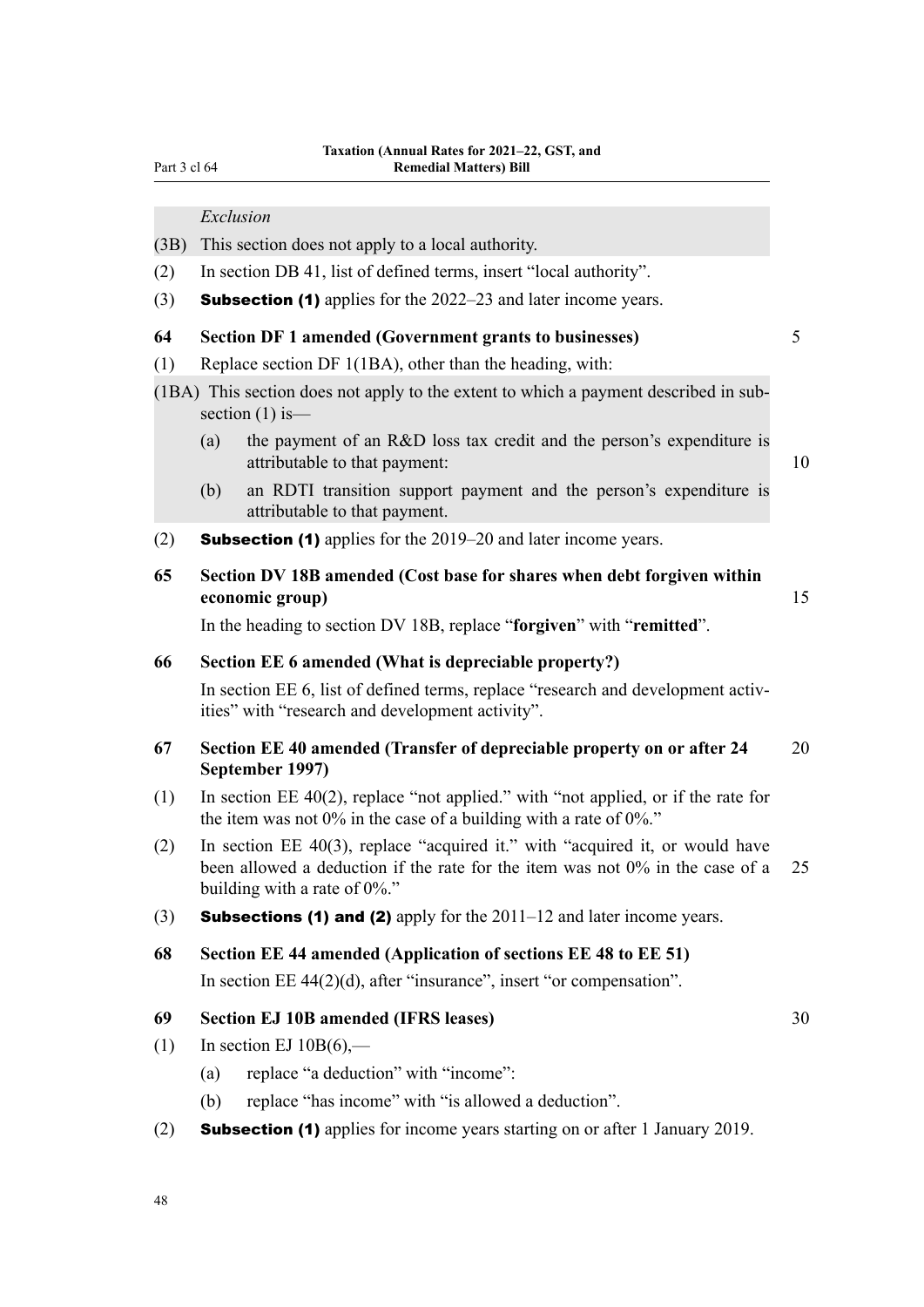*Exclusion*

(3B) This section does not apply to a local authority.

(2) In section DB 41, list of defined terms, insert "local authority".

(3) **Subsection (1)** applies for the 2022–23 and later income years.

### 64 Section DF 1 amended (Government grants to businesses)

(1) Replace section DF 1(1BA), other than the heading, with:

(1BA) This section does not apply to the extent to which a payment described in subsection (1) is—

- (a) the payment of an R&D loss tax credit and the person's expenditure is attributable to that payment:
- (b) an RDTI transition support payment and the person's expenditure is attributable to that payment.

(2) **Subsection (1)** applies for the 2019–20 and later income years.

### 65 Section DV 18B amended (Cost base for shares when debt forgiven within economic group)

In the heading to section DV 18B, replace "**forgiven**" with "**remitted**".

### 66 Section EE 6 amended (What is depreciable property?)

In section EE 6, list of defined terms, replace "research and development activities" with "research and development activity".

### 67 Section EE 40 amended (Transfer of depreciable property on or after 24 September 1997)

(1) In section EE 40(2), replace "not applied." with "not applied, or if the rate for the item was not 0% in the case of a building with a rate of 0%."

(2) In section EE 40(3), replace "acquired it." with "acquired it, or would have been allowed a deduction if the rate for the item was not 0% in the case of a building with a rate of 0%."

(3) **Subsections (1) and (2)** apply for the 2011–12 and later income years.

### 68 Section EE 44 amended (Application of sections EE 48 to EE 51)

In section EE 44(2)(d), after "insurance", insert "or compensation".

### 69 Section EJ 10B amended (IFRS leases)

(1) In section EJ 10B(6),—

- (a) replace "a deduction" with "income":
- (b) replace "has income" with "is allowed a deduction".

(2) **Subsection (1)** applies for income years starting on or after 1 January 2019.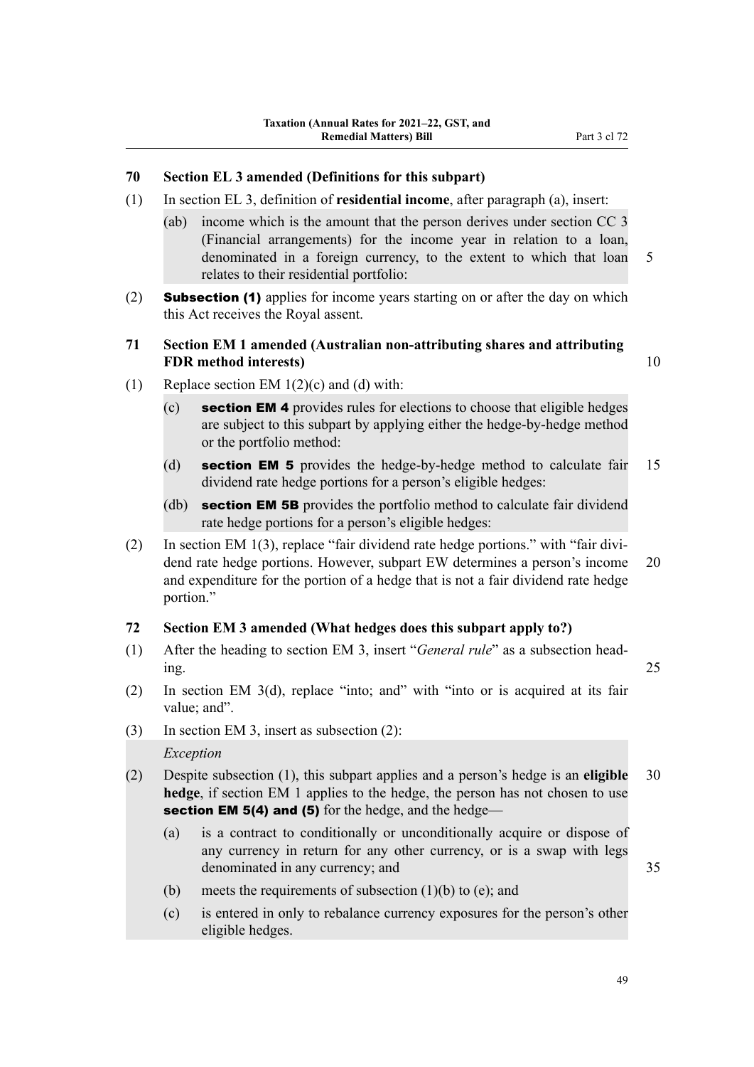## 70 Section EL 3 amended (Definitions for this subpart)

(1) In section EL 3, definition of **residential income**, after paragraph (a), insert:

(ab) income which is the amount that the person derives under section CC 3 (Financial arrangements) for the income year in relation to a loan, denominated in a foreign currency, to the extent to which that loan relates to their residential portfolio:

(2) **Subsection (1)** applies for income years starting on or after the day on which this Act receives the Royal assent.

## 71 Section EM 1 amended (Australian non-attributing shares and attributing FDR method interests)

(1) Replace section EM 1(2)(c) and (d) with:

(c) **section EM 4** provides rules for elections to choose that eligible hedges are subject to this subpart by applying either the hedge-by-hedge method or the portfolio method:

(d) **section EM 5** provides the hedge-by-hedge method to calculate fair dividend rate hedge portions for a person's eligible hedges:

(db) **section EM 5B** provides the portfolio method to calculate fair dividend rate hedge portions for a person's eligible hedges:

(2) In section EM 1(3), replace "fair dividend rate hedge portions." with "fair dividend rate hedge portions. However, subpart EW determines a person's income and expenditure for the portion of a hedge that is not a fair dividend rate hedge portion."

## 72 Section EM 3 amended (What hedges does this subpart apply to?)

(1) After the heading to section EM 3, insert "*General rule*" as a subsection heading.

(2) In section EM 3(d), replace "into; and" with "into or is acquired at its fair value; and".

(3) In section EM 3, insert as subsection (2):

*Exception*

(2) Despite subsection (1), this subpart applies and a person's hedge is an **eligible hedge**, if section EM 1 applies to the hedge, the person has not chosen to use **section EM 5(4) and (5)** for the hedge, and the hedge—

(a) is a contract to conditionally or unconditionally acquire or dispose of any currency in return for any other currency, or is a swap with legs denominated in any currency; and

(b) meets the requirements of subsection (1)(b) to (e); and

(c) is entered in only to rebalance currency exposures for the person's other eligible hedges.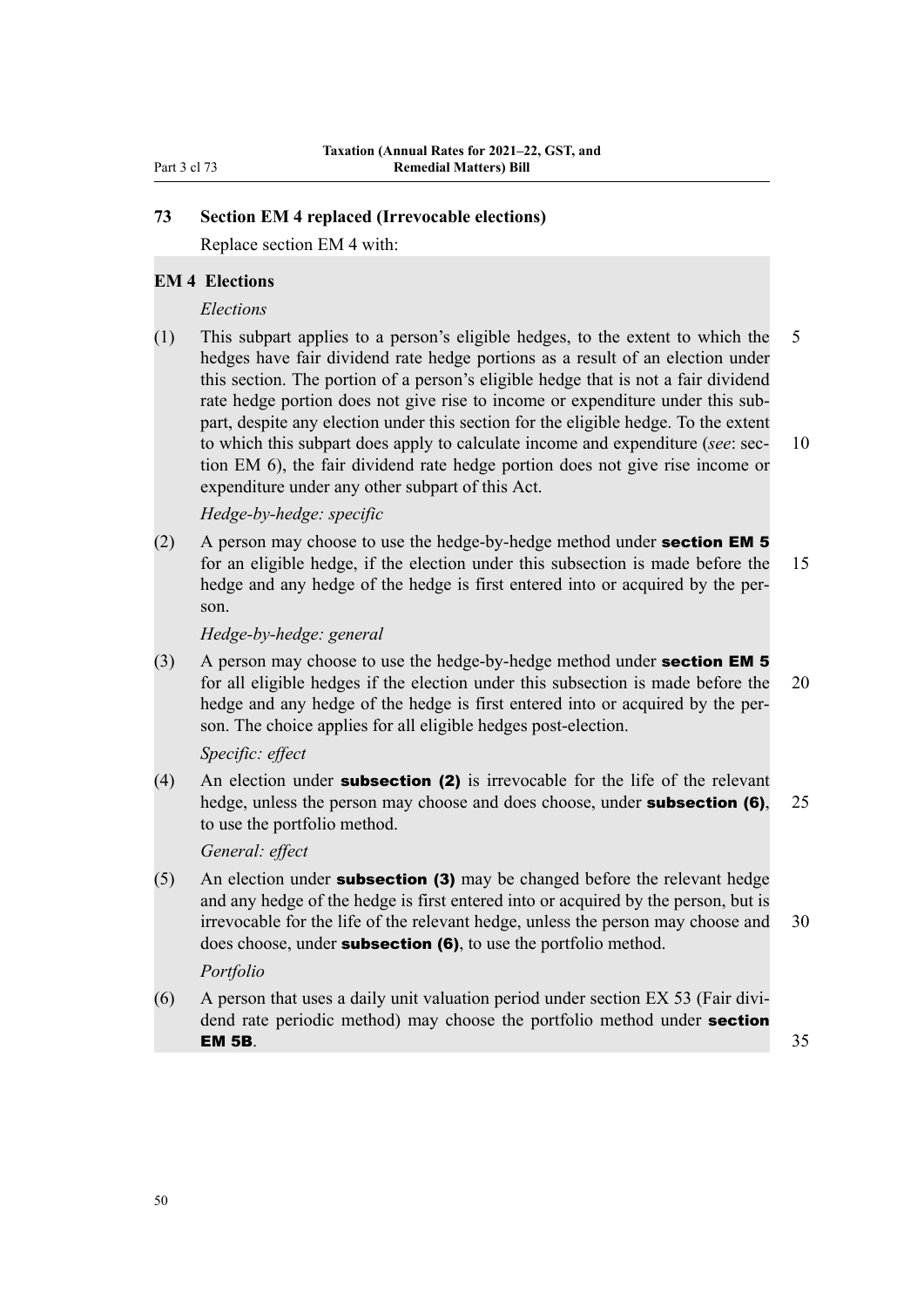## 73 Section EM 4 replaced (Irrevocable elections)

Replace section EM 4 with:

### EM 4 Elections

*Elections*

(1) This subpart applies to a person's eligible hedges, to the extent to which the hedges have fair dividend rate hedge portions as a result of an election under this section. The portion of a person's eligible hedge that is not a fair dividend rate hedge portion does not give rise to income or expenditure under this subpart, despite any election under this section for the eligible hedge. To the extent to which this subpart does apply to calculate income and expenditure (*see*: section EM 6), the fair dividend rate hedge portion does not give rise income or expenditure under any other subpart of this Act.

*Hedge-by-hedge: specific*

(2) A person may choose to use the hedge-by-hedge method under **section EM 5** for an eligible hedge, if the election under this subsection is made before the hedge and any hedge of the hedge is first entered into or acquired by the person.

*Hedge-by-hedge: general*

(3) A person may choose to use the hedge-by-hedge method under **section EM 5** for all eligible hedges if the election under this subsection is made before the hedge and any hedge of the hedge is first entered into or acquired by the person. The choice applies for all eligible hedges post-election.

*Specific: effect*

(4) An election under **subsection (2)** is irrevocable for the life of the relevant hedge, unless the person may choose and does choose, under **subsection (6)**, to use the portfolio method.

*General: effect*

(5) An election under **subsection (3)** may be changed before the relevant hedge and any hedge of the hedge is first entered into or acquired by the person, but is irrevocable for the life of the relevant hedge, unless the person may choose and does choose, under **subsection (6)**, to use the portfolio method.

*Portfolio*

(6) A person that uses a daily unit valuation period under section EX 53 (Fair dividend rate periodic method) may choose the portfolio method under **section EM 5B**.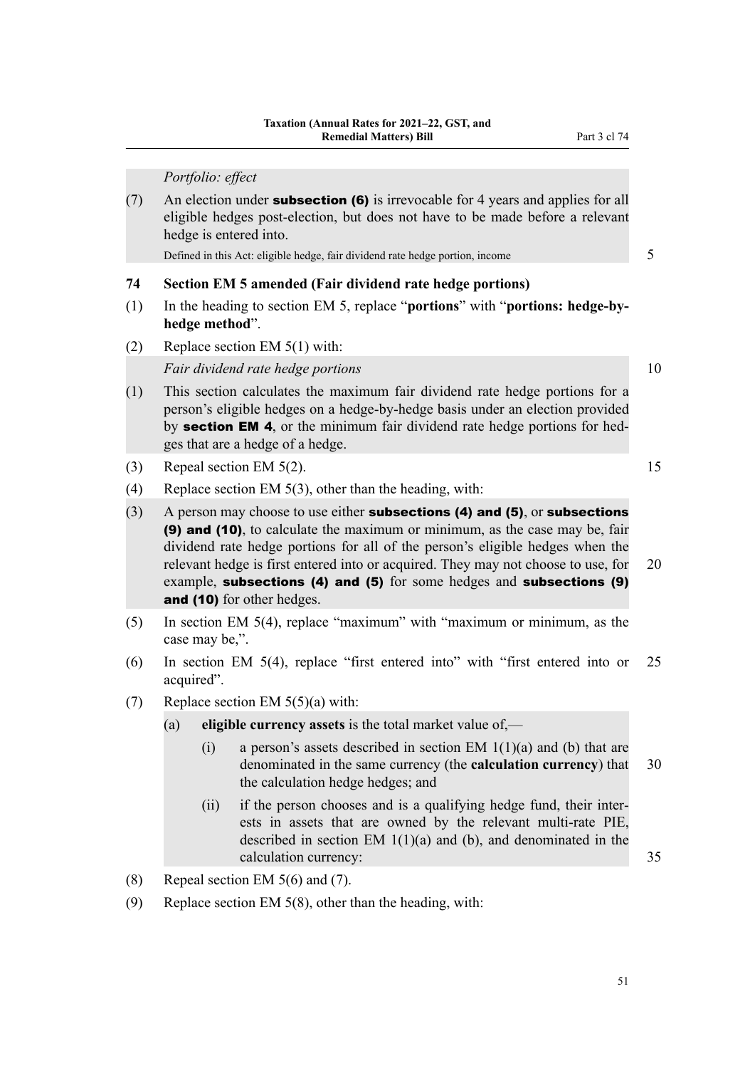*Portfolio: effect*

(7) An election under **subsection (6)** is irrevocable for 4 years and applies for all eligible hedges post-election, but does not have to be made before a relevant hedge is entered into.

Defined in this Act: eligible hedge, fair dividend rate hedge portion, income

**74 Section EM 5 amended (Fair dividend rate hedge portions)**

(1) In the heading to section EM 5, replace "**portions**" with "**portions: hedge-by-hedge method**".

(2) Replace section EM 5(1) with:

*Fair dividend rate hedge portions*

(1) This section calculates the maximum fair dividend rate hedge portions for a person's eligible hedges on a hedge-by-hedge basis under an election provided by **section EM 4**, or the minimum fair dividend rate hedge portions for hedges that are a hedge of a hedge.

(3) Repeal section EM 5(2).

(4) Replace section EM 5(3), other than the heading, with:

(3) A person may choose to use either **subsections (4) and (5)**, or **subsections (9) and (10)**, to calculate the maximum or minimum, as the case may be, fair dividend rate hedge portions for all of the person's eligible hedges when the relevant hedge is first entered into or acquired. They may not choose to use, for example, **subsections (4) and (5)** for some hedges and **subsections (9) and (10)** for other hedges.

(5) In section EM 5(4), replace "maximum" with "maximum or minimum, as the case may be,".

(6) In section EM 5(4), replace "first entered into" with "first entered into or acquired".

(7) Replace section EM 5(5)(a) with:

- (a) **eligible currency assets** is the total market value of,—
  - (i) a person's assets described in section EM 1(1)(a) and (b) that are denominated in the same currency (the **calculation currency**) that the calculation hedge hedges; and
  - (ii) if the person chooses and is a qualifying hedge fund, their interests in assets that are owned by the relevant multi-rate PIE, described in section EM 1(1)(a) and (b), and denominated in the calculation currency:

(8) Repeal section EM 5(6) and (7).

(9) Replace section EM 5(8), other than the heading, with: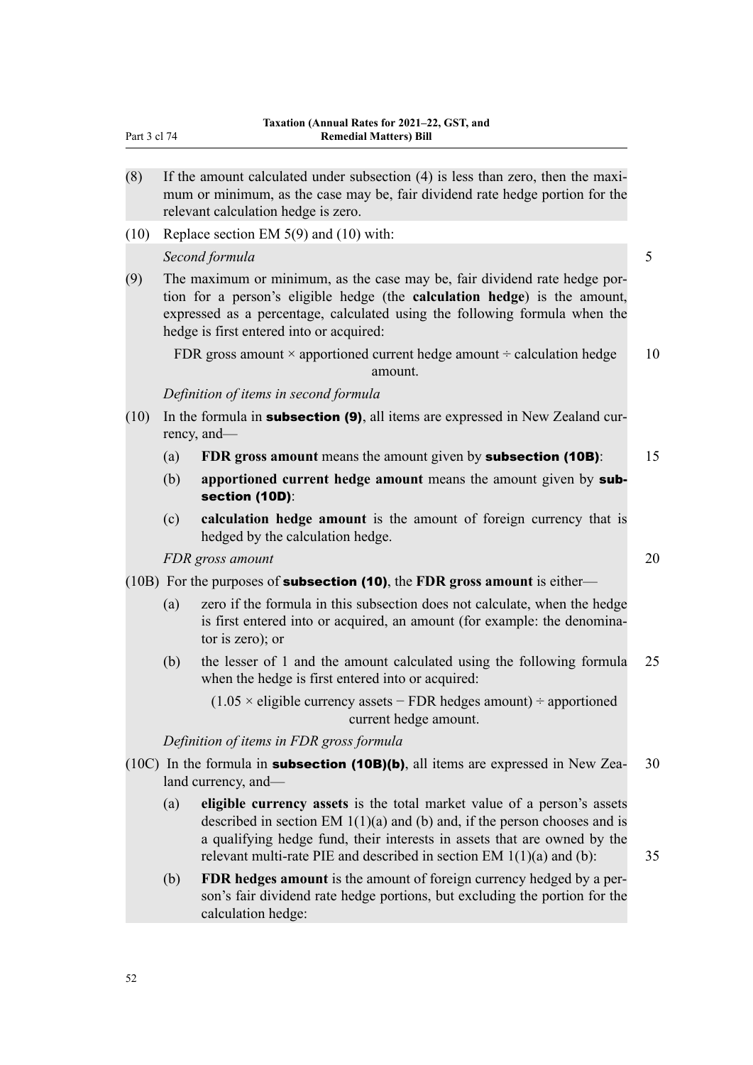(8) If the amount calculated under subsection (4) is less than zero, then the maximum or minimum, as the case may be, fair dividend rate hedge portion for the relevant calculation hedge is zero.

(10) Replace section EM 5(9) and (10) with:

*Second formula*

(9) The maximum or minimum, as the case may be, fair dividend rate hedge portion for a person's eligible hedge (the **calculation hedge**) is the amount, expressed as a percentage, calculated using the following formula when the hedge is first entered into or acquired:

FDR gross amount × apportioned current hedge amount ÷ calculation hedge amount.

*Definition of items in second formula*

(10) In the formula in **subsection (9)**, all items are expressed in New Zealand currency, and—

(a) **FDR gross amount** means the amount given by **subsection (10B)**:

(b) **apportioned current hedge amount** means the amount given by **subsection (10D)**:

(c) **calculation hedge amount** is the amount of foreign currency that is hedged by the calculation hedge.

*FDR gross amount*

(10B) For the purposes of **subsection (10)**, the **FDR gross amount** is either—

(a) zero if the formula in this subsection does not calculate, when the hedge is first entered into or acquired, an amount (for example: the denominator is zero); or

(b) the lesser of 1 and the amount calculated using the following formula when the hedge is first entered into or acquired:

(1.05 × eligible currency assets − FDR hedges amount) ÷ apportioned current hedge amount.

*Definition of items in FDR gross formula*

(10C) In the formula in **subsection (10B)(b)**, all items are expressed in New Zealand currency, and—

(a) **eligible currency assets** is the total market value of a person's assets described in section EM 1(1)(a) and (b) and, if the person chooses and is a qualifying hedge fund, their interests in assets that are owned by the relevant multi-rate PIE and described in section EM 1(1)(a) and (b):

(b) **FDR hedges amount** is the amount of foreign currency hedged by a person's fair dividend rate hedge portions, but excluding the portion for the calculation hedge: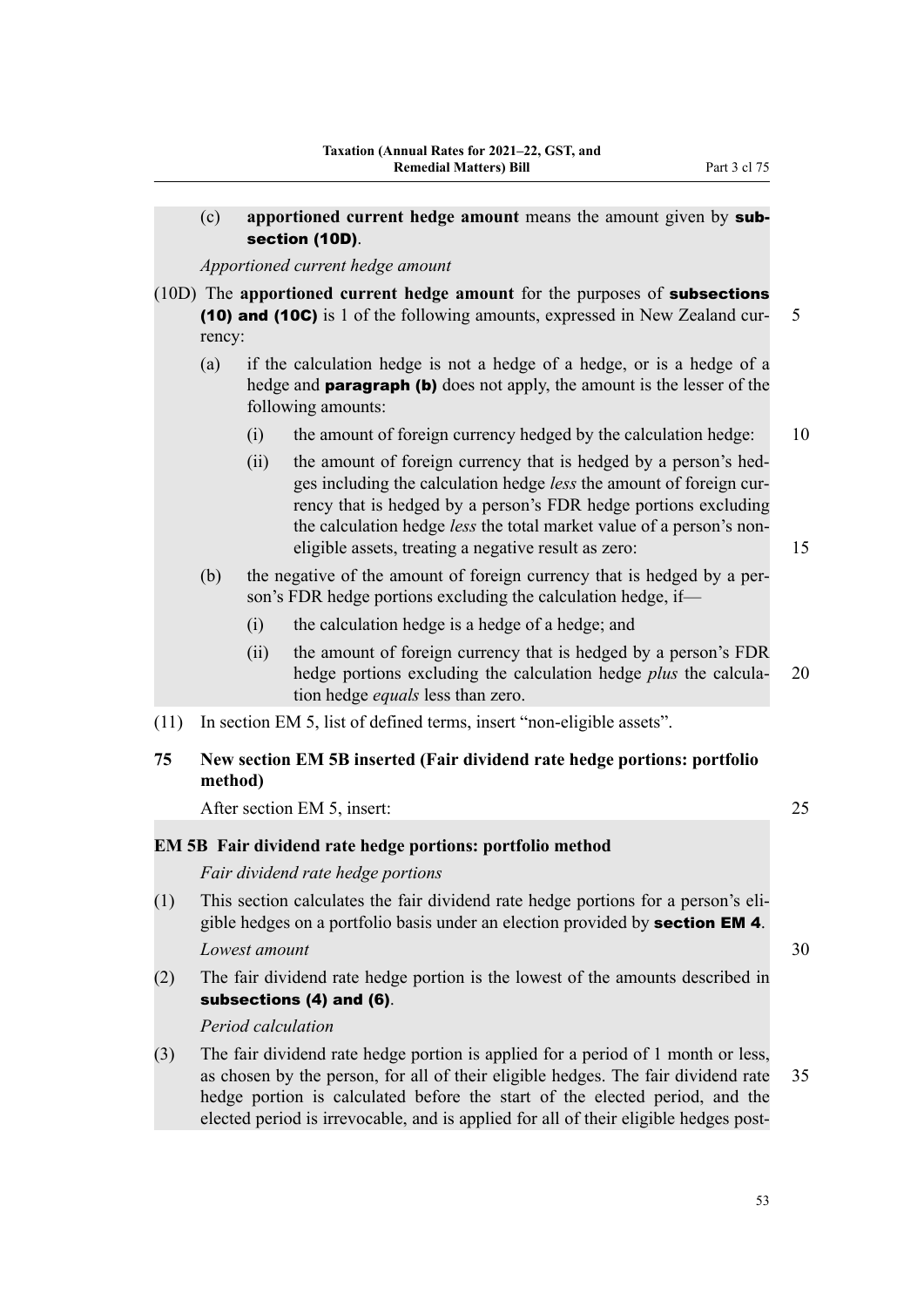(c) **apportioned current hedge amount** means the amount given by **subsection (10D)**.

*Apportioned current hedge amount*

(10D) The **apportioned current hedge amount** for the purposes of **subsections (10) and (10C)** is 1 of the following amounts, expressed in New Zealand currency:

(a) if the calculation hedge is not a hedge of a hedge, or is a hedge of a hedge and **paragraph (b)** does not apply, the amount is the lesser of the following amounts:

(i) the amount of foreign currency hedged by the calculation hedge:

(ii) the amount of foreign currency that is hedged by a person's hedges including the calculation hedge *less* the amount of foreign currency that is hedged by a person's FDR hedge portions excluding the calculation hedge *less* the total market value of a person's non-eligible assets, treating a negative result as zero:

(b) the negative of the amount of foreign currency that is hedged by a person's FDR hedge portions excluding the calculation hedge, if—

(i) the calculation hedge is a hedge of a hedge; and

(ii) the amount of foreign currency that is hedged by a person's FDR hedge portions excluding the calculation hedge *plus* the calculation hedge *equals* less than zero.

(11) In section EM 5, list of defined terms, insert "non-eligible assets".

### 75 New section EM 5B inserted (Fair dividend rate hedge portions: portfolio method)

After section EM 5, insert:

#### EM 5B Fair dividend rate hedge portions: portfolio method

*Fair dividend rate hedge portions*

(1) This section calculates the fair dividend rate hedge portions for a person's eligible hedges on a portfolio basis under an election provided by **section EM 4**.

*Lowest amount*

(2) The fair dividend rate hedge portion is the lowest of the amounts described in **subsections (4) and (6)**.

*Period calculation*

(3) The fair dividend rate hedge portion is applied for a period of 1 month or less, as chosen by the person, for all of their eligible hedges. The fair dividend rate hedge portion is calculated before the start of the elected period, and the elected period is irrevocable, and is applied for all of their eligible hedges post-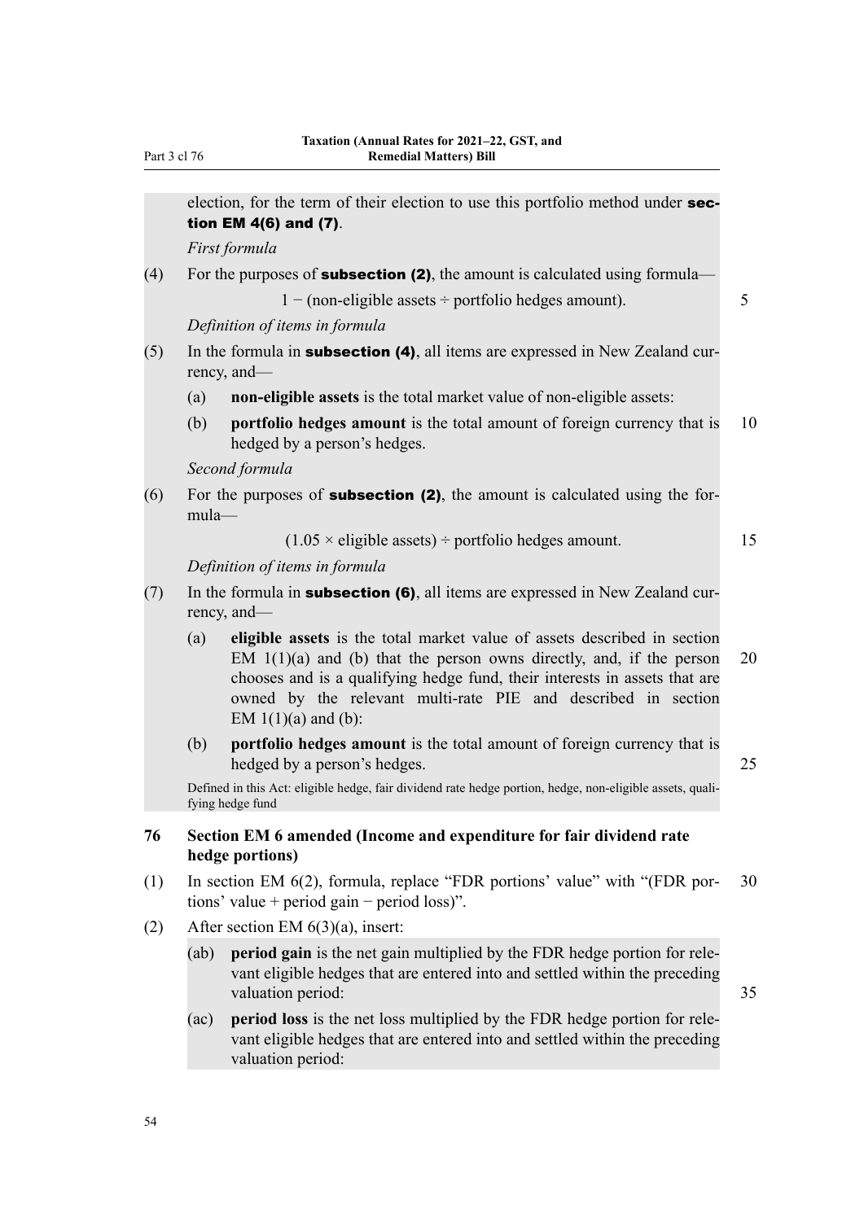election, for the term of their election to use this portfolio method under **section EM 4(6) and (7)**.

*First formula*

(4) For the purposes of **subsection (2)**, the amount is calculated using formula—

$$1 - (\text{non-eligible assets} \div \text{portfolio hedges amount}).$$

*Definition of items in formula*

(5) In the formula in **subsection (4)**, all items are expressed in New Zealand currency, and—

(a) **non-eligible assets** is the total market value of non-eligible assets:

(b) **portfolio hedges amount** is the total amount of foreign currency that is hedged by a person's hedges.

*Second formula*

(6) For the purposes of **subsection (2)**, the amount is calculated using the formula—

$$(1.05 \times \text{eligible assets}) \div \text{portfolio hedges amount}.$$

*Definition of items in formula*

(7) In the formula in **subsection (6)**, all items are expressed in New Zealand currency, and—

(a) **eligible assets** is the total market value of assets described in section EM 1(1)(a) and (b) that the person owns directly, and, if the person chooses and is a qualifying hedge fund, their interests in assets that are owned by the relevant multi-rate PIE and described in section EM 1(1)(a) and (b):

(b) **portfolio hedges amount** is the total amount of foreign currency that is hedged by a person's hedges.

Defined in this Act: eligible hedge, fair dividend rate hedge portion, hedge, non-eligible assets, qualifying hedge fund

## 76 Section EM 6 amended (Income and expenditure for fair dividend rate hedge portions)

(1) In section EM 6(2), formula, replace "FDR portions' value" with "(FDR portions' value + period gain − period loss)".

(2) After section EM 6(3)(a), insert:

(ab) **period gain** is the net gain multiplied by the FDR hedge portion for relevant eligible hedges that are entered into and settled within the preceding valuation period:

(ac) **period loss** is the net loss multiplied by the FDR hedge portion for relevant eligible hedges that are entered into and settled within the preceding valuation period: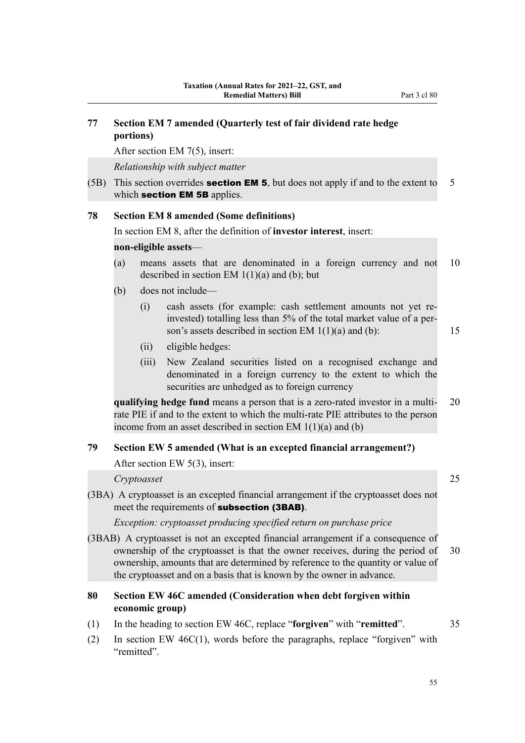### 77 Section EM 7 amended (Quarterly test of fair dividend rate hedge portions)

After section EM 7(5), insert:

*Relationship with subject matter*

(5B) This section overrides **section EM 5**, but does not apply if and to the extent to which **section EM 5B** applies.

### 78 Section EM 8 amended (Some definitions)

In section EM 8, after the definition of **investor interest**, insert:

**non-eligible assets**—

(a) means assets that are denominated in a foreign currency and not described in section EM 1(1)(a) and (b); but

(b) does not include—

(i) cash assets (for example: cash settlement amounts not yet re-invested) totalling less than 5% of the total market value of a person's assets described in section EM 1(1)(a) and (b):

(ii) eligible hedges:

(iii) New Zealand securities listed on a recognised exchange and denominated in a foreign currency to the extent to which the securities are unhedged as to foreign currency

**qualifying hedge fund** means a person that is a zero-rated investor in a multi-rate PIE if and to the extent to which the multi-rate PIE attributes to the person income from an asset described in section EM 1(1)(a) and (b)

### 79 Section EW 5 amended (What is an excepted financial arrangement?)

After section EW 5(3), insert:

*Cryptoasset*

(3BA) A cryptoasset is an excepted financial arrangement if the cryptoasset does not meet the requirements of **subsection (3BAB)**.

*Exception: cryptoasset producing specified return on purchase price*

(3BAB) A cryptoasset is not an excepted financial arrangement if a consequence of ownership of the cryptoasset is that the owner receives, during the period of ownership, amounts that are determined by reference to the quantity or value of the cryptoasset and on a basis that is known by the owner in advance.

### 80 Section EW 46C amended (Consideration when debt forgiven within economic group)

(1) In the heading to section EW 46C, replace "**forgiven**" with "**remitted**".

(2) In section EW 46C(1), words before the paragraphs, replace "forgiven" with "remitted".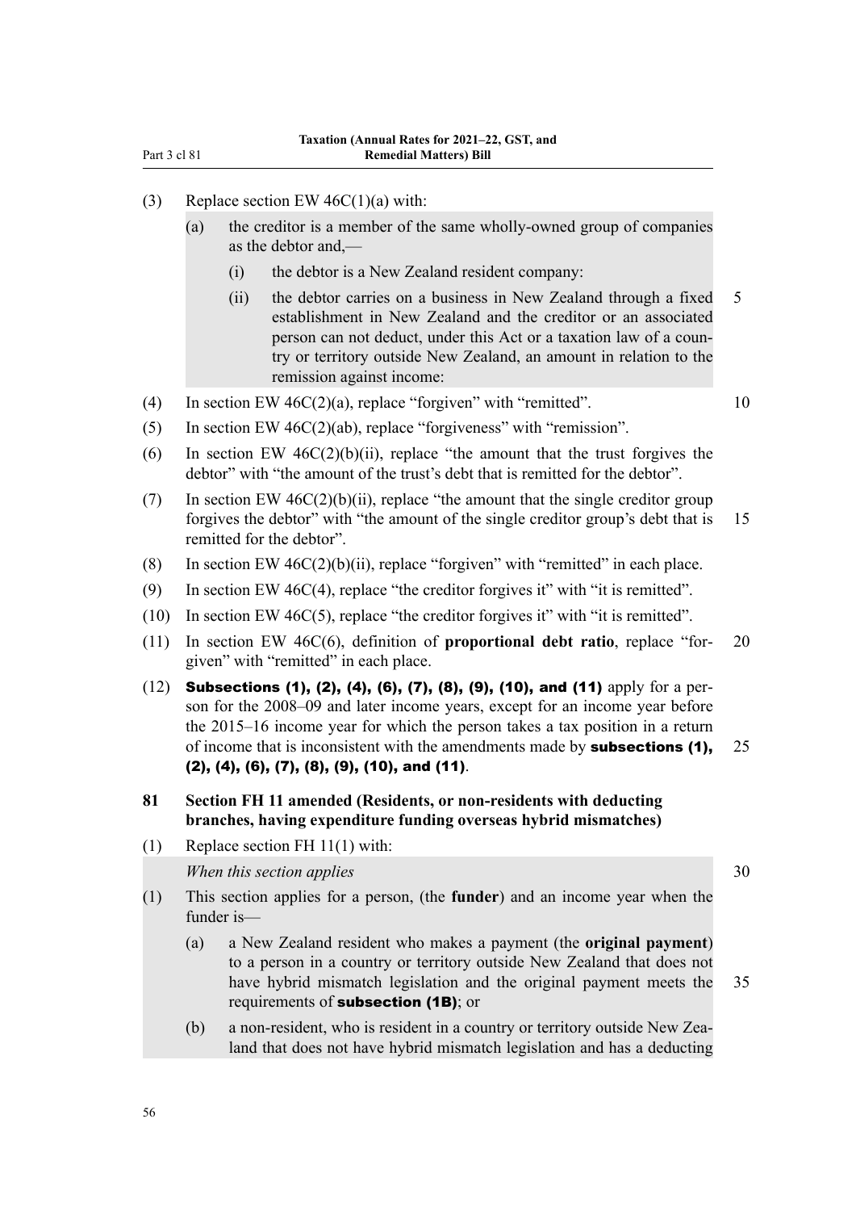(3) Replace section EW 46C(1)(a) with:

> (a) the creditor is a member of the same wholly-owned group of companies as the debtor and,—
>
> (i) the debtor is a New Zealand resident company:
>
> (ii) the debtor carries on a business in New Zealand through a fixed establishment in New Zealand and the creditor or an associated person can not deduct, under this Act or a taxation law of a country or territory outside New Zealand, an amount in relation to the remission against income:

(4) In section EW 46C(2)(a), replace "forgiven" with "remitted".

(5) In section EW 46C(2)(ab), replace "forgiveness" with "remission".

(6) In section EW 46C(2)(b)(ii), replace "the amount that the trust forgives the debtor" with "the amount of the trust's debt that is remitted for the debtor".

(7) In section EW 46C(2)(b)(ii), replace "the amount that the single creditor group forgives the debtor" with "the amount of the single creditor group's debt that is remitted for the debtor".

(8) In section EW 46C(2)(b)(ii), replace "forgiven" with "remitted" in each place.

(9) In section EW 46C(4), replace "the creditor forgives it" with "it is remitted".

(10) In section EW 46C(5), replace "the creditor forgives it" with "it is remitted".

(11) In section EW 46C(6), definition of **proportional debt ratio**, replace "forgiven" with "remitted" in each place.

(12) **Subsections (1), (2), (4), (6), (7), (8), (9), (10), and (11)** apply for a person for the 2008–09 and later income years, except for an income year before the 2015–16 income year for which the person takes a tax position in a return of income that is inconsistent with the amendments made by **subsections (1), (2), (4), (6), (7), (8), (9), (10), and (11)**.

## 81 Section FH 11 amended (Residents, or non-residents with deducting branches, having expenditure funding overseas hybrid mismatches)

(1) Replace section FH 11(1) with:

> *When this section applies*
>
> (1) This section applies for a person, (the **funder**) and an income year when the funder is—
>
> (a) a New Zealand resident who makes a payment (the **original payment**) to a person in a country or territory outside New Zealand that does not have hybrid mismatch legislation and the original payment meets the requirements of **subsection (1B)**; or
>
> (b) a non-resident, who is resident in a country or territory outside New Zealand that does not have hybrid mismatch legislation and has a deducting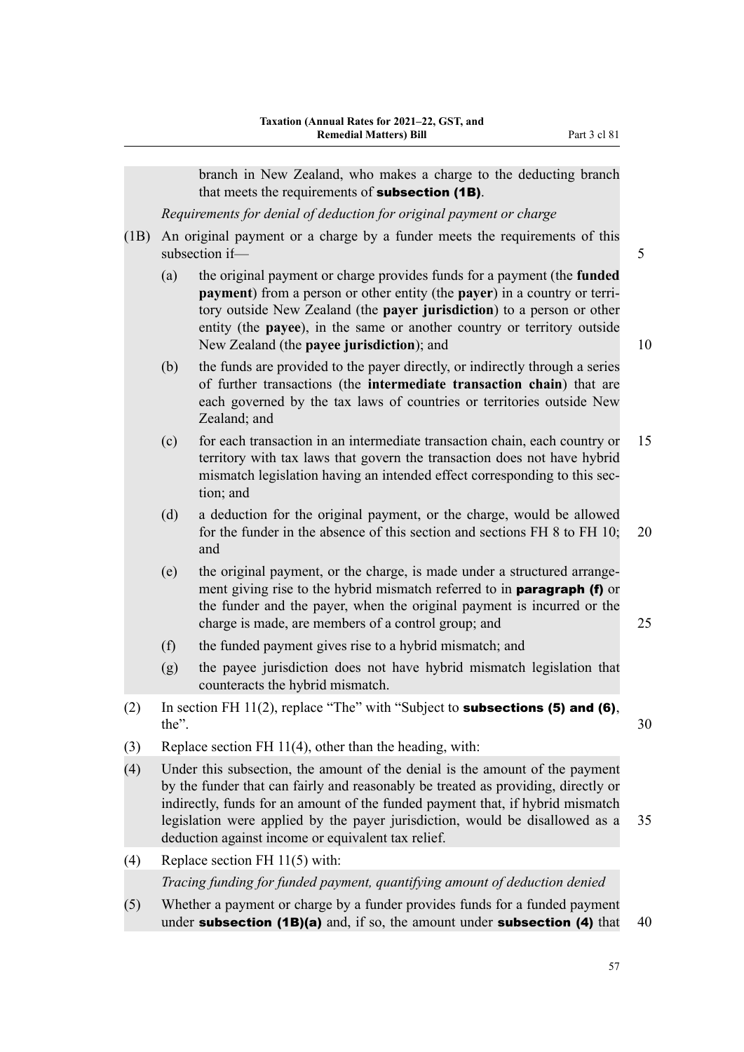branch in New Zealand, who makes a charge to the deducting branch that meets the requirements of **subsection (1B)**.

*Requirements for denial of deduction for original payment or charge*

(1B) An original payment or a charge by a funder meets the requirements of this subsection if—

(a) the original payment or charge provides funds for a payment (the **funded payment**) from a person or other entity (the **payer**) in a country or territory outside New Zealand (the **payer jurisdiction**) to a person or other entity (the **payee**), in the same or another country or territory outside New Zealand (the **payee jurisdiction**); and

(b) the funds are provided to the payer directly, or indirectly through a series of further transactions (the **intermediate transaction chain**) that are each governed by the tax laws of countries or territories outside New Zealand; and

(c) for each transaction in an intermediate transaction chain, each country or territory with tax laws that govern the transaction does not have hybrid mismatch legislation having an intended effect corresponding to this section; and

(d) a deduction for the original payment, or the charge, would be allowed for the funder in the absence of this section and sections FH 8 to FH 10; and

(e) the original payment, or the charge, is made under a structured arrangement giving rise to the hybrid mismatch referred to in **paragraph (f)** or the funder and the payer, when the original payment is incurred or the charge is made, are members of a control group; and

(f) the funded payment gives rise to a hybrid mismatch; and

(g) the payee jurisdiction does not have hybrid mismatch legislation that counteracts the hybrid mismatch.

(2) In section FH 11(2), replace "The" with "Subject to **subsections (5) and (6)**, the".

(3) Replace section FH 11(4), other than the heading, with:

(4) Under this subsection, the amount of the denial is the amount of the payment by the funder that can fairly and reasonably be treated as providing, directly or indirectly, funds for an amount of the funded payment that, if hybrid mismatch legislation were applied by the payer jurisdiction, would be disallowed as a deduction against income or equivalent tax relief.

(4) Replace section FH 11(5) with:

*Tracing funding for funded payment, quantifying amount of deduction denied*

(5) Whether a payment or charge by a funder provides funds for a funded payment under **subsection (1B)(a)** and, if so, the amount under **subsection (4)** that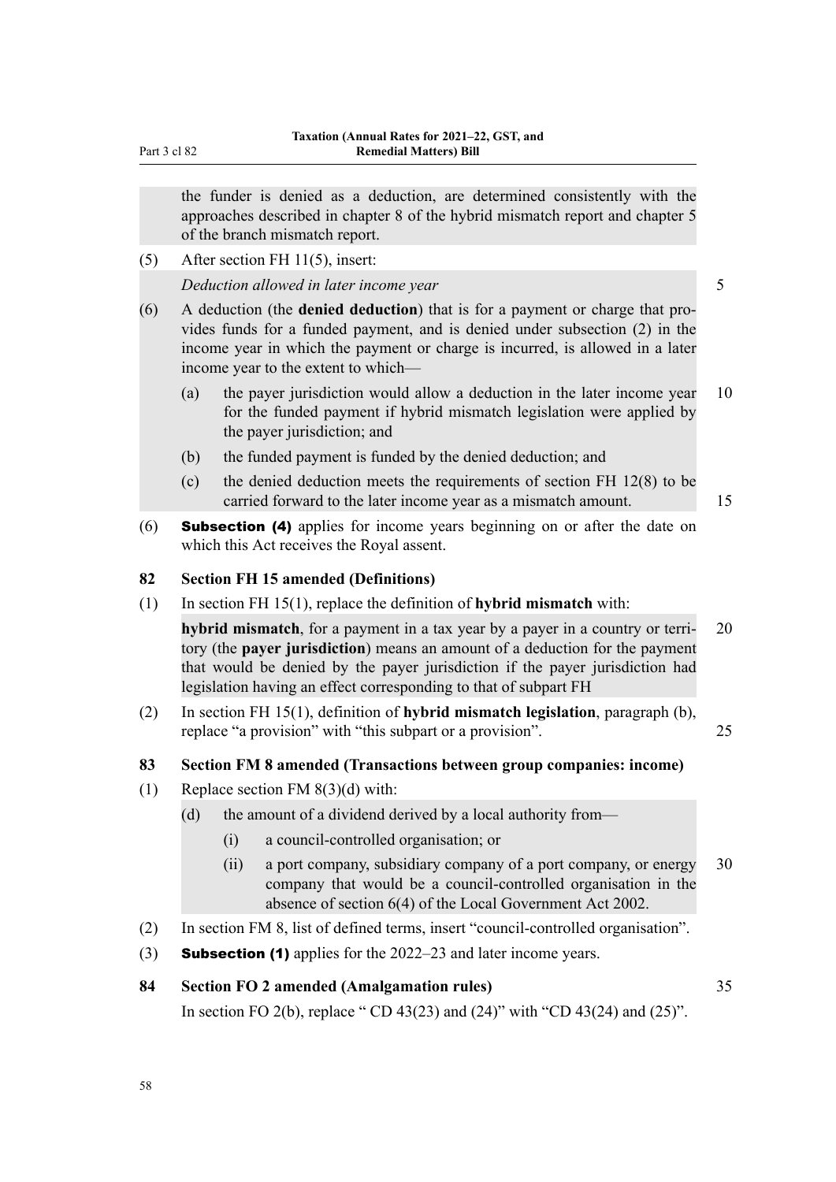the funder is denied as a deduction, are determined consistently with the approaches described in chapter 8 of the hybrid mismatch report and chapter 5 of the branch mismatch report.

(5) After section FH 11(5), insert:

*Deduction allowed in later income year*

(6) A deduction (the **denied deduction**) that is for a payment or charge that provides funds for a funded payment, and is denied under subsection (2) in the income year in which the payment or charge is incurred, is allowed in a later income year to the extent to which—

(a) the payer jurisdiction would allow a deduction in the later income year for the funded payment if hybrid mismatch legislation were applied by the payer jurisdiction; and

(b) the funded payment is funded by the denied deduction; and

(c) the denied deduction meets the requirements of section FH 12(8) to be carried forward to the later income year as a mismatch amount.

(6) **Subsection (4)** applies for income years beginning on or after the date on which this Act receives the Royal assent.

**82 Section FH 15 amended (Definitions)**

(1) In section FH 15(1), replace the definition of **hybrid mismatch** with:

**hybrid mismatch**, for a payment in a tax year by a payer in a country or territory (the **payer jurisdiction**) means an amount of a deduction for the payment that would be denied by the payer jurisdiction if the payer jurisdiction had legislation having an effect corresponding to that of subpart FH

(2) In section FH 15(1), definition of **hybrid mismatch legislation**, paragraph (b), replace "a provision" with "this subpart or a provision".

**83 Section FM 8 amended (Transactions between group companies: income)**

(1) Replace section FM 8(3)(d) with:

(d) the amount of a dividend derived by a local authority from—

(i) a council-controlled organisation; or

(ii) a port company, subsidiary company of a port company, or energy company that would be a council-controlled organisation in the absence of section 6(4) of the Local Government Act 2002.

(2) In section FM 8, list of defined terms, insert "council-controlled organisation".

(3) **Subsection (1)** applies for the 2022–23 and later income years.

**84 Section FO 2 amended (Amalgamation rules)**

In section FO 2(b), replace " CD 43(23) and (24)" with "CD 43(24) and (25)".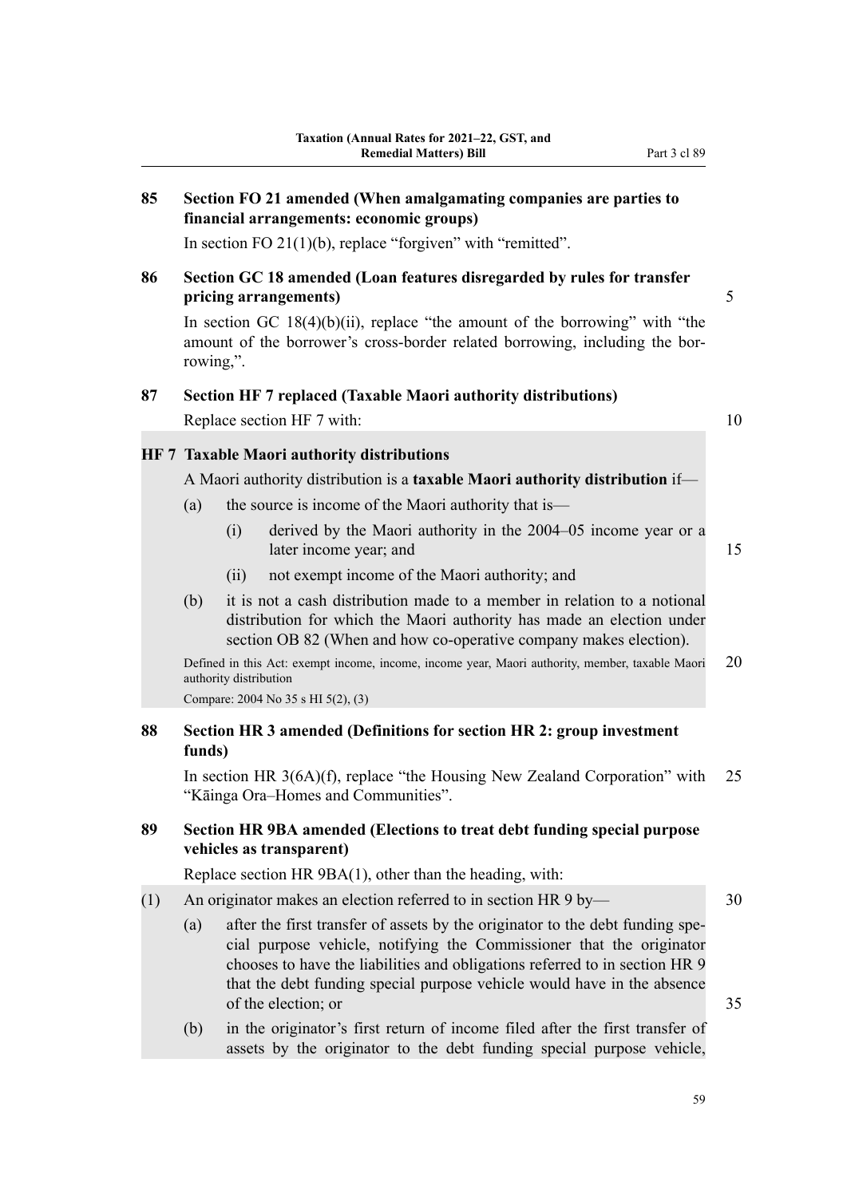## 85 Section FO 21 amended (When amalgamating companies are parties to financial arrangements: economic groups)

In section FO 21(1)(b), replace "forgiven" with "remitted".

## 86 Section GC 18 amended (Loan features disregarded by rules for transfer pricing arrangements)

In section GC 18(4)(b)(ii), replace "the amount of the borrowing" with "the amount of the borrower's cross-border related borrowing, including the borrowing,".

## 87 Section HF 7 replaced (Taxable Maori authority distributions)

Replace section HF 7 with:

### HF 7 Taxable Maori authority distributions

A Maori authority distribution is a **taxable Maori authority distribution** if—

- (a) the source is income of the Maori authority that is—
  - (i) derived by the Maori authority in the 2004–05 income year or a later income year; and
  - (ii) not exempt income of the Maori authority; and
- (b) it is not a cash distribution made to a member in relation to a notional distribution for which the Maori authority has made an election under section OB 82 (When and how co-operative company makes election).

Defined in this Act: exempt income, income, income year, Maori authority, member, taxable Maori authority distribution

Compare: 2004 No 35 s HI 5(2), (3)

## 88 Section HR 3 amended (Definitions for section HR 2: group investment funds)

In section HR 3(6A)(f), replace "the Housing New Zealand Corporation" with "Kāinga Ora–Homes and Communities".

## 89 Section HR 9BA amended (Elections to treat debt funding special purpose vehicles as transparent)

Replace section HR 9BA(1), other than the heading, with:

(1) An originator makes an election referred to in section HR 9 by—

- (a) after the first transfer of assets by the originator to the debt funding special purpose vehicle, notifying the Commissioner that the originator chooses to have the liabilities and obligations referred to in section HR 9 that the debt funding special purpose vehicle would have in the absence of the election; or
- (b) in the originator's first return of income filed after the first transfer of assets by the originator to the debt funding special purpose vehicle,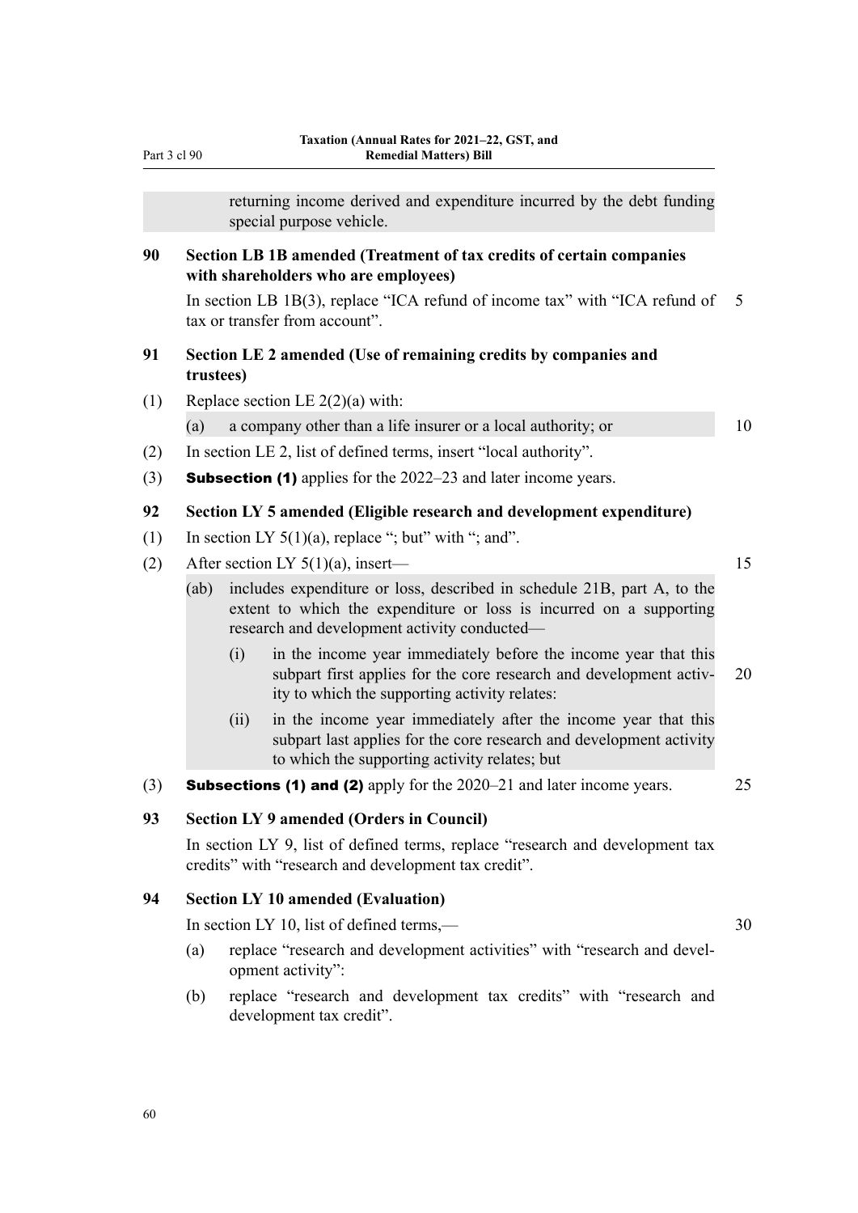returning income derived and expenditure incurred by the debt funding special purpose vehicle.

### 90 Section LB 1B amended (Treatment of tax credits of certain companies with shareholders who are employees)

In section LB 1B(3), replace "ICA refund of income tax" with "ICA refund of tax or transfer from account".

### 91 Section LE 2 amended (Use of remaining credits by companies and trustees)

(1) Replace section LE 2(2)(a) with:

(a) a company other than a life insurer or a local authority; or

(2) In section LE 2, list of defined terms, insert "local authority".

(3) **Subsection (1)** applies for the 2022–23 and later income years.

### 92 Section LY 5 amended (Eligible research and development expenditure)

(1) In section LY 5(1)(a), replace "; but" with "; and".

(2) After section LY 5(1)(a), insert—

(ab) includes expenditure or loss, described in schedule 21B, part A, to the extent to which the expenditure or loss is incurred on a supporting research and development activity conducted—

(i) in the income year immediately before the income year that this subpart first applies for the core research and development activity to which the supporting activity relates:

(ii) in the income year immediately after the income year that this subpart last applies for the core research and development activity to which the supporting activity relates; but

(3) **Subsections (1) and (2)** apply for the 2020–21 and later income years.

### 93 Section LY 9 amended (Orders in Council)

In section LY 9, list of defined terms, replace "research and development tax credits" with "research and development tax credit".

### 94 Section LY 10 amended (Evaluation)

In section LY 10, list of defined terms,—

(a) replace "research and development activities" with "research and development activity":

(b) replace "research and development tax credits" with "research and development tax credit".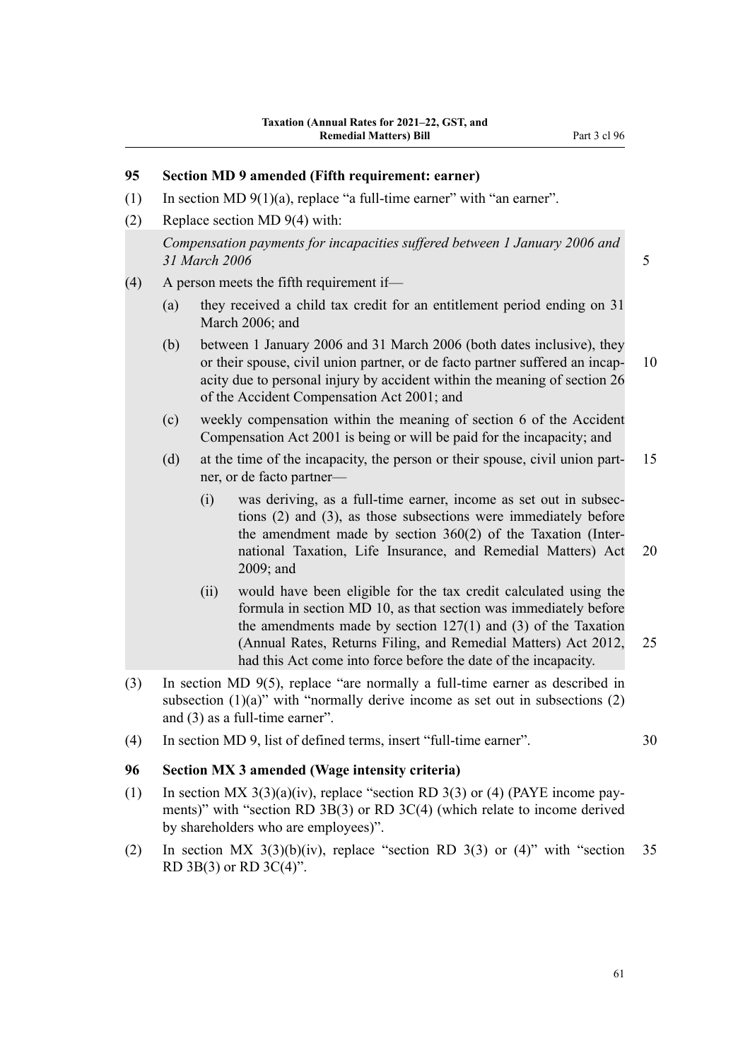### 95 Section MD 9 amended (Fifth requirement: earner)

(1) In section MD 9(1)(a), replace "a full-time earner" with "an earner".

(2) Replace section MD 9(4) with:

*Compensation payments for incapacities suffered between 1 January 2006 and 31 March 2006*

(4) A person meets the fifth requirement if—

(a) they received a child tax credit for an entitlement period ending on 31 March 2006; and

(b) between 1 January 2006 and 31 March 2006 (both dates inclusive), they or their spouse, civil union partner, or de facto partner suffered an incapacity due to personal injury by accident within the meaning of section 26 of the Accident Compensation Act 2001; and

(c) weekly compensation within the meaning of section 6 of the Accident Compensation Act 2001 is being or will be paid for the incapacity; and

(d) at the time of the incapacity, the person or their spouse, civil union partner, or de facto partner—

(i) was deriving, as a full-time earner, income as set out in subsections (2) and (3), as those subsections were immediately before the amendment made by section 360(2) of the Taxation (International Taxation, Life Insurance, and Remedial Matters) Act 2009; and

(ii) would have been eligible for the tax credit calculated using the formula in section MD 10, as that section was immediately before the amendments made by section 127(1) and (3) of the Taxation (Annual Rates, Returns Filing, and Remedial Matters) Act 2012, had this Act come into force before the date of the incapacity.

(3) In section MD 9(5), replace "are normally a full-time earner as described in subsection (1)(a)" with "normally derive income as set out in subsections (2) and (3) as a full-time earner".

(4) In section MD 9, list of defined terms, insert "full-time earner".

### 96 Section MX 3 amended (Wage intensity criteria)

(1) In section MX 3(3)(a)(iv), replace "section RD 3(3) or (4) (PAYE income payments)" with "section RD 3B(3) or RD 3C(4) (which relate to income derived by shareholders who are employees)".

(2) In section MX 3(3)(b)(iv), replace "section RD 3(3) or (4)" with "section RD 3B(3) or RD 3C(4)".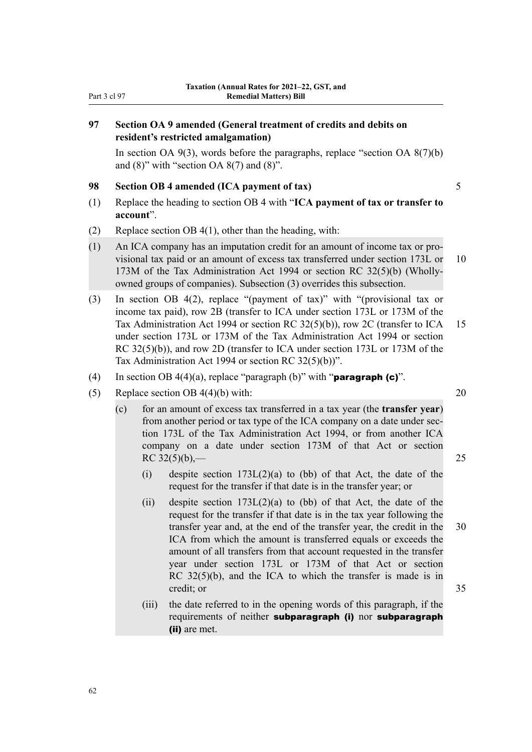### 97 Section OA 9 amended (General treatment of credits and debits on resident's restricted amalgamation)

In section OA 9(3), words before the paragraphs, replace "section OA 8(7)(b) and (8)" with "section OA 8(7) and (8)".

### 98 Section OB 4 amended (ICA payment of tax)

(1) Replace the heading to section OB 4 with "**ICA payment of tax or transfer to account**".

(2) Replace section OB 4(1), other than the heading, with:

(1) An ICA company has an imputation credit for an amount of income tax or provisional tax paid or an amount of excess tax transferred under section 173L or 173M of the Tax Administration Act 1994 or section RC 32(5)(b) (Wholly-owned groups of companies). Subsection (3) overrides this subsection.

(3) In section OB 4(2), replace "(payment of tax)" with "(provisional tax or income tax paid), row 2B (transfer to ICA under section 173L or 173M of the Tax Administration Act 1994 or section RC 32(5)(b)), row 2C (transfer to ICA under section 173L or 173M of the Tax Administration Act 1994 or section RC 32(5)(b)), and row 2D (transfer to ICA under section 173L or 173M of the Tax Administration Act 1994 or section RC 32(5)(b))".

(4) In section OB 4(4)(a), replace "paragraph (b)" with "**paragraph (c)**".

(5) Replace section OB 4(4)(b) with:

(c) for an amount of excess tax transferred in a tax year (the **transfer year**) from another period or tax type of the ICA company on a date under section 173L of the Tax Administration Act 1994, or from another ICA company on a date under section 173M of that Act or section RC 32(5)(b),—

(i) despite section 173L(2)(a) to (bb) of that Act, the date of the request for the transfer if that date is in the transfer year; or

(ii) despite section 173L(2)(a) to (bb) of that Act, the date of the request for the transfer if that date is in the tax year following the transfer year and, at the end of the transfer year, the credit in the ICA from which the amount is transferred equals or exceeds the amount of all transfers from that account requested in the transfer year under section 173L or 173M of that Act or section RC 32(5)(b), and the ICA to which the transfer is made is in credit; or

(iii) the date referred to in the opening words of this paragraph, if the requirements of neither **subparagraph (i)** nor **subparagraph (ii)** are met.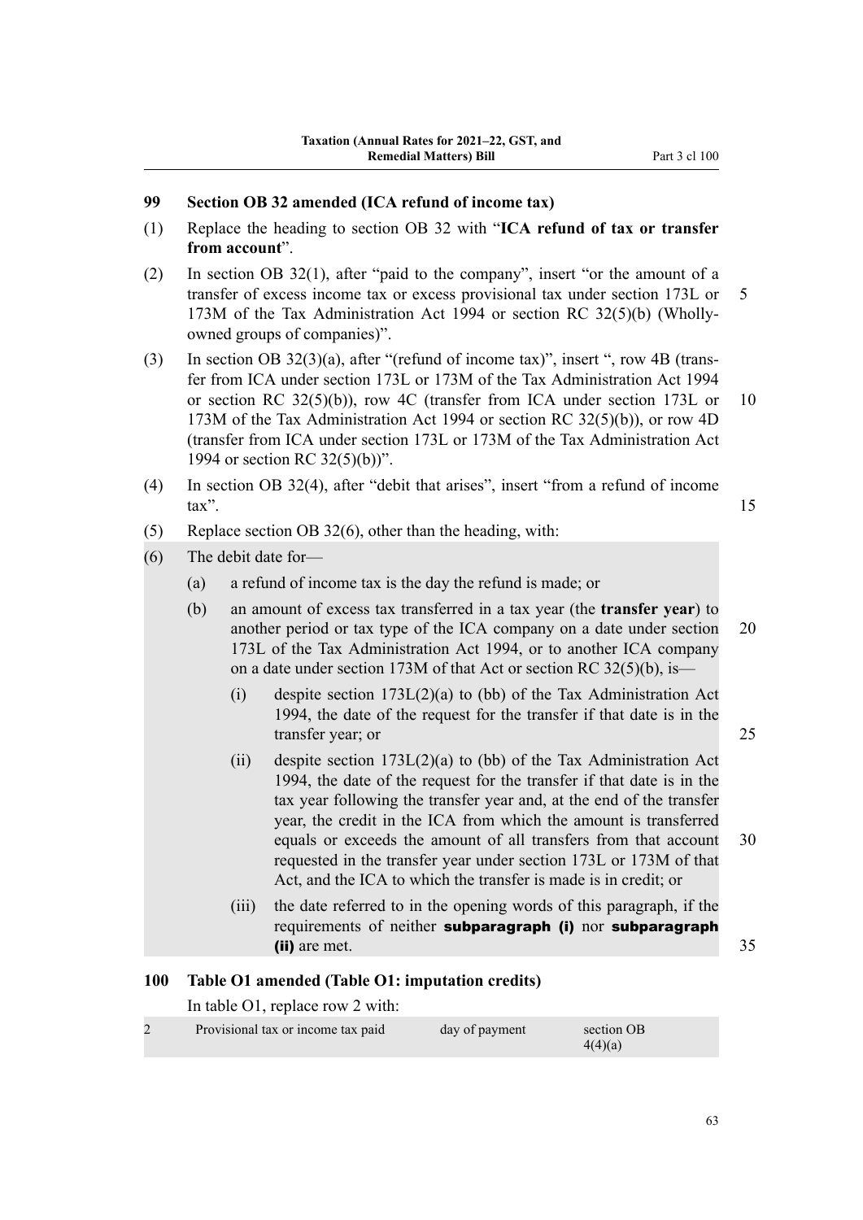## 99 Section OB 32 amended (ICA refund of income tax)

(1) Replace the heading to section OB 32 with "**ICA refund of tax or transfer from account**".

(2) In section OB 32(1), after "paid to the company", insert "or the amount of a transfer of excess income tax or excess provisional tax under section 173L or 173M of the Tax Administration Act 1994 or section RC 32(5)(b) (Wholly-owned groups of companies)".

(3) In section OB 32(3)(a), after "(refund of income tax)", insert ", row 4B (transfer from ICA under section 173L or 173M of the Tax Administration Act 1994 or section RC 32(5)(b)), row 4C (transfer from ICA under section 173L or 173M of the Tax Administration Act 1994 or section RC 32(5)(b)), or row 4D (transfer from ICA under section 173L or 173M of the Tax Administration Act 1994 or section RC 32(5)(b))".

(4) In section OB 32(4), after "debit that arises", insert "from a refund of income tax".

(5) Replace section OB 32(6), other than the heading, with:

(6) The debit date for—

- (a) a refund of income tax is the day the refund is made; or
- (b) an amount of excess tax transferred in a tax year (the **transfer year**) to another period or tax type of the ICA company on a date under section 173L of the Tax Administration Act 1994, or to another ICA company on a date under section 173M of that Act or section RC 32(5)(b), is—
  - (i) despite section 173L(2)(a) to (bb) of the Tax Administration Act 1994, the date of the request for the transfer if that date is in the transfer year; or
  - (ii) despite section 173L(2)(a) to (bb) of the Tax Administration Act 1994, the date of the request for the transfer if that date is in the tax year following the transfer year and, at the end of the transfer year, the credit in the ICA from which the amount is transferred equals or exceeds the amount of all transfers from that account requested in the transfer year under section 173L or 173M of that Act, and the ICA to which the transfer is made is in credit; or
  - (iii) the date referred to in the opening words of this paragraph, if the requirements of neither **subparagraph (i)** nor **subparagraph (ii)** are met.

## 100 Table O1 amended (Table O1: imputation credits)

In table O1, replace row 2 with:

| | | | |
|---|---|---|---|
| 2 | Provisional tax or income tax paid | day of payment | section OB 4(4)(a) |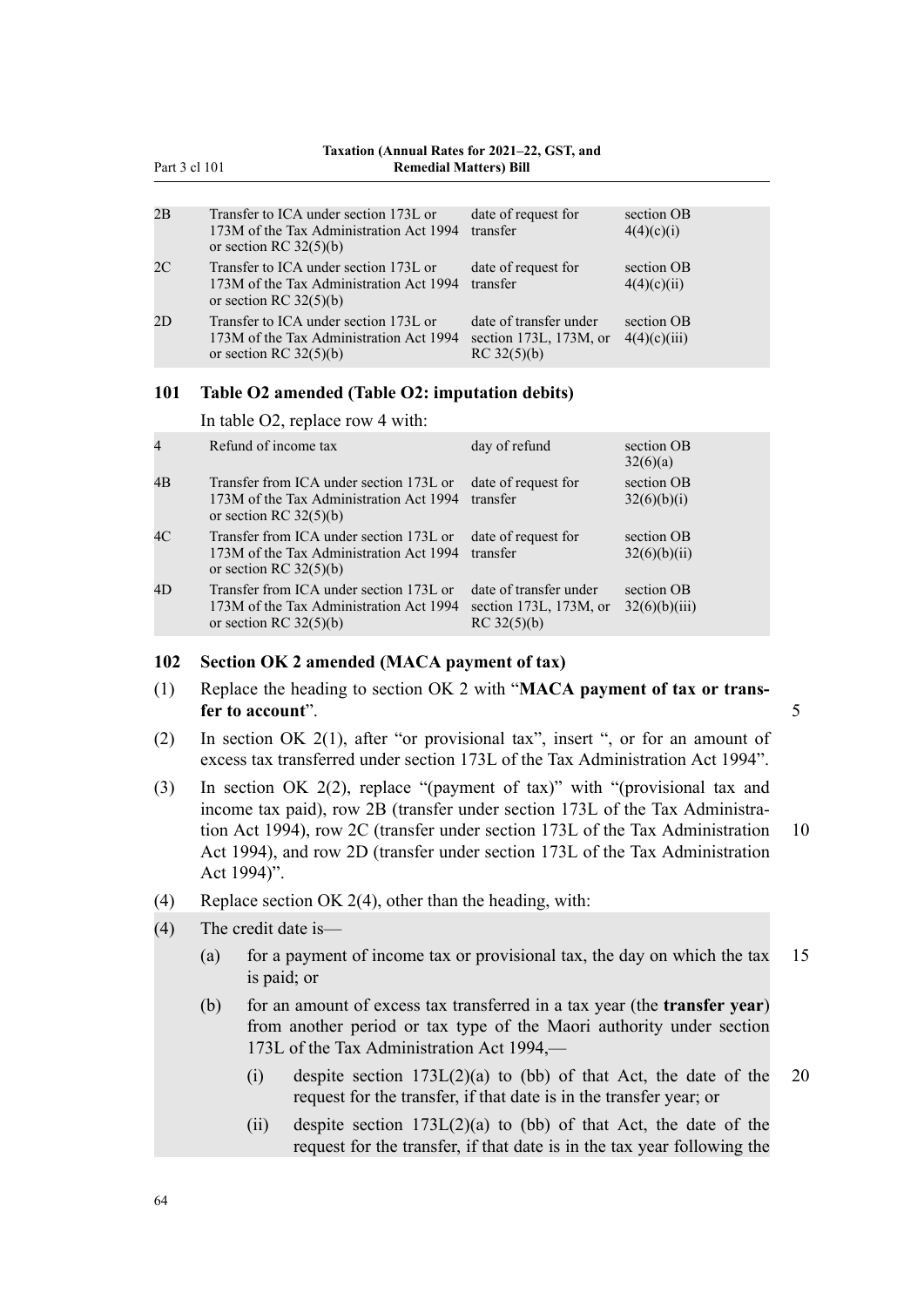| | | | |
|---|---|---|---|
| 2B | Transfer to ICA under section 173L or 173M of the Tax Administration Act 1994 or section RC 32(5)(b) | date of request for transfer | section OB 4(4)(c)(i) |
| 2C | Transfer to ICA under section 173L or 173M of the Tax Administration Act 1994 or section RC 32(5)(b) | date of request for transfer | section OB 4(4)(c)(ii) |
| 2D | Transfer to ICA under section 173L or 173M of the Tax Administration Act 1994 or section RC 32(5)(b) | date of transfer under section 173L, 173M, or RC 32(5)(b) | section OB 4(4)(c)(iii) |

### 101 Table O2 amended (Table O2: imputation debits)

In table O2, replace row 4 with:

| | | | |
|---|---|---|---|
| 4 | Refund of income tax | day of refund | section OB 32(6)(a) |
| 4B | Transfer from ICA under section 173L or 173M of the Tax Administration Act 1994 or section RC 32(5)(b) | date of request for transfer | section OB 32(6)(b)(i) |
| 4C | Transfer from ICA under section 173L or 173M of the Tax Administration Act 1994 or section RC 32(5)(b) | date of request for transfer | section OB 32(6)(b)(ii) |
| 4D | Transfer from ICA under section 173L or 173M of the Tax Administration Act 1994 or section RC 32(5)(b) | date of transfer under section 173L, 173M, or RC 32(5)(b) | section OB 32(6)(b)(iii) |

### 102 Section OK 2 amended (MACA payment of tax)

(1) Replace the heading to section OK 2 with "**MACA payment of tax or transfer to account**".

(2) In section OK 2(1), after "or provisional tax", insert ", or for an amount of excess tax transferred under section 173L of the Tax Administration Act 1994".

(3) In section OK 2(2), replace "(payment of tax)" with "(provisional tax and income tax paid), row 2B (transfer under section 173L of the Tax Administration Act 1994), row 2C (transfer under section 173L of the Tax Administration Act 1994), and row 2D (transfer under section 173L of the Tax Administration Act 1994)".

(4) Replace section OK 2(4), other than the heading, with:

(4) The credit date is—

- (a) for a payment of income tax or provisional tax, the day on which the tax is paid; or
- (b) for an amount of excess tax transferred in a tax year (the **transfer year**) from another period or tax type of the Maori authority under section 173L of the Tax Administration Act 1994,—
  - (i) despite section 173L(2)(a) to (bb) of that Act, the date of the request for the transfer, if that date is in the transfer year; or
  - (ii) despite section 173L(2)(a) to (bb) of that Act, the date of the request for the transfer, if that date is in the tax year following the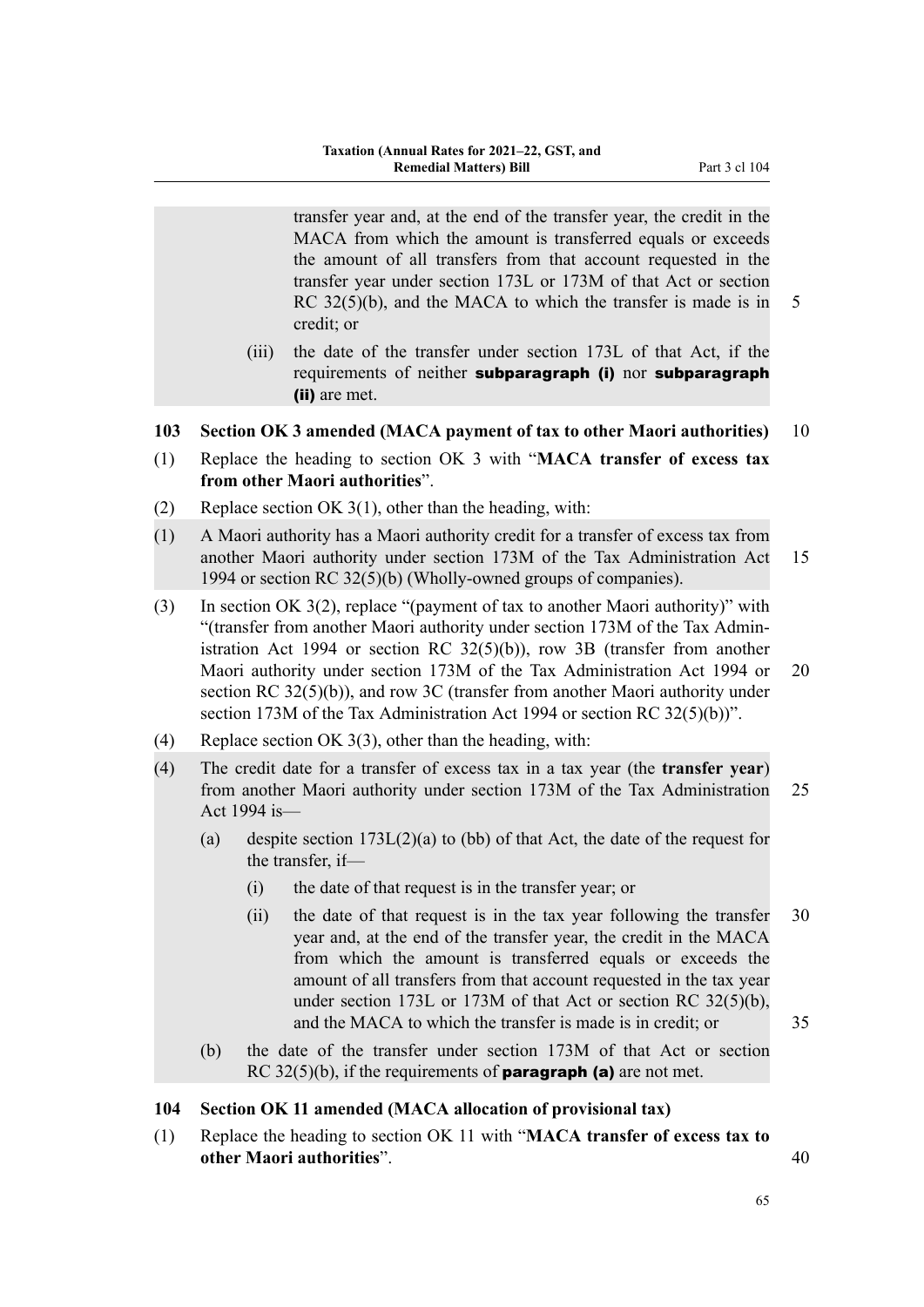transfer year and, at the end of the transfer year, the credit in the MACA from which the amount is transferred equals or exceeds the amount of all transfers from that account requested in the transfer year under section 173L or 173M of that Act or section RC 32(5)(b), and the MACA to which the transfer is made is in credit; or

(iii) the date of the transfer under section 173L of that Act, if the requirements of neither **subparagraph (i)** nor **subparagraph (ii)** are met.

### 103 Section OK 3 amended (MACA payment of tax to other Maori authorities)

(1) Replace the heading to section OK 3 with "**MACA transfer of excess tax from other Maori authorities**".

(2) Replace section OK 3(1), other than the heading, with:

(1) A Maori authority has a Maori authority credit for a transfer of excess tax from another Maori authority under section 173M of the Tax Administration Act 1994 or section RC 32(5)(b) (Wholly-owned groups of companies).

(3) In section OK 3(2), replace "(payment of tax to another Maori authority)" with "(transfer from another Maori authority under section 173M of the Tax Administration Act 1994 or section RC 32(5)(b)), row 3B (transfer from another Maori authority under section 173M of the Tax Administration Act 1994 or section RC 32(5)(b)), and row 3C (transfer from another Maori authority under section 173M of the Tax Administration Act 1994 or section RC 32(5)(b))".

(4) Replace section OK 3(3), other than the heading, with:

(4) The credit date for a transfer of excess tax in a tax year (the **transfer year**) from another Maori authority under section 173M of the Tax Administration Act 1994 is—

(a) despite section 173L(2)(a) to (bb) of that Act, the date of the request for the transfer, if—

(i) the date of that request is in the transfer year; or

(ii) the date of that request is in the tax year following the transfer year and, at the end of the transfer year, the credit in the MACA from which the amount is transferred equals or exceeds the amount of all transfers from that account requested in the tax year under section 173L or 173M of that Act or section RC 32(5)(b), and the MACA to which the transfer is made is in credit; or

(b) the date of the transfer under section 173M of that Act or section RC 32(5)(b), if the requirements of **paragraph (a)** are not met.

### 104 Section OK 11 amended (MACA allocation of provisional tax)

(1) Replace the heading to section OK 11 with "**MACA transfer of excess tax to other Maori authorities**".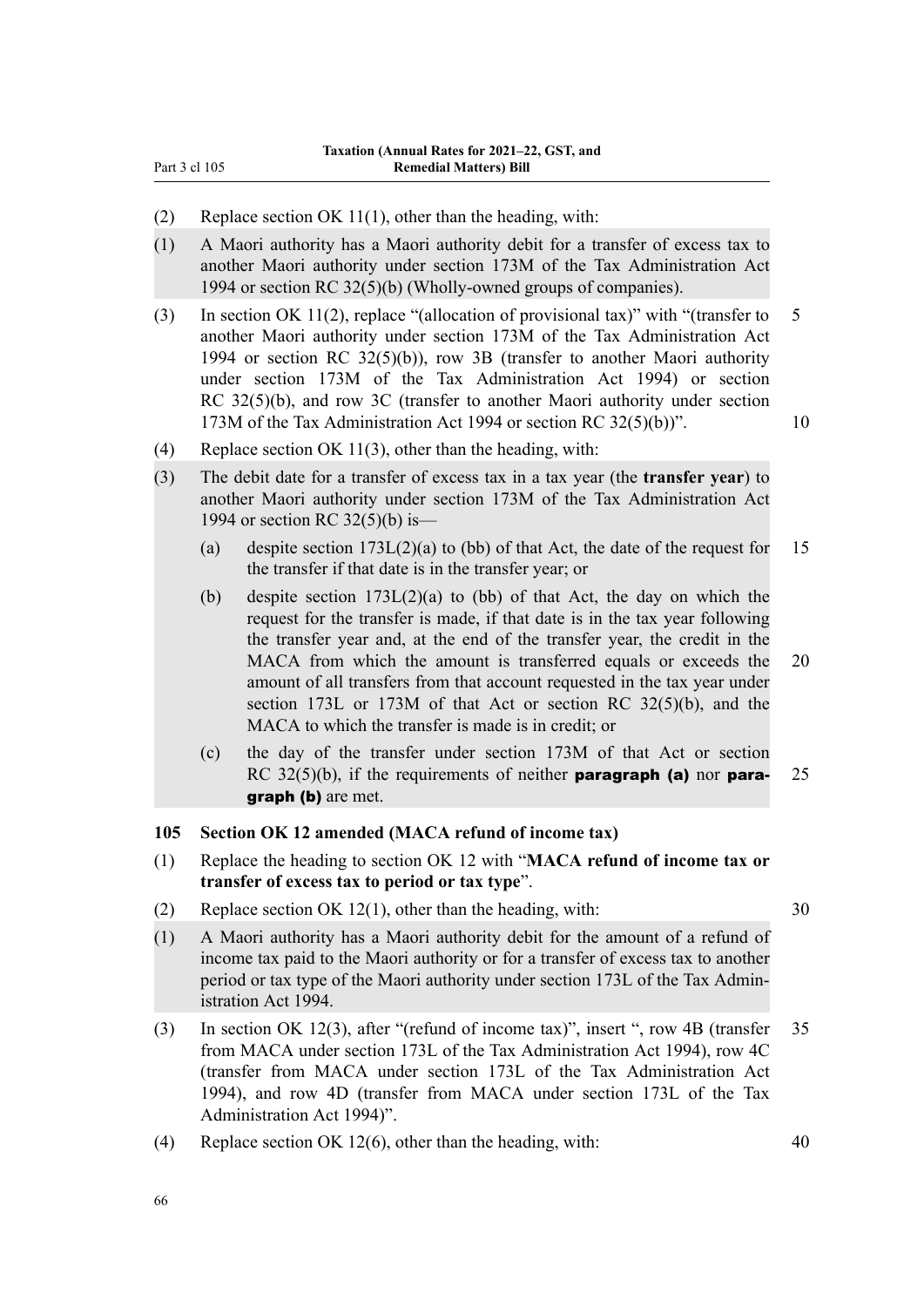(2) Replace section OK 11(1), other than the heading, with:

(1) A Maori authority has a Maori authority debit for a transfer of excess tax to another Maori authority under section 173M of the Tax Administration Act 1994 or section RC 32(5)(b) (Wholly-owned groups of companies).

(3) In section OK 11(2), replace "(allocation of provisional tax)" with "(transfer to another Maori authority under section 173M of the Tax Administration Act 1994 or section RC 32(5)(b)), row 3B (transfer to another Maori authority under section 173M of the Tax Administration Act 1994) or section RC 32(5)(b), and row 3C (transfer to another Maori authority under section 173M of the Tax Administration Act 1994 or section RC 32(5)(b))".

(4) Replace section OK 11(3), other than the heading, with:

(3) The debit date for a transfer of excess tax in a tax year (the **transfer year**) to another Maori authority under section 173M of the Tax Administration Act 1994 or section RC 32(5)(b) is—

(a) despite section 173L(2)(a) to (bb) of that Act, the date of the request for the transfer if that date is in the transfer year; or

(b) despite section 173L(2)(a) to (bb) of that Act, the day on which the request for the transfer is made, if that date is in the tax year following the transfer year and, at the end of the transfer year, the credit in the MACA from which the amount is transferred equals or exceeds the amount of all transfers from that account requested in the tax year under section 173L or 173M of that Act or section RC 32(5)(b), and the MACA to which the transfer is made is in credit; or

(c) the day of the transfer under section 173M of that Act or section RC 32(5)(b), if the requirements of neither **paragraph (a)** nor **paragraph (b)** are met.

### 105 Section OK 12 amended (MACA refund of income tax)

(1) Replace the heading to section OK 12 with "**MACA refund of income tax or transfer of excess tax to period or tax type**".

(2) Replace section OK 12(1), other than the heading, with:

(1) A Maori authority has a Maori authority debit for the amount of a refund of income tax paid to the Maori authority or for a transfer of excess tax to another period or tax type of the Maori authority under section 173L of the Tax Administration Act 1994.

(3) In section OK 12(3), after "(refund of income tax)", insert ", row 4B (transfer from MACA under section 173L of the Tax Administration Act 1994), row 4C (transfer from MACA under section 173L of the Tax Administration Act 1994), and row 4D (transfer from MACA under section 173L of the Tax Administration Act 1994)".

(4) Replace section OK 12(6), other than the heading, with: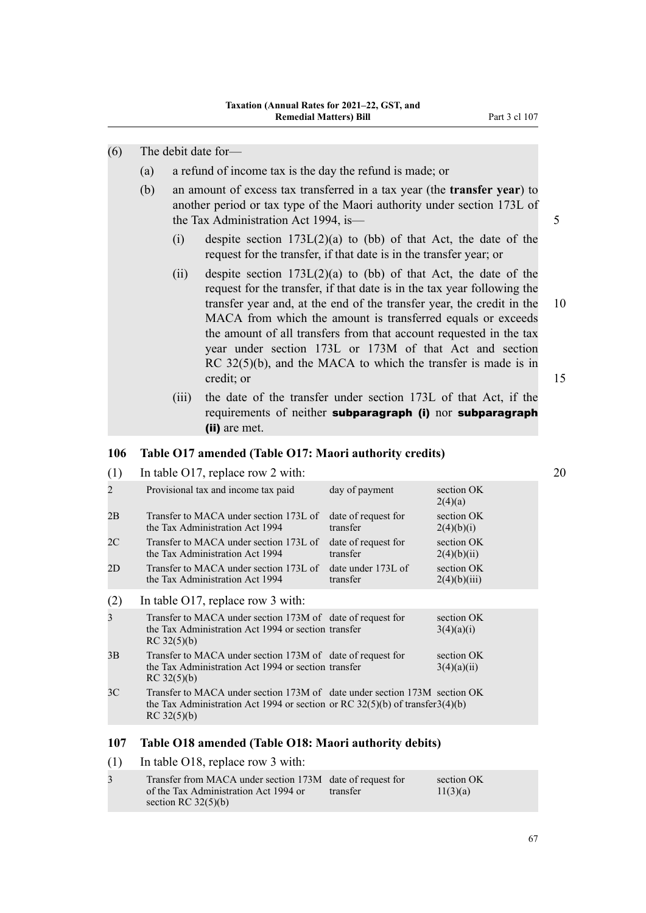(6) The debit date for—

(a) a refund of income tax is the day the refund is made; or

(b) an amount of excess tax transferred in a tax year (the **transfer year**) to another period or tax type of the Maori authority under section 173L of the Tax Administration Act 1994, is—

(i) despite section 173L(2)(a) to (bb) of that Act, the date of the request for the transfer, if that date is in the transfer year; or

(ii) despite section 173L(2)(a) to (bb) of that Act, the date of the request for the transfer, if that date is in the tax year following the transfer year and, at the end of the transfer year, the credit in the MACA from which the amount is transferred equals or exceeds the amount of all transfers from that account requested in the tax year under section 173L or 173M of that Act and section RC 32(5)(b), and the MACA to which the transfer is made is in credit; or

(iii) the date of the transfer under section 173L of that Act, if the requirements of neither **subparagraph (i)** nor **subparagraph (ii)** are met.

## 106 Table O17 amended (Table O17: Maori authority credits)

(1) In table O17, replace row 2 with:

| | | | |
|---|---|---|---|
| 2 | Provisional tax and income tax paid | day of payment | section OK 2(4)(a) |
| 2B | Transfer to MACA under section 173L of the Tax Administration Act 1994 | date of request for transfer | section OK 2(4)(b)(i) |
| 2C | Transfer to MACA under section 173L of the Tax Administration Act 1994 | date of request for transfer | section OK 2(4)(b)(ii) |
| 2D | Transfer to MACA under section 173L of the Tax Administration Act 1994 | date under 173L of transfer | section OK 2(4)(b)(iii) |

(2) In table O17, replace row 3 with:

| | | | |
|---|---|---|---|
| 3 | Transfer to MACA under section 173M of the Tax Administration Act 1994 or section RC 32(5)(b) | date of request for transfer | section OK 3(4)(a)(i) |
| 3B | Transfer to MACA under section 173M of the Tax Administration Act 1994 or section RC 32(5)(b) | date of request for transfer | section OK 3(4)(a)(ii) |
| 3C | Transfer to MACA under section 173M of the Tax Administration Act 1994 or section RC 32(5)(b) | date under section 173M or RC 32(5)(b) of transfer | section OK 3(4)(b) |

## 107 Table O18 amended (Table O18: Maori authority debits)

(1) In table O18, replace row 3 with:

| | | | |
|---|---|---|---|
| 3 | Transfer from MACA under section 173M of the Tax Administration Act 1994 or section RC 32(5)(b) | date of request for transfer | section OK 11(3)(a) |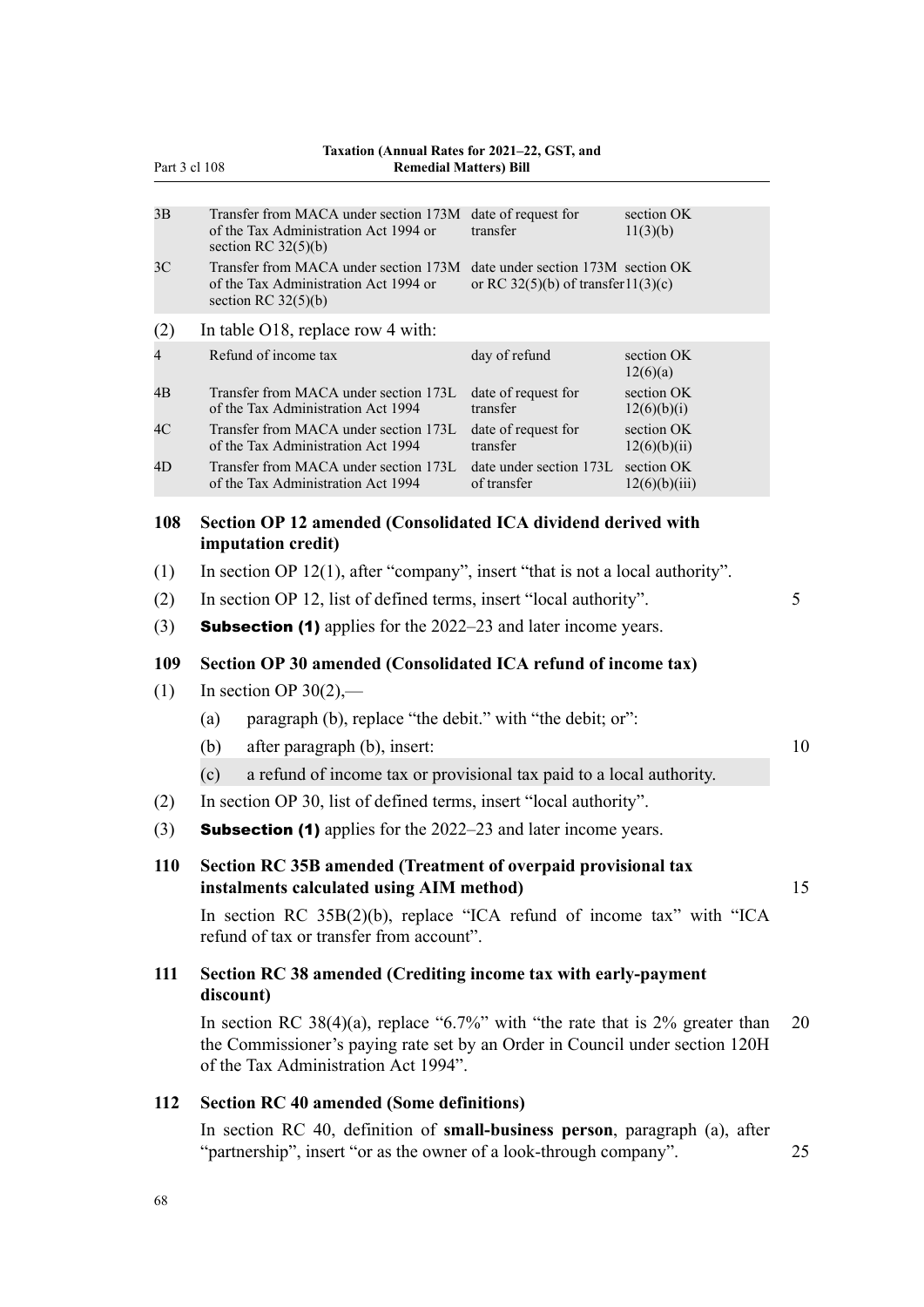| | | | |
|---|---|---|---|
| 3B | Transfer from MACA under section 173M of the Tax Administration Act 1994 or section RC 32(5)(b) | date of request for transfer | section OK 11(3)(b) |
| 3C | Transfer from MACA under section 173M of the Tax Administration Act 1994 or section RC 32(5)(b) | date under section 173M or RC 32(5)(b) of transfer | section OK 11(3)(c) |

(2) In table O18, replace row 4 with:

| | | | |
|---|---|---|---|
| 4 | Refund of income tax | day of refund | section OK 12(6)(a) |
| 4B | Transfer from MACA under section 173L of the Tax Administration Act 1994 | date of request for transfer | section OK 12(6)(b)(i) |
| 4C | Transfer from MACA under section 173L of the Tax Administration Act 1994 | date of request for transfer | section OK 12(6)(b)(ii) |
| 4D | Transfer from MACA under section 173L of the Tax Administration Act 1994 | date under section 173L of transfer | section OK 12(6)(b)(iii) |

### 108 Section OP 12 amended (Consolidated ICA dividend derived with imputation credit)

(1) In section OP 12(1), after "company", insert "that is not a local authority".

(2) In section OP 12, list of defined terms, insert "local authority".

(3) **Subsection (1)** applies for the 2022–23 and later income years.

### 109 Section OP 30 amended (Consolidated ICA refund of income tax)

(1) In section OP 30(2),—

(a) paragraph (b), replace "the debit." with "the debit; or":

(b) after paragraph (b), insert:

(c) a refund of income tax or provisional tax paid to a local authority.

(2) In section OP 30, list of defined terms, insert "local authority".

(3) **Subsection (1)** applies for the 2022–23 and later income years.

### 110 Section RC 35B amended (Treatment of overpaid provisional tax instalments calculated using AIM method)

In section RC 35B(2)(b), replace "ICA refund of income tax" with "ICA refund of tax or transfer from account".

### 111 Section RC 38 amended (Crediting income tax with early-payment discount)

In section RC 38(4)(a), replace "6.7%" with "the rate that is 2% greater than the Commissioner's paying rate set by an Order in Council under section 120H of the Tax Administration Act 1994".

### 112 Section RC 40 amended (Some definitions)

In section RC 40, definition of **small-business person**, paragraph (a), after "partnership", insert "or as the owner of a look-through company".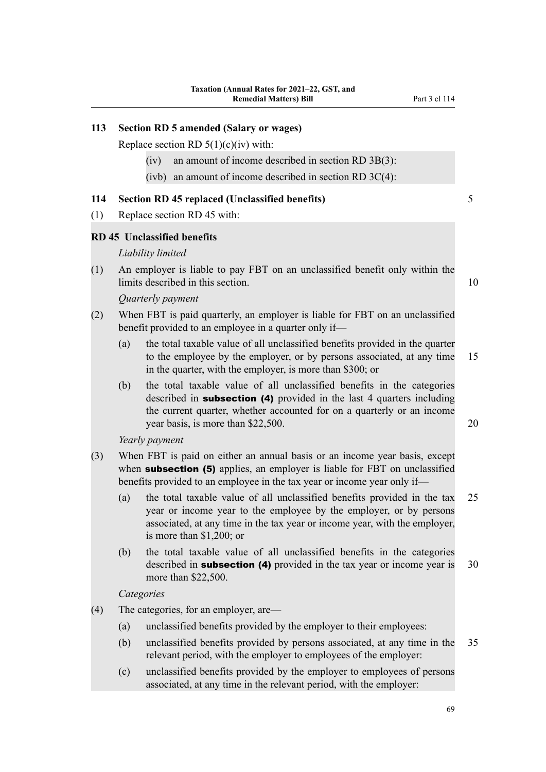### 113 Section RD 5 amended (Salary or wages)

Replace section RD 5(1)(c)(iv) with:

(iv) an amount of income described in section RD 3B(3):

(ivb) an amount of income described in section RD 3C(4):

### 114 Section RD 45 replaced (Unclassified benefits)

(1) Replace section RD 45 with:

**RD 45 Unclassified benefits**

*Liability limited*

(1) An employer is liable to pay FBT on an unclassified benefit only within the limits described in this section.

*Quarterly payment*

(2) When FBT is paid quarterly, an employer is liable for FBT on an unclassified benefit provided to an employee in a quarter only if—

(a) the total taxable value of all unclassified benefits provided in the quarter to the employee by the employer, or by persons associated, at any time in the quarter, with the employer, is more than $300; or

(b) the total taxable value of all unclassified benefits in the categories described in **subsection (4)** provided in the last 4 quarters including the current quarter, whether accounted for on a quarterly or an income year basis, is more than $22,500.

*Yearly payment*

(3) When FBT is paid on either an annual basis or an income year basis, except when **subsection (5)** applies, an employer is liable for FBT on unclassified benefits provided to an employee in the tax year or income year only if—

(a) the total taxable value of all unclassified benefits provided in the tax year or income year to the employee by the employer, or by persons associated, at any time in the tax year or income year, with the employer, is more than $1,200; or

(b) the total taxable value of all unclassified benefits in the categories described in **subsection (4)** provided in the tax year or income year is more than $22,500.

*Categories*

(4) The categories, for an employer, are—

(a) unclassified benefits provided by the employer to their employees:

(b) unclassified benefits provided by persons associated, at any time in the relevant period, with the employer to employees of the employer:

(c) unclassified benefits provided by the employer to employees of persons associated, at any time in the relevant period, with the employer: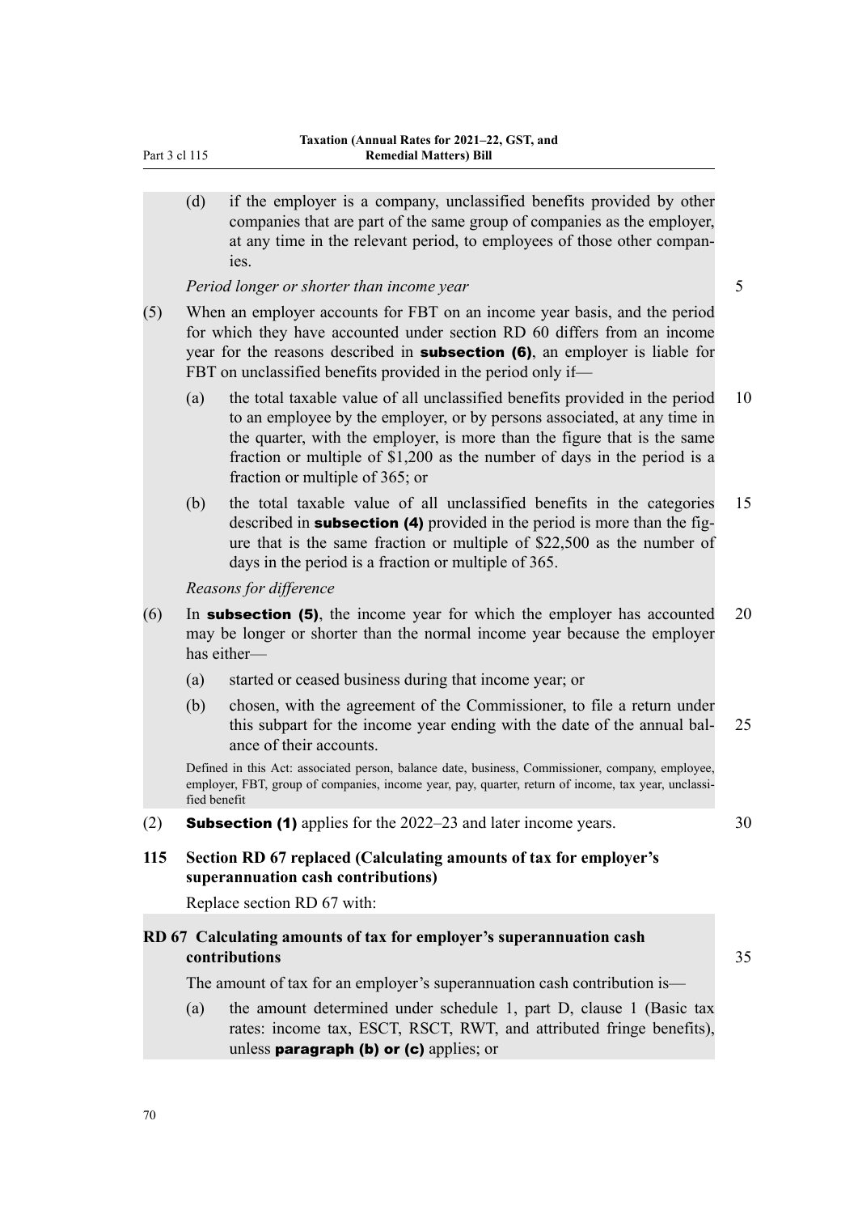(d) if the employer is a company, unclassified benefits provided by other companies that are part of the same group of companies as the employer, at any time in the relevant period, to employees of those other companies.

*Period longer or shorter than income year*

(5) When an employer accounts for FBT on an income year basis, and the period for which they have accounted under section RD 60 differs from an income year for the reasons described in **subsection (6)**, an employer is liable for FBT on unclassified benefits provided in the period only if—

(a) the total taxable value of all unclassified benefits provided in the period to an employee by the employer, or by persons associated, at any time in the quarter, with the employer, is more than the figure that is the same fraction or multiple of $1,200 as the number of days in the period is a fraction or multiple of 365; or

(b) the total taxable value of all unclassified benefits in the categories described in **subsection (4)** provided in the period is more than the figure that is the same fraction or multiple of $22,500 as the number of days in the period is a fraction or multiple of 365.

*Reasons for difference*

(6) In **subsection (5)**, the income year for which the employer has accounted may be longer or shorter than the normal income year because the employer has either—

(a) started or ceased business during that income year; or

(b) chosen, with the agreement of the Commissioner, to file a return under this subpart for the income year ending with the date of the annual balance of their accounts.

Defined in this Act: associated person, balance date, business, Commissioner, company, employee, employer, FBT, group of companies, income year, pay, quarter, return of income, tax year, unclassified benefit

(2) **Subsection (1)** applies for the 2022–23 and later income years.

### 115 Section RD 67 replaced (Calculating amounts of tax for employer's superannuation cash contributions)

Replace section RD 67 with:

#### RD 67 Calculating amounts of tax for employer's superannuation cash contributions

The amount of tax for an employer's superannuation cash contribution is—

(a) the amount determined under schedule 1, part D, clause 1 (Basic tax rates: income tax, ESCT, RSCT, RWT, and attributed fringe benefits), unless **paragraph (b) or (c)** applies; or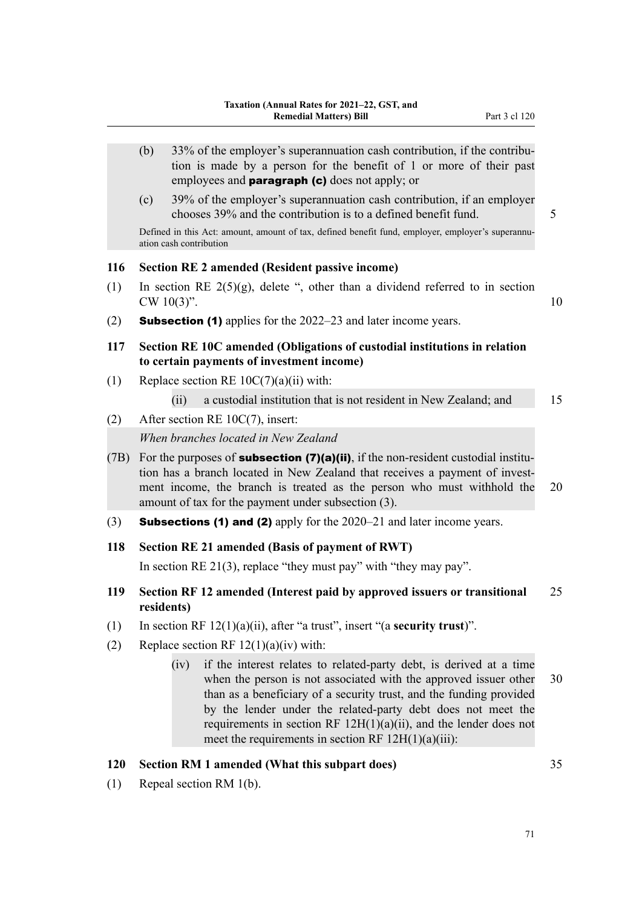(b) 33% of the employer's superannuation cash contribution, if the contribution is made by a person for the benefit of 1 or more of their past employees and **paragraph (c)** does not apply; or

(c) 39% of the employer's superannuation cash contribution, if an employer chooses 39% and the contribution is to a defined benefit fund.

Defined in this Act: amount, amount of tax, defined benefit fund, employer, employer's superannuation cash contribution

### 116 Section RE 2 amended (Resident passive income)

(1) In section RE 2(5)(g), delete ", other than a dividend referred to in section CW 10(3)".

(2) **Subsection (1)** applies for the 2022–23 and later income years.

### 117 Section RE 10C amended (Obligations of custodial institutions in relation to certain payments of investment income)

(1) Replace section RE 10C(7)(a)(ii) with:

(ii) a custodial institution that is not resident in New Zealand; and

(2) After section RE 10C(7), insert:

*When branches located in New Zealand*

(7B) For the purposes of **subsection (7)(a)(ii)**, if the non-resident custodial institution has a branch located in New Zealand that receives a payment of investment income, the branch is treated as the person who must withhold the amount of tax for the payment under subsection (3).

(3) **Subsections (1) and (2)** apply for the 2020–21 and later income years.

### 118 Section RE 21 amended (Basis of payment of RWT)

In section RE 21(3), replace "they must pay" with "they may pay".

### 119 Section RF 12 amended (Interest paid by approved issuers or transitional residents)

(1) In section RF 12(1)(a)(ii), after "a trust", insert "(a **security trust**)".

(2) Replace section RF 12(1)(a)(iv) with:

(iv) if the interest relates to related-party debt, is derived at a time when the person is not associated with the approved issuer other than as a beneficiary of a security trust, and the funding provided by the lender under the related-party debt does not meet the requirements in section RF 12H(1)(a)(ii), and the lender does not meet the requirements in section RF 12H(1)(a)(iii):

### 120 Section RM 1 amended (What this subpart does)

(1) Repeal section RM 1(b).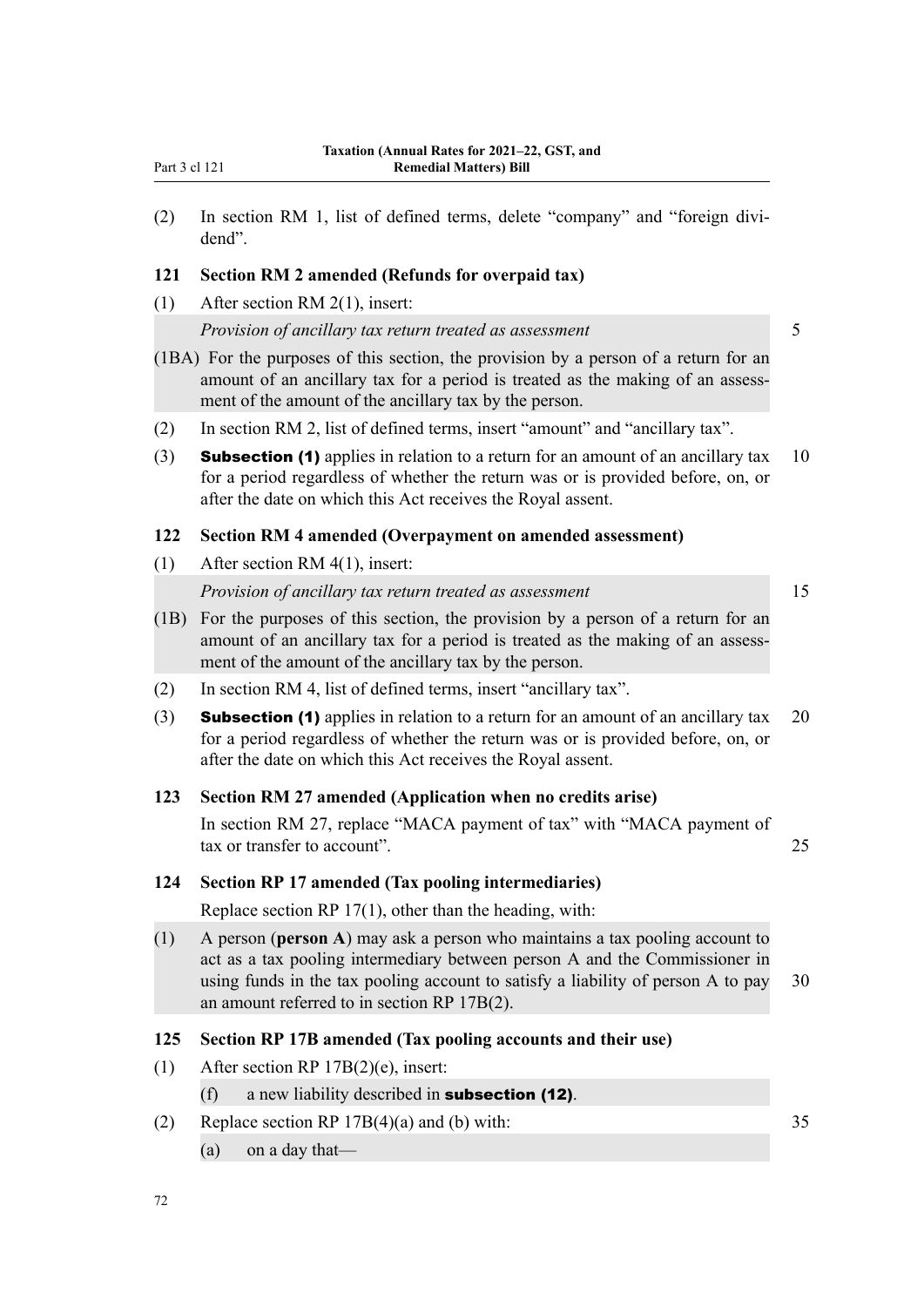(2) In section RM 1, list of defined terms, delete "company" and "foreign dividend".

### 121 Section RM 2 amended (Refunds for overpaid tax)

(1) After section RM 2(1), insert:

*Provision of ancillary tax return treated as assessment*

(1BA) For the purposes of this section, the provision by a person of a return for an amount of an ancillary tax for a period is treated as the making of an assessment of the amount of the ancillary tax by the person.

(2) In section RM 2, list of defined terms, insert "amount" and "ancillary tax".

(3) **Subsection (1)** applies in relation to a return for an amount of an ancillary tax for a period regardless of whether the return was or is provided before, on, or after the date on which this Act receives the Royal assent.

### 122 Section RM 4 amended (Overpayment on amended assessment)

(1) After section RM 4(1), insert:

*Provision of ancillary tax return treated as assessment*

(1B) For the purposes of this section, the provision by a person of a return for an amount of an ancillary tax for a period is treated as the making of an assessment of the amount of the ancillary tax by the person.

(2) In section RM 4, list of defined terms, insert "ancillary tax".

(3) **Subsection (1)** applies in relation to a return for an amount of an ancillary tax for a period regardless of whether the return was or is provided before, on, or after the date on which this Act receives the Royal assent.

### 123 Section RM 27 amended (Application when no credits arise)

In section RM 27, replace "MACA payment of tax" with "MACA payment of tax or transfer to account".

### 124 Section RP 17 amended (Tax pooling intermediaries)

Replace section RP 17(1), other than the heading, with:

(1) A person (**person A**) may ask a person who maintains a tax pooling account to act as a tax pooling intermediary between person A and the Commissioner in using funds in the tax pooling account to satisfy a liability of person A to pay an amount referred to in section RP 17B(2).

### 125 Section RP 17B amended (Tax pooling accounts and their use)

(1) After section RP 17B(2)(e), insert:

(f) a new liability described in **subsection (12)**.

(2) Replace section RP 17B(4)(a) and (b) with:

(a) on a day that—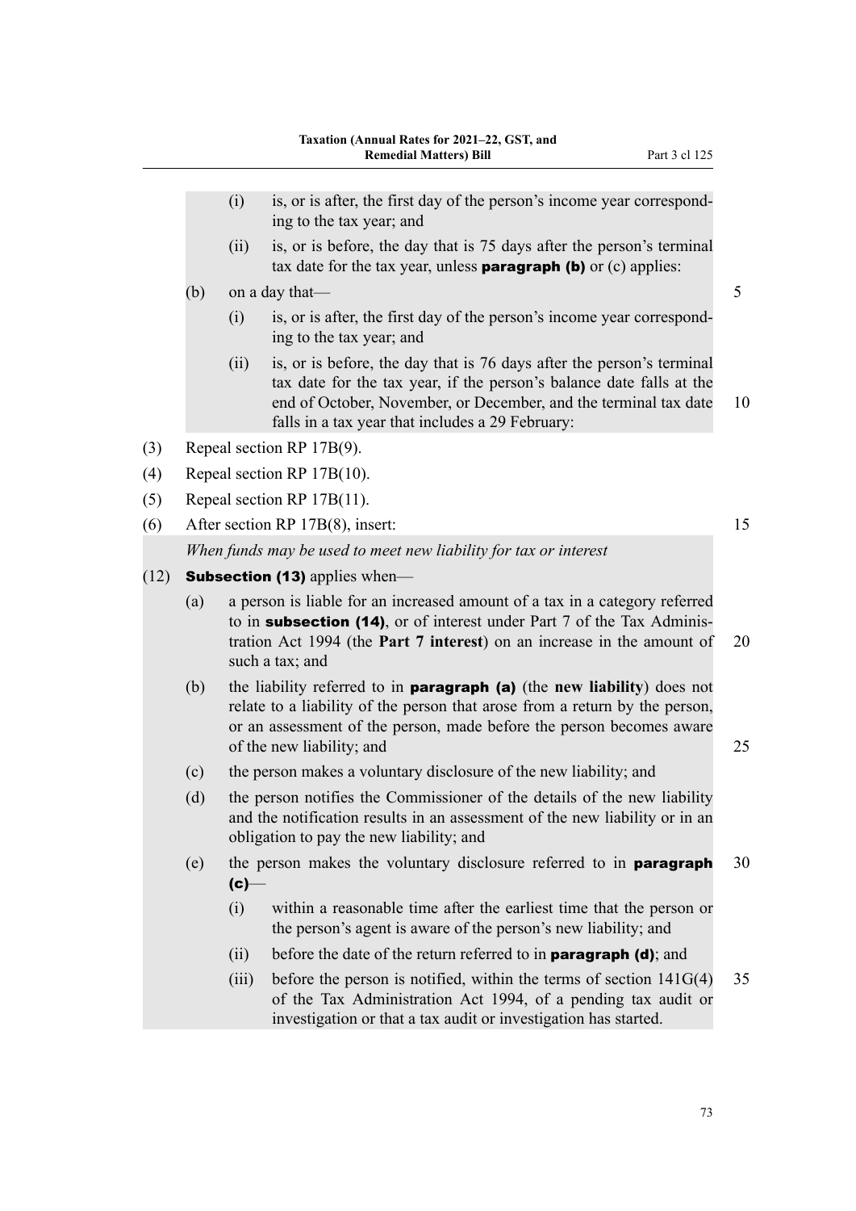(i) is, or is after, the first day of the person's income year corresponding to the tax year; and

(ii) is, or is before, the day that is 75 days after the person's terminal tax date for the tax year, unless **paragraph (b)** or (c) applies:

(b) on a day that—

(i) is, or is after, the first day of the person's income year corresponding to the tax year; and

(ii) is, or is before, the day that is 76 days after the person's terminal tax date for the tax year, if the person's balance date falls at the end of October, November, or December, and the terminal tax date falls in a tax year that includes a 29 February:

(3) Repeal section RP 17B(9).

(4) Repeal section RP 17B(10).

(5) Repeal section RP 17B(11).

(6) After section RP 17B(8), insert:

*When funds may be used to meet new liability for tax or interest*

(12) **Subsection (13)** applies when—

(a) a person is liable for an increased amount of a tax in a category referred to in **subsection (14)**, or of interest under Part 7 of the Tax Administration Act 1994 (the **Part 7 interest**) on an increase in the amount of such a tax; and

(b) the liability referred to in **paragraph (a)** (the **new liability**) does not relate to a liability of the person that arose from a return by the person, or an assessment of the person, made before the person becomes aware of the new liability; and

(c) the person makes a voluntary disclosure of the new liability; and

(d) the person notifies the Commissioner of the details of the new liability and the notification results in an assessment of the new liability or in an obligation to pay the new liability; and

(e) the person makes the voluntary disclosure referred to in **paragraph (c)**—

(i) within a reasonable time after the earliest time that the person or the person's agent is aware of the person's new liability; and

(ii) before the date of the return referred to in **paragraph (d)**; and

(iii) before the person is notified, within the terms of section 141G(4) of the Tax Administration Act 1994, of a pending tax audit or investigation or that a tax audit or investigation has started.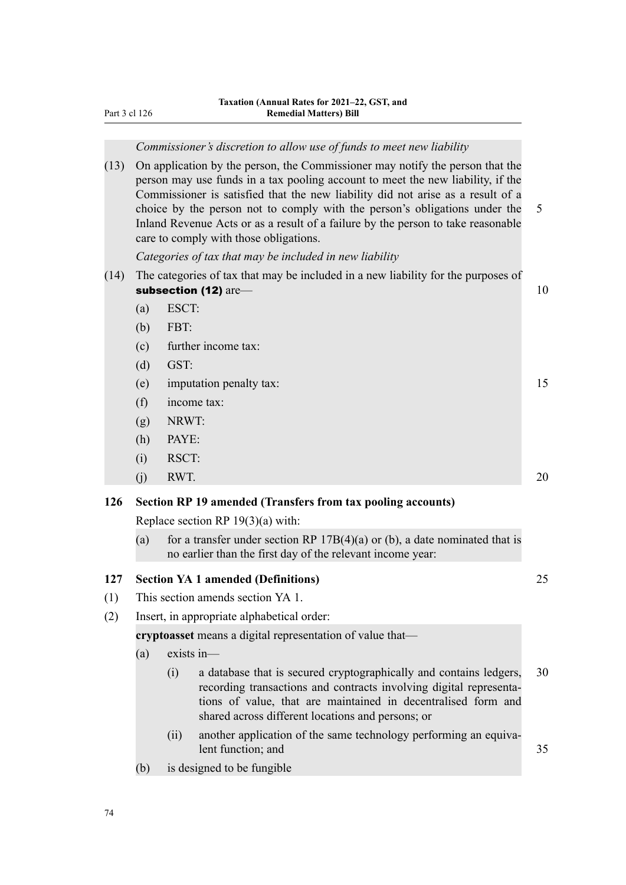*Commissioner's discretion to allow use of funds to meet new liability*

(13) On application by the person, the Commissioner may notify the person that the person may use funds in a tax pooling account to meet the new liability, if the Commissioner is satisfied that the new liability did not arise as a result of a choice by the person not to comply with the person's obligations under the Inland Revenue Acts or as a result of a failure by the person to take reasonable care to comply with those obligations.

*Categories of tax that may be included in new liability*

(14) The categories of tax that may be included in a new liability for the purposes of **subsection (12)** are—

(a) ESCT:

(b) FBT:

(c) further income tax:

(d) GST:

(e) imputation penalty tax:

(f) income tax:

(g) NRWT:

(h) PAYE:

(i) RSCT:

(j) RWT.

### 126 Section RP 19 amended (Transfers from tax pooling accounts)

Replace section RP 19(3)(a) with:

(a) for a transfer under section RP 17B(4)(a) or (b), a date nominated that is no earlier than the first day of the relevant income year:

### 127 Section YA 1 amended (Definitions)

(1) This section amends section YA 1.

(2) Insert, in appropriate alphabetical order:

**cryptoasset** means a digital representation of value that—

(a) exists in—

(i) a database that is secured cryptographically and contains ledgers, recording transactions and contracts involving digital representations of value, that are maintained in decentralised form and shared across different locations and persons; or

(ii) another application of the same technology performing an equivalent function; and

(b) is designed to be fungible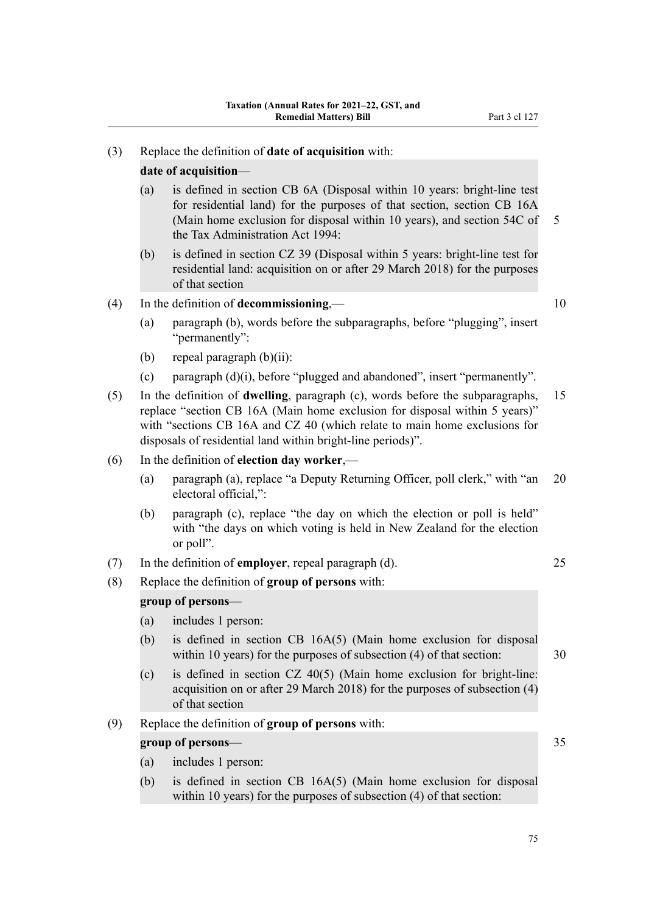(3) Replace the definition of **date of acquisition** with:

> **date of acquisition**—
>
> (a) is defined in section CB 6A (Disposal within 10 years: bright-line test for residential land) for the purposes of that section, section CB 16A (Main home exclusion for disposal within 10 years), and section 54C of the Tax Administration Act 1994:
>
> (b) is defined in section CZ 39 (Disposal within 5 years: bright-line test for residential land: acquisition on or after 29 March 2018) for the purposes of that section

(4) In the definition of **decommissioning**,—

(a) paragraph (b), words before the subparagraphs, before "plugging", insert "permanently":

(b) repeal paragraph (b)(ii):

(c) paragraph (d)(i), before "plugged and abandoned", insert "permanently".

(5) In the definition of **dwelling**, paragraph (c), words before the subparagraphs, replace "section CB 16A (Main home exclusion for disposal within 5 years)" with "sections CB 16A and CZ 40 (which relate to main home exclusions for disposals of residential land within bright-line periods)".

(6) In the definition of **election day worker**,—

(a) paragraph (a), replace "a Deputy Returning Officer, poll clerk," with "an electoral official,":

(b) paragraph (c), replace "the day on which the election or poll is held" with "the days on which voting is held in New Zealand for the election or poll".

(7) In the definition of **employer**, repeal paragraph (d).

(8) Replace the definition of **group of persons** with:

> **group of persons**—
>
> (a) includes 1 person:
>
> (b) is defined in section CB 16A(5) (Main home exclusion for disposal within 10 years) for the purposes of subsection (4) of that section:
>
> (c) is defined in section CZ 40(5) (Main home exclusion for bright-line: acquisition on or after 29 March 2018) for the purposes of subsection (4) of that section

(9) Replace the definition of **group of persons** with:

> **group of persons**—
>
> (a) includes 1 person:
>
> (b) is defined in section CB 16A(5) (Main home exclusion for disposal within 10 years) for the purposes of subsection (4) of that section: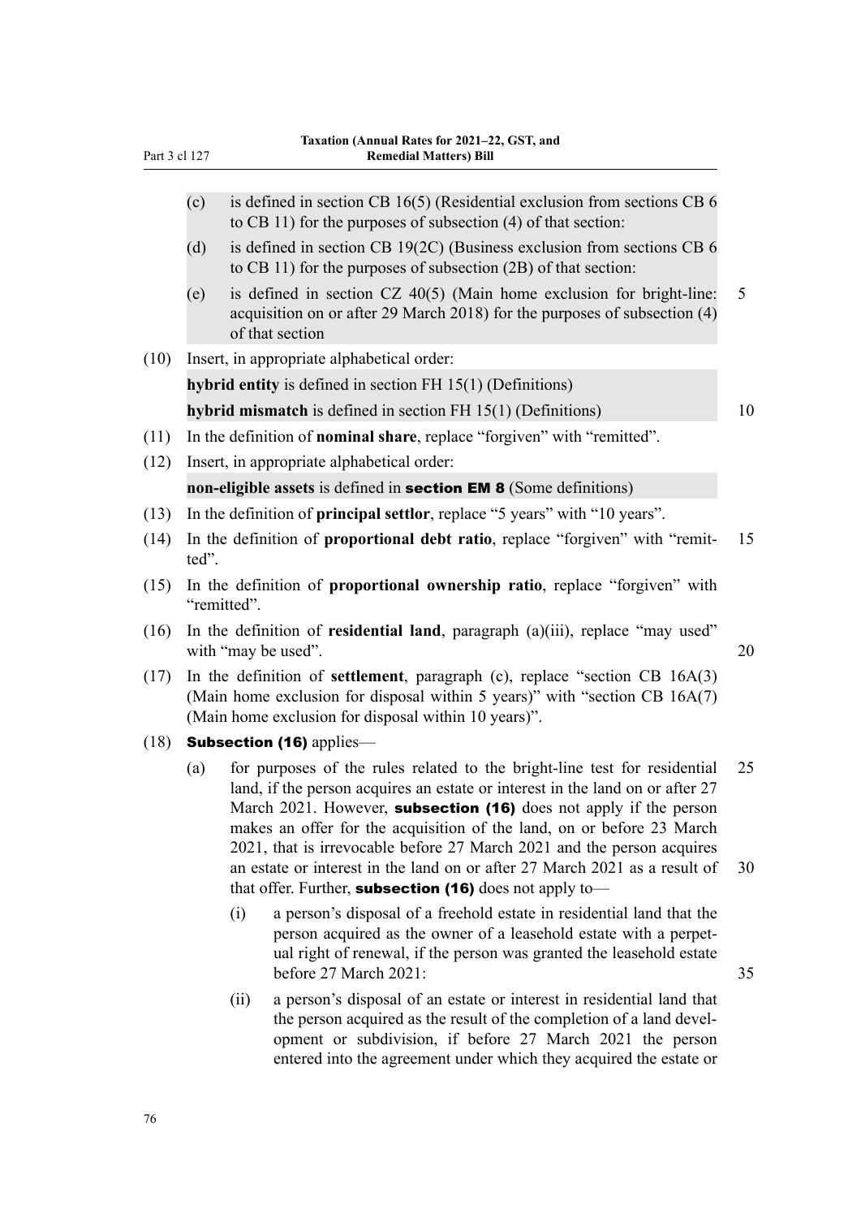(c) is defined in section CB 16(5) (Residential exclusion from sections CB 6 to CB 11) for the purposes of subsection (4) of that section:

(d) is defined in section CB 19(2C) (Business exclusion from sections CB 6 to CB 11) for the purposes of subsection (2B) of that section:

(e) is defined in section CZ 40(5) (Main home exclusion for bright-line: acquisition on or after 29 March 2018) for the purposes of subsection (4) of that section

(10) Insert, in appropriate alphabetical order:

**hybrid entity** is defined in section FH 15(1) (Definitions)

**hybrid mismatch** is defined in section FH 15(1) (Definitions)

(11) In the definition of **nominal share**, replace "forgiven" with "remitted".

(12) Insert, in appropriate alphabetical order:

**non-eligible assets** is defined in **section EM 8** (Some definitions)

(13) In the definition of **principal settlor**, replace "5 years" with "10 years".

(14) In the definition of **proportional debt ratio**, replace "forgiven" with "remitted".

(15) In the definition of **proportional ownership ratio**, replace "forgiven" with "remitted".

(16) In the definition of **residential land**, paragraph (a)(iii), replace "may used" with "may be used".

(17) In the definition of **settlement**, paragraph (c), replace "section CB 16A(3) (Main home exclusion for disposal within 5 years)" with "section CB 16A(7) (Main home exclusion for disposal within 10 years)".

(18) **Subsection (16)** applies—

(a) for purposes of the rules related to the bright-line test for residential land, if the person acquires an estate or interest in the land on or after 27 March 2021. However, **subsection (16)** does not apply if the person makes an offer for the acquisition of the land, on or before 23 March 2021, that is irrevocable before 27 March 2021 and the person acquires an estate or interest in the land on or after 27 March 2021 as a result of that offer. Further, **subsection (16)** does not apply to—

(i) a person's disposal of a freehold estate in residential land that the person acquired as the owner of a leasehold estate with a perpetual right of renewal, if the person was granted the leasehold estate before 27 March 2021:

(ii) a person's disposal of an estate or interest in residential land that the person acquired as the result of the completion of a land development or subdivision, if before 27 March 2021 the person entered into the agreement under which they acquired the estate or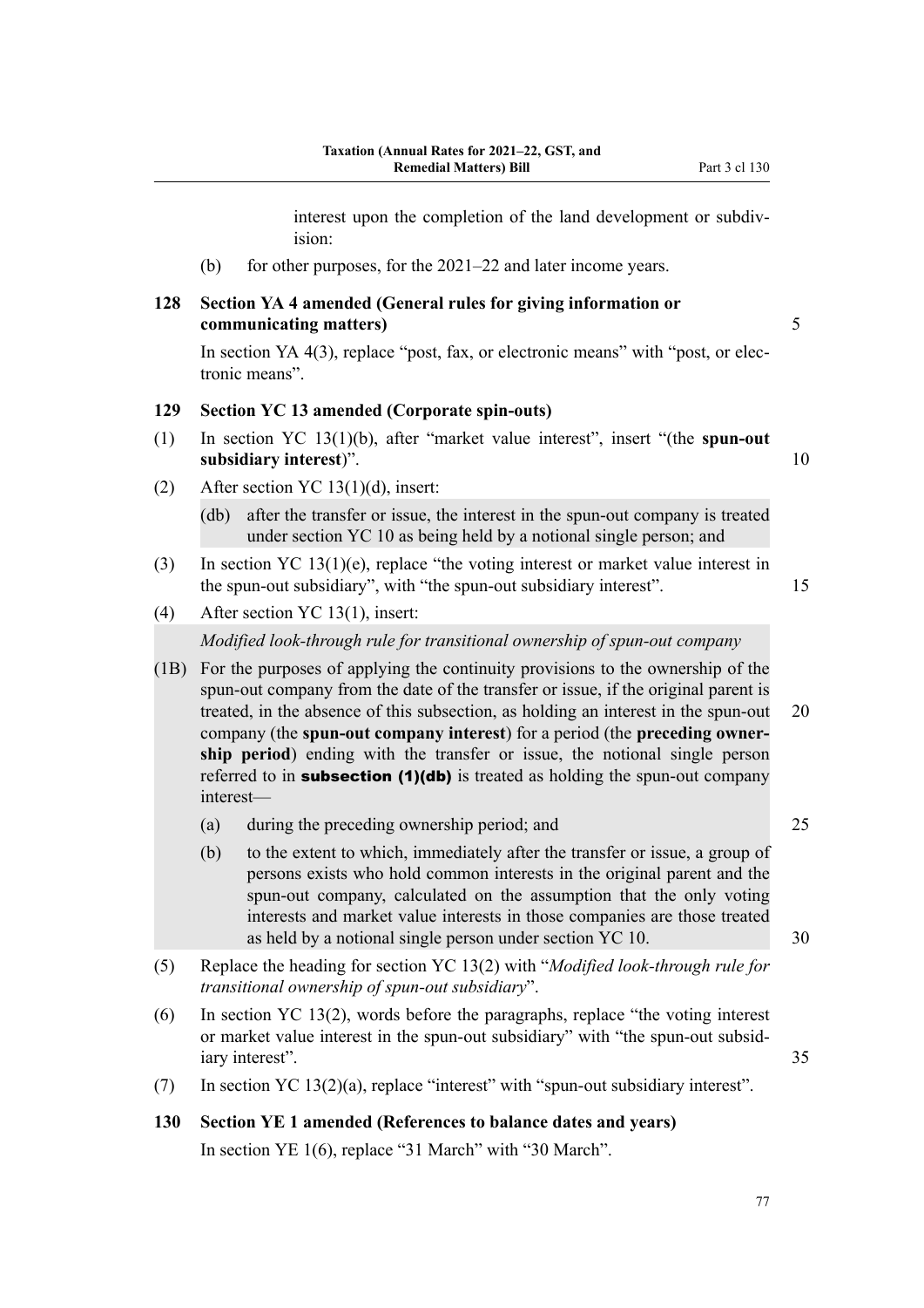interest upon the completion of the land development or subdivision:

(b) for other purposes, for the 2021–22 and later income years.

**128 Section YA 4 amended (General rules for giving information or communicating matters)**

In section YA 4(3), replace "post, fax, or electronic means" with "post, or electronic means".

**129 Section YC 13 amended (Corporate spin-outs)**

(1) In section YC 13(1)(b), after "market value interest", insert "(the **spun-out subsidiary interest**)".

(2) After section YC 13(1)(d), insert:

(db) after the transfer or issue, the interest in the spun-out company is treated under section YC 10 as being held by a notional single person; and

(3) In section YC 13(1)(e), replace "the voting interest or market value interest in the spun-out subsidiary", with "the spun-out subsidiary interest".

(4) After section YC 13(1), insert:

*Modified look-through rule for transitional ownership of spun-out company*

(1B) For the purposes of applying the continuity provisions to the ownership of the spun-out company from the date of the transfer or issue, if the original parent is treated, in the absence of this subsection, as holding an interest in the spun-out company (the **spun-out company interest**) for a period (the **preceding ownership period**) ending with the transfer or issue, the notional single person referred to in **subsection (1)(db)** is treated as holding the spun-out company interest—

(a) during the preceding ownership period; and

(b) to the extent to which, immediately after the transfer or issue, a group of persons exists who hold common interests in the original parent and the spun-out company, calculated on the assumption that the only voting interests and market value interests in those companies are those treated as held by a notional single person under section YC 10.

(5) Replace the heading for section YC 13(2) with "*Modified look-through rule for transitional ownership of spun-out subsidiary*".

(6) In section YC 13(2), words before the paragraphs, replace "the voting interest or market value interest in the spun-out subsidiary" with "the spun-out subsidiary interest".

(7) In section YC 13(2)(a), replace "interest" with "spun-out subsidiary interest".

**130 Section YE 1 amended (References to balance dates and years)**

In section YE 1(6), replace "31 March" with "30 March".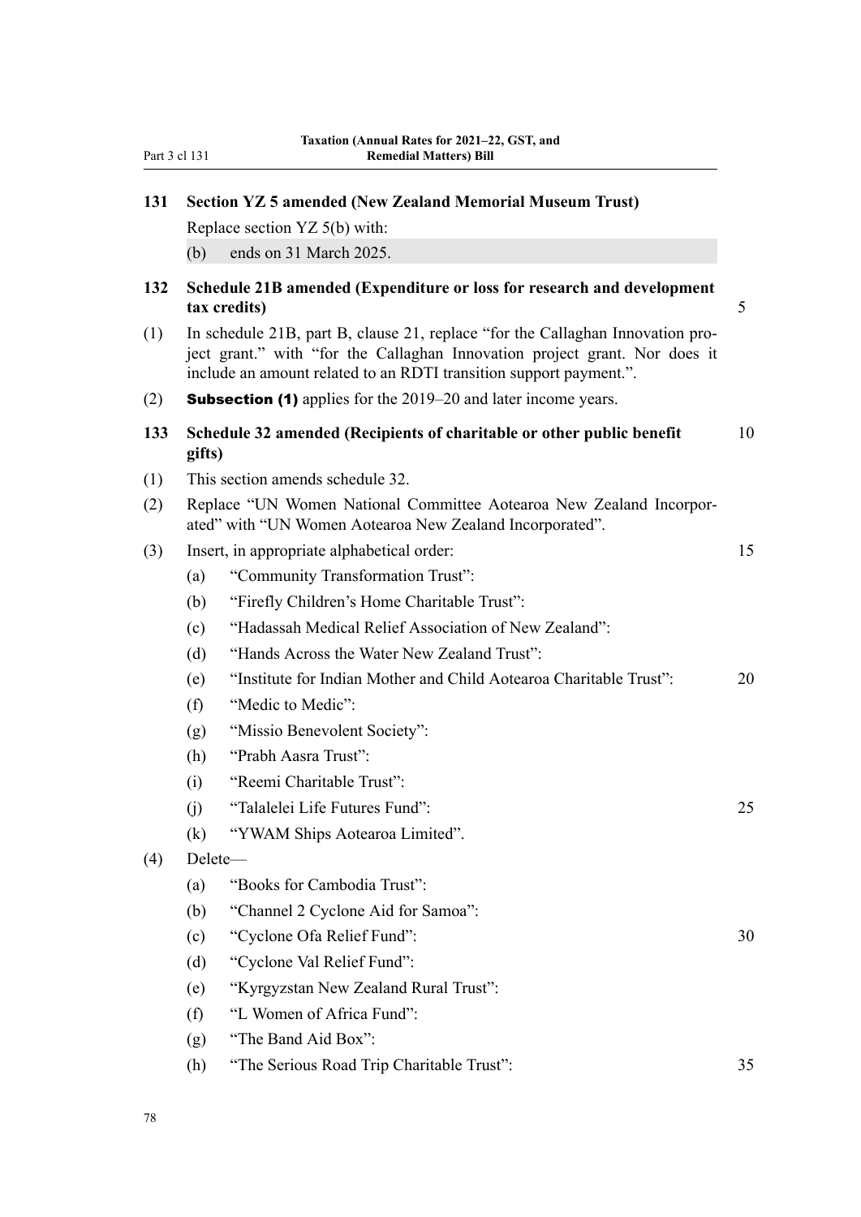### 131 Section YZ 5 amended (New Zealand Memorial Museum Trust)

Replace section YZ 5(b) with:

(b) ends on 31 March 2025.

### 132 Schedule 21B amended (Expenditure or loss for research and development tax credits)

(1) In schedule 21B, part B, clause 21, replace "for the Callaghan Innovation project grant." with "for the Callaghan Innovation project grant. Nor does it include an amount related to an RDTI transition support payment.".

(2) **Subsection (1)** applies for the 2019–20 and later income years.

### 133 Schedule 32 amended (Recipients of charitable or other public benefit gifts)

(1) This section amends schedule 32.

(2) Replace "UN Women National Committee Aotearoa New Zealand Incorporated" with "UN Women Aotearoa New Zealand Incorporated".

(3) Insert, in appropriate alphabetical order:

- (a) "Community Transformation Trust":
- (b) "Firefly Children's Home Charitable Trust":
- (c) "Hadassah Medical Relief Association of New Zealand":
- (d) "Hands Across the Water New Zealand Trust":
- (e) "Institute for Indian Mother and Child Aotearoa Charitable Trust":
- (f) "Medic to Medic":
- (g) "Missio Benevolent Society":
- (h) "Prabh Aasra Trust":
- (i) "Reemi Charitable Trust":
- (j) "Talalelei Life Futures Fund":
- (k) "YWAM Ships Aotearoa Limited".

(4) Delete—

- (a) "Books for Cambodia Trust":
- (b) "Channel 2 Cyclone Aid for Samoa":
- (c) "Cyclone Ofa Relief Fund":
- (d) "Cyclone Val Relief Fund":
- (e) "Kyrgyzstan New Zealand Rural Trust":
- (f) "L Women of Africa Fund":
- (g) "The Band Aid Box":
- (h) "The Serious Road Trip Charitable Trust":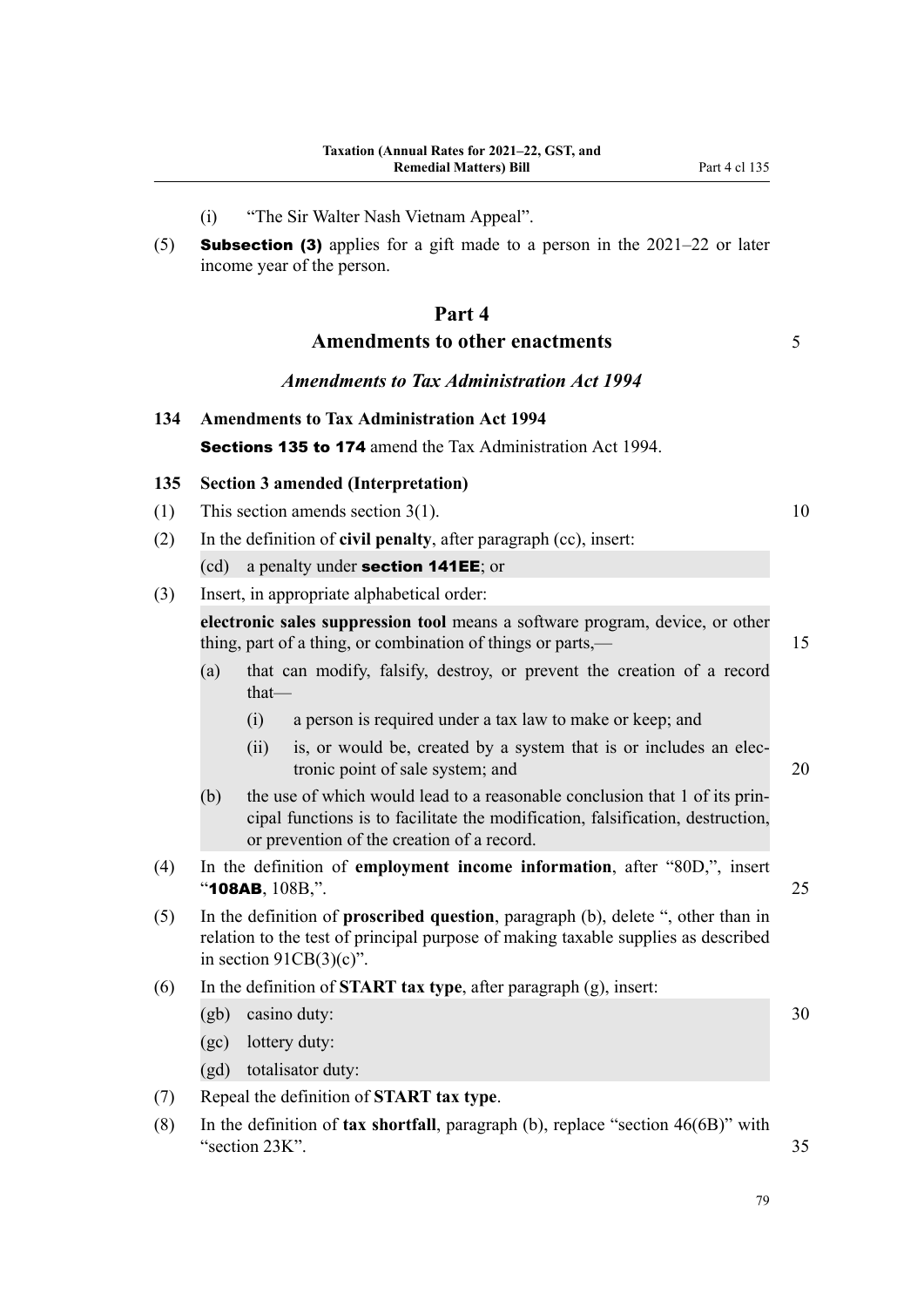(i) "The Sir Walter Nash Vietnam Appeal".

(5) **Subsection (3)** applies for a gift made to a person in the 2021–22 or later income year of the person.

# Part 4
## Amendments to other enactments

### *Amendments to Tax Administration Act 1994*

**134 Amendments to Tax Administration Act 1994**

**Sections 135 to 174** amend the Tax Administration Act 1994.

**135 Section 3 amended (Interpretation)**

(1) This section amends section 3(1).

(2) In the definition of **civil penalty**, after paragraph (cc), insert:

> (cd) a penalty under **section 141EE**; or

(3) Insert, in appropriate alphabetical order:

> **electronic sales suppression tool** means a software program, device, or other thing, part of a thing, or combination of things or parts,—
>
> (a) that can modify, falsify, destroy, or prevent the creation of a record that—
>
> (i) a person is required under a tax law to make or keep; and
>
> (ii) is, or would be, created by a system that is or includes an electronic point of sale system; and
>
> (b) the use of which would lead to a reasonable conclusion that 1 of its principal functions is to facilitate the modification, falsification, destruction, or prevention of the creation of a record.

(4) In the definition of **employment income information**, after "80D,", insert "**108AB**, 108B,".

(5) In the definition of **proscribed question**, paragraph (b), delete ", other than in relation to the test of principal purpose of making taxable supplies as described in section 91CB(3)(c)".

(6) In the definition of **START tax type**, after paragraph (g), insert:

> (gb) casino duty:
>
> (gc) lottery duty:
>
> (gd) totalisator duty:

(7) Repeal the definition of **START tax type**.

(8) In the definition of **tax shortfall**, paragraph (b), replace "section 46(6B)" with "section 23K".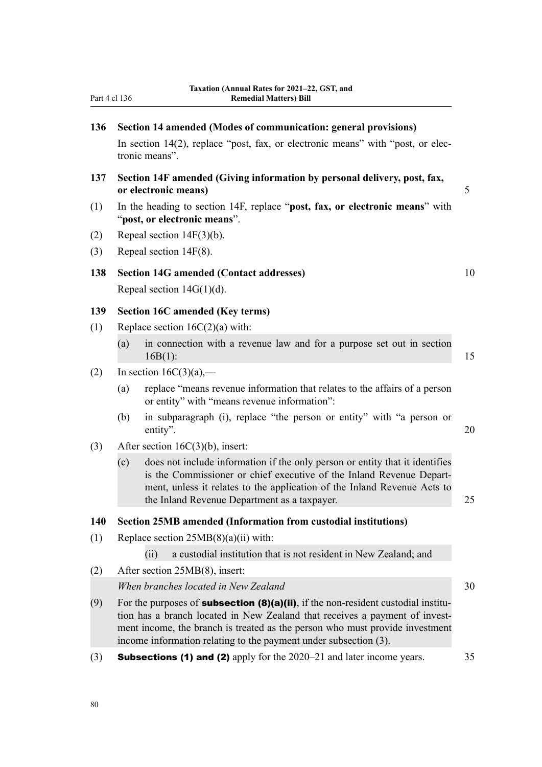### 136 Section 14 amended (Modes of communication: general provisions)

In section 14(2), replace “post, fax, or electronic means” with “post, or electronic means”.

### 137 Section 14F amended (Giving information by personal delivery, post, fax, or electronic means)

(1) In the heading to section 14F, replace “**post, fax, or electronic means**” with “**post, or electronic means**”.

(2) Repeal section 14F(3)(b).

(3) Repeal section 14F(8).

### 138 Section 14G amended (Contact addresses)

Repeal section 14G(1)(d).

### 139 Section 16C amended (Key terms)

(1) Replace section 16C(2)(a) with:

> (a) in connection with a revenue law and for a purpose set out in section 16B(1):

(2) In section 16C(3)(a),—

> (a) replace “means revenue information that relates to the affairs of a person or entity” with “means revenue information”:
>
> (b) in subparagraph (i), replace “the person or entity” with “a person or entity”.

(3) After section 16C(3)(b), insert:

> (c) does not include information if the only person or entity that it identifies is the Commissioner or chief executive of the Inland Revenue Department, unless it relates to the application of the Inland Revenue Acts to the Inland Revenue Department as a taxpayer.

### 140 Section 25MB amended (Information from custodial institutions)

(1) Replace section 25MB(8)(a)(ii) with:

> (ii) a custodial institution that is not resident in New Zealand; and

(2) After section 25MB(8), insert:

> *When branches located in New Zealand*
>
> (9) For the purposes of **subsection (8)(a)(ii)**, if the non-resident custodial institution has a branch located in New Zealand that receives a payment of investment income, the branch is treated as the person who must provide investment income information relating to the payment under subsection (3).

(3) **Subsections (1) and (2)** apply for the 2020–21 and later income years.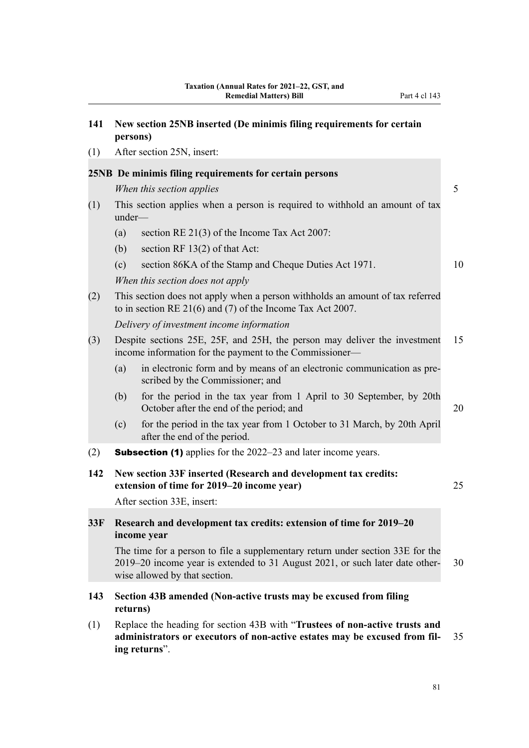### 141 New section 25NB inserted (De minimis filing requirements for certain persons)

(1) After section 25N, insert:

#### 25NB De minimis filing requirements for certain persons

*When this section applies*

(1) This section applies when a person is required to withhold an amount of tax under—

(a) section RE 21(3) of the Income Tax Act 2007:

(b) section RF 13(2) of that Act:

(c) section 86KA of the Stamp and Cheque Duties Act 1971.

*When this section does not apply*

(2) This section does not apply when a person withholds an amount of tax referred to in section RE 21(6) and (7) of the Income Tax Act 2007.

*Delivery of investment income information*

(3) Despite sections 25E, 25F, and 25H, the person may deliver the investment income information for the payment to the Commissioner—

(a) in electronic form and by means of an electronic communication as prescribed by the Commissioner; and

(b) for the period in the tax year from 1 April to 30 September, by 20th October after the end of the period; and

(c) for the period in the tax year from 1 October to 31 March, by 20th April after the end of the period.

(2) **Subsection (1)** applies for the 2022–23 and later income years.

### 142 New section 33F inserted (Research and development tax credits: extension of time for 2019–20 income year)

After section 33E, insert:

#### 33F Research and development tax credits: extension of time for 2019–20 income year

The time for a person to file a supplementary return under section 33E for the 2019–20 income year is extended to 31 August 2021, or such later date otherwise allowed by that section.

### 143 Section 43B amended (Non-active trusts may be excused from filing returns)

(1) Replace the heading for section 43B with "**Trustees of non-active trusts and administrators or executors of non-active estates may be excused from filing returns**".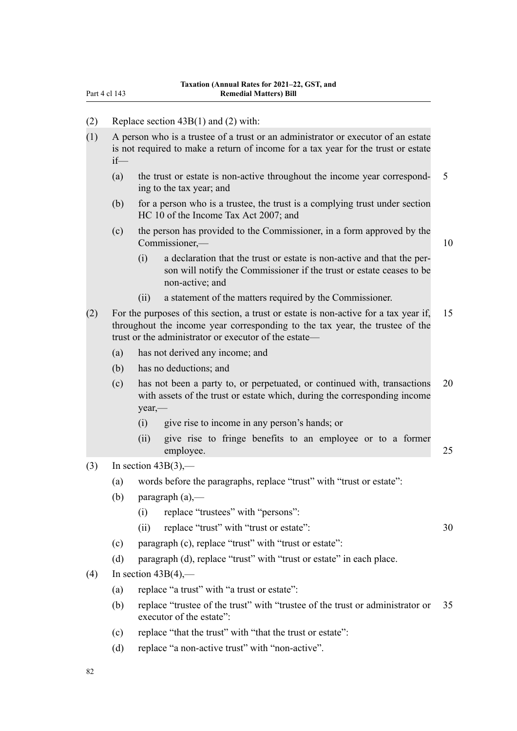(2) Replace section 43B(1) and (2) with:

(1) A person who is a trustee of a trust or an administrator or executor of an estate is not required to make a return of income for a tax year for the trust or estate if—

- (a) the trust or estate is non-active throughout the income year corresponding to the tax year; and
- (b) for a person who is a trustee, the trust is a complying trust under section HC 10 of the Income Tax Act 2007; and
- (c) the person has provided to the Commissioner, in a form approved by the Commissioner,—
  - (i) a declaration that the trust or estate is non-active and that the person will notify the Commissioner if the trust or estate ceases to be non-active; and
  - (ii) a statement of the matters required by the Commissioner.

(2) For the purposes of this section, a trust or estate is non-active for a tax year if, throughout the income year corresponding to the tax year, the trustee of the trust or the administrator or executor of the estate—

- (a) has not derived any income; and
- (b) has no deductions; and
- (c) has not been a party to, or perpetuated, or continued with, transactions with assets of the trust or estate which, during the corresponding income year,—
  - (i) give rise to income in any person's hands; or
  - (ii) give rise to fringe benefits to an employee or to a former employee.

(3) In section 43B(3),—

- (a) words before the paragraphs, replace "trust" with "trust or estate":
- (b) paragraph (a),—
  - (i) replace "trustees" with "persons":
  - (ii) replace "trust" with "trust or estate":
- (c) paragraph (c), replace "trust" with "trust or estate":
- (d) paragraph (d), replace "trust" with "trust or estate" in each place.

(4) In section 43B(4),—

- (a) replace "a trust" with "a trust or estate":
- (b) replace "trustee of the trust" with "trustee of the trust or administrator or executor of the estate":
- (c) replace "that the trust" with "that the trust or estate":
- (d) replace "a non-active trust" with "non-active".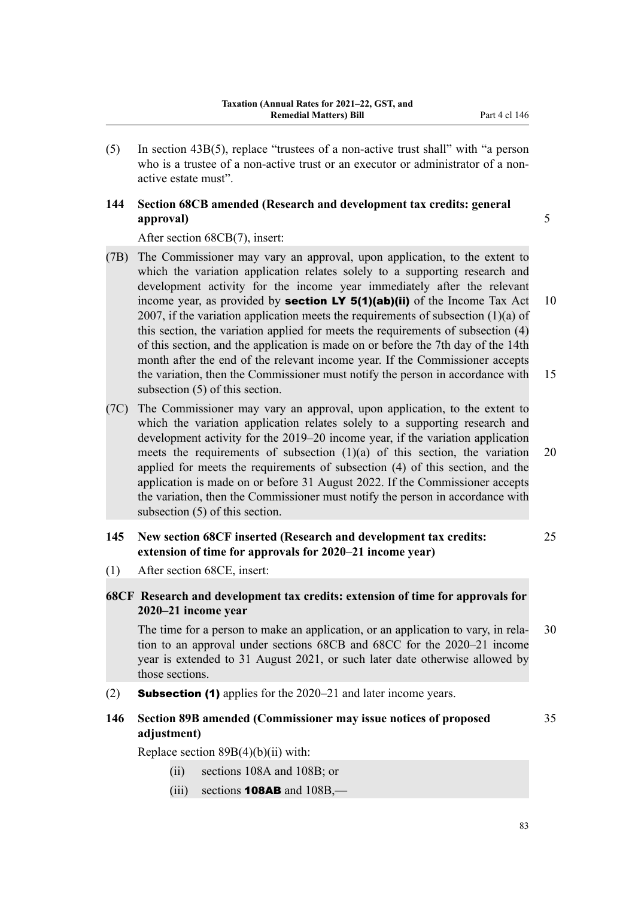(5) In section 43B(5), replace "trustees of a non-active trust shall" with "a person who is a trustee of a non-active trust or an executor or administrator of a non-active estate must".

### 144 Section 68CB amended (Research and development tax credits: general approval)

After section 68CB(7), insert:

(7B) The Commissioner may vary an approval, upon application, to the extent to which the variation application relates solely to a supporting research and development activity for the income year immediately after the relevant income year, as provided by **section LY 5(1)(ab)(ii)** of the Income Tax Act 2007, if the variation application meets the requirements of subsection (1)(a) of this section, the variation applied for meets the requirements of subsection (4) of this section, and the application is made on or before the 7th day of the 14th month after the end of the relevant income year. If the Commissioner accepts the variation, then the Commissioner must notify the person in accordance with subsection (5) of this section.

(7C) The Commissioner may vary an approval, upon application, to the extent to which the variation application relates solely to a supporting research and development activity for the 2019–20 income year, if the variation application meets the requirements of subsection (1)(a) of this section, the variation applied for meets the requirements of subsection (4) of this section, and the application is made on or before 31 August 2022. If the Commissioner accepts the variation, then the Commissioner must notify the person in accordance with subsection (5) of this section.

### 145 New section 68CF inserted (Research and development tax credits: extension of time for approvals for 2020–21 income year)

(1) After section 68CE, insert:

#### 68CF Research and development tax credits: extension of time for approvals for 2020–21 income year

The time for a person to make an application, or an application to vary, in relation to an approval under sections 68CB and 68CC for the 2020–21 income year is extended to 31 August 2021, or such later date otherwise allowed by those sections.

(2) **Subsection (1)** applies for the 2020–21 and later income years.

### 146 Section 89B amended (Commissioner may issue notices of proposed adjustment)

Replace section 89B(4)(b)(ii) with:

(ii) sections 108A and 108B; or

(iii) sections **108AB** and 108B,—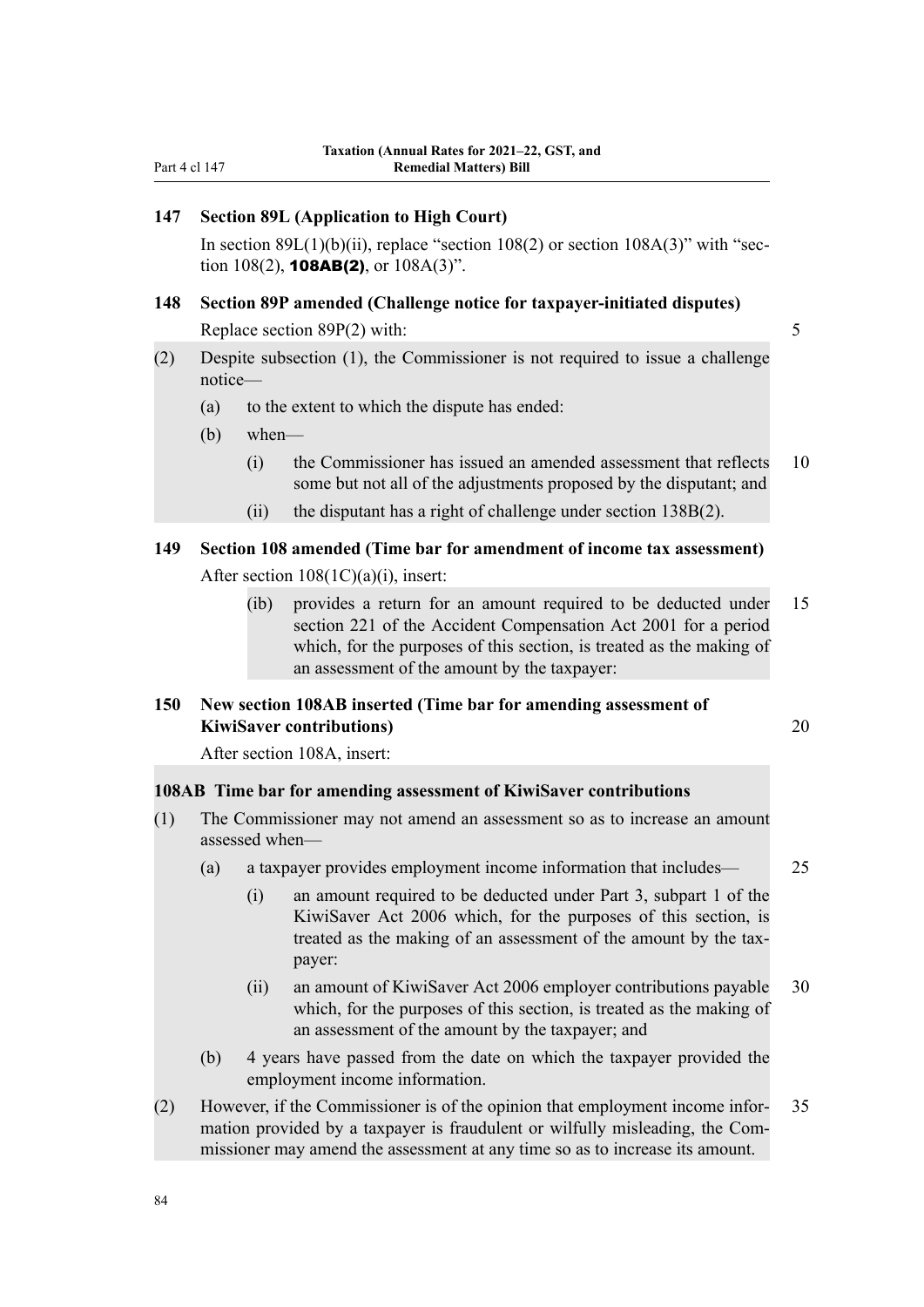### 147 Section 89L (Application to High Court)

In section 89L(1)(b)(ii), replace "section 108(2) or section 108A(3)" with "section 108(2), **108AB(2)**, or 108A(3)".

### 148 Section 89P amended (Challenge notice for taxpayer-initiated disputes)

Replace section 89P(2) with:

(2) Despite subsection (1), the Commissioner is not required to issue a challenge notice—

(a) to the extent to which the dispute has ended:

(b) when—

(i) the Commissioner has issued an amended assessment that reflects some but not all of the adjustments proposed by the disputant; and

(ii) the disputant has a right of challenge under section 138B(2).

### 149 Section 108 amended (Time bar for amendment of income tax assessment)

After section 108(1C)(a)(i), insert:

(ib) provides a return for an amount required to be deducted under section 221 of the Accident Compensation Act 2001 for a period which, for the purposes of this section, is treated as the making of an assessment of the amount by the taxpayer:

### 150 New section 108AB inserted (Time bar for amending assessment of KiwiSaver contributions)

After section 108A, insert:

**108AB Time bar for amending assessment of KiwiSaver contributions**

(1) The Commissioner may not amend an assessment so as to increase an amount assessed when—

(a) a taxpayer provides employment income information that includes—

(i) an amount required to be deducted under Part 3, subpart 1 of the KiwiSaver Act 2006 which, for the purposes of this section, is treated as the making of an assessment of the amount by the taxpayer:

(ii) an amount of KiwiSaver Act 2006 employer contributions payable which, for the purposes of this section, is treated as the making of an assessment of the amount by the taxpayer; and

(b) 4 years have passed from the date on which the taxpayer provided the employment income information.

(2) However, if the Commissioner is of the opinion that employment income information provided by a taxpayer is fraudulent or wilfully misleading, the Commissioner may amend the assessment at any time so as to increase its amount.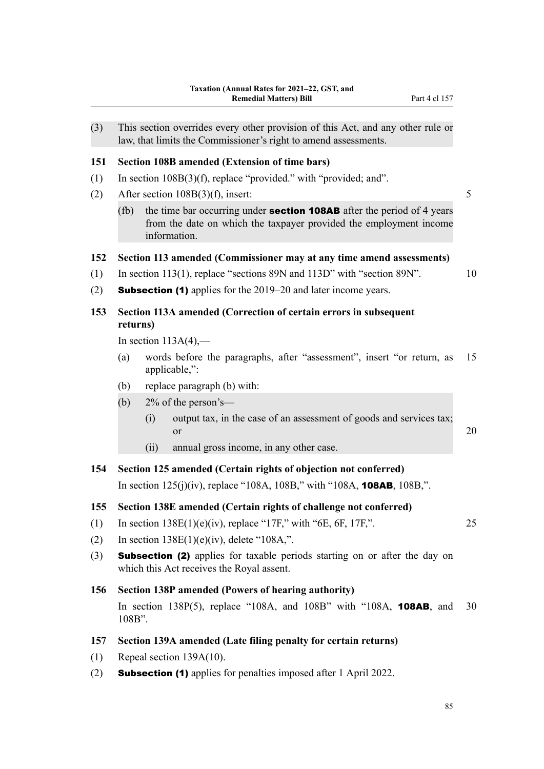(3) This section overrides every other provision of this Act, and any other rule or law, that limits the Commissioner's right to amend assessments.

**151 Section 108B amended (Extension of time bars)**

(1) In section 108B(3)(f), replace "provided." with "provided; and".

(2) After section 108B(3)(f), insert:

> (fb) the time bar occurring under **section 108AB** after the period of 4 years from the date on which the taxpayer provided the employment income information.

**152 Section 113 amended (Commissioner may at any time amend assessments)**

(1) In section 113(1), replace "sections 89N and 113D" with "section 89N".

(2) **Subsection (1)** applies for the 2019–20 and later income years.

**153 Section 113A amended (Correction of certain errors in subsequent returns)**

In section 113A(4),—

(a) words before the paragraphs, after "assessment", insert "or return, as applicable,":

(b) replace paragraph (b) with:

> (b) 2% of the person's—
>
> (i) output tax, in the case of an assessment of goods and services tax; or
>
> (ii) annual gross income, in any other case.

**154 Section 125 amended (Certain rights of objection not conferred)**

In section 125(j)(iv), replace "108A, 108B," with "108A, **108AB**, 108B,".

**155 Section 138E amended (Certain rights of challenge not conferred)**

(1) In section 138E(1)(e)(iv), replace "17F," with "6E, 6F, 17F,".

(2) In section 138E(1)(e)(iv), delete "108A,".

(3) **Subsection (2)** applies for taxable periods starting on or after the day on which this Act receives the Royal assent.

**156 Section 138P amended (Powers of hearing authority)**

In section 138P(5), replace "108A, and 108B" with "108A, **108AB**, and 108B".

**157 Section 139A amended (Late filing penalty for certain returns)**

(1) Repeal section 139A(10).

(2) **Subsection (1)** applies for penalties imposed after 1 April 2022.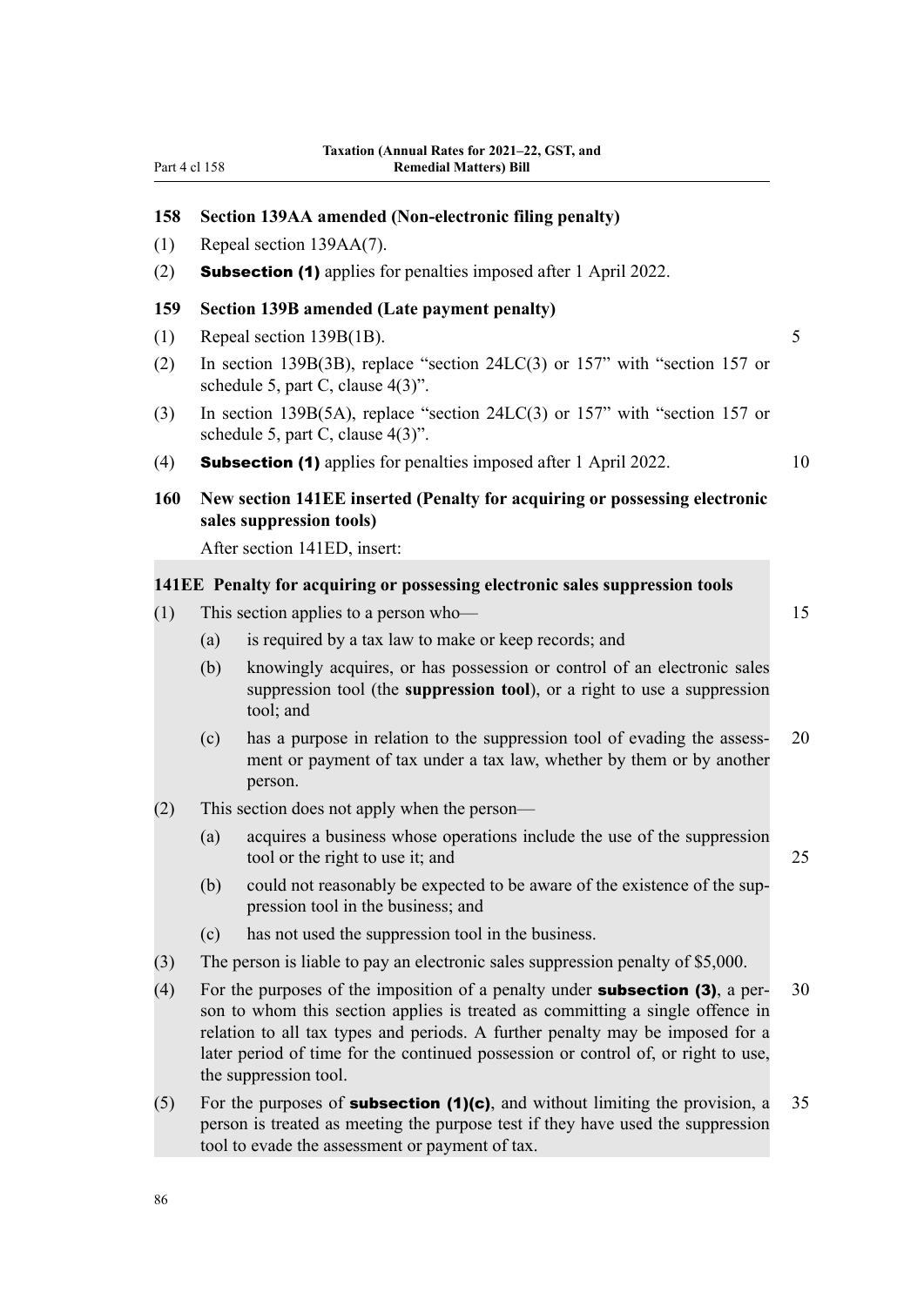### 158 Section 139AA amended (Non-electronic filing penalty)

(1) Repeal section 139AA(7).

(2) **Subsection (1)** applies for penalties imposed after 1 April 2022.

### 159 Section 139B amended (Late payment penalty)

(1) Repeal section 139B(1B).

(2) In section 139B(3B), replace "section 24LC(3) or 157" with "section 157 or schedule 5, part C, clause 4(3)".

(3) In section 139B(5A), replace "section 24LC(3) or 157" with "section 157 or schedule 5, part C, clause 4(3)".

(4) **Subsection (1)** applies for penalties imposed after 1 April 2022.

### 160 New section 141EE inserted (Penalty for acquiring or possessing electronic sales suppression tools)

After section 141ED, insert:

#### 141EE Penalty for acquiring or possessing electronic sales suppression tools

(1) This section applies to a person who—

- (a) is required by a tax law to make or keep records; and
- (b) knowingly acquires, or has possession or control of an electronic sales suppression tool (the **suppression tool**), or a right to use a suppression tool; and
- (c) has a purpose in relation to the suppression tool of evading the assessment or payment of tax under a tax law, whether by them or by another person.

(2) This section does not apply when the person—

- (a) acquires a business whose operations include the use of the suppression tool or the right to use it; and
- (b) could not reasonably be expected to be aware of the existence of the suppression tool in the business; and
- (c) has not used the suppression tool in the business.

(3) The person is liable to pay an electronic sales suppression penalty of $5,000.

(4) For the purposes of the imposition of a penalty under **subsection (3)**, a person to whom this section applies is treated as committing a single offence in relation to all tax types and periods. A further penalty may be imposed for a later period of time for the continued possession or control of, or right to use, the suppression tool.

(5) For the purposes of **subsection (1)(c)**, and without limiting the provision, a person is treated as meeting the purpose test if they have used the suppression tool to evade the assessment or payment of tax.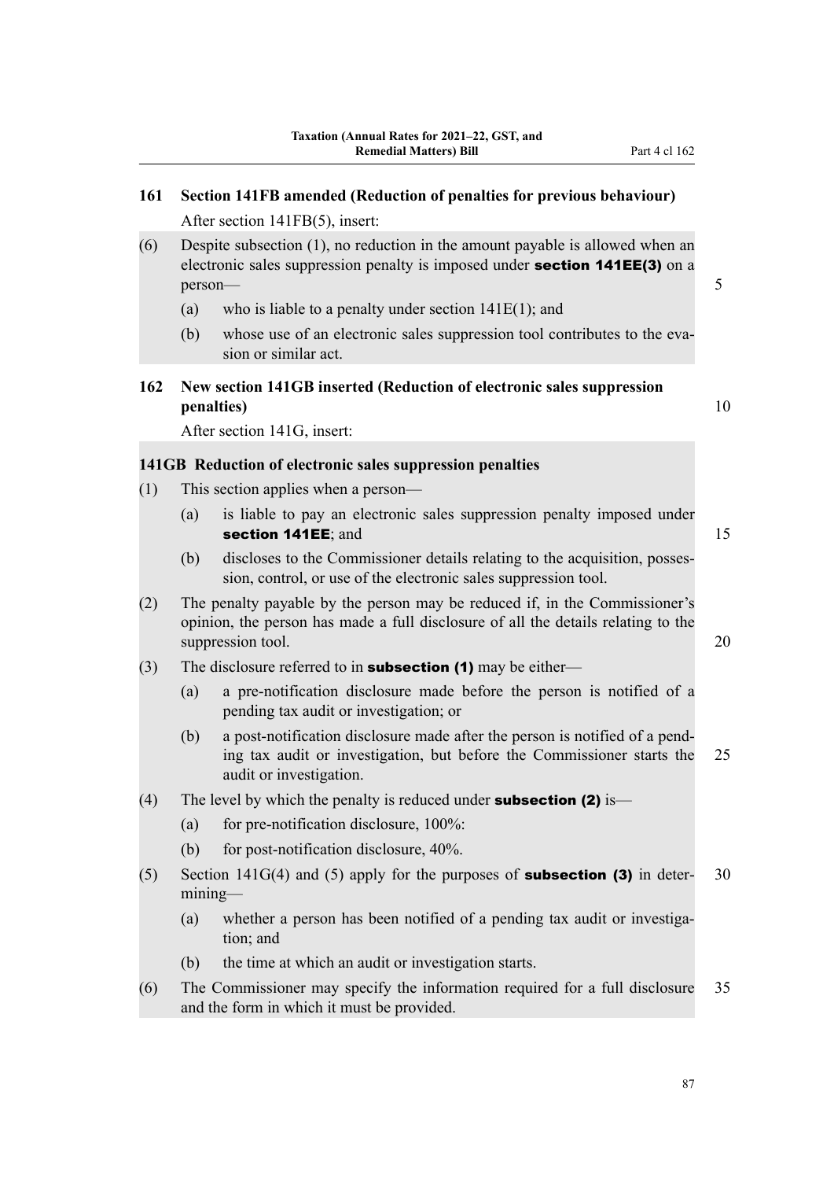### 161 Section 141FB amended (Reduction of penalties for previous behaviour)

After section 141FB(5), insert:

(6) Despite subsection (1), no reduction in the amount payable is allowed when an electronic sales suppression penalty is imposed under **section 141EE(3)** on a person—

(a) who is liable to a penalty under section 141E(1); and

(b) whose use of an electronic sales suppression tool contributes to the evasion or similar act.

### 162 New section 141GB inserted (Reduction of electronic sales suppression penalties)

After section 141G, insert:

#### 141GB Reduction of electronic sales suppression penalties

(1) This section applies when a person—

(a) is liable to pay an electronic sales suppression penalty imposed under **section 141EE**; and

(b) discloses to the Commissioner details relating to the acquisition, possession, control, or use of the electronic sales suppression tool.

(2) The penalty payable by the person may be reduced if, in the Commissioner's opinion, the person has made a full disclosure of all the details relating to the suppression tool.

(3) The disclosure referred to in **subsection (1)** may be either—

(a) a pre-notification disclosure made before the person is notified of a pending tax audit or investigation; or

(b) a post-notification disclosure made after the person is notified of a pending tax audit or investigation, but before the Commissioner starts the audit or investigation.

(4) The level by which the penalty is reduced under **subsection (2)** is—

(a) for pre-notification disclosure, 100%:

(b) for post-notification disclosure, 40%.

(5) Section 141G(4) and (5) apply for the purposes of **subsection (3)** in determining—

(a) whether a person has been notified of a pending tax audit or investigation; and

(b) the time at which an audit or investigation starts.

(6) The Commissioner may specify the information required for a full disclosure and the form in which it must be provided.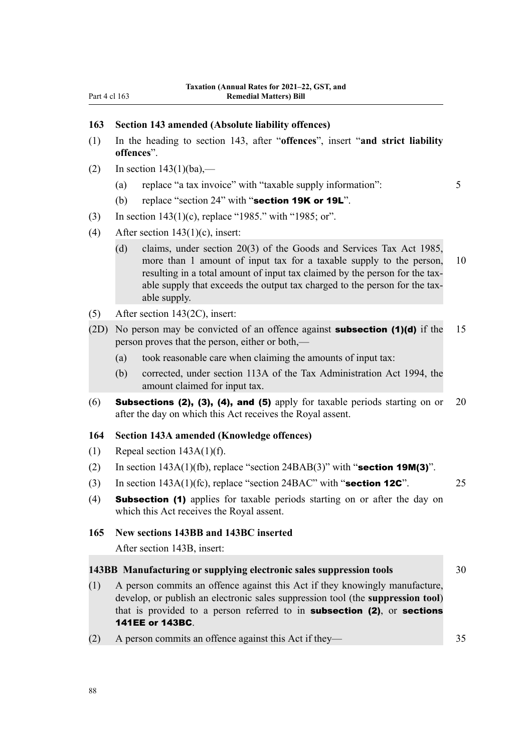### 163 Section 143 amended (Absolute liability offences)

(1) In the heading to section 143, after "**offences**", insert "**and strict liability offences**".

(2) In section 143(1)(ba),—

(a) replace "a tax invoice" with "taxable supply information":

(b) replace "section 24" with "**section 19K or 19L**".

(3) In section 143(1)(c), replace "1985." with "1985; or".

(4) After section 143(1)(c), insert:

(d) claims, under section 20(3) of the Goods and Services Tax Act 1985, more than 1 amount of input tax for a taxable supply to the person, resulting in a total amount of input tax claimed by the person for the taxable supply that exceeds the output tax charged to the person for the taxable supply.

(5) After section 143(2C), insert:

(2D) No person may be convicted of an offence against **subsection (1)(d)** if the person proves that the person, either or both,—

(a) took reasonable care when claiming the amounts of input tax:

(b) corrected, under section 113A of the Tax Administration Act 1994, the amount claimed for input tax.

(6) **Subsections (2), (3), (4), and (5)** apply for taxable periods starting on or after the day on which this Act receives the Royal assent.

### 164 Section 143A amended (Knowledge offences)

(1) Repeal section 143A(1)(f).

(2) In section 143A(1)(fb), replace "section 24BAB(3)" with "**section 19M(3)**".

(3) In section 143A(1)(fc), replace "section 24BAC" with "**section 12C**".

(4) **Subsection (1)** applies for taxable periods starting on or after the day on which this Act receives the Royal assent.

### 165 New sections 143BB and 143BC inserted

After section 143B, insert:

**143BB Manufacturing or supplying electronic sales suppression tools**

(1) A person commits an offence against this Act if they knowingly manufacture, develop, or publish an electronic sales suppression tool (the **suppression tool**) that is provided to a person referred to in **subsection (2)**, or **sections 141EE or 143BC**.

(2) A person commits an offence against this Act if they—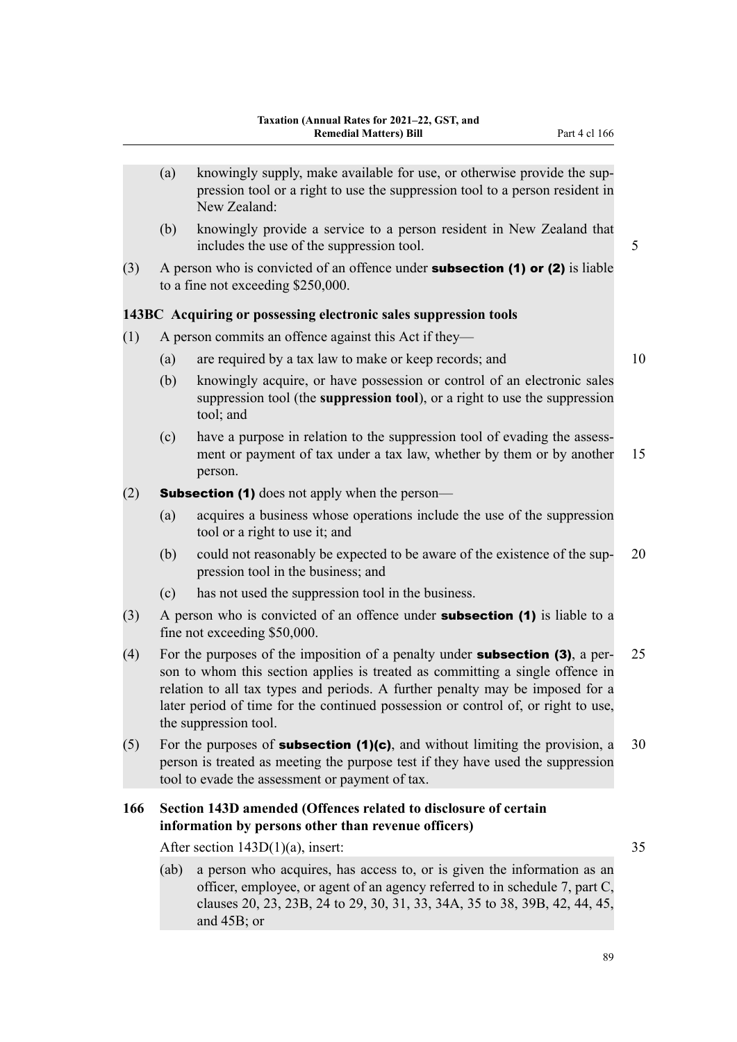(a) knowingly supply, make available for use, or otherwise provide the suppression tool or a right to use the suppression tool to a person resident in New Zealand:

(b) knowingly provide a service to a person resident in New Zealand that includes the use of the suppression tool.

(3) A person who is convicted of an offence under **subsection (1) or (2)** is liable to a fine not exceeding $250,000.

### 143BC Acquiring or possessing electronic sales suppression tools

(1) A person commits an offence against this Act if they—

(a) are required by a tax law to make or keep records; and

(b) knowingly acquire, or have possession or control of an electronic sales suppression tool (the **suppression tool**), or a right to use the suppression tool; and

(c) have a purpose in relation to the suppression tool of evading the assessment or payment of tax under a tax law, whether by them or by another person.

(2) **Subsection (1)** does not apply when the person—

(a) acquires a business whose operations include the use of the suppression tool or a right to use it; and

(b) could not reasonably be expected to be aware of the existence of the suppression tool in the business; and

(c) has not used the suppression tool in the business.

(3) A person who is convicted of an offence under **subsection (1)** is liable to a fine not exceeding $50,000.

(4) For the purposes of the imposition of a penalty under **subsection (3)**, a person to whom this section applies is treated as committing a single offence in relation to all tax types and periods. A further penalty may be imposed for a later period of time for the continued possession or control of, or right to use, the suppression tool.

(5) For the purposes of **subsection (1)(c)**, and without limiting the provision, a person is treated as meeting the purpose test if they have used the suppression tool to evade the assessment or payment of tax.

### 166 Section 143D amended (Offences related to disclosure of certain information by persons other than revenue officers)

After section 143D(1)(a), insert:

(ab) a person who acquires, has access to, or is given the information as an officer, employee, or agent of an agency referred to in schedule 7, part C, clauses 20, 23, 23B, 24 to 29, 30, 31, 33, 34A, 35 to 38, 39B, 42, 44, 45, and 45B; or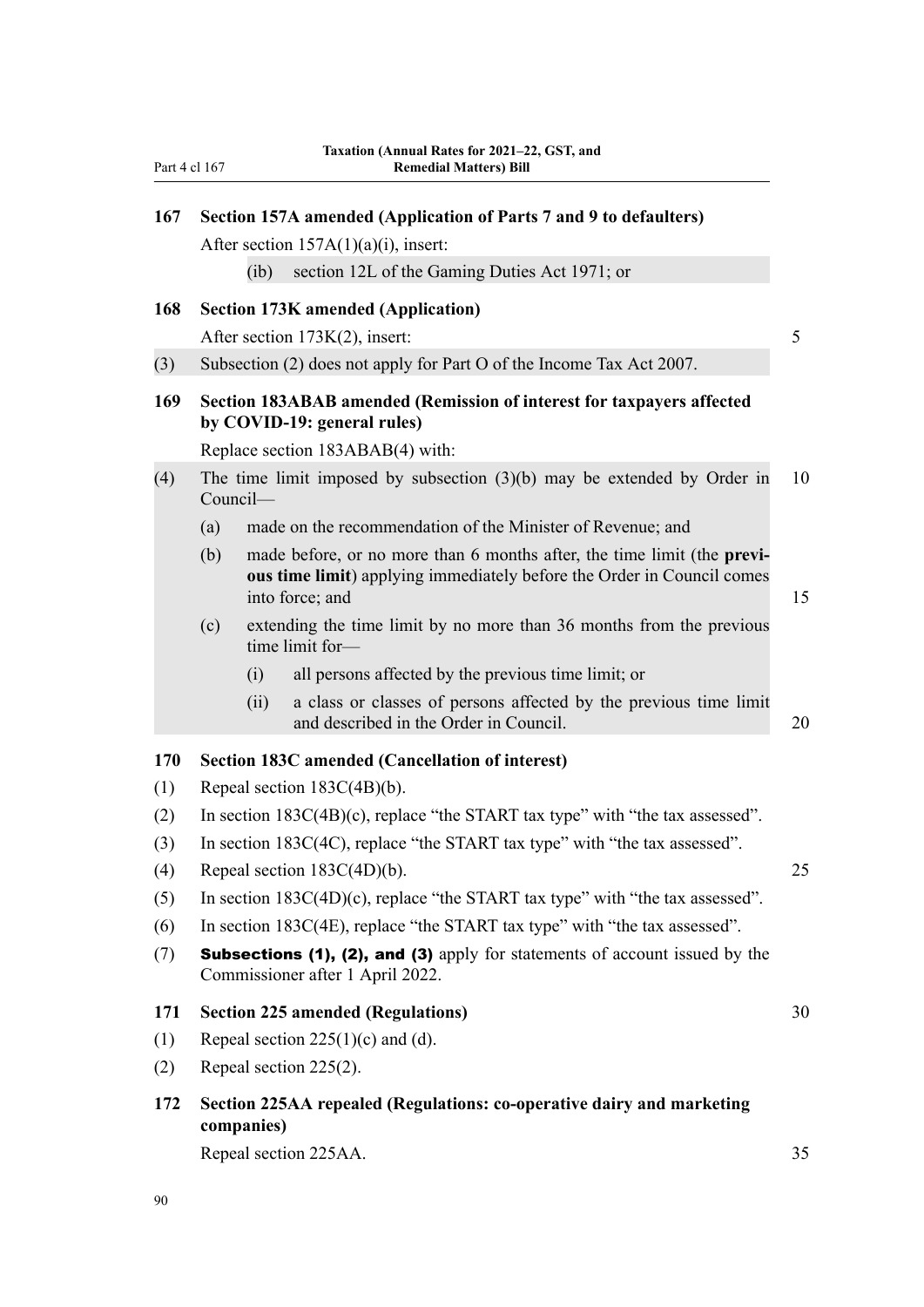### 167 Section 157A amended (Application of Parts 7 and 9 to defaulters)

After section 157A(1)(a)(i), insert:

(ib) section 12L of the Gaming Duties Act 1971; or

### 168 Section 173K amended (Application)

After section 173K(2), insert:

(3) Subsection (2) does not apply for Part O of the Income Tax Act 2007.

### 169 Section 183ABAB amended (Remission of interest for taxpayers affected by COVID-19: general rules)

Replace section 183ABAB(4) with:

(4) The time limit imposed by subsection (3)(b) may be extended by Order in Council—

- (a) made on the recommendation of the Minister of Revenue; and
- (b) made before, or no more than 6 months after, the time limit (the **previous time limit**) applying immediately before the Order in Council comes into force; and
- (c) extending the time limit by no more than 36 months from the previous time limit for—
  - (i) all persons affected by the previous time limit; or
  - (ii) a class or classes of persons affected by the previous time limit and described in the Order in Council.

### 170 Section 183C amended (Cancellation of interest)

(1) Repeal section 183C(4B)(b).

(2) In section 183C(4B)(c), replace "the START tax type" with "the tax assessed".

(3) In section 183C(4C), replace "the START tax type" with "the tax assessed".

(4) Repeal section 183C(4D)(b).

(5) In section 183C(4D)(c), replace "the START tax type" with "the tax assessed".

(6) In section 183C(4E), replace "the START tax type" with "the tax assessed".

(7) **Subsections (1), (2), and (3)** apply for statements of account issued by the Commissioner after 1 April 2022.

### 171 Section 225 amended (Regulations)

(1) Repeal section 225(1)(c) and (d).

(2) Repeal section 225(2).

### 172 Section 225AA repealed (Regulations: co-operative dairy and marketing companies)

Repeal section 225AA.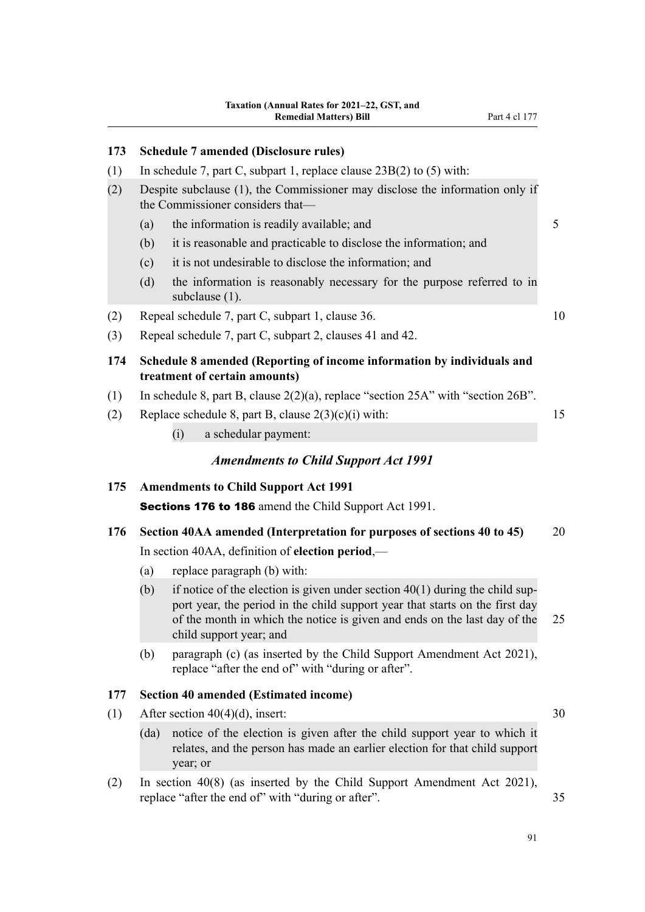### 173 Schedule 7 amended (Disclosure rules)

(1) In schedule 7, part C, subpart 1, replace clause 23B(2) to (5) with:

> (2) Despite subclause (1), the Commissioner may disclose the information only if the Commissioner considers that—
>
> (a) the information is readily available; and
>
> (b) it is reasonable and practicable to disclose the information; and
>
> (c) it is not undesirable to disclose the information; and
>
> (d) the information is reasonably necessary for the purpose referred to in subclause (1).

(2) Repeal schedule 7, part C, subpart 1, clause 36.

(3) Repeal schedule 7, part C, subpart 2, clauses 41 and 42.

### 174 Schedule 8 amended (Reporting of income information by individuals and treatment of certain amounts)

(1) In schedule 8, part B, clause 2(2)(a), replace "section 25A" with "section 26B".

(2) Replace schedule 8, part B, clause 2(3)(c)(i) with:

> (i) a schedular payment:

## *Amendments to Child Support Act 1991*

### 175 Amendments to Child Support Act 1991

**Sections 176 to 186** amend the Child Support Act 1991.

### 176 Section 40AA amended (Interpretation for purposes of sections 40 to 45)

In section 40AA, definition of **election period**,—

(a) replace paragraph (b) with:

> (b) if notice of the election is given under section 40(1) during the child support year, the period in the child support year that starts on the first day of the month in which the notice is given and ends on the last day of the child support year; and

(b) paragraph (c) (as inserted by the Child Support Amendment Act 2021), replace "after the end of" with "during or after".

### 177 Section 40 amended (Estimated income)

(1) After section 40(4)(d), insert:

> (da) notice of the election is given after the child support year to which it relates, and the person has made an earlier election for that child support year; or

(2) In section 40(8) (as inserted by the Child Support Amendment Act 2021), replace "after the end of" with "during or after".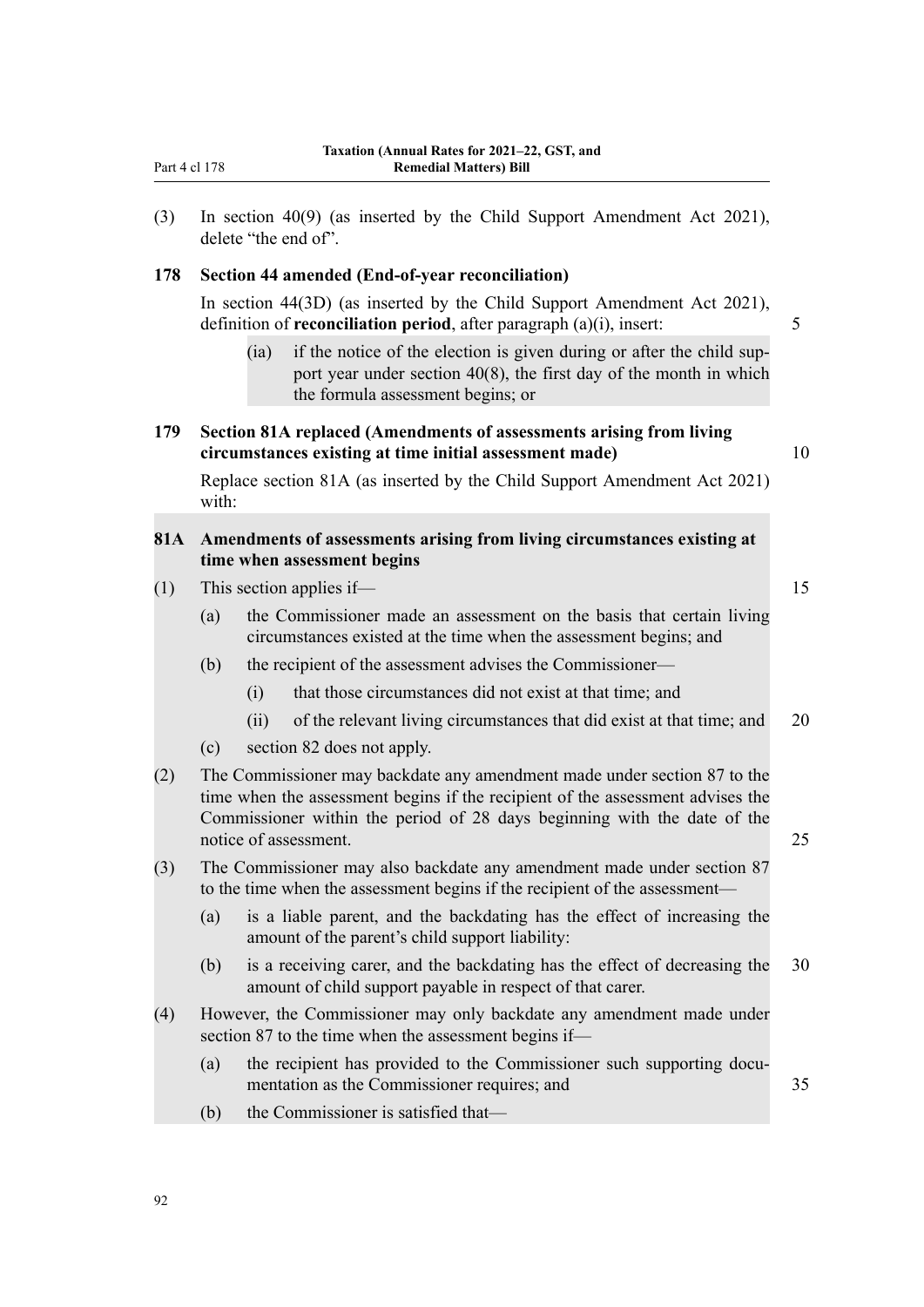(3) In section 40(9) (as inserted by the Child Support Amendment Act 2021), delete "the end of".

**178 Section 44 amended (End-of-year reconciliation)**

In section 44(3D) (as inserted by the Child Support Amendment Act 2021), definition of **reconciliation period**, after paragraph (a)(i), insert:

(ia) if the notice of the election is given during or after the child support year under section 40(8), the first day of the month in which the formula assessment begins; or

**179 Section 81A replaced (Amendments of assessments arising from living circumstances existing at time initial assessment made)**

Replace section 81A (as inserted by the Child Support Amendment Act 2021) with:

**81A Amendments of assessments arising from living circumstances existing at time when assessment begins**

(1) This section applies if—

(a) the Commissioner made an assessment on the basis that certain living circumstances existed at the time when the assessment begins; and

(b) the recipient of the assessment advises the Commissioner—

(i) that those circumstances did not exist at that time; and

(ii) of the relevant living circumstances that did exist at that time; and

(c) section 82 does not apply.

(2) The Commissioner may backdate any amendment made under section 87 to the time when the assessment begins if the recipient of the assessment advises the Commissioner within the period of 28 days beginning with the date of the notice of assessment.

(3) The Commissioner may also backdate any amendment made under section 87 to the time when the assessment begins if the recipient of the assessment—

(a) is a liable parent, and the backdating has the effect of increasing the amount of the parent's child support liability:

(b) is a receiving carer, and the backdating has the effect of decreasing the amount of child support payable in respect of that carer.

(4) However, the Commissioner may only backdate any amendment made under section 87 to the time when the assessment begins if—

(a) the recipient has provided to the Commissioner such supporting documentation as the Commissioner requires; and

(b) the Commissioner is satisfied that—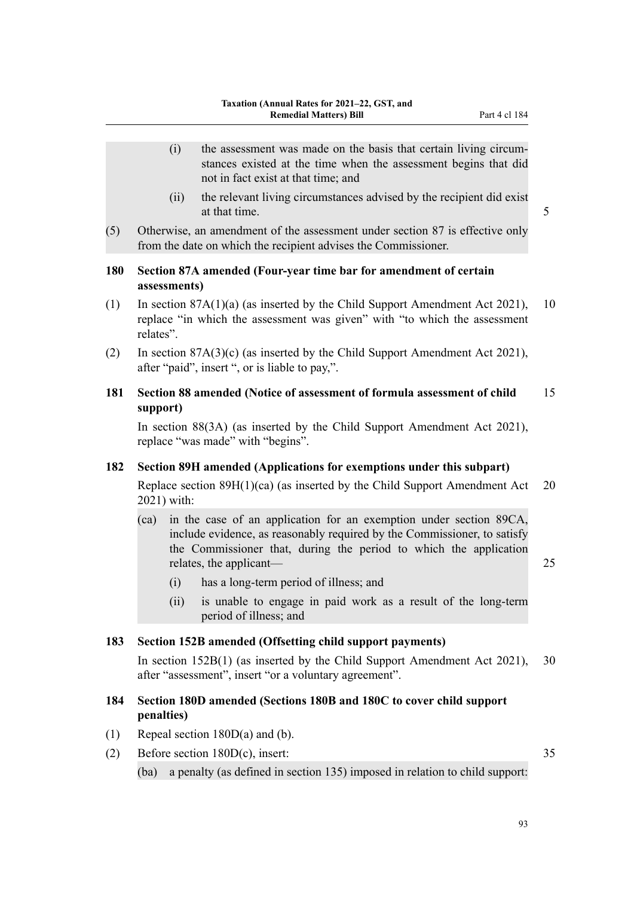(i) the assessment was made on the basis that certain living circumstances existed at the time when the assessment begins that did not in fact exist at that time; and

(ii) the relevant living circumstances advised by the recipient did exist at that time.

(5) Otherwise, an amendment of the assessment under section 87 is effective only from the date on which the recipient advises the Commissioner.

### 180 Section 87A amended (Four-year time bar for amendment of certain assessments)

(1) In section 87A(1)(a) (as inserted by the Child Support Amendment Act 2021), replace "in which the assessment was given" with "to which the assessment relates".

(2) In section 87A(3)(c) (as inserted by the Child Support Amendment Act 2021), after "paid", insert ", or is liable to pay,".

### 181 Section 88 amended (Notice of assessment of formula assessment of child support)

In section 88(3A) (as inserted by the Child Support Amendment Act 2021), replace "was made" with "begins".

### 182 Section 89H amended (Applications for exemptions under this subpart)

Replace section 89H(1)(ca) (as inserted by the Child Support Amendment Act 2021) with:

(ca) in the case of an application for an exemption under section 89CA, include evidence, as reasonably required by the Commissioner, to satisfy the Commissioner that, during the period to which the application relates, the applicant—

(i) has a long-term period of illness; and

(ii) is unable to engage in paid work as a result of the long-term period of illness; and

### 183 Section 152B amended (Offsetting child support payments)

In section 152B(1) (as inserted by the Child Support Amendment Act 2021), after "assessment", insert "or a voluntary agreement".

### 184 Section 180D amended (Sections 180B and 180C to cover child support penalties)

(1) Repeal section 180D(a) and (b).

(2) Before section 180D(c), insert:

(ba) a penalty (as defined in section 135) imposed in relation to child support: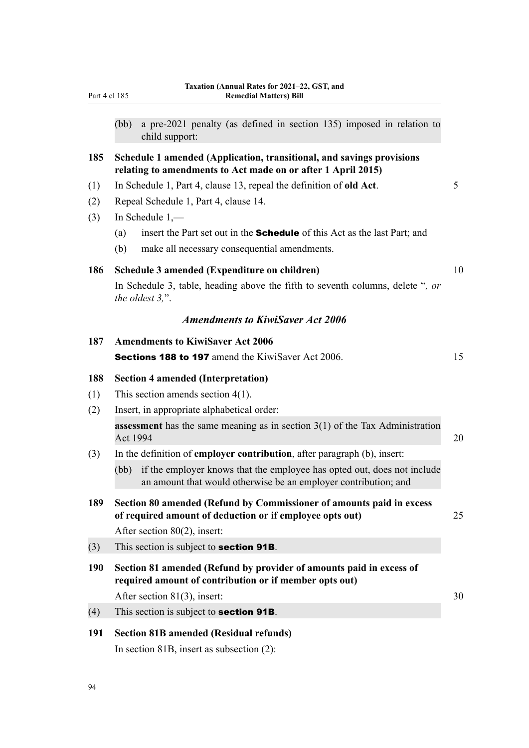(bb) a pre-2021 penalty (as defined in section 135) imposed in relation to child support:

**185 Schedule 1 amended (Application, transitional, and savings provisions relating to amendments to Act made on or after 1 April 2015)**

(1) In Schedule 1, Part 4, clause 13, repeal the definition of **old Act**.

(2) Repeal Schedule 1, Part 4, clause 14.

(3) In Schedule 1,—

(a) insert the Part set out in the **Schedule** of this Act as the last Part; and

(b) make all necessary consequential amendments.

**186 Schedule 3 amended (Expenditure on children)**

In Schedule 3, table, heading above the fifth to seventh columns, delete "*, or the oldest 3,*".

### *Amendments to KiwiSaver Act 2006*

**187 Amendments to KiwiSaver Act 2006**

**Sections 188 to 197** amend the KiwiSaver Act 2006.

**188 Section 4 amended (Interpretation)**

(1) This section amends section 4(1).

(2) Insert, in appropriate alphabetical order:

**assessment** has the same meaning as in section 3(1) of the Tax Administration Act 1994

(3) In the definition of **employer contribution**, after paragraph (b), insert:

(bb) if the employer knows that the employee has opted out, does not include an amount that would otherwise be an employer contribution; and

**189 Section 80 amended (Refund by Commissioner of amounts paid in excess of required amount of deduction or if employee opts out)**

After section 80(2), insert:

(3) This section is subject to **section 91B**.

**190 Section 81 amended (Refund by provider of amounts paid in excess of required amount of contribution or if member opts out)**

After section 81(3), insert:

(4) This section is subject to **section 91B**.

**191 Section 81B amended (Residual refunds)**

In section 81B, insert as subsection (2):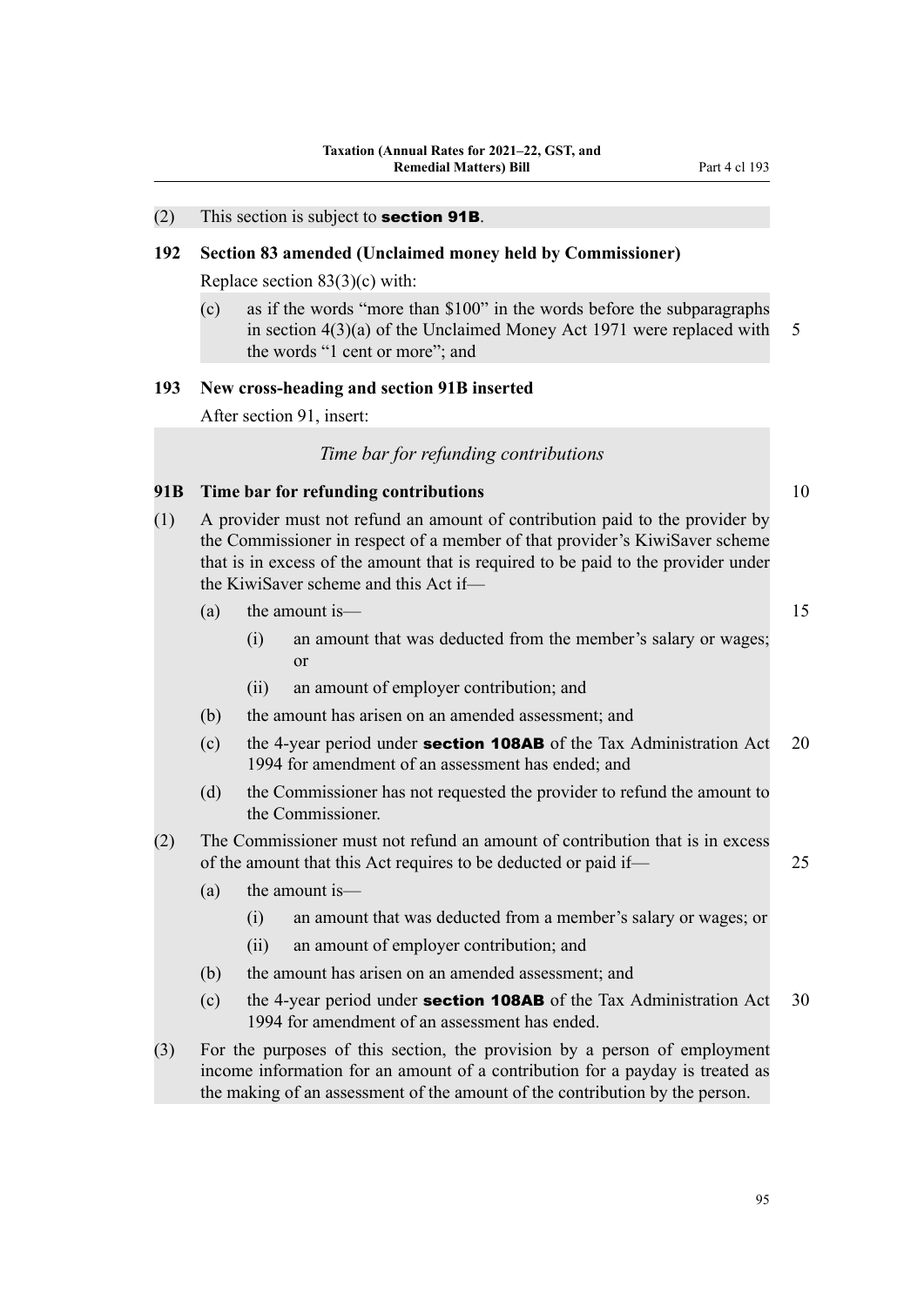(2) This section is subject to **section 91B**.

### 192 Section 83 amended (Unclaimed money held by Commissioner)

Replace section 83(3)(c) with:

(c) as if the words "more than $100" in the words before the subparagraphs in section 4(3)(a) of the Unclaimed Money Act 1971 were replaced with the words "1 cent or more"; and

### 193 New cross-heading and section 91B inserted

After section 91, insert:

*Time bar for refunding contributions*

**91B Time bar for refunding contributions**

(1) A provider must not refund an amount of contribution paid to the provider by the Commissioner in respect of a member of that provider's KiwiSaver scheme that is in excess of the amount that is required to be paid to the provider under the KiwiSaver scheme and this Act if—

(a) the amount is—

(i) an amount that was deducted from the member's salary or wages; or

(ii) an amount of employer contribution; and

(b) the amount has arisen on an amended assessment; and

(c) the 4-year period under **section 108AB** of the Tax Administration Act 1994 for amendment of an assessment has ended; and

(d) the Commissioner has not requested the provider to refund the amount to the Commissioner.

(2) The Commissioner must not refund an amount of contribution that is in excess of the amount that this Act requires to be deducted or paid if—

(a) the amount is—

(i) an amount that was deducted from a member's salary or wages; or

(ii) an amount of employer contribution; and

(b) the amount has arisen on an amended assessment; and

(c) the 4-year period under **section 108AB** of the Tax Administration Act 1994 for amendment of an assessment has ended.

(3) For the purposes of this section, the provision by a person of employment income information for an amount of a contribution for a payday is treated as the making of an assessment of the amount of the contribution by the person.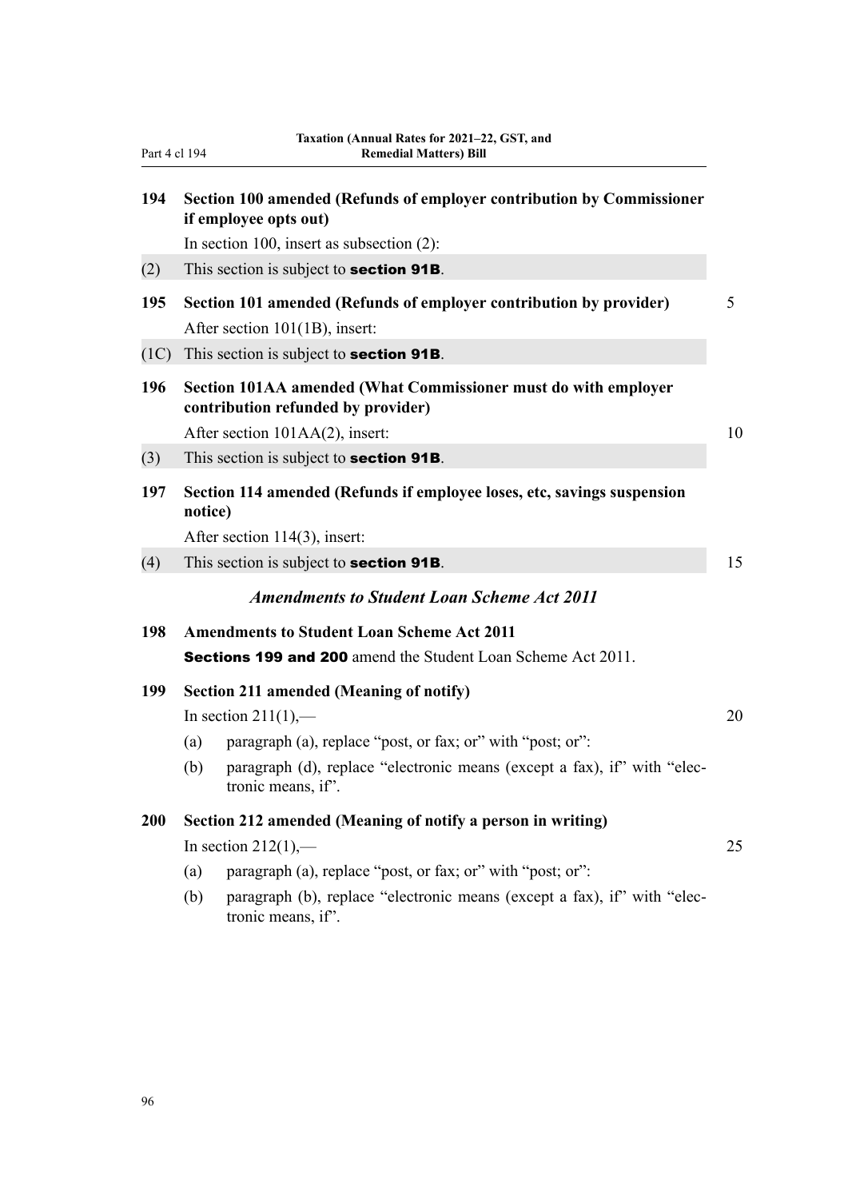**194 Section 100 amended (Refunds of employer contribution by Commissioner if employee opts out)**

In section 100, insert as subsection (2):

(2) This section is subject to **section 91B**.

**195 Section 101 amended (Refunds of employer contribution by provider)**

After section 101(1B), insert:

(1C) This section is subject to **section 91B**.

**196 Section 101AA amended (What Commissioner must do with employer contribution refunded by provider)**

After section 101AA(2), insert:

(3) This section is subject to **section 91B**.

**197 Section 114 amended (Refunds if employee loses, etc, savings suspension notice)**

After section 114(3), insert:

(4) This section is subject to **section 91B**.

### *Amendments to Student Loan Scheme Act 2011*

**198 Amendments to Student Loan Scheme Act 2011**

**Sections 199 and 200** amend the Student Loan Scheme Act 2011.

**199 Section 211 amended (Meaning of notify)**

In section 211(1),—

(a) paragraph (a), replace "post, or fax; or" with "post; or":

(b) paragraph (d), replace "electronic means (except a fax), if" with "electronic means, if".

**200 Section 212 amended (Meaning of notify a person in writing)**

In section 212(1),—

(a) paragraph (a), replace "post, or fax; or" with "post; or":

(b) paragraph (b), replace "electronic means (except a fax), if" with "electronic means, if".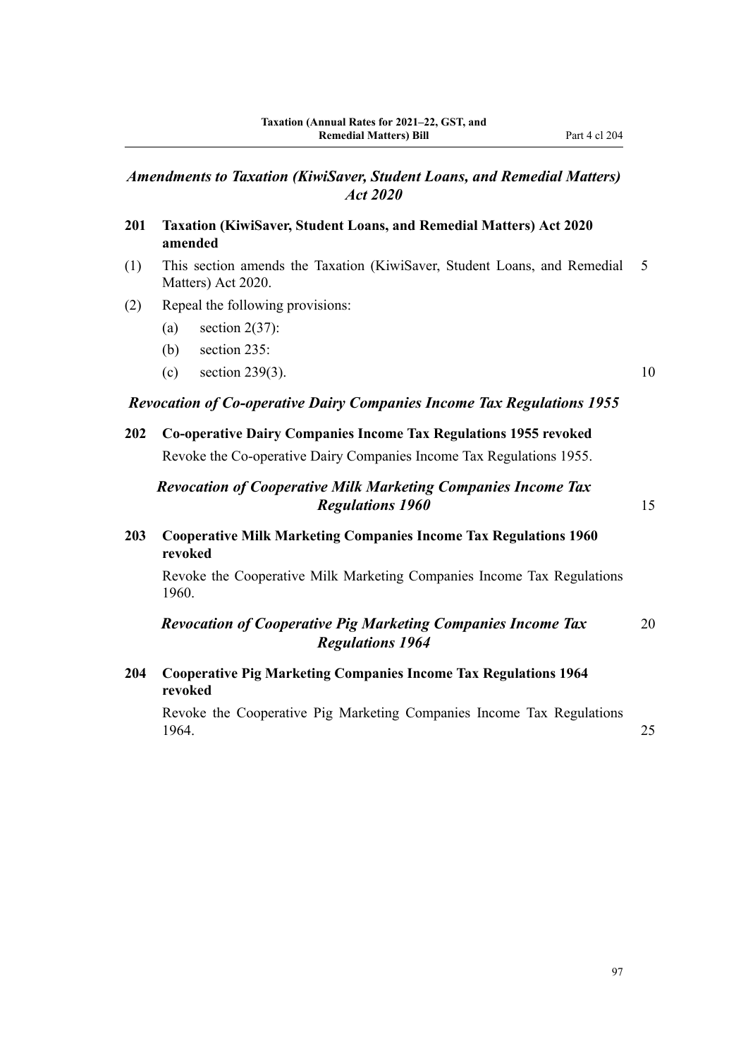## *Amendments to Taxation (KiwiSaver, Student Loans, and Remedial Matters) Act 2020*

**201 Taxation (KiwiSaver, Student Loans, and Remedial Matters) Act 2020 amended**

(1) This section amends the Taxation (KiwiSaver, Student Loans, and Remedial Matters) Act 2020.

(2) Repeal the following provisions:

- (a) section 2(37):
- (b) section 235:
- (c) section 239(3).

## *Revocation of Co-operative Dairy Companies Income Tax Regulations 1955*

**202 Co-operative Dairy Companies Income Tax Regulations 1955 revoked**

Revoke the Co-operative Dairy Companies Income Tax Regulations 1955.

## *Revocation of Cooperative Milk Marketing Companies Income Tax Regulations 1960*

**203 Cooperative Milk Marketing Companies Income Tax Regulations 1960 revoked**

Revoke the Cooperative Milk Marketing Companies Income Tax Regulations 1960.

## *Revocation of Cooperative Pig Marketing Companies Income Tax Regulations 1964*

**204 Cooperative Pig Marketing Companies Income Tax Regulations 1964 revoked**

Revoke the Cooperative Pig Marketing Companies Income Tax Regulations 1964.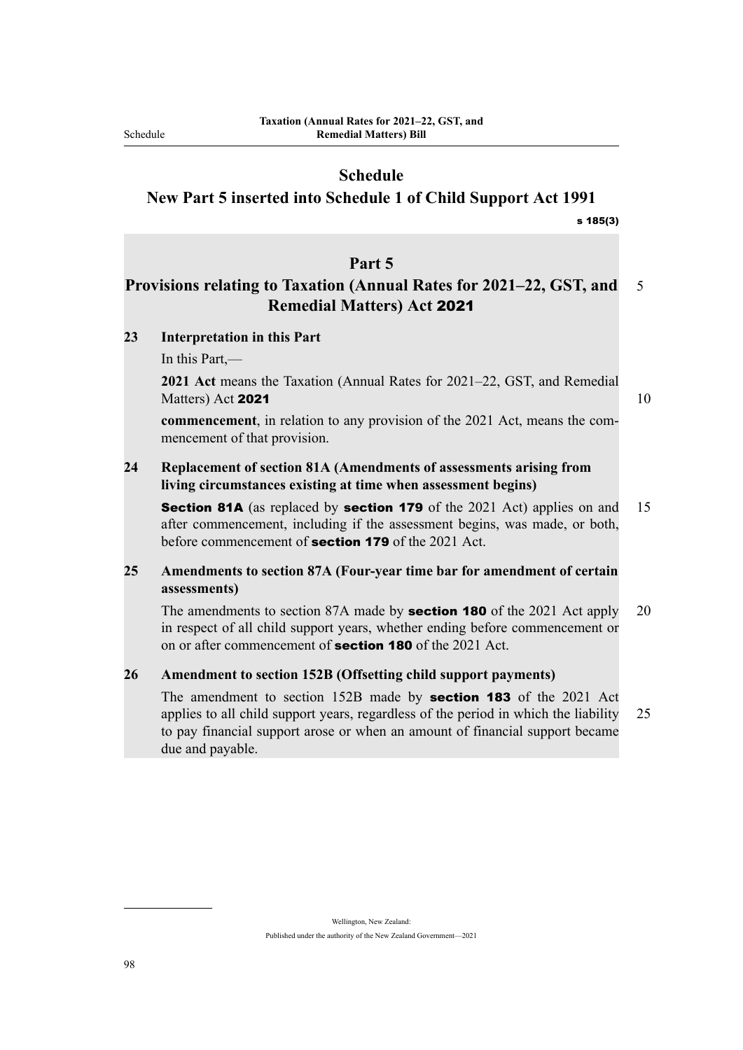# Schedule

## New Part 5 inserted into Schedule 1 of Child Support Act 1991

s 185(3)

## Part 5

## Provisions relating to Taxation (Annual Rates for 2021–22, GST, and Remedial Matters) Act 2021

**23 Interpretation in this Part**

In this Part,—

**2021 Act** means the Taxation (Annual Rates for 2021–22, GST, and Remedial Matters) Act **2021**

**commencement**, in relation to any provision of the 2021 Act, means the commencement of that provision.

**24 Replacement of section 81A (Amendments of assessments arising from living circumstances existing at time when assessment begins)**

**Section 81A** (as replaced by **section 179** of the 2021 Act) applies on and after commencement, including if the assessment begins, was made, or both, before commencement of **section 179** of the 2021 Act.

**25 Amendments to section 87A (Four-year time bar for amendment of certain assessments)**

The amendments to section 87A made by **section 180** of the 2021 Act apply in respect of all child support years, whether ending before commencement or on or after commencement of **section 180** of the 2021 Act.

**26 Amendment to section 152B (Offsetting child support payments)**

The amendment to section 152B made by **section 183** of the 2021 Act applies to all child support years, regardless of the period in which the liability to pay financial support arose or when an amount of financial support became due and payable.

Wellington, New Zealand:

Published under the authority of the New Zealand Government—2021